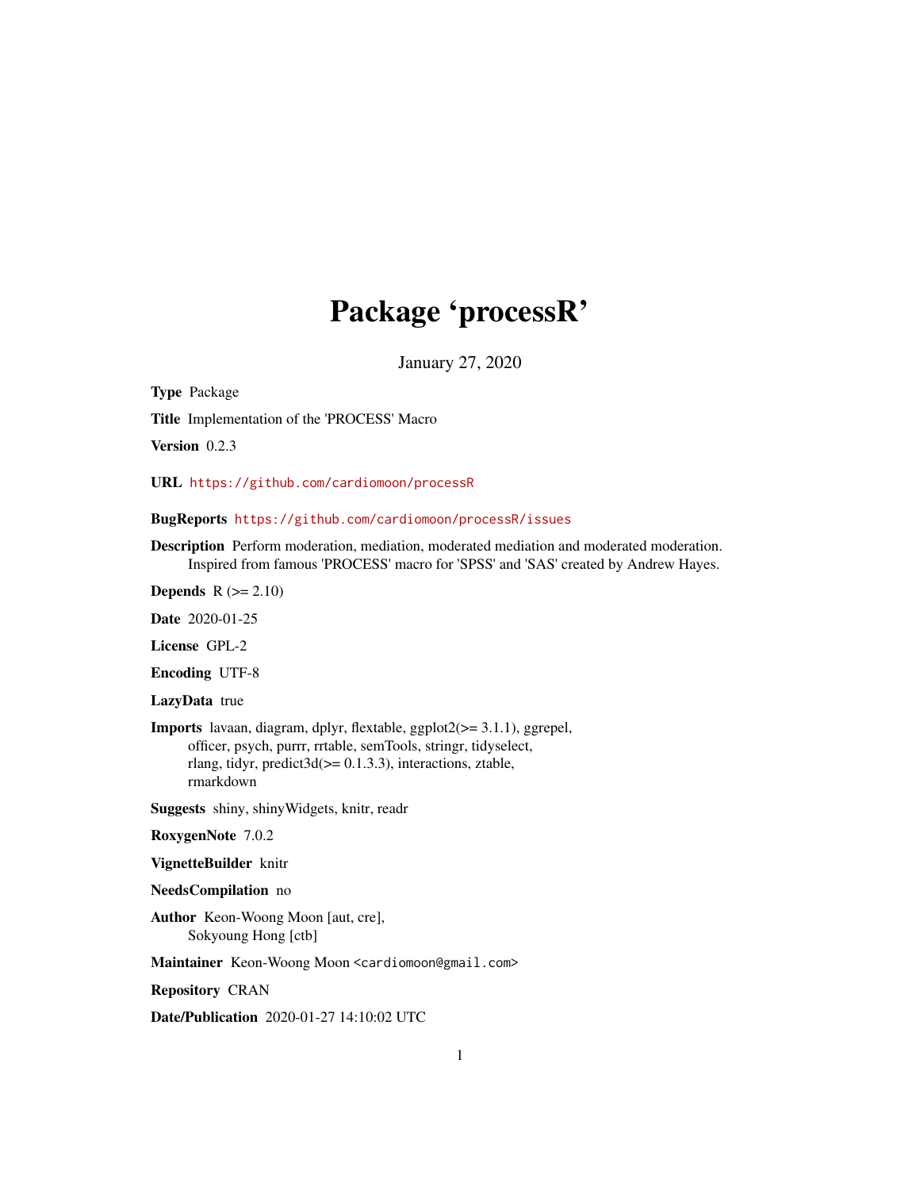# Package 'processR'

January 27, 2020

**Type** Package

**Title** Implementation of the 'PROCESS' Macro

**Version** 0.2.3

**URL** https://github.com/cardiomoon/processR

**BugReports** https://github.com/cardiomoon/processR/issues

**Description** Perform moderation, mediation, moderated mediation and moderated moderation. Inspired from famous 'PROCESS' macro for 'SPSS' and 'SAS' created by Andrew Hayes.

**Depends** R (>= 2.10)

**Date** 2020-01-25

**License** GPL-2

**Encoding** UTF-8

**LazyData** true

**Imports** lavaan, diagram, dplyr, flextable, ggplot2(>= 3.1.1), ggrepel, officer, psych, purrr, rrtable, semTools, stringr, tidyselect, rlang, tidyr, predict3d(>= 0.1.3.3), interactions, ztable, rmarkdown

**Suggests** shiny, shinyWidgets, knitr, readr

**RoxygenNote** 7.0.2

**VignetteBuilder** knitr

**NeedsCompilation** no

**Author** Keon-Woong Moon [aut, cre], Sokyoung Hong [ctb]

**Maintainer** Keon-Woong Moon <cardiomoon@gmail.com>

**Repository** CRAN

**Date/Publication** 2020-01-27 14:10:02 UTC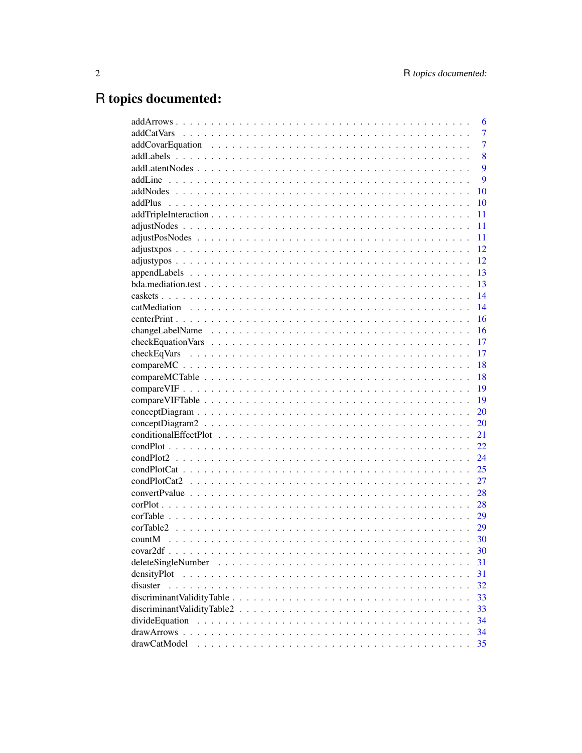# R topics documented:

| | |
|---|---|
| addArrows | 6 |
| addCatVars | 7 |
| addCovarEquation | 7 |
| addLabels | 8 |
| addLatentNodes | 9 |
| addLine | 9 |
| addNodes | 10 |
| addPlus | 10 |
| addTripleInteraction | 11 |
| adjustNodes | 11 |
| adjustPosNodes | 11 |
| adjustxpos | 12 |
| adjustypos | 12 |
| appendLabels | 13 |
| bda.mediation.test | 13 |
| caskets | 14 |
| catMediation | 14 |
| centerPrint | 16 |
| changeLabelName | 16 |
| checkEquationVars | 17 |
| checkEqVars | 17 |
| compareMC | 18 |
| compareMCTable | 18 |
| compareVIF | 19 |
| compareVIFTable | 19 |
| conceptDiagram | 20 |
| conceptDiagram2 | 20 |
| conditionalEffectPlot | 21 |
| condPlot | 22 |
| condPlot2 | 24 |
| condPlotCat | 25 |
| condPlotCat2 | 27 |
| convertPvalue | 28 |
| corPlot | 28 |
| corTable | 29 |
| corTable2 | 29 |
| countM | 30 |
| covar2df | 30 |
| deleteSingleNumber | 31 |
| densityPlot | 31 |
| disaster | 32 |
| discriminantValidityTable | 33 |
| discriminantValidityTable2 | 33 |
| divideEquation | 34 |
| drawArrows | 34 |
| drawCatModel | 35 |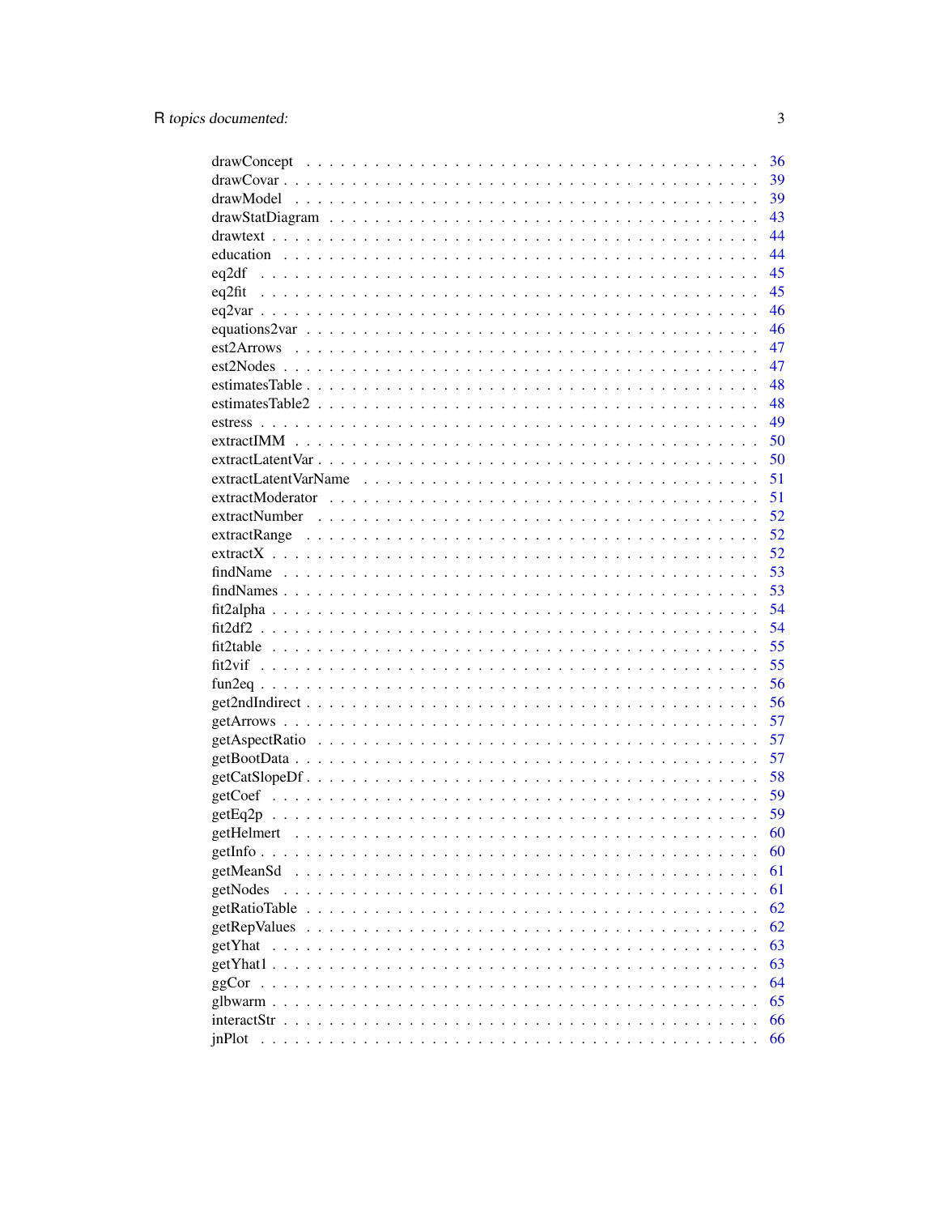drawConcept . . . . . . . . . . . . . . . . . . . . . . . . . . . . . . . . . . . . . . 36
drawCovar . . . . . . . . . . . . . . . . . . . . . . . . . . . . . . . . . . . . . . . 39
drawModel . . . . . . . . . . . . . . . . . . . . . . . . . . . . . . . . . . . . . . . 39
drawStatDiagram . . . . . . . . . . . . . . . . . . . . . . . . . . . . . . . . . . . . 43
drawtext . . . . . . . . . . . . . . . . . . . . . . . . . . . . . . . . . . . . . . . . 44
education . . . . . . . . . . . . . . . . . . . . . . . . . . . . . . . . . . . . . . . 44
eq2df . . . . . . . . . . . . . . . . . . . . . . . . . . . . . . . . . . . . . . . . . 45
eq2fit . . . . . . . . . . . . . . . . . . . . . . . . . . . . . . . . . . . . . . . . . 45
eq2var . . . . . . . . . . . . . . . . . . . . . . . . . . . . . . . . . . . . . . . . . 46
equations2var . . . . . . . . . . . . . . . . . . . . . . . . . . . . . . . . . . . . . 46
est2Arrows . . . . . . . . . . . . . . . . . . . . . . . . . . . . . . . . . . . . . . . 47
est2Nodes . . . . . . . . . . . . . . . . . . . . . . . . . . . . . . . . . . . . . . . 47
estimatesTable . . . . . . . . . . . . . . . . . . . . . . . . . . . . . . . . . . . . 48
estimatesTable2 . . . . . . . . . . . . . . . . . . . . . . . . . . . . . . . . . . . 48
estress . . . . . . . . . . . . . . . . . . . . . . . . . . . . . . . . . . . . . . . . 49
extractIMM . . . . . . . . . . . . . . . . . . . . . . . . . . . . . . . . . . . . . . 50
extractLatentVar . . . . . . . . . . . . . . . . . . . . . . . . . . . . . . . . . . . 50
extractLatentVarName . . . . . . . . . . . . . . . . . . . . . . . . . . . . . . . 51
extractModerator . . . . . . . . . . . . . . . . . . . . . . . . . . . . . . . . . . 51
extractNumber . . . . . . . . . . . . . . . . . . . . . . . . . . . . . . . . . . . . 52
extractRange . . . . . . . . . . . . . . . . . . . . . . . . . . . . . . . . . . . . . 52
extractX . . . . . . . . . . . . . . . . . . . . . . . . . . . . . . . . . . . . . . . . 52
findName . . . . . . . . . . . . . . . . . . . . . . . . . . . . . . . . . . . . . . . 53
findNames . . . . . . . . . . . . . . . . . . . . . . . . . . . . . . . . . . . . . . . 53
fit2alpha . . . . . . . . . . . . . . . . . . . . . . . . . . . . . . . . . . . . . . . . 54
fit2df2 . . . . . . . . . . . . . . . . . . . . . . . . . . . . . . . . . . . . . . . . . 54
fit2table . . . . . . . . . . . . . . . . . . . . . . . . . . . . . . . . . . . . . . . . 55
fit2vif . . . . . . . . . . . . . . . . . . . . . . . . . . . . . . . . . . . . . . . . . 55
fun2eq . . . . . . . . . . . . . . . . . . . . . . . . . . . . . . . . . . . . . . . . . 56
get2ndIndirect . . . . . . . . . . . . . . . . . . . . . . . . . . . . . . . . . . . . 56
getArrows . . . . . . . . . . . . . . . . . . . . . . . . . . . . . . . . . . . . . . . 57
getAspectRatio . . . . . . . . . . . . . . . . . . . . . . . . . . . . . . . . . . . . 57
getBootData . . . . . . . . . . . . . . . . . . . . . . . . . . . . . . . . . . . . . . 57
getCatSlopeDf . . . . . . . . . . . . . . . . . . . . . . . . . . . . . . . . . . . . 58
getCoef . . . . . . . . . . . . . . . . . . . . . . . . . . . . . . . . . . . . . . . . 59
getEq2p . . . . . . . . . . . . . . . . . . . . . . . . . . . . . . . . . . . . . . . . 59
getHelmert . . . . . . . . . . . . . . . . . . . . . . . . . . . . . . . . . . . . . . 60
getInfo . . . . . . . . . . . . . . . . . . . . . . . . . . . . . . . . . . . . . . . . 60
getMeanSd . . . . . . . . . . . . . . . . . . . . . . . . . . . . . . . . . . . . . . 61
getNodes . . . . . . . . . . . . . . . . . . . . . . . . . . . . . . . . . . . . . . . 61
getRatioTable . . . . . . . . . . . . . . . . . . . . . . . . . . . . . . . . . . . . 62
getRepValues . . . . . . . . . . . . . . . . . . . . . . . . . . . . . . . . . . . . 62
getYhat . . . . . . . . . . . . . . . . . . . . . . . . . . . . . . . . . . . . . . . . 63
getYhat1 . . . . . . . . . . . . . . . . . . . . . . . . . . . . . . . . . . . . . . . 63
ggCor . . . . . . . . . . . . . . . . . . . . . . . . . . . . . . . . . . . . . . . . . 64
glbwarm . . . . . . . . . . . . . . . . . . . . . . . . . . . . . . . . . . . . . . . . 65
interactStr . . . . . . . . . . . . . . . . . . . . . . . . . . . . . . . . . . . . . . 66
jnPlot . . . . . . . . . . . . . . . . . . . . . . . . . . . . . . . . . . . . . . . . . 66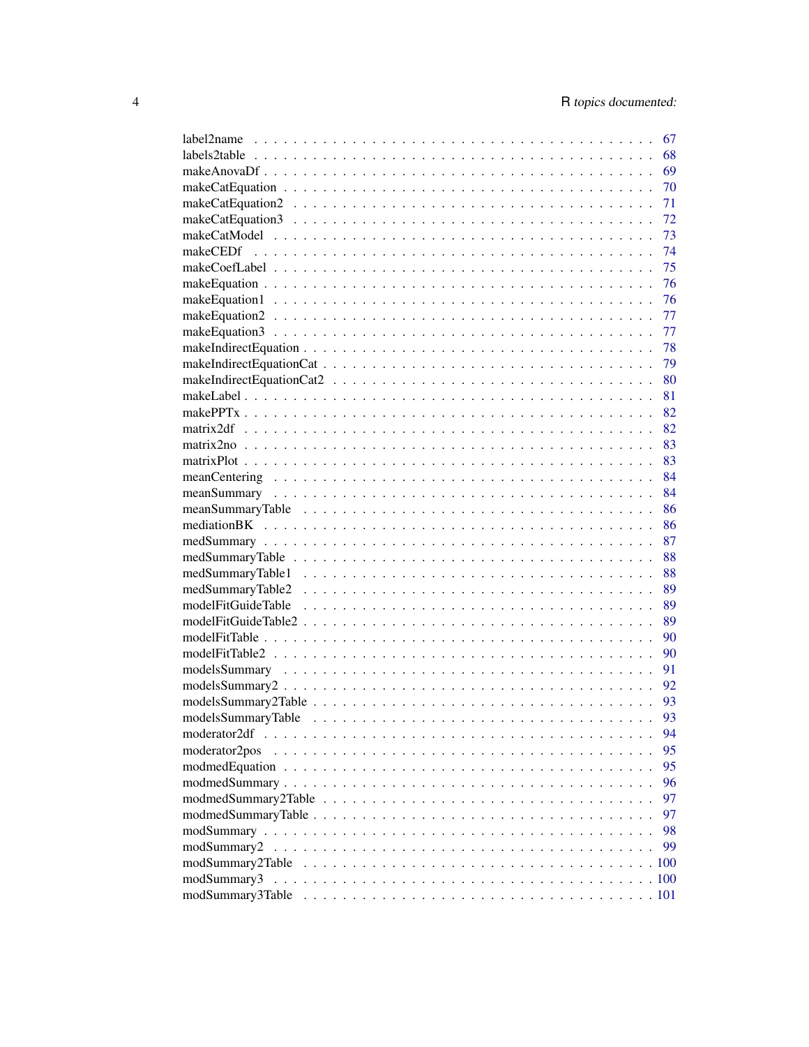label2name . . . . . . . . . . . . . . . . . . . . . . . . . . . . . . . . . . . . . . . . . 67
labels2table . . . . . . . . . . . . . . . . . . . . . . . . . . . . . . . . . . . . . . . . . 68
makeAnovaDf . . . . . . . . . . . . . . . . . . . . . . . . . . . . . . . . . . . . . . . . . 69
makeCatEquation . . . . . . . . . . . . . . . . . . . . . . . . . . . . . . . . . . . . . . . 70
makeCatEquation2 . . . . . . . . . . . . . . . . . . . . . . . . . . . . . . . . . . . . . . 71
makeCatEquation3 . . . . . . . . . . . . . . . . . . . . . . . . . . . . . . . . . . . . . . 72
makeCatModel . . . . . . . . . . . . . . . . . . . . . . . . . . . . . . . . . . . . . . . . 73
makeCEDf . . . . . . . . . . . . . . . . . . . . . . . . . . . . . . . . . . . . . . . . . . 74
makeCoefLabel . . . . . . . . . . . . . . . . . . . . . . . . . . . . . . . . . . . . . . . 75
makeEquation . . . . . . . . . . . . . . . . . . . . . . . . . . . . . . . . . . . . . . . . 76
makeEquation1 . . . . . . . . . . . . . . . . . . . . . . . . . . . . . . . . . . . . . . . 76
makeEquation2 . . . . . . . . . . . . . . . . . . . . . . . . . . . . . . . . . . . . . . . 77
makeEquation3 . . . . . . . . . . . . . . . . . . . . . . . . . . . . . . . . . . . . . . . 77
makeIndirectEquation . . . . . . . . . . . . . . . . . . . . . . . . . . . . . . . . . . . 78
makeIndirectEquationCat . . . . . . . . . . . . . . . . . . . . . . . . . . . . . . . . . 79
makeIndirectEquationCat2 . . . . . . . . . . . . . . . . . . . . . . . . . . . . . . . . 80
makeLabel . . . . . . . . . . . . . . . . . . . . . . . . . . . . . . . . . . . . . . . . . 81
makePPTx . . . . . . . . . . . . . . . . . . . . . . . . . . . . . . . . . . . . . . . . . . 82
matrix2df . . . . . . . . . . . . . . . . . . . . . . . . . . . . . . . . . . . . . . . . . . 82
matrix2no . . . . . . . . . . . . . . . . . . . . . . . . . . . . . . . . . . . . . . . . . . 83
matrixPlot . . . . . . . . . . . . . . . . . . . . . . . . . . . . . . . . . . . . . . . . . 83
meanCentering . . . . . . . . . . . . . . . . . . . . . . . . . . . . . . . . . . . . . . . 84
meanSummary . . . . . . . . . . . . . . . . . . . . . . . . . . . . . . . . . . . . . . . . 84
meanSummaryTable . . . . . . . . . . . . . . . . . . . . . . . . . . . . . . . . . . . . . 86
mediationBK . . . . . . . . . . . . . . . . . . . . . . . . . . . . . . . . . . . . . . . . . 86
medSummary . . . . . . . . . . . . . . . . . . . . . . . . . . . . . . . . . . . . . . . . . 87
medSummaryTable . . . . . . . . . . . . . . . . . . . . . . . . . . . . . . . . . . . . . . 88
medSummaryTable1 . . . . . . . . . . . . . . . . . . . . . . . . . . . . . . . . . . . . . 88
medSummaryTable2 . . . . . . . . . . . . . . . . . . . . . . . . . . . . . . . . . . . . . 89
modelFitGuideTable . . . . . . . . . . . . . . . . . . . . . . . . . . . . . . . . . . . . 89
modelFitGuideTable2 . . . . . . . . . . . . . . . . . . . . . . . . . . . . . . . . . . . 89
modelFitTable . . . . . . . . . . . . . . . . . . . . . . . . . . . . . . . . . . . . . . . 90
modelFitTable2 . . . . . . . . . . . . . . . . . . . . . . . . . . . . . . . . . . . . . . . 90
modelsSummary . . . . . . . . . . . . . . . . . . . . . . . . . . . . . . . . . . . . . . . 91
modelsSummary2 . . . . . . . . . . . . . . . . . . . . . . . . . . . . . . . . . . . . . . . 92
modelsSummary2Table . . . . . . . . . . . . . . . . . . . . . . . . . . . . . . . . . . . 93
modelsSummaryTable . . . . . . . . . . . . . . . . . . . . . . . . . . . . . . . . . . . . 93
moderator2df . . . . . . . . . . . . . . . . . . . . . . . . . . . . . . . . . . . . . . . . 94
moderator2pos . . . . . . . . . . . . . . . . . . . . . . . . . . . . . . . . . . . . . . . 95
modmedEquation . . . . . . . . . . . . . . . . . . . . . . . . . . . . . . . . . . . . . . . 95
modmedSummary . . . . . . . . . . . . . . . . . . . . . . . . . . . . . . . . . . . . . . . 96
modmedSummary2Table . . . . . . . . . . . . . . . . . . . . . . . . . . . . . . . . . . . 97
modmedSummaryTable . . . . . . . . . . . . . . . . . . . . . . . . . . . . . . . . . . . . 97
modSummary . . . . . . . . . . . . . . . . . . . . . . . . . . . . . . . . . . . . . . . . . 98
modSummary2 . . . . . . . . . . . . . . . . . . . . . . . . . . . . . . . . . . . . . . . . 99
modSummary2Table . . . . . . . . . . . . . . . . . . . . . . . . . . . . . . . . . . . . . 100
modSummary3 . . . . . . . . . . . . . . . . . . . . . . . . . . . . . . . . . . . . . . . . 100
modSummary3Table . . . . . . . . . . . . . . . . . . . . . . . . . . . . . . . . . . . . . 101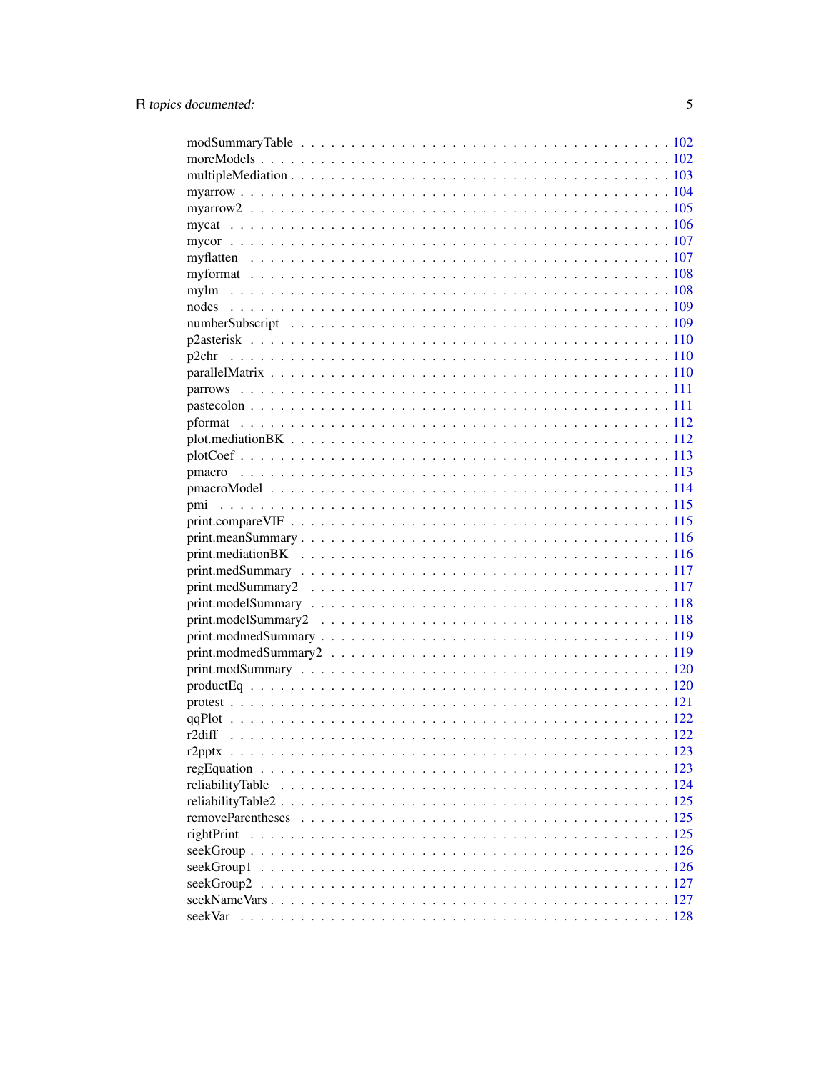modSummaryTable . . . . . . . . . . . . . . . . . . . . . . . . . . . . . . . . . . 102
moreModels . . . . . . . . . . . . . . . . . . . . . . . . . . . . . . . . . . . . . 102
multipleMediation . . . . . . . . . . . . . . . . . . . . . . . . . . . . . . . . . . 103
myarrow . . . . . . . . . . . . . . . . . . . . . . . . . . . . . . . . . . . . . . . 104
myarrow2 . . . . . . . . . . . . . . . . . . . . . . . . . . . . . . . . . . . . . . 105
mycat . . . . . . . . . . . . . . . . . . . . . . . . . . . . . . . . . . . . . . . . 106
mycor . . . . . . . . . . . . . . . . . . . . . . . . . . . . . . . . . . . . . . . . 107
myflatten . . . . . . . . . . . . . . . . . . . . . . . . . . . . . . . . . . . . . . 107
myformat . . . . . . . . . . . . . . . . . . . . . . . . . . . . . . . . . . . . . . 108
mylm . . . . . . . . . . . . . . . . . . . . . . . . . . . . . . . . . . . . . . . . 108
nodes . . . . . . . . . . . . . . . . . . . . . . . . . . . . . . . . . . . . . . . . 109
numberSubscript . . . . . . . . . . . . . . . . . . . . . . . . . . . . . . . . . . 109
p2asterisk . . . . . . . . . . . . . . . . . . . . . . . . . . . . . . . . . . . . . 110
p2chr . . . . . . . . . . . . . . . . . . . . . . . . . . . . . . . . . . . . . . . . 110
parallelMatrix . . . . . . . . . . . . . . . . . . . . . . . . . . . . . . . . . . . 110
parrows . . . . . . . . . . . . . . . . . . . . . . . . . . . . . . . . . . . . . . . 111
pastecolon . . . . . . . . . . . . . . . . . . . . . . . . . . . . . . . . . . . . . 111
pformat . . . . . . . . . . . . . . . . . . . . . . . . . . . . . . . . . . . . . . . 112
plot.mediationBK . . . . . . . . . . . . . . . . . . . . . . . . . . . . . . . . . . 112
plotCoef . . . . . . . . . . . . . . . . . . . . . . . . . . . . . . . . . . . . . . . 113
pmacro . . . . . . . . . . . . . . . . . . . . . . . . . . . . . . . . . . . . . . . 113
pmacroModel . . . . . . . . . . . . . . . . . . . . . . . . . . . . . . . . . . . . 114
pmi . . . . . . . . . . . . . . . . . . . . . . . . . . . . . . . . . . . . . . . . . 115
print.compareVIF . . . . . . . . . . . . . . . . . . . . . . . . . . . . . . . . . . 115
print.meanSummary . . . . . . . . . . . . . . . . . . . . . . . . . . . . . . . . . 116
print.mediationBK . . . . . . . . . . . . . . . . . . . . . . . . . . . . . . . . . 116
print.medSummary . . . . . . . . . . . . . . . . . . . . . . . . . . . . . . . . . 117
print.medSummary2 . . . . . . . . . . . . . . . . . . . . . . . . . . . . . . . . . 117
print.modelSummary . . . . . . . . . . . . . . . . . . . . . . . . . . . . . . . . 118
print.modelSummary2 . . . . . . . . . . . . . . . . . . . . . . . . . . . . . . . . 118
print.modmedSummary . . . . . . . . . . . . . . . . . . . . . . . . . . . . . . . 119
print.modmedSummary2 . . . . . . . . . . . . . . . . . . . . . . . . . . . . . . . 119
print.modSummary . . . . . . . . . . . . . . . . . . . . . . . . . . . . . . . . . 120
productEq . . . . . . . . . . . . . . . . . . . . . . . . . . . . . . . . . . . . . . 120
protest . . . . . . . . . . . . . . . . . . . . . . . . . . . . . . . . . . . . . . . 121
qqPlot . . . . . . . . . . . . . . . . . . . . . . . . . . . . . . . . . . . . . . . . 122
r2diff . . . . . . . . . . . . . . . . . . . . . . . . . . . . . . . . . . . . . . . . 122
r2pptx . . . . . . . . . . . . . . . . . . . . . . . . . . . . . . . . . . . . . . . 123
regEquation . . . . . . . . . . . . . . . . . . . . . . . . . . . . . . . . . . . . 123
reliabilityTable . . . . . . . . . . . . . . . . . . . . . . . . . . . . . . . . . . 124
reliabilityTable2 . . . . . . . . . . . . . . . . . . . . . . . . . . . . . . . . . . 125
removeParentheses . . . . . . . . . . . . . . . . . . . . . . . . . . . . . . . . . 125
rightPrint . . . . . . . . . . . . . . . . . . . . . . . . . . . . . . . . . . . . . 125
seekGroup . . . . . . . . . . . . . . . . . . . . . . . . . . . . . . . . . . . . . 126
seekGroup1 . . . . . . . . . . . . . . . . . . . . . . . . . . . . . . . . . . . . . 126
seekGroup2 . . . . . . . . . . . . . . . . . . . . . . . . . . . . . . . . . . . . . 127
seekNameVars . . . . . . . . . . . . . . . . . . . . . . . . . . . . . . . . . . . . 127
seekVar . . . . . . . . . . . . . . . . . . . . . . . . . . . . . . . . . . . . . . . 128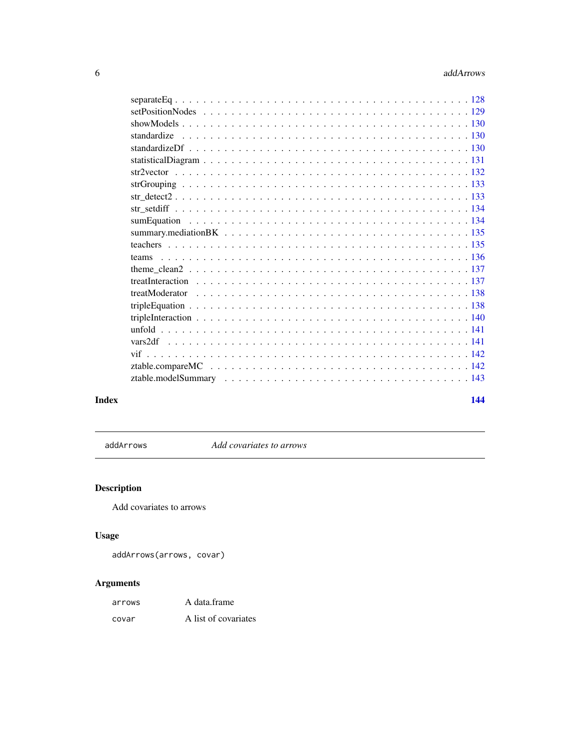separateEq . . . . . . . . . . . . . . . . . . . . . . . . . . . . . . . . . . . . . . . . . . 128
setPositionNodes . . . . . . . . . . . . . . . . . . . . . . . . . . . . . . . . . . . . . . 129
showModels . . . . . . . . . . . . . . . . . . . . . . . . . . . . . . . . . . . . . . . . . 130
standardize . . . . . . . . . . . . . . . . . . . . . . . . . . . . . . . . . . . . . . . . . 130
standardizeDf . . . . . . . . . . . . . . . . . . . . . . . . . . . . . . . . . . . . . . . . 130
statisticalDiagram . . . . . . . . . . . . . . . . . . . . . . . . . . . . . . . . . . . . . 131
str2vector . . . . . . . . . . . . . . . . . . . . . . . . . . . . . . . . . . . . . . . . . . 132
strGrouping . . . . . . . . . . . . . . . . . . . . . . . . . . . . . . . . . . . . . . . . . 133
str_detect2 . . . . . . . . . . . . . . . . . . . . . . . . . . . . . . . . . . . . . . . . . . 133
str_setdiff . . . . . . . . . . . . . . . . . . . . . . . . . . . . . . . . . . . . . . . . . . 134
sumEquation . . . . . . . . . . . . . . . . . . . . . . . . . . . . . . . . . . . . . . . . . 134
summary.mediationBK . . . . . . . . . . . . . . . . . . . . . . . . . . . . . . . . . . . 135
teachers . . . . . . . . . . . . . . . . . . . . . . . . . . . . . . . . . . . . . . . . . . . 135
teams . . . . . . . . . . . . . . . . . . . . . . . . . . . . . . . . . . . . . . . . . . . . 136
theme_clean2 . . . . . . . . . . . . . . . . . . . . . . . . . . . . . . . . . . . . . . . . 137
treatInteraction . . . . . . . . . . . . . . . . . . . . . . . . . . . . . . . . . . . . . . . 137
treatModerator . . . . . . . . . . . . . . . . . . . . . . . . . . . . . . . . . . . . . . . . 138
tripleEquation . . . . . . . . . . . . . . . . . . . . . . . . . . . . . . . . . . . . . . . . 138
tripleInteraction . . . . . . . . . . . . . . . . . . . . . . . . . . . . . . . . . . . . . . . 140
unfold . . . . . . . . . . . . . . . . . . . . . . . . . . . . . . . . . . . . . . . . . . . . 141
vars2df . . . . . . . . . . . . . . . . . . . . . . . . . . . . . . . . . . . . . . . . . . . . 141
vif . . . . . . . . . . . . . . . . . . . . . . . . . . . . . . . . . . . . . . . . . . . . . . 142
ztable.compareMC . . . . . . . . . . . . . . . . . . . . . . . . . . . . . . . . . . . . . . 142
ztable.modelSummary . . . . . . . . . . . . . . . . . . . . . . . . . . . . . . . . . . . . 143

**Index** **144**

---

`addArrows` *Add covariates to arrows*

---

## Description

Add covariates to arrows

## Usage

```
addArrows(arrows, covar)
```

## Arguments

| | |
|---|---|
| `arrows` | A data.frame |
| `covar` | A list of covariates |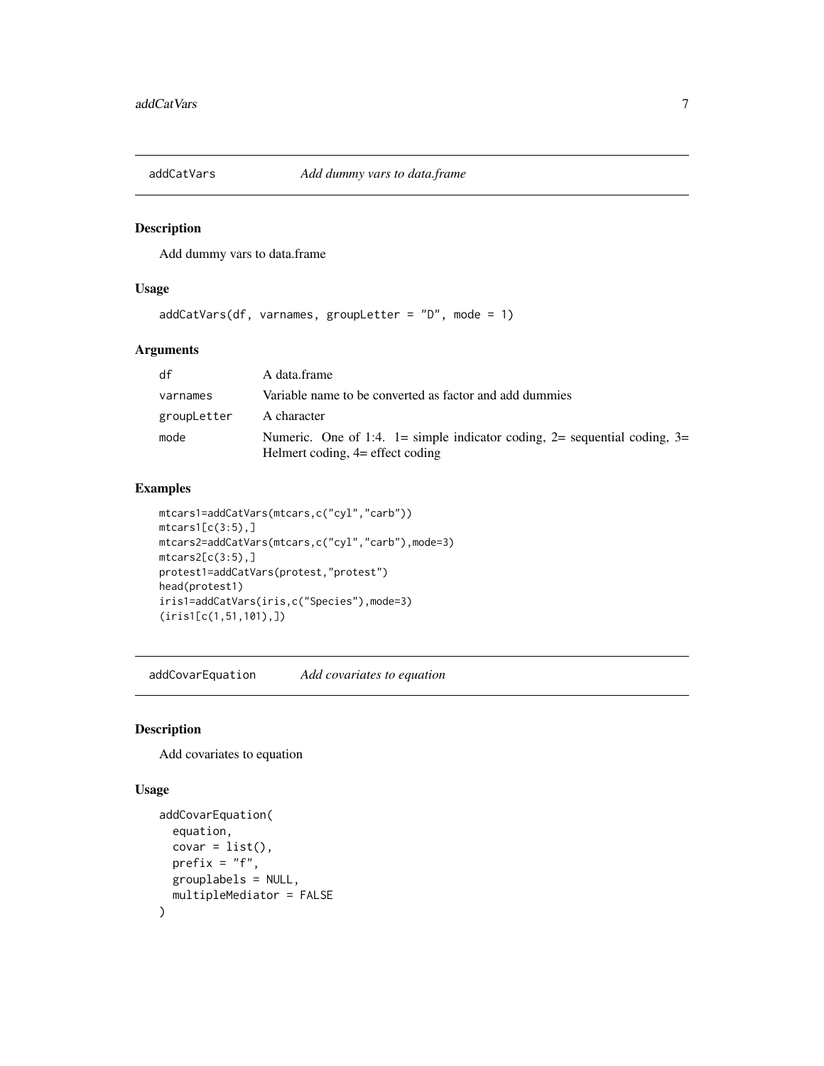## addCatVars *Add dummy vars to data.frame*

### Description

Add dummy vars to data.frame

### Usage

```
addCatVars(df, varnames, groupLetter = "D", mode = 1)
```

### Arguments

| | |
|---|---|
| df | A data.frame |
| varnames | Variable name to be converted as factor and add dummies |
| groupLetter | A character |
| mode | Numeric. One of 1:4. 1= simple indicator coding, 2= sequential coding, 3= Helmert coding, 4= effect coding |

### Examples

```
mtcars1=addCatVars(mtcars,c("cyl","carb"))
mtcars1[c(3:5),]
mtcars2=addCatVars(mtcars,c("cyl","carb"),mode=3)
mtcars2[c(3:5),]
protest1=addCatVars(protest,"protest")
head(protest1)
iris1=addCatVars(iris,c("Species"),mode=3)
(iris1[c(1,51,101),])
```

## addCovarEquation *Add covariates to equation*

### Description

Add covariates to equation

### Usage

```
addCovarEquation(
  equation,
  covar = list(),
  prefix = "f",
  grouplabels = NULL,
  multipleMediator = FALSE
)
```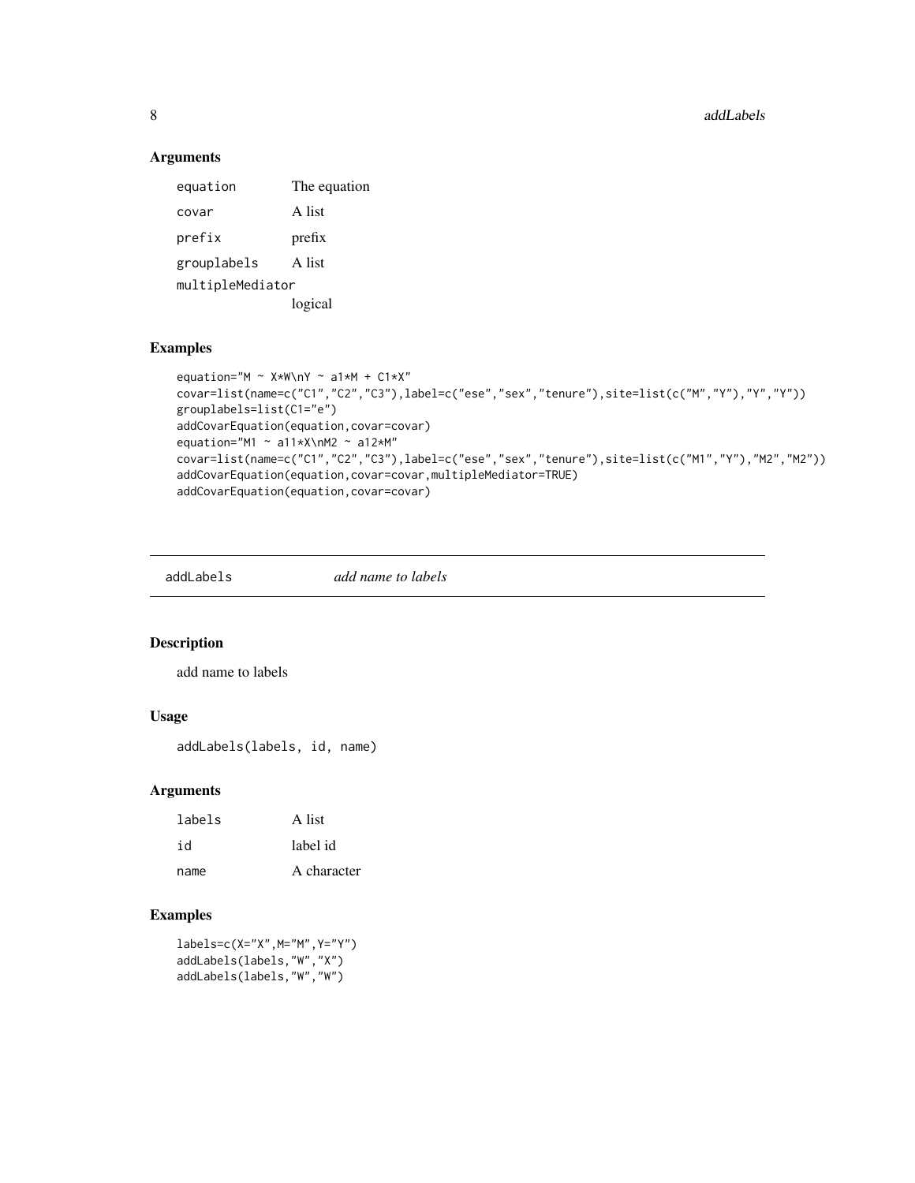### Arguments

| | |
|---|---|
| equation | The equation |
| covar | A list |
| prefix | prefix |
| grouplabels | A list |
| multipleMediator | logical |

### Examples

```
equation="M ~ X*W\nY ~ a1*M + C1*X"
covar=list(name=c("C1","C2","C3"),label=c("ese","sex","tenure"),site=list(c("M","Y"),"Y","Y"))
grouplabels=list(C1="e")
addCovarEquation(equation,covar=covar)
equation="M1 ~ a11*X\nM2 ~ a12*M"
covar=list(name=c("C1","C2","C3"),label=c("ese","sex","tenure"),site=list(c("M1","Y"),"M2","M2"))
addCovarEquation(equation,covar=covar,multipleMediator=TRUE)
addCovarEquation(equation,covar=covar)
```

---

## addLabels    *add name to labels*

---

### Description

add name to labels

### Usage

```
addLabels(labels, id, name)
```

### Arguments

| | |
|---|---|
| labels | A list |
| id | label id |
| name | A character |

### Examples

```
labels=c(X="X",M="M",Y="Y")
addLabels(labels,"W","X")
addLabels(labels,"W","W")
```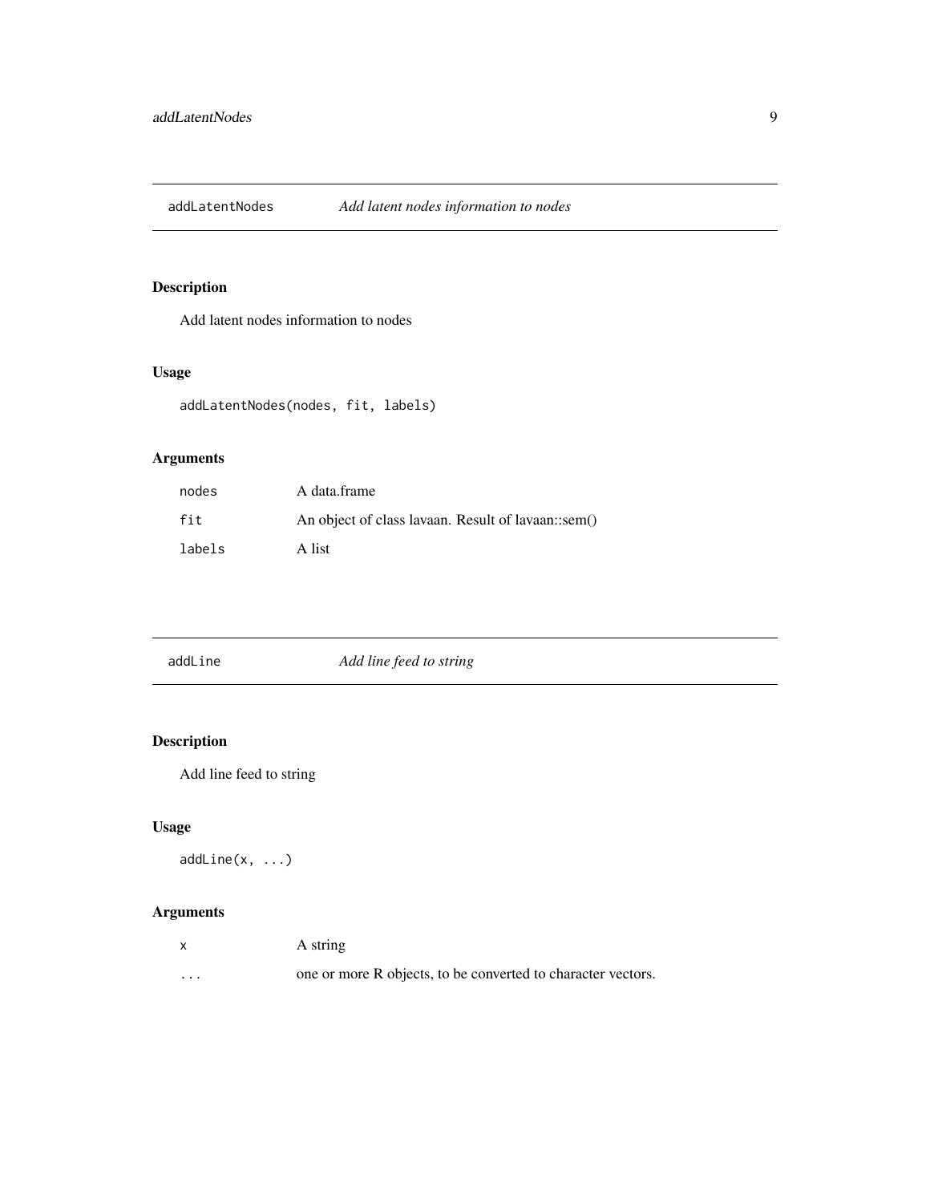## addLatentNodes — *Add latent nodes information to nodes*

### Description

Add latent nodes information to nodes

### Usage

```
addLatentNodes(nodes, fit, labels)
```

### Arguments

| | |
|---|---|
| `nodes` | A data.frame |
| `fit` | An object of class lavaan. Result of lavaan::sem() |
| `labels` | A list |

## addLine — *Add line feed to string*

### Description

Add line feed to string

### Usage

```
addLine(x, ...)
```

### Arguments

| | |
|---|---|
| `x` | A string |
| `...` | one or more R objects, to be converted to character vectors. |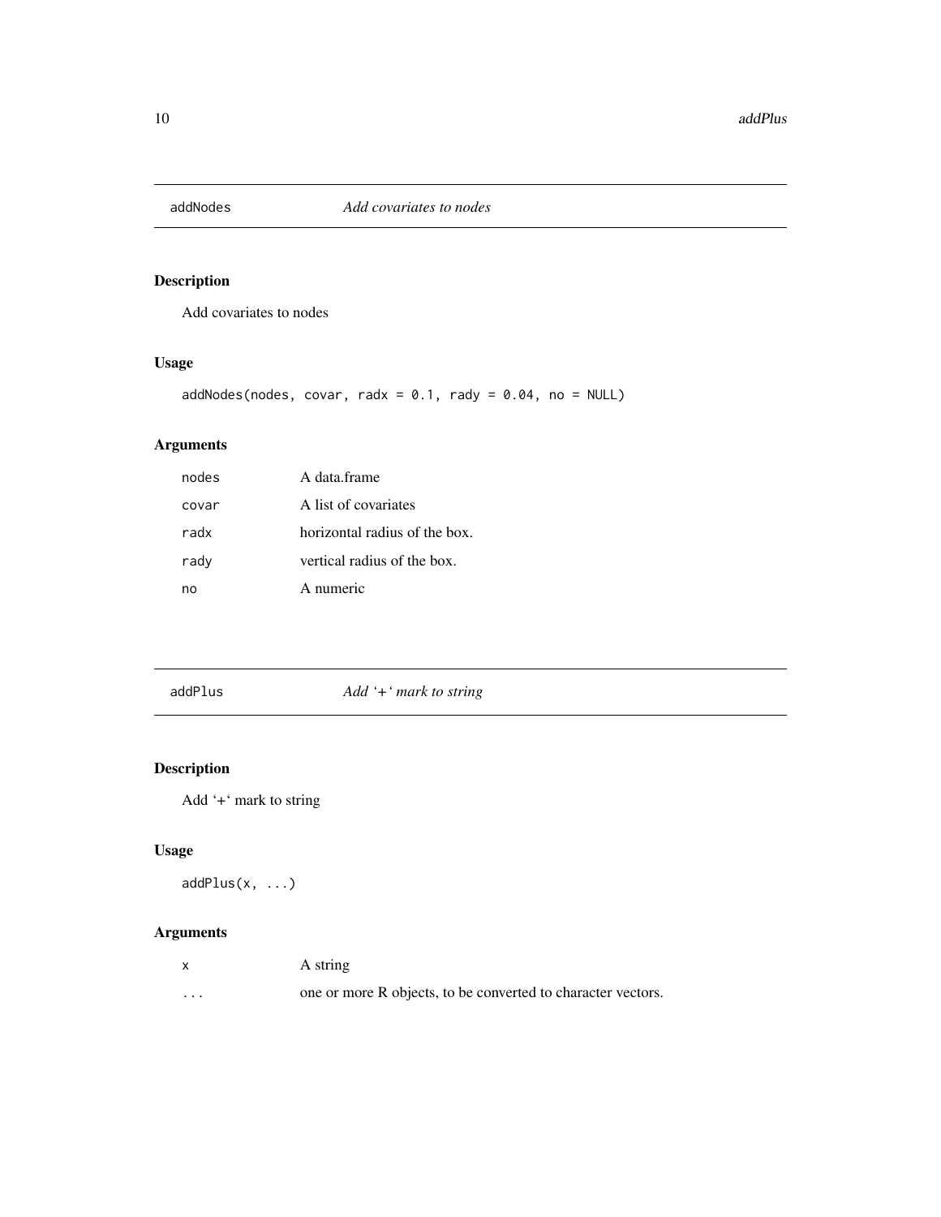## addNodes *Add covariates to nodes*

### Description

Add covariates to nodes

### Usage

```
addNodes(nodes, covar, radx = 0.1, rady = 0.04, no = NULL)
```

### Arguments

| | |
|---|---|
| nodes | A data.frame |
| covar | A list of covariates |
| radx | horizontal radius of the box. |
| rady | vertical radius of the box. |
| no | A numeric |

## addPlus *Add '+' mark to string*

### Description

Add '+' mark to string

### Usage

```
addPlus(x, ...)
```

### Arguments

| | |
|---|---|
| x | A string |
| ... | one or more R objects, to be converted to character vectors. |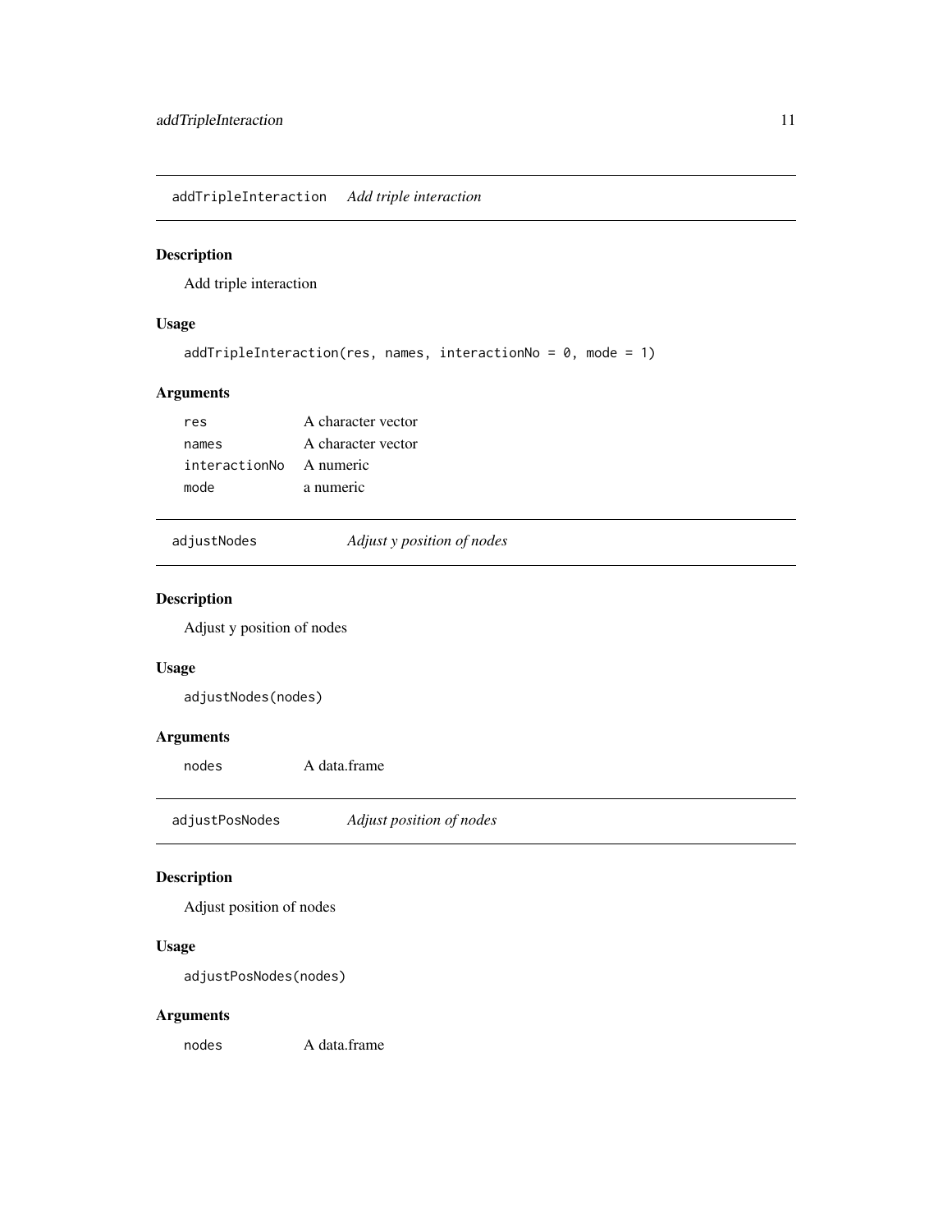## addTripleInteraction *Add triple interaction*

### Description

Add triple interaction

### Usage

```
addTripleInteraction(res, names, interactionNo = 0, mode = 1)
```

### Arguments

| | |
|---|---|
| res | A character vector |
| names | A character vector |
| interactionNo | A numeric |
| mode | a numeric |

## adjustNodes *Adjust y position of nodes*

### Description

Adjust y position of nodes

### Usage

```
adjustNodes(nodes)
```

### Arguments

| | |
|---|---|
| nodes | A data.frame |

## adjustPosNodes *Adjust position of nodes*

### Description

Adjust position of nodes

### Usage

```
adjustPosNodes(nodes)
```

### Arguments

| | |
|---|---|
| nodes | A data.frame |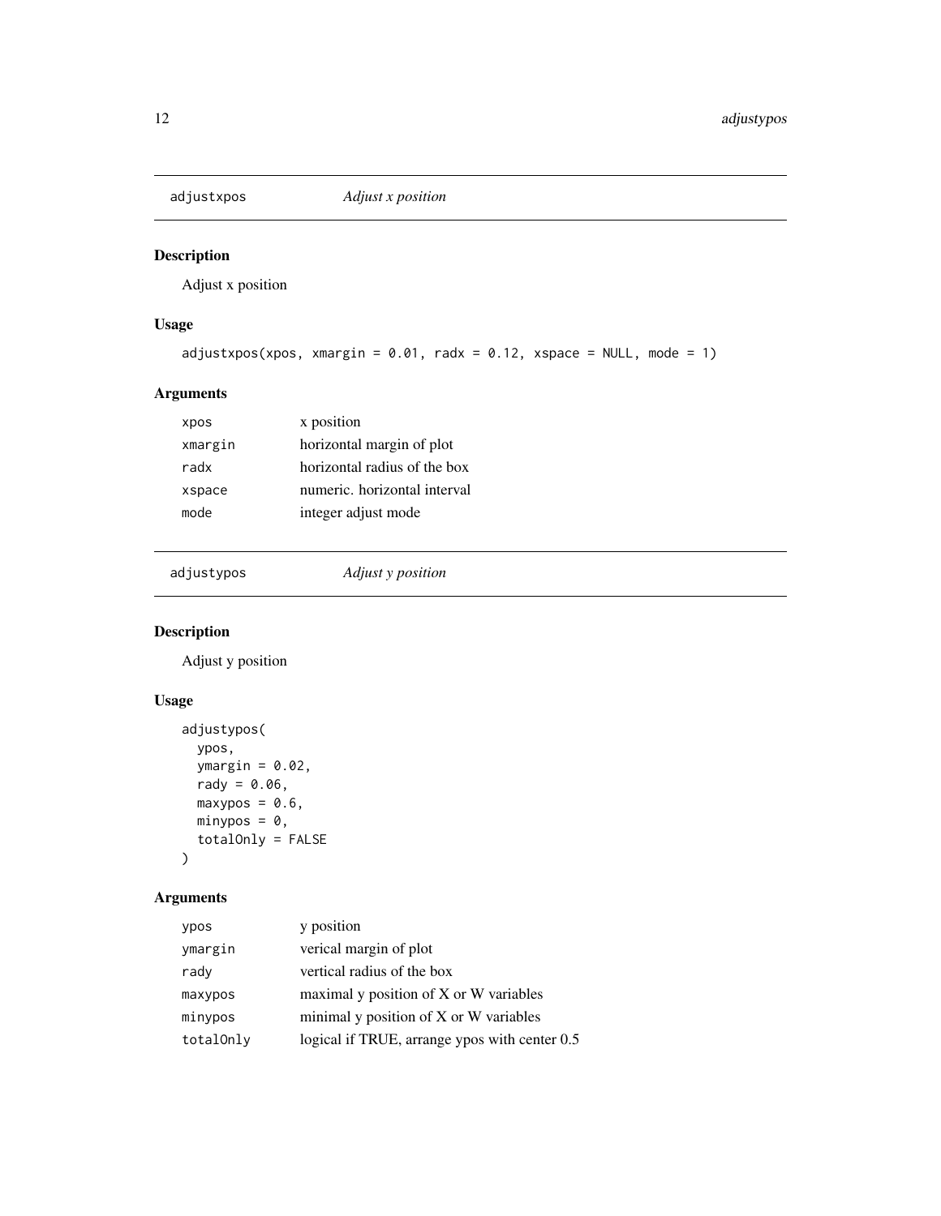## adjustxpos *Adjust x position*

### Description

Adjust x position

### Usage

```
adjustxpos(xpos, xmargin = 0.01, radx = 0.12, xspace = NULL, mode = 1)
```

### Arguments

| | |
|---|---|
| xpos | x position |
| xmargin | horizontal margin of plot |
| radx | horizontal radius of the box |
| xspace | numeric. horizontal interval |
| mode | integer adjust mode |

## adjustypos *Adjust y position*

### Description

Adjust y position

### Usage

```
adjustypos(
  ypos,
  ymargin = 0.02,
  rady = 0.06,
  maxypos = 0.6,
  minypos = 0,
  totalOnly = FALSE
)
```

### Arguments

| | |
|---|---|
| ypos | y position |
| ymargin | verical margin of plot |
| rady | vertical radius of the box |
| maxypos | maximal y position of X or W variables |
| minypos | minimal y position of X or W variables |
| totalOnly | logical if TRUE, arrange ypos with center 0.5 |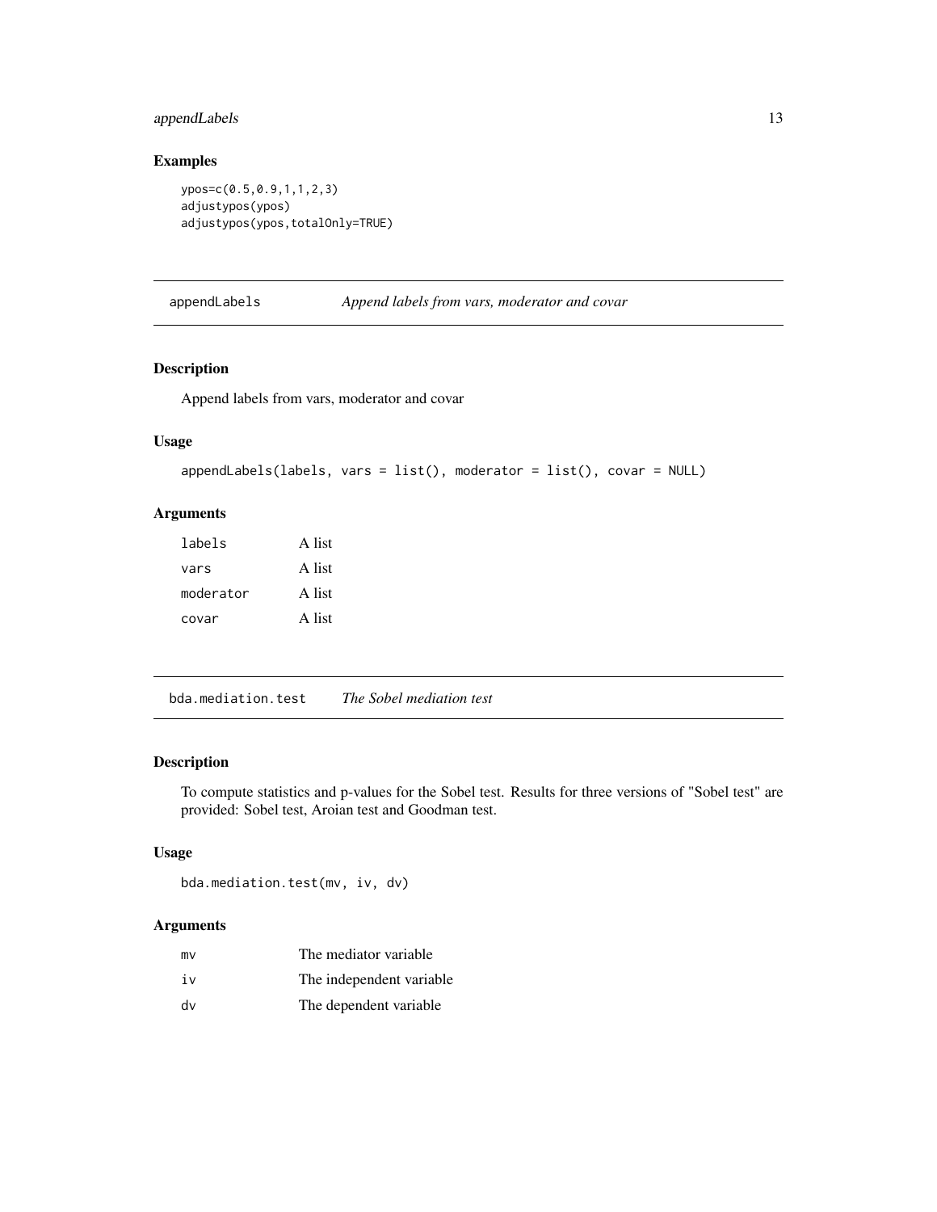### Examples

```
ypos=c(0.5,0.9,1,1,2,3)
adjustypos(ypos)
adjustypos(ypos,totalOnly=TRUE)
```

---

## appendLabels — *Append labels from vars, moderator and covar*

### Description

Append labels from vars, moderator and covar

### Usage

```
appendLabels(labels, vars = list(), moderator = list(), covar = NULL)
```

### Arguments

| | |
|---|---|
| labels | A list |
| vars | A list |
| moderator | A list |
| covar | A list |

---

## bda.mediation.test — *The Sobel mediation test*

### Description

To compute statistics and p-values for the Sobel test. Results for three versions of "Sobel test" are provided: Sobel test, Aroian test and Goodman test.

### Usage

```
bda.mediation.test(mv, iv, dv)
```

### Arguments

| | |
|---|---|
| mv | The mediator variable |
| iv | The independent variable |
| dv | The dependent variable |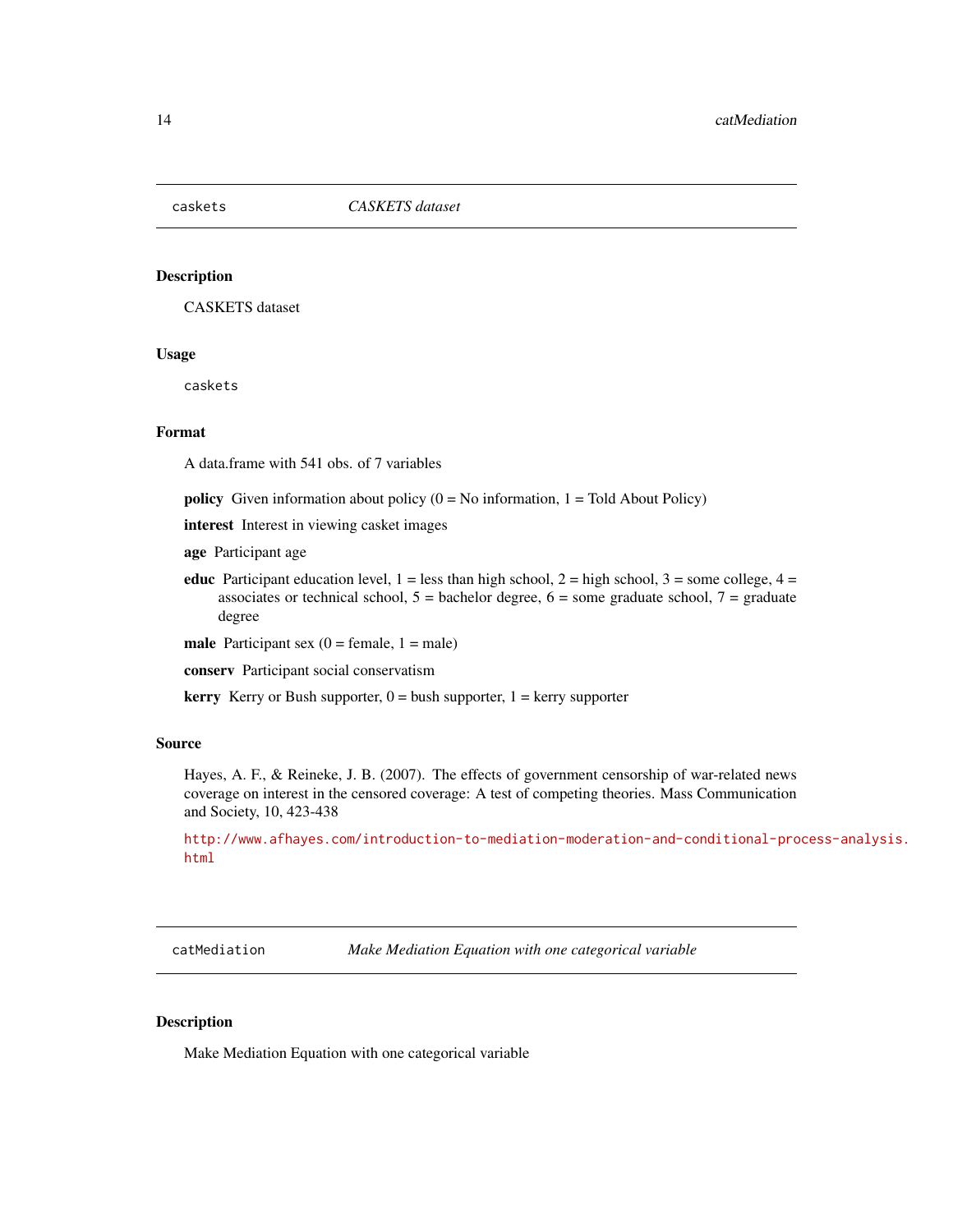## caskets *CASKETS dataset*

### Description

CASKETS dataset

### Usage

```
caskets
```

### Format

A data.frame with 541 obs. of 7 variables

**policy** Given information about policy (0 = No information, 1 = Told About Policy)

**interest** Interest in viewing casket images

**age** Participant age

**educ** Participant education level, 1 = less than high school, 2 = high school, 3 = some college, 4 = associates or technical school, 5 = bachelor degree, 6 = some graduate school, 7 = graduate degree

**male** Participant sex (0 = female, 1 = male)

**conserv** Participant social conservatism

**kerry** Kerry or Bush supporter, 0 = bush supporter, 1 = kerry supporter

### Source

Hayes, A. F., & Reineke, J. B. (2007). The effects of government censorship of war-related news coverage on interest in the censored coverage: A test of competing theories. Mass Communication and Society, 10, 423-438

http://www.afhayes.com/introduction-to-mediation-moderation-and-conditional-process-analysis.html

## catMediation *Make Mediation Equation with one categorical variable*

### Description

Make Mediation Equation with one categorical variable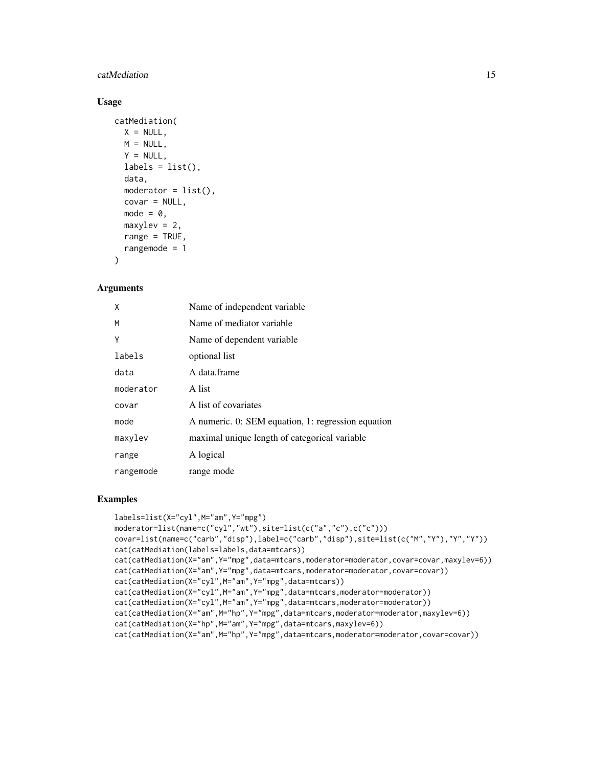## Usage

```
catMediation(
  X = NULL,
  M = NULL,
  Y = NULL,
  labels = list(),
  data,
  moderator = list(),
  covar = NULL,
  mode = 0,
  maxylev = 2,
  range = TRUE,
  rangemode = 1
)
```

## Arguments

| | |
|---|---|
| `X` | Name of independent variable |
| `M` | Name of mediator variable |
| `Y` | Name of dependent variable |
| `labels` | optional list |
| `data` | A data.frame |
| `moderator` | A list |
| `covar` | A list of covariates |
| `mode` | A numeric. 0: SEM equation, 1: regression equation |
| `maxylev` | maximal unique length of categorical variable |
| `range` | A logical |
| `rangemode` | range mode |

## Examples

```
labels=list(X="cyl",M="am",Y="mpg")
moderator=list(name=c("cyl","wt"),site=list(c("a","c"),c("c")))
covar=list(name=c("carb","disp"),label=c("carb","disp"),site=list(c("M","Y"),"Y","Y"))
cat(catMediation(labels=labels,data=mtcars))
cat(catMediation(X="am",Y="mpg",data=mtcars,moderator=moderator,covar=covar,maxylev=6))
cat(catMediation(X="am",Y="mpg",data=mtcars,moderator=moderator,covar=covar))
cat(catMediation(X="cyl",M="am",Y="mpg",data=mtcars))
cat(catMediation(X="cyl",M="am",Y="mpg",data=mtcars,moderator=moderator))
cat(catMediation(X="cyl",M="am",Y="mpg",data=mtcars,moderator=moderator))
cat(catMediation(X="am",M="hp",Y="mpg",data=mtcars,moderator=moderator,maxylev=6))
cat(catMediation(X="hp",M="am",Y="mpg",data=mtcars,maxylev=6))
cat(catMediation(X="am",M="hp",Y="mpg",data=mtcars,moderator=moderator,covar=covar))
```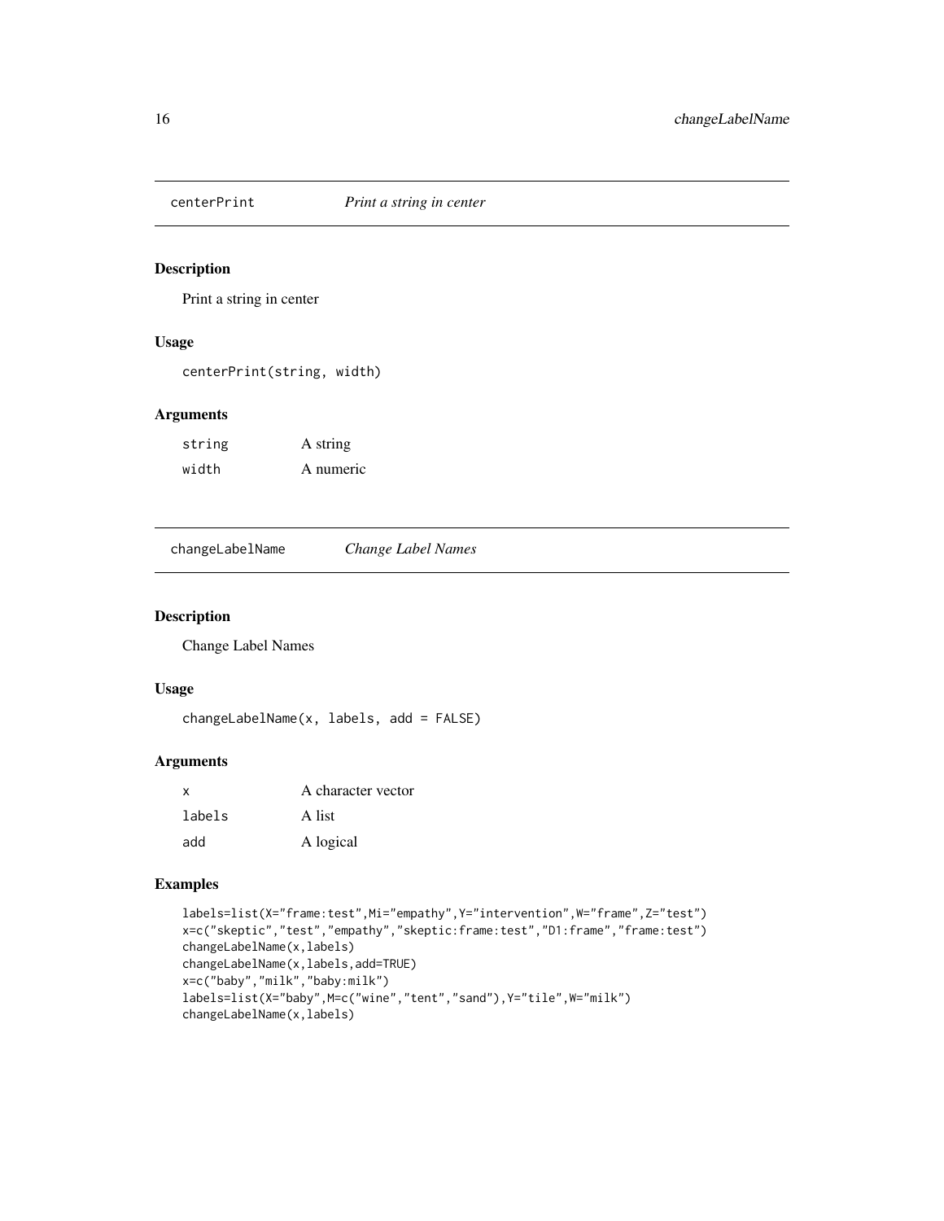## centerPrint *Print a string in center*

### Description

Print a string in center

### Usage

```
centerPrint(string, width)
```

### Arguments

| | |
|---|---|
| string | A string |
| width | A numeric |

## changeLabelName *Change Label Names*

### Description

Change Label Names

### Usage

```
changeLabelName(x, labels, add = FALSE)
```

### Arguments

| | |
|---|---|
| x | A character vector |
| labels | A list |
| add | A logical |

### Examples

```
labels=list(X="frame:test",Mi="empathy",Y="intervention",W="frame",Z="test")
x=c("skeptic","test","empathy","skeptic:frame:test","D1:frame","frame:test")
changeLabelName(x,labels)
changeLabelName(x,labels,add=TRUE)
x=c("baby","milk","baby:milk")
labels=list(X="baby",M=c("wine","tent","sand"),Y="tile",W="milk")
changeLabelName(x,labels)
```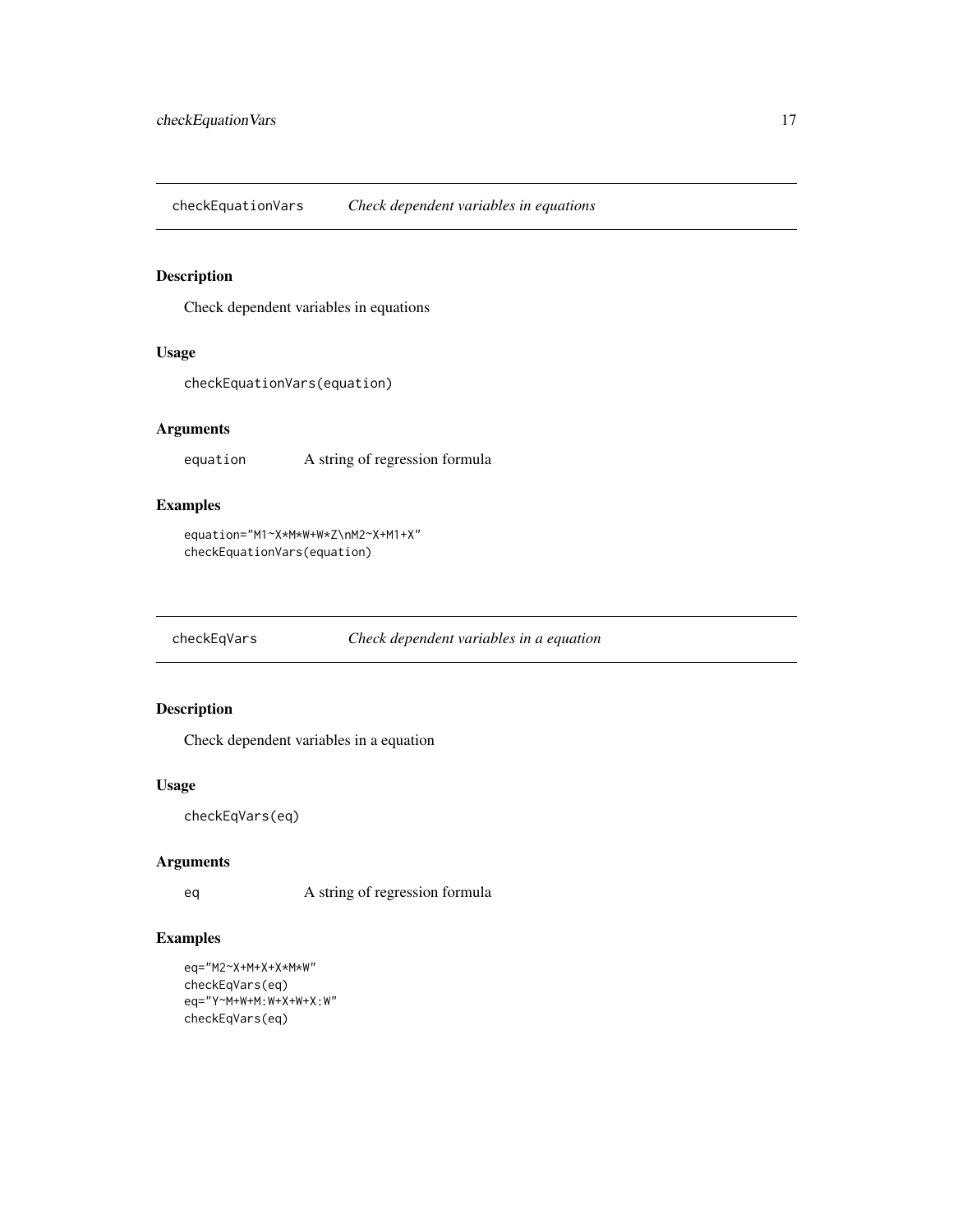## checkEquationVars *Check dependent variables in equations*

### Description

Check dependent variables in equations

### Usage

```
checkEquationVars(equation)
```

### Arguments

| | |
|---|---|
| equation | A string of regression formula |

### Examples

```
equation="M1~X*M*W+W*Z\nM2~X+M1+X"
checkEquationVars(equation)
```

## checkEqVars *Check dependent variables in a equation*

### Description

Check dependent variables in a equation

### Usage

```
checkEqVars(eq)
```

### Arguments

| | |
|---|---|
| eq | A string of regression formula |

### Examples

```
eq="M2~X+M+X+X*M*W"
checkEqVars(eq)
eq="Y~M+W+M:W+X+W+X:W"
checkEqVars(eq)
```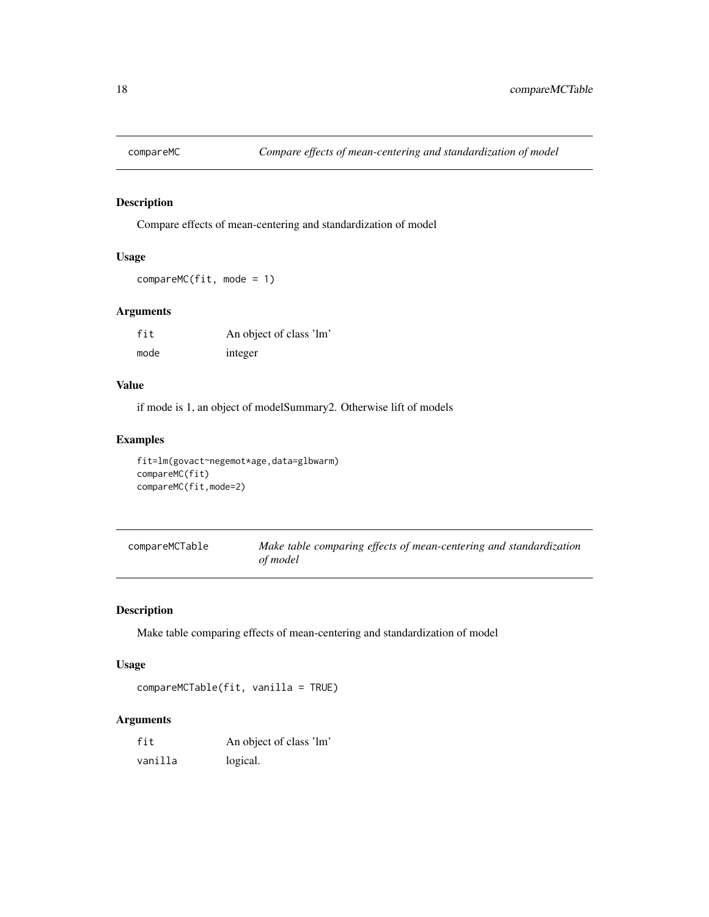## compareMC — *Compare effects of mean-centering and standardization of model*

### Description

Compare effects of mean-centering and standardization of model

### Usage

```
compareMC(fit, mode = 1)
```

### Arguments

| | |
|---|---|
| fit | An object of class 'lm' |
| mode | integer |

### Value

if mode is 1, an object of modelSummary2. Otherwise lift of models

### Examples

```
fit=lm(govact~negemot*age,data=glbwarm)
compareMC(fit)
compareMC(fit,mode=2)
```

## compareMCTable — *Make table comparing effects of mean-centering and standardization of model*

### Description

Make table comparing effects of mean-centering and standardization of model

### Usage

```
compareMCTable(fit, vanilla = TRUE)
```

### Arguments

| | |
|---|---|
| fit | An object of class 'lm' |
| vanilla | logical. |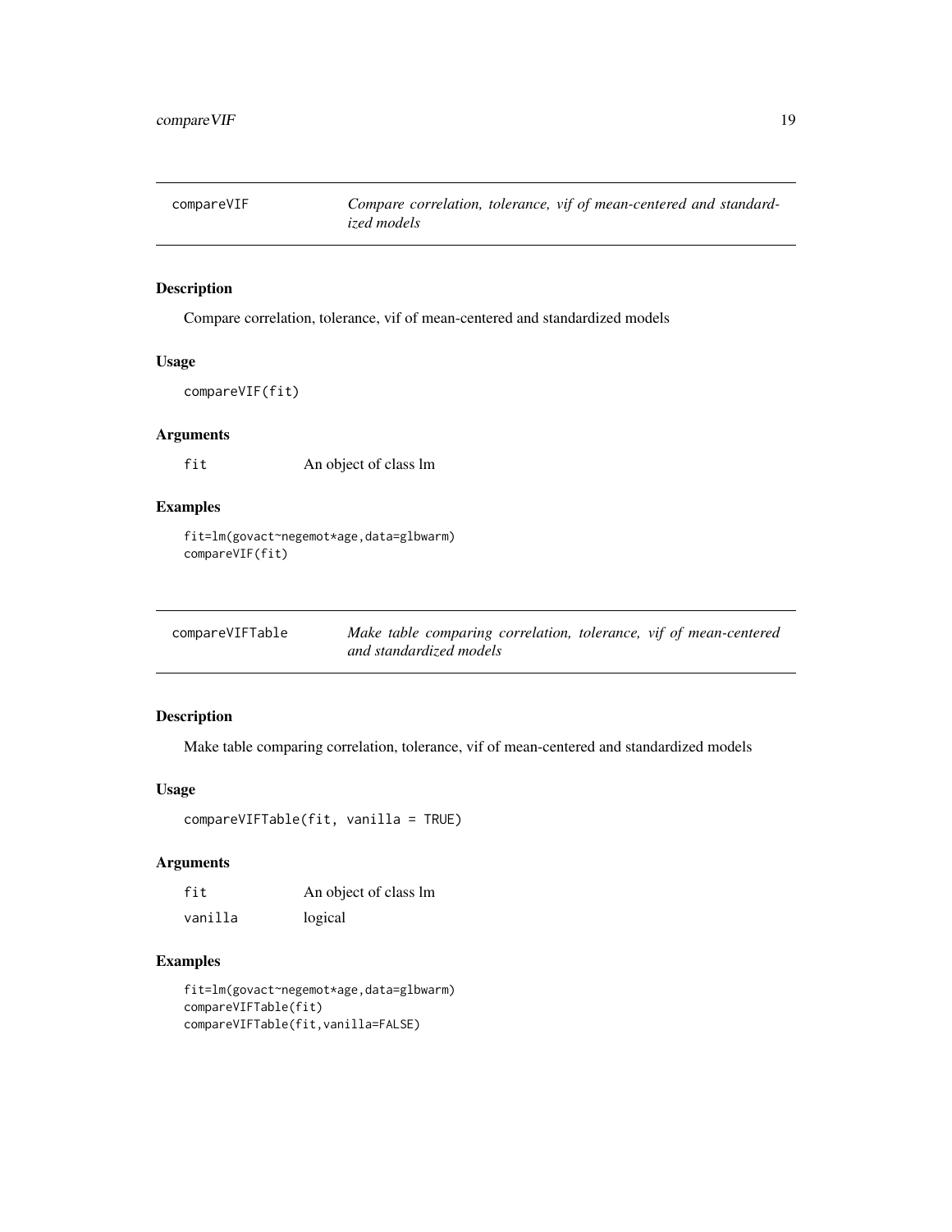## compareVIF

*Compare correlation, tolerance, vif of mean-centered and standardized models*

### Description

Compare correlation, tolerance, vif of mean-centered and standardized models

### Usage

```
compareVIF(fit)
```

### Arguments

| | |
|---|---|
| fit | An object of class lm |

### Examples

```
fit=lm(govact~negemot*age,data=glbwarm)
compareVIF(fit)
```

## compareVIFTable

*Make table comparing correlation, tolerance, vif of mean-centered and standardized models*

### Description

Make table comparing correlation, tolerance, vif of mean-centered and standardized models

### Usage

```
compareVIFTable(fit, vanilla = TRUE)
```

### Arguments

| | |
|---|---|
| fit | An object of class lm |
| vanilla | logical |

### Examples

```
fit=lm(govact~negemot*age,data=glbwarm)
compareVIFTable(fit)
compareVIFTable(fit,vanilla=FALSE)
```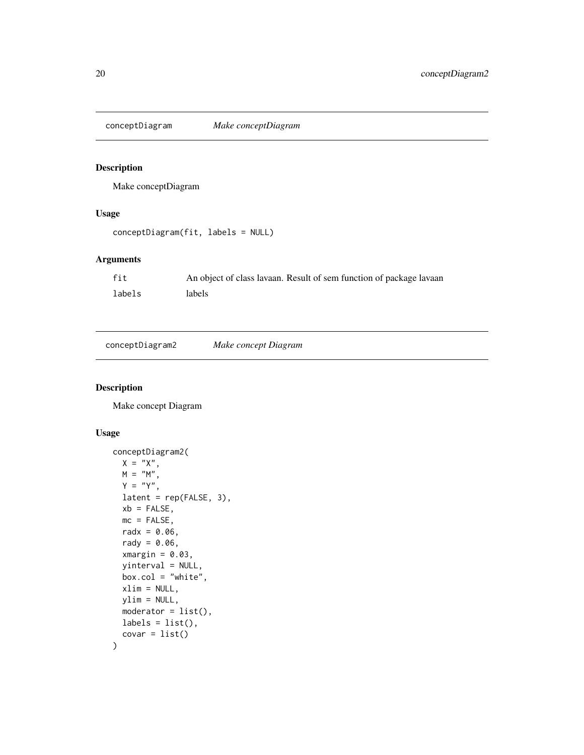## conceptDiagram *Make conceptDiagram*

### Description

Make conceptDiagram

### Usage

```
conceptDiagram(fit, labels = NULL)
```

### Arguments

| | |
|---|---|
| fit | An object of class lavaan. Result of sem function of package lavaan |
| labels | labels |

## conceptDiagram2 *Make concept Diagram*

### Description

Make concept Diagram

### Usage

```
conceptDiagram2(
  X = "X",
  M = "M",
  Y = "Y",
  latent = rep(FALSE, 3),
  xb = FALSE,
  mc = FALSE,
  radx = 0.06,
  rady = 0.06,
  xmargin = 0.03,
  yinterval = NULL,
  box.col = "white",
  xlim = NULL,
  ylim = NULL,
  moderator = list(),
  labels = list(),
  covar = list()
)
```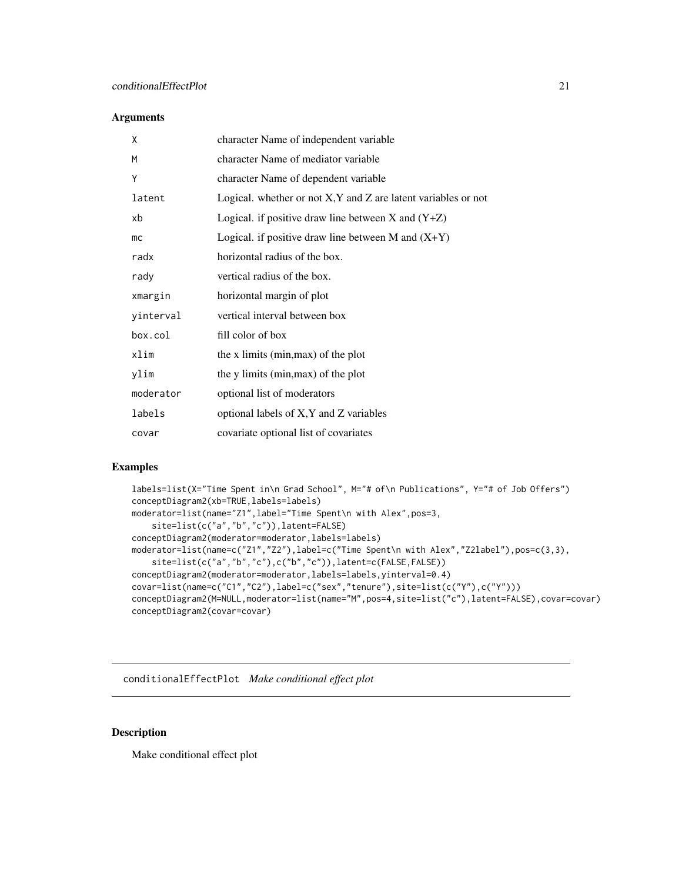### Arguments

| | |
|---|---|
| X | character Name of independent variable |
| M | character Name of mediator variable |
| Y | character Name of dependent variable |
| latent | Logical. whether or not X,Y and Z are latent variables or not |
| xb | Logical. if positive draw line between X and (Y+Z) |
| mc | Logical. if positive draw line between M and (X+Y) |
| radx | horizontal radius of the box. |
| rady | vertical radius of the box. |
| xmargin | horizontal margin of plot |
| yinterval | vertical interval between box |
| box.col | fill color of box |
| xlim | the x limits (min,max) of the plot |
| ylim | the y limits (min,max) of the plot |
| moderator | optional list of moderators |
| labels | optional labels of X,Y and Z variables |
| covar | covariate optional list of covariates |

### Examples

```
labels=list(X="Time Spent in\n Grad School", M="# of\n Publications", Y="# of Job Offers")
conceptDiagram2(xb=TRUE,labels=labels)
moderator=list(name="Z1",label="Time Spent\n with Alex",pos=3,
    site=list(c("a","b","c")),latent=FALSE)
conceptDiagram2(moderator=moderator,labels=labels)
moderator=list(name=c("Z1","Z2"),label=c("Time Spent\n with Alex","Z2label"),pos=c(3,3),
    site=list(c("a","b","c"),c("b","c")),latent=c(FALSE,FALSE))
conceptDiagram2(moderator=moderator,labels=labels,yinterval=0.4)
covar=list(name=c("C1","C2"),label=c("sex","tenure"),site=list(c("Y"),c("Y")))
conceptDiagram2(M=NULL,moderator=list(name="M",pos=4,site=list("c"),latent=FALSE),covar=covar)
conceptDiagram2(covar=covar)
```

---

## conditionalEffectPlot *Make conditional effect plot*

### Description

Make conditional effect plot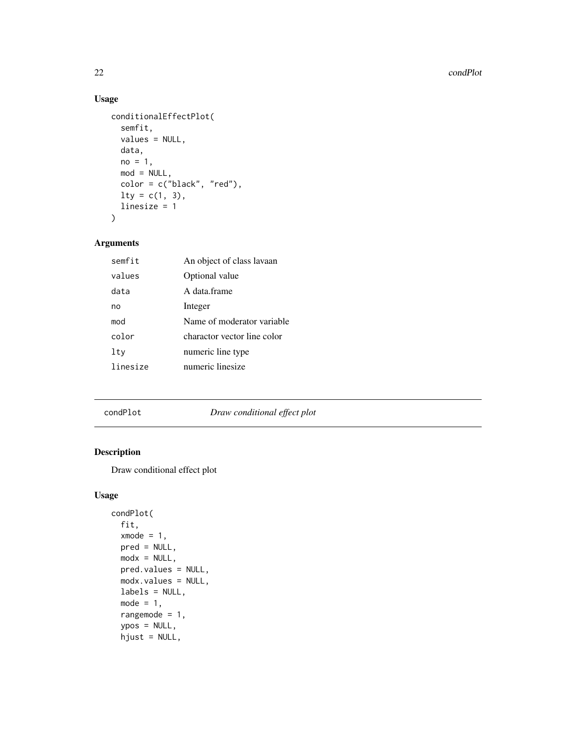## Usage

```
conditionalEffectPlot(
  semfit,
  values = NULL,
  data,
  no = 1,
  mod = NULL,
  color = c("black", "red"),
  lty = c(1, 3),
  linesize = 1
)
```

## Arguments

| | |
|---|---|
| semfit | An object of class lavaan |
| values | Optional value |
| data | A data.frame |
| no | Integer |
| mod | Name of moderator variable |
| color | charactor vector line color |
| lty | numeric line type |
| linesize | numeric linesize |

---

# condPlot — *Draw conditional effect plot*

## Description

Draw conditional effect plot

## Usage

```
condPlot(
  fit,
  xmode = 1,
  pred = NULL,
  modx = NULL,
  pred.values = NULL,
  modx.values = NULL,
  labels = NULL,
  mode = 1,
  rangemode = 1,
  ypos = NULL,
  hjust = NULL,
```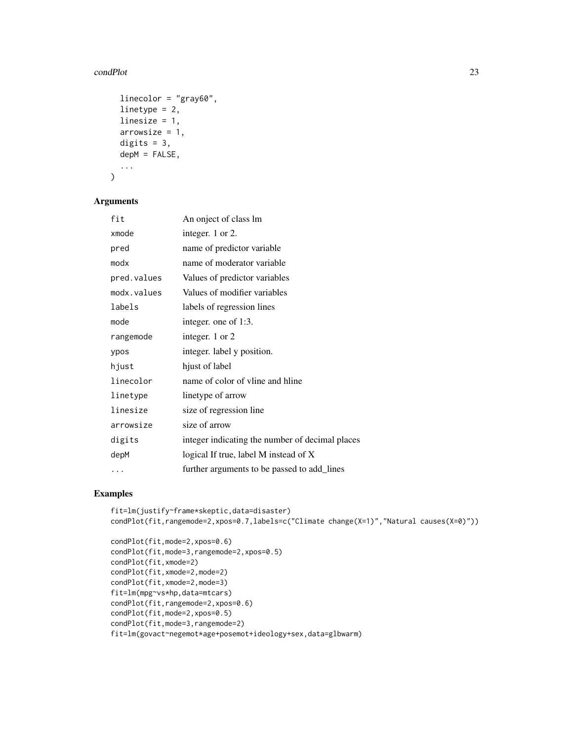```
  linecolor = "gray60",
  linetype = 2,
  linesize = 1,
  arrowsize = 1,
  digits = 3,
  depM = FALSE,
  ...
)
```

### Arguments

| | |
|---|---|
| fit | An onject of class lm |
| xmode | integer. 1 or 2. |
| pred | name of predictor variable |
| modx | name of moderator variable |
| pred.values | Values of predictor variables |
| modx.values | Values of modifier variables |
| labels | labels of regression lines |
| mode | integer. one of 1:3. |
| rangemode | integer. 1 or 2 |
| ypos | integer. label y position. |
| hjust | hjust of label |
| linecolor | name of color of vline and hline |
| linetype | linetype of arrow |
| linesize | size of regression line |
| arrowsize | size of arrow |
| digits | integer indicating the number of decimal places |
| depM | logical If true, label M instead of X |
| ... | further arguments to be passed to add_lines |

### Examples

```
fit=lm(justify~frame*skeptic,data=disaster)
condPlot(fit,rangemode=2,xpos=0.7,labels=c("Climate change(X=1)","Natural causes(X=0)"))

condPlot(fit,mode=2,xpos=0.6)
condPlot(fit,mode=3,rangemode=2,xpos=0.5)
condPlot(fit,xmode=2)
condPlot(fit,xmode=2,mode=2)
condPlot(fit,xmode=2,mode=3)
fit=lm(mpg~vs*hp,data=mtcars)
condPlot(fit,rangemode=2,xpos=0.6)
condPlot(fit,mode=2,xpos=0.5)
condPlot(fit,mode=3,rangemode=2)
fit=lm(govact~negemot*age+posemot+ideology+sex,data=glbwarm)
```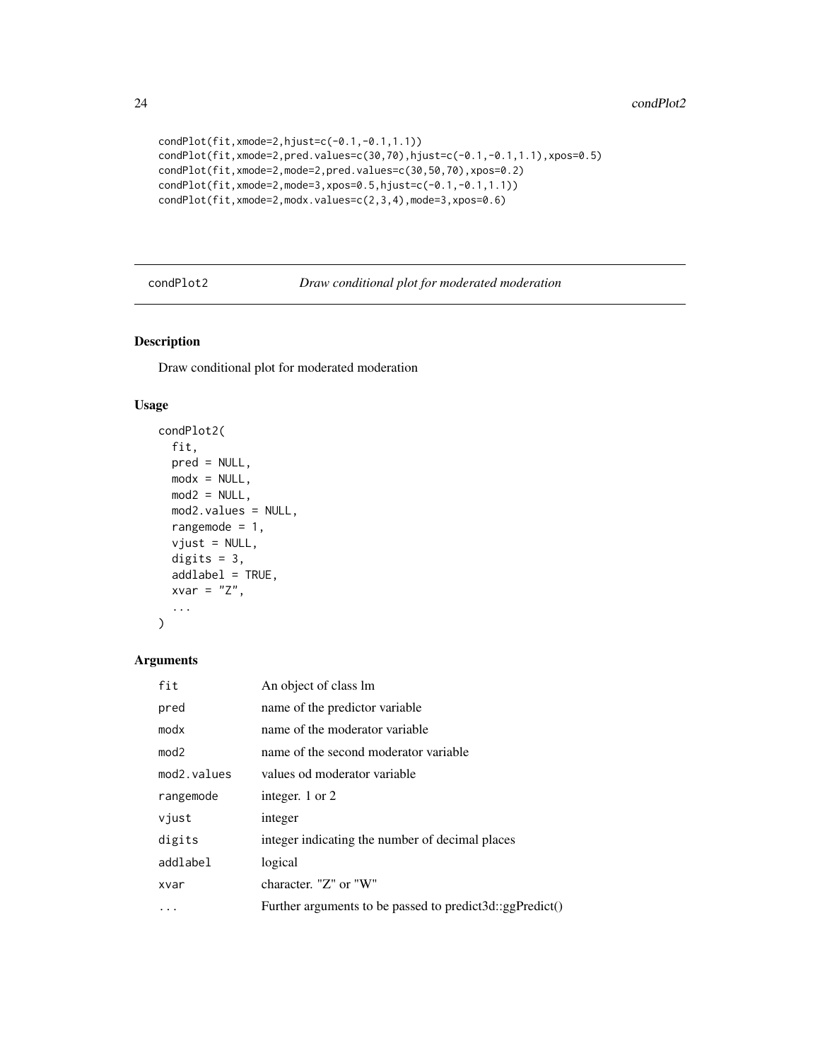```
condPlot(fit,xmode=2,hjust=c(-0.1,-0.1,1.1))
condPlot(fit,xmode=2,pred.values=c(30,70),hjust=c(-0.1,-0.1,1.1),xpos=0.5)
condPlot(fit,xmode=2,mode=2,pred.values=c(30,50,70),xpos=0.2)
condPlot(fit,xmode=2,mode=3,xpos=0.5,hjust=c(-0.1,-0.1,1.1))
condPlot(fit,xmode=2,modx.values=c(2,3,4),mode=3,xpos=0.6)
```

---

## condPlot2 — *Draw conditional plot for moderated moderation*

---

### Description

Draw conditional plot for moderated moderation

### Usage

```
condPlot2(
  fit,
  pred = NULL,
  modx = NULL,
  mod2 = NULL,
  mod2.values = NULL,
  rangemode = 1,
  vjust = NULL,
  digits = 3,
  addlabel = TRUE,
  xvar = "Z",
  ...
)
```

### Arguments

| | |
|---|---|
| `fit` | An object of class lm |
| `pred` | name of the predictor variable |
| `modx` | name of the moderator variable |
| `mod2` | name of the second moderator variable |
| `mod2.values` | values od moderator variable |
| `rangemode` | integer. 1 or 2 |
| `vjust` | integer |
| `digits` | integer indicating the number of decimal places |
| `addlabel` | logical |
| `xvar` | character. "Z" or "W" |
| `...` | Further arguments to be passed to predict3d::ggPredict() |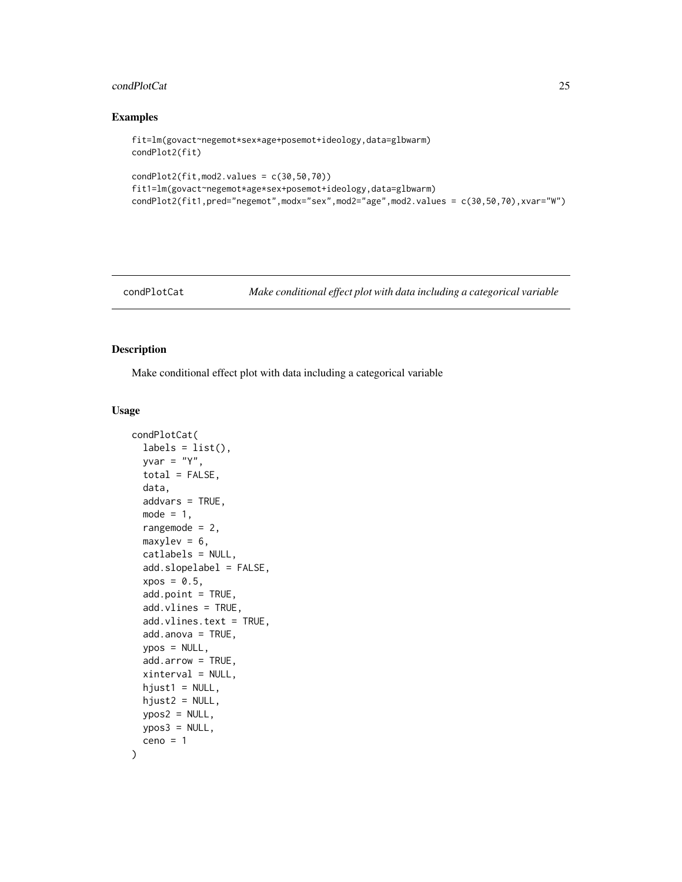## Examples

```
fit=lm(govact~negemot*sex*age+posemot+ideology,data=glbwarm)
condPlot2(fit)

condPlot2(fit,mod2.values = c(30,50,70))
fit1=lm(govact~negemot*age*sex+posemot+ideology,data=glbwarm)
condPlot2(fit1,pred="negemot",modx="sex",mod2="age",mod2.values = c(30,50,70),xvar="W")
```

---

condPlotCat *Make conditional effect plot with data including a categorical variable*

---

### Description

Make conditional effect plot with data including a categorical variable

### Usage

```
condPlotCat(
  labels = list(),
  yvar = "Y",
  total = FALSE,
  data,
  addvars = TRUE,
  mode = 1,
  rangemode = 2,
  maxylev = 6,
  catlabels = NULL,
  add.slopelabel = FALSE,
  xpos = 0.5,
  add.point = TRUE,
  add.vlines = TRUE,
  add.vlines.text = TRUE,
  add.anova = TRUE,
  ypos = NULL,
  add.arrow = TRUE,
  xinterval = NULL,
  hjust1 = NULL,
  hjust2 = NULL,
  ypos2 = NULL,
  ypos3 = NULL,
  ceno = 1
)
```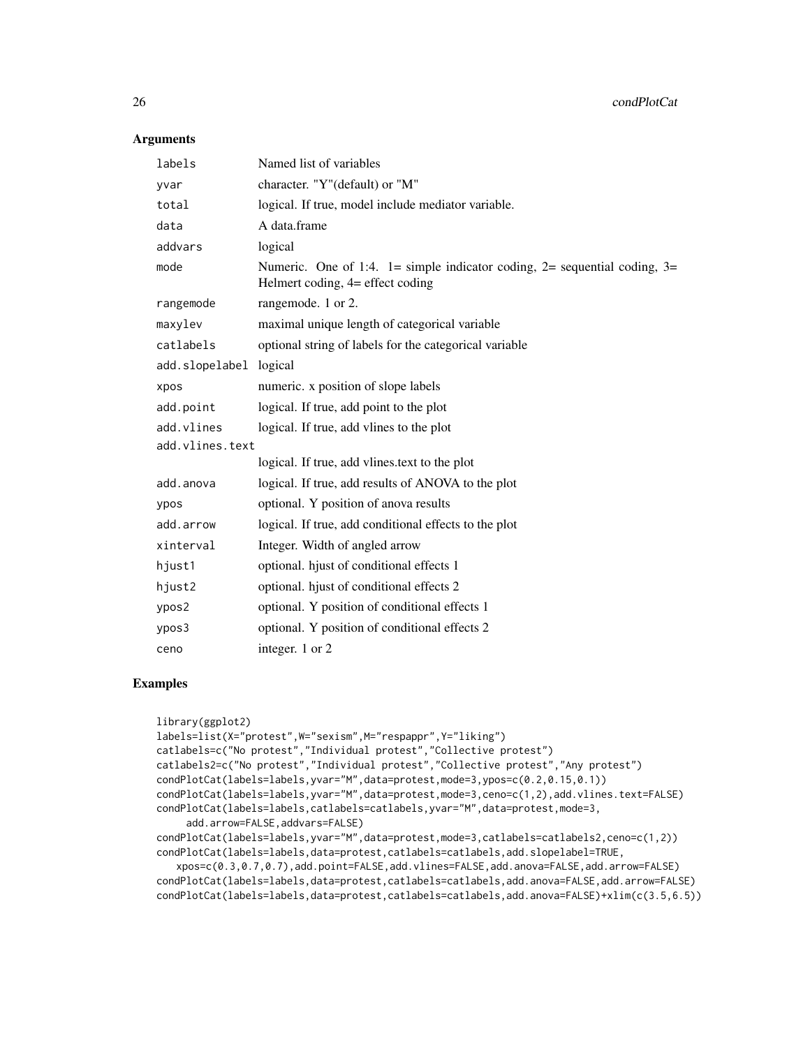## Arguments

| | |
|---|---|
| labels | Named list of variables |
| yvar | character. "Y"(default) or "M" |
| total | logical. If true, model include mediator variable. |
| data | A data.frame |
| addvars | logical |
| mode | Numeric. One of 1:4. 1= simple indicator coding, 2= sequential coding, 3= Helmert coding, 4= effect coding |
| rangemode | rangemode. 1 or 2. |
| maxylev | maximal unique length of categorical variable |
| catlabels | optional string of labels for the categorical variable |
| add.slopelabel | logical |
| xpos | numeric. x position of slope labels |
| add.point | logical. If true, add point to the plot |
| add.vlines | logical. If true, add vlines to the plot |
| add.vlines.text | logical. If true, add vlines.text to the plot |
| add.anova | logical. If true, add results of ANOVA to the plot |
| ypos | optional. Y position of anova results |
| add.arrow | logical. If true, add conditional effects to the plot |
| xinterval | Integer. Width of angled arrow |
| hjust1 | optional. hjust of conditional effects 1 |
| hjust2 | optional. hjust of conditional effects 2 |
| ypos2 | optional. Y position of conditional effects 1 |
| ypos3 | optional. Y position of conditional effects 2 |
| ceno | integer. 1 or 2 |

## Examples

```
library(ggplot2)
labels=list(X="protest",W="sexism",M="respappr",Y="liking")
catlabels=c("No protest","Individual protest","Collective protest")
catlabels2=c("No protest","Individual protest","Collective protest","Any protest")
condPlotCat(labels=labels,yvar="M",data=protest,mode=3,ypos=c(0.2,0.15,0.1))
condPlotCat(labels=labels,yvar="M",data=protest,mode=3,ceno=c(1,2),add.vlines.text=FALSE)
condPlotCat(labels=labels,catlabels=catlabels,yvar="M",data=protest,mode=3,
     add.arrow=FALSE,addvars=FALSE)
condPlotCat(labels=labels,yvar="M",data=protest,mode=3,catlabels=catlabels2,ceno=c(1,2))
condPlotCat(labels=labels,data=protest,catlabels=catlabels,add.slopelabel=TRUE,
   xpos=c(0.3,0.7,0.7),add.point=FALSE,add.vlines=FALSE,add.anova=FALSE,add.arrow=FALSE)
condPlotCat(labels=labels,data=protest,catlabels=catlabels,add.anova=FALSE,add.arrow=FALSE)
condPlotCat(labels=labels,data=protest,catlabels=catlabels,add.anova=FALSE)+xlim(c(3.5,6.5))
```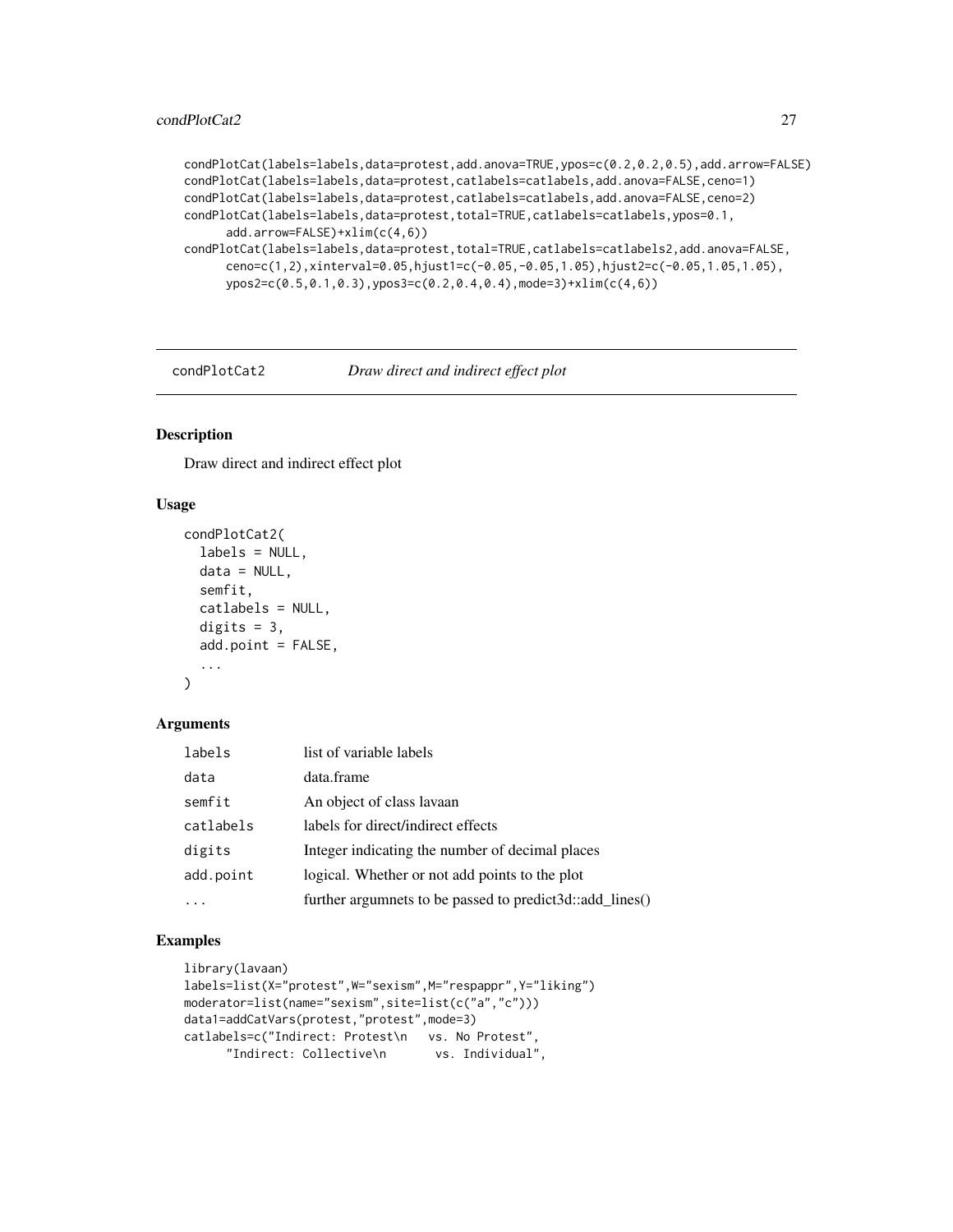```
condPlotCat(labels=labels,data=protest,add.anova=TRUE,ypos=c(0.2,0.2,0.5),add.arrow=FALSE)
condPlotCat(labels=labels,data=protest,catlabels=catlabels,add.anova=FALSE,ceno=1)
condPlotCat(labels=labels,data=protest,catlabels=catlabels,add.anova=FALSE,ceno=2)
condPlotCat(labels=labels,data=protest,total=TRUE,catlabels=catlabels,ypos=0.1,
      add.arrow=FALSE)+xlim(c(4,6))
condPlotCat(labels=labels,data=protest,total=TRUE,catlabels=catlabels2,add.anova=FALSE,
      ceno=c(1,2),xinterval=0.05,hjust1=c(-0.05,-0.05,1.05),hjust2=c(-0.05,1.05,1.05),
      ypos2=c(0.5,0.1,0.3),ypos3=c(0.2,0.4,0.4),mode=3)+xlim(c(4,6))
```

---

## condPlotCat2 — *Draw direct and indirect effect plot*

### Description

Draw direct and indirect effect plot

### Usage

```
condPlotCat2(
  labels = NULL,
  data = NULL,
  semfit,
  catlabels = NULL,
  digits = 3,
  add.point = FALSE,
  ...
)
```

### Arguments

| | |
|---|---|
| `labels` | list of variable labels |
| `data` | data.frame |
| `semfit` | An object of class lavaan |
| `catlabels` | labels for direct/indirect effects |
| `digits` | Integer indicating the number of decimal places |
| `add.point` | logical. Whether or not add points to the plot |
| `...` | further argumnets to be passed to predict3d::add_lines() |

### Examples

```
library(lavaan)
labels=list(X="protest",W="sexism",M="respappr",Y="liking")
moderator=list(name="sexism",site=list(c("a","c")))
data1=addCatVars(protest,"protest",mode=3)
catlabels=c("Indirect: Protest\n   vs. No Protest",
      "Indirect: Collective\n       vs. Individual",
```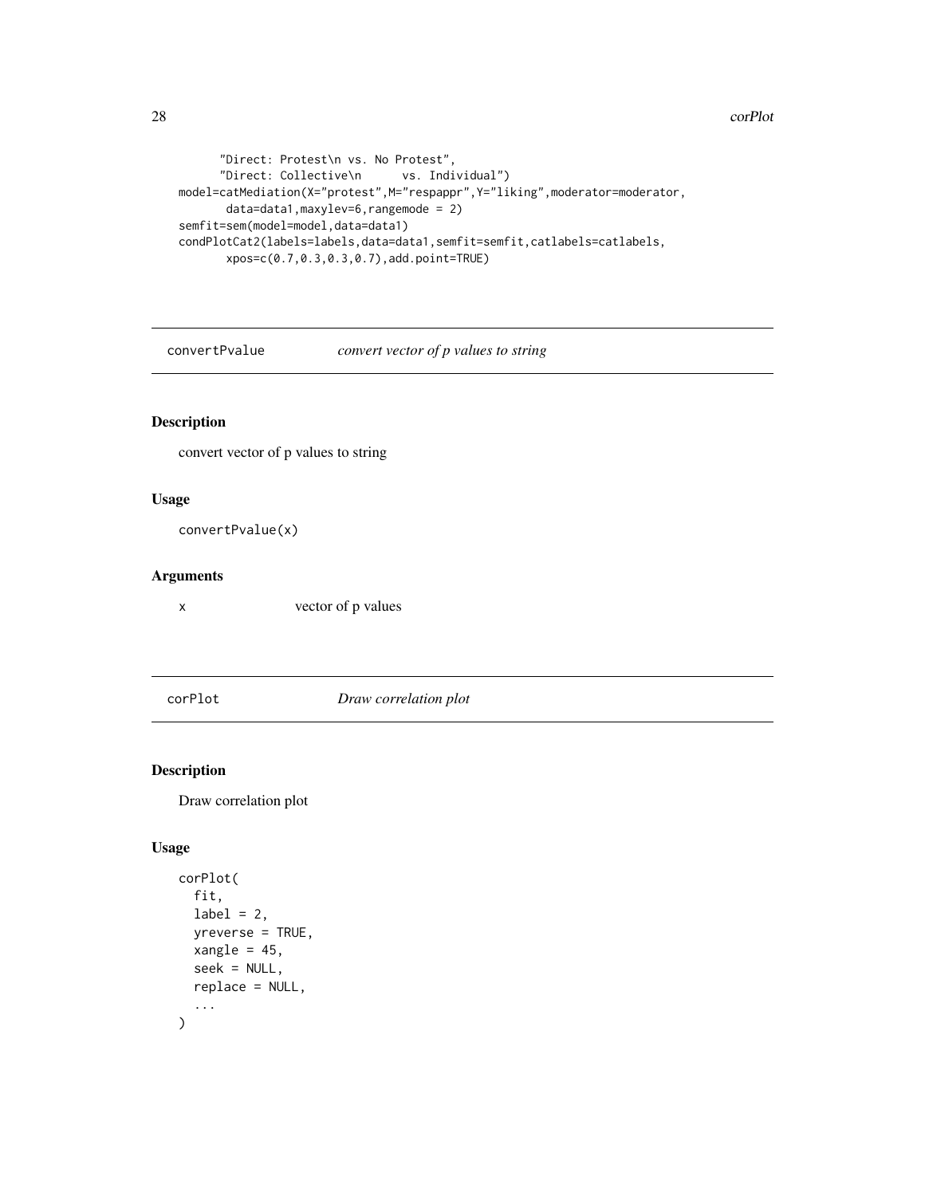```
      "Direct: Protest\n vs. No Protest",
      "Direct: Collective\n      vs. Individual")
model=catMediation(X="protest",M="respappr",Y="liking",moderator=moderator,
       data=data1,maxylev=6,rangemode = 2)
semfit=sem(model=model,data=data1)
condPlotCat2(labels=labels,data=data1,semfit=semfit,catlabels=catlabels,
       xpos=c(0.7,0.3,0.3,0.7),add.point=TRUE)
```

## convertPvalue — *convert vector of p values to string*

### Description

convert vector of p values to string

### Usage

```
convertPvalue(x)
```

### Arguments

| | |
|---|---|
| x | vector of p values |

## corPlot — *Draw correlation plot*

### Description

Draw correlation plot

### Usage

```
corPlot(
  fit,
  label = 2,
  yreverse = TRUE,
  xangle = 45,
  seek = NULL,
  replace = NULL,
  ...
)
```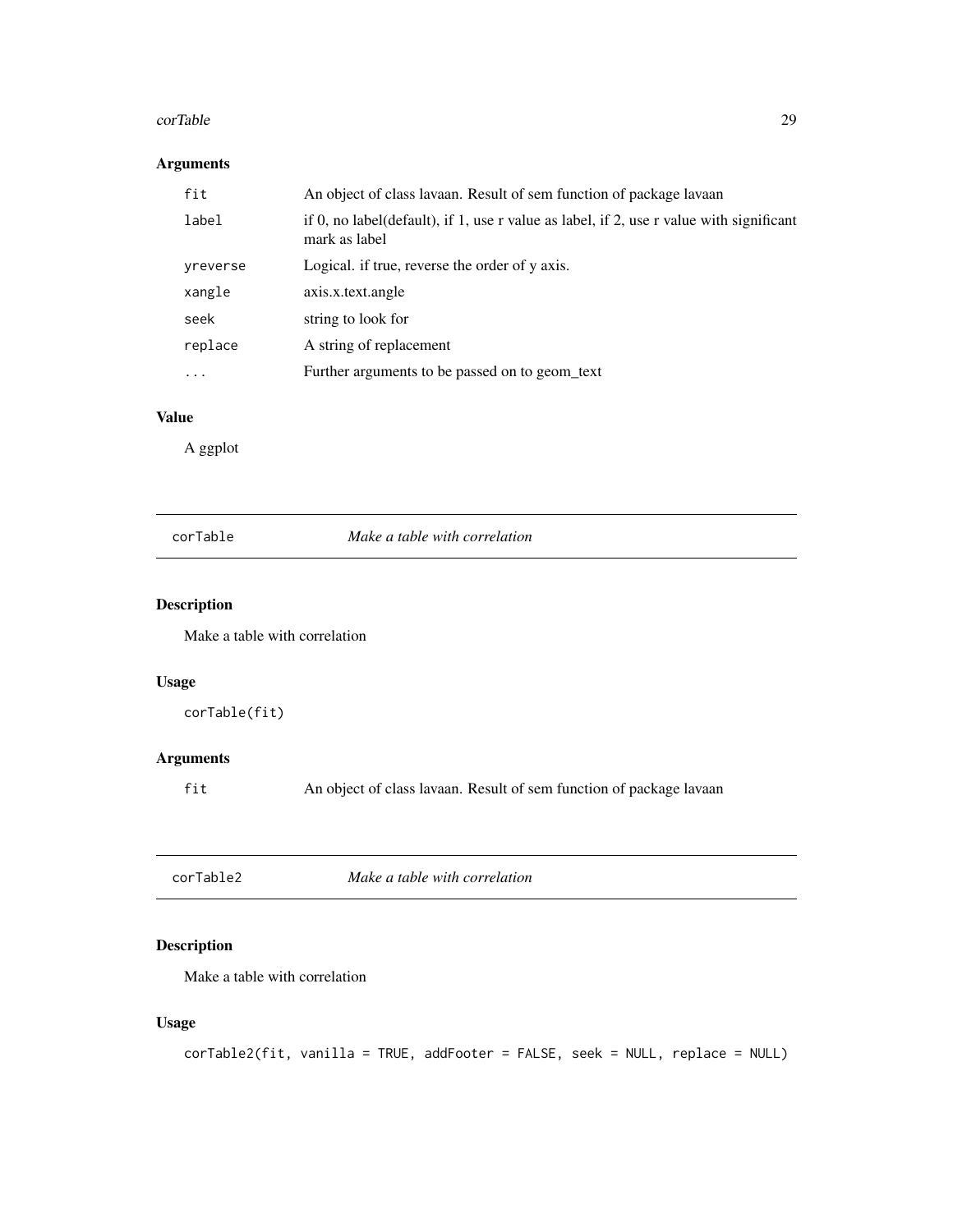## Arguments

| | |
|---|---|
| `fit` | An object of class lavaan. Result of sem function of package lavaan |
| `label` | if 0, no label(default), if 1, use r value as label, if 2, use r value with significant mark as label |
| `yreverse` | Logical. if true, reverse the order of y axis. |
| `xangle` | axis.x.text.angle |
| `seek` | string to look for |
| `replace` | A string of replacement |
| `...` | Further arguments to be passed on to geom_text |

## Value

A ggplot

---

# corTable — *Make a table with correlation*

## Description

Make a table with correlation

## Usage

```
corTable(fit)
```

## Arguments

| | |
|---|---|
| `fit` | An object of class lavaan. Result of sem function of package lavaan |

---

# corTable2 — *Make a table with correlation*

## Description

Make a table with correlation

## Usage

```
corTable2(fit, vanilla = TRUE, addFooter = FALSE, seek = NULL, replace = NULL)
```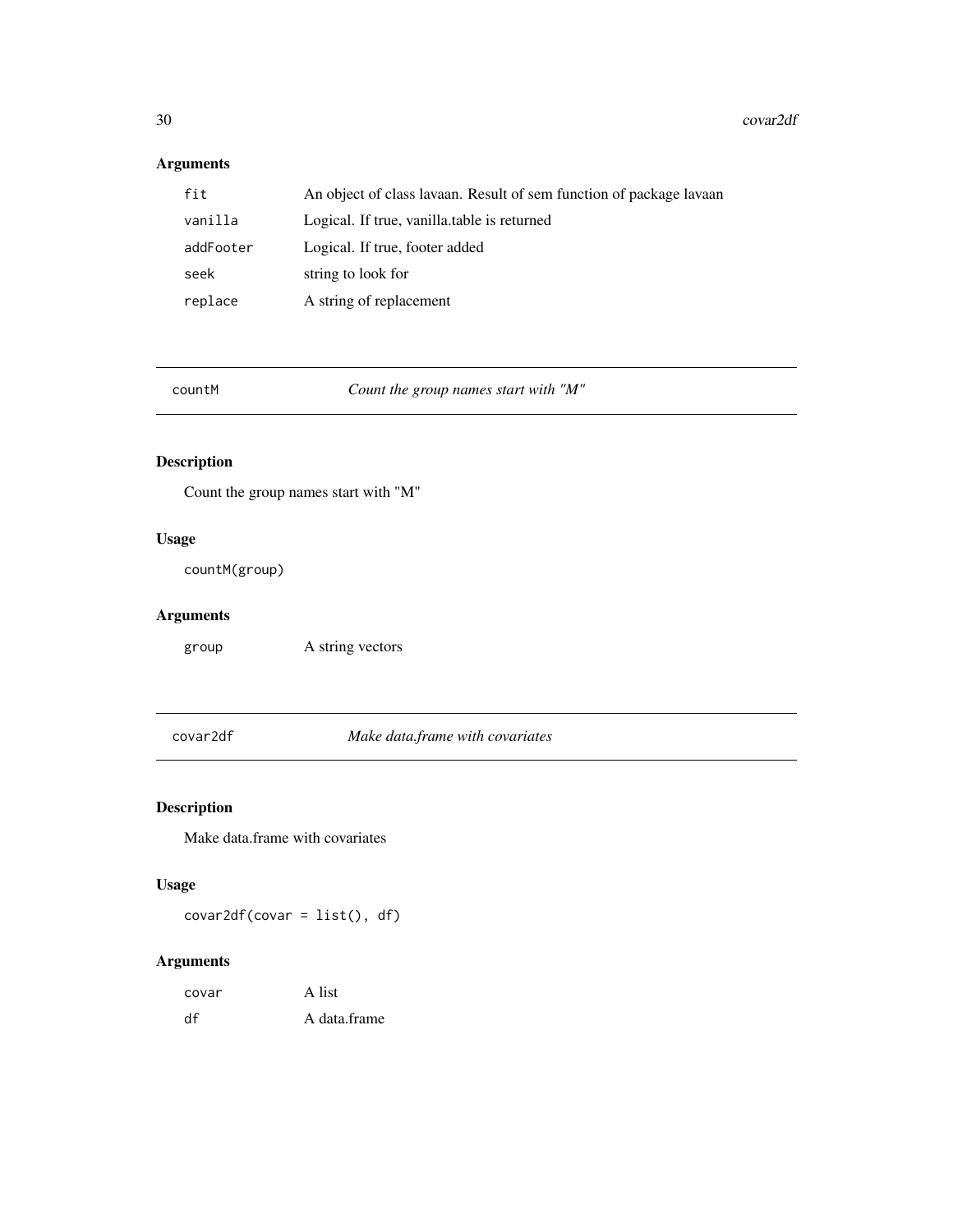## Arguments

| | |
|---|---|
| `fit` | An object of class lavaan. Result of sem function of package lavaan |
| `vanilla` | Logical. If true, vanilla.table is returned |
| `addFooter` | Logical. If true, footer added |
| `seek` | string to look for |
| `replace` | A string of replacement |

---

# `countM` *Count the group names start with "M"*

---

## Description

Count the group names start with "M"

## Usage

```
countM(group)
```

## Arguments

| | |
|---|---|
| `group` | A string vectors |

---

# `covar2df` *Make data.frame with covariates*

---

## Description

Make data.frame with covariates

## Usage

```
covar2df(covar = list(), df)
```

## Arguments

| | |
|---|---|
| `covar` | A list |
| `df` | A data.frame |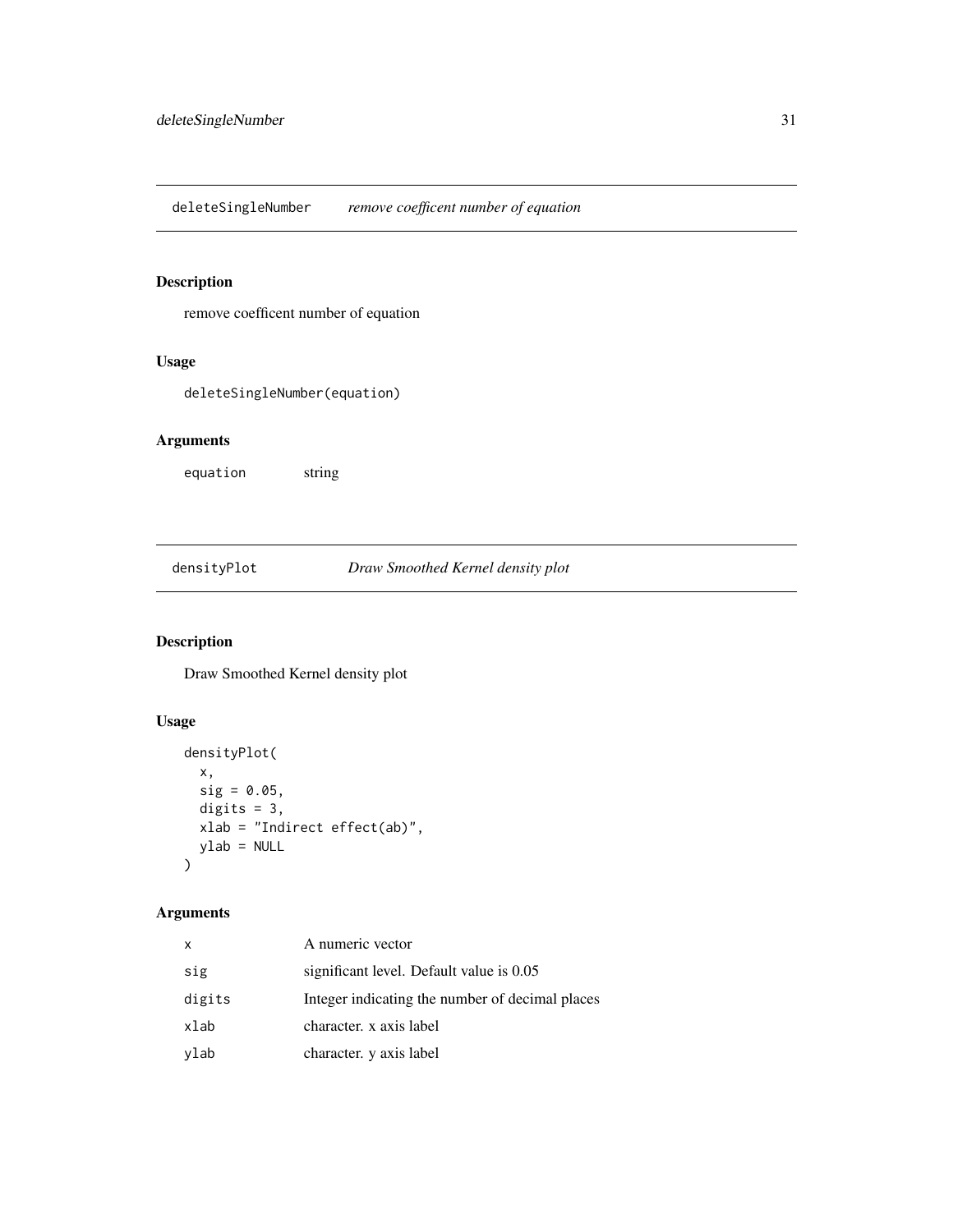## deleteSingleNumber *remove coefficent number of equation*

### Description

remove coefficent number of equation

### Usage

```
deleteSingleNumber(equation)
```

### Arguments

| | |
|---|---|
| equation | string |

## densityPlot *Draw Smoothed Kernel density plot*

### Description

Draw Smoothed Kernel density plot

### Usage

```
densityPlot(
  x,
  sig = 0.05,
  digits = 3,
  xlab = "Indirect effect(ab)",
  ylab = NULL
)
```

### Arguments

| | |
|---|---|
| x | A numeric vector |
| sig | significant level. Default value is 0.05 |
| digits | Integer indicating the number of decimal places |
| xlab | character. x axis label |
| ylab | character. y axis label |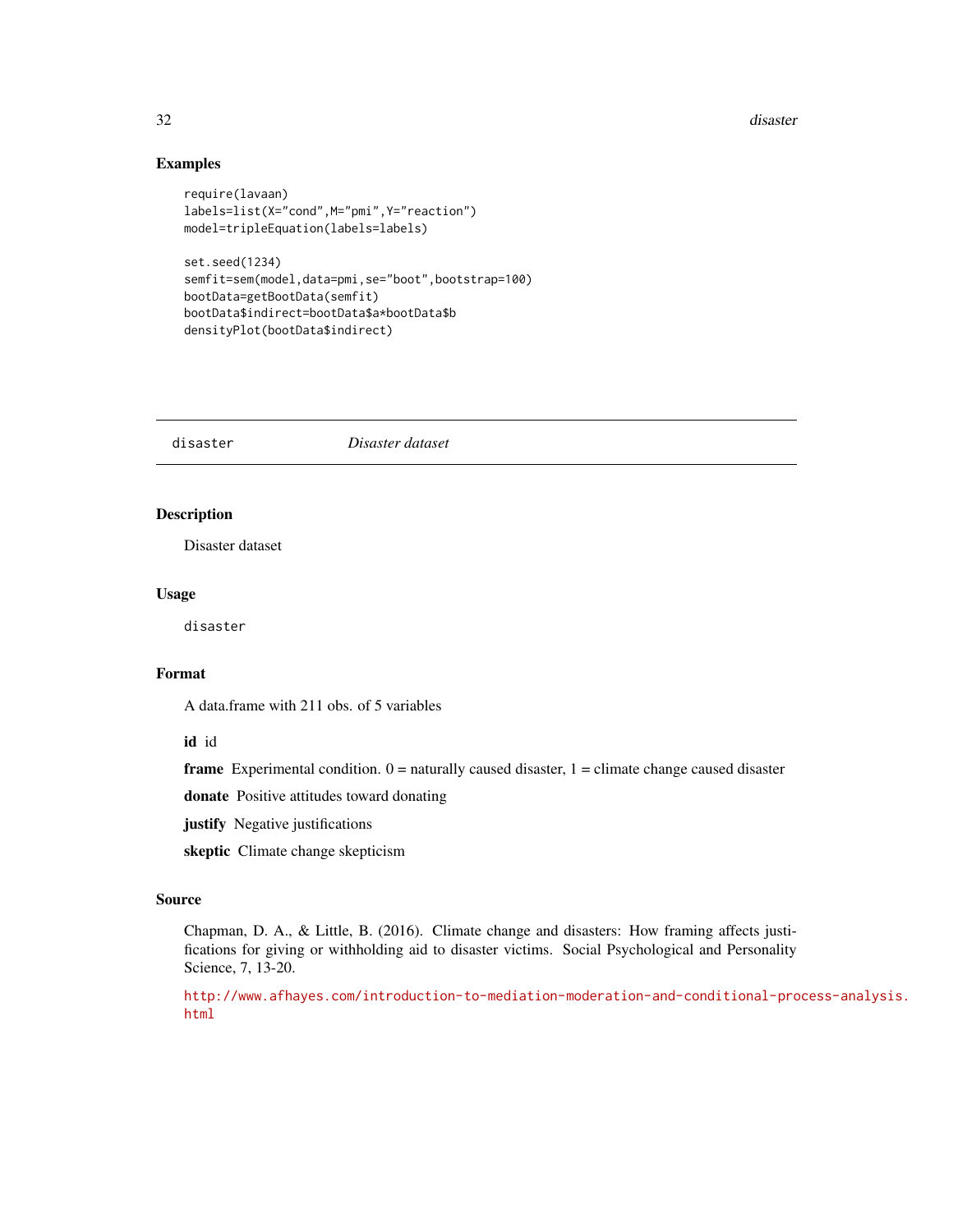## Examples

```
require(lavaan)
labels=list(X="cond",M="pmi",Y="reaction")
model=tripleEquation(labels=labels)

set.seed(1234)
semfit=sem(model,data=pmi,se="boot",bootstrap=100)
bootData=getBootData(semfit)
bootData$indirect=bootData$a*bootData$b
densityPlot(bootData$indirect)
```

---

`disaster` *Disaster dataset*

---

## Description

Disaster dataset

## Usage

```
disaster
```

## Format

A data.frame with 211 obs. of 5 variables

**id** id

**frame** Experimental condition. 0 = naturally caused disaster, 1 = climate change caused disaster

**donate** Positive attitudes toward donating

**justify** Negative justifications

**skeptic** Climate change skepticism

## Source

Chapman, D. A., & Little, B. (2016). Climate change and disasters: How framing affects justifications for giving or withholding aid to disaster victims. Social Psychological and Personality Science, 7, 13-20.

http://www.afhayes.com/introduction-to-mediation-moderation-and-conditional-process-analysis.html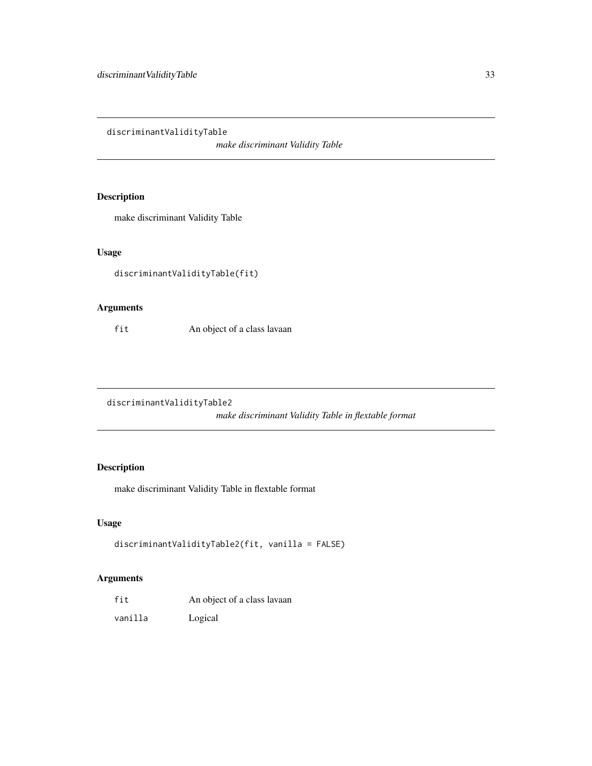## discriminantValidityTable

*make discriminant Validity Table*

### Description

make discriminant Validity Table

### Usage

```
discriminantValidityTable(fit)
```

### Arguments

| | |
|---|---|
| fit | An object of a class lavaan |

## discriminantValidityTable2

*make discriminant Validity Table in flextable format*

### Description

make discriminant Validity Table in flextable format

### Usage

```
discriminantValidityTable2(fit, vanilla = FALSE)
```

### Arguments

| | |
|---|---|
| fit | An object of a class lavaan |
| vanilla | Logical |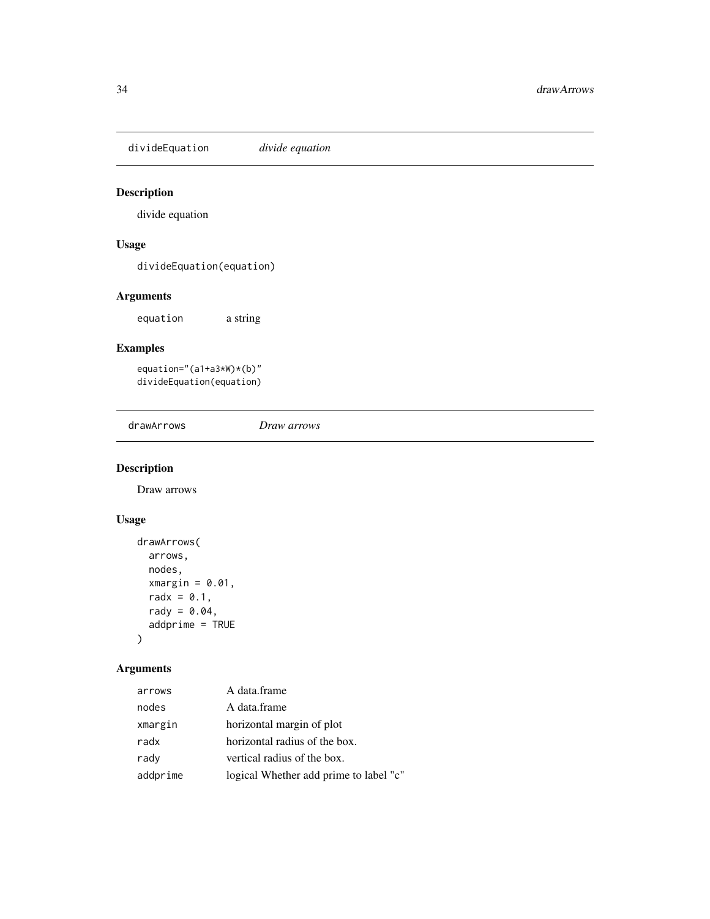## divideEquation    *divide equation*

### Description

divide equation

### Usage

```
divideEquation(equation)
```

### Arguments

| | |
|---|---|
| equation | a string |

### Examples

```
equation="(a1+a3*W)*(b)"
divideEquation(equation)
```

## drawArrows    *Draw arrows*

### Description

Draw arrows

### Usage

```
drawArrows(
  arrows,
  nodes,
  xmargin = 0.01,
  radx = 0.1,
  rady = 0.04,
  addprime = TRUE
)
```

### Arguments

| | |
|---|---|
| arrows | A data.frame |
| nodes | A data.frame |
| xmargin | horizontal margin of plot |
| radx | horizontal radius of the box. |
| rady | vertical radius of the box. |
| addprime | logical Whether add prime to label "c" |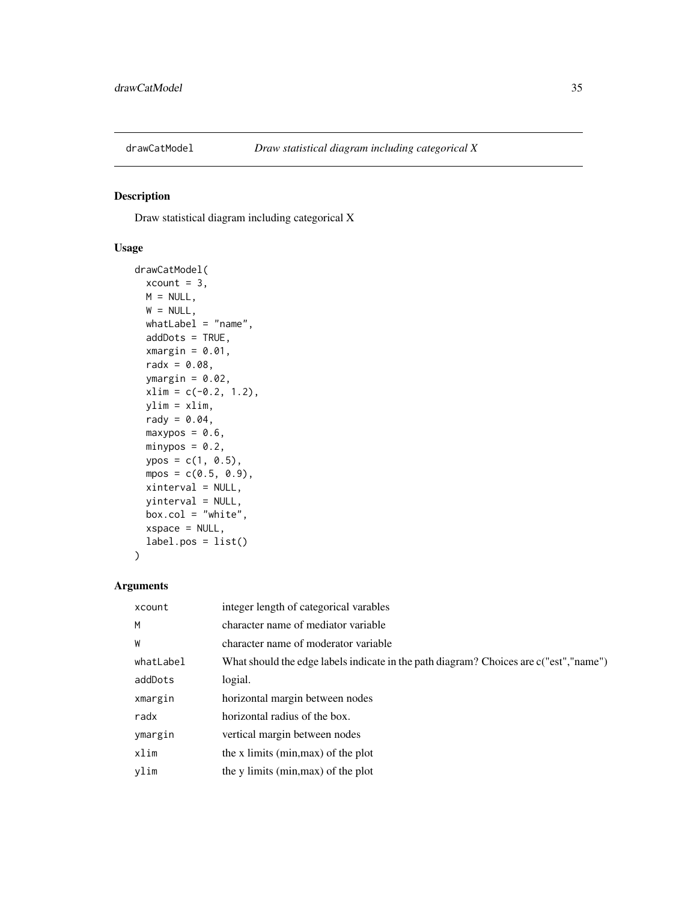## drawCatModel — *Draw statistical diagram including categorical X*

### Description

Draw statistical diagram including categorical X

### Usage

```
drawCatModel(
  xcount = 3,
  M = NULL,
  W = NULL,
  whatLabel = "name",
  addDots = TRUE,
  xmargin = 0.01,
  radx = 0.08,
  ymargin = 0.02,
  xlim = c(-0.2, 1.2),
  ylim = xlim,
  rady = 0.04,
  maxypos = 0.6,
  minypos = 0.2,
  ypos = c(1, 0.5),
  mpos = c(0.5, 0.9),
  xinterval = NULL,
  yinterval = NULL,
  box.col = "white",
  xspace = NULL,
  label.pos = list()
)
```

### Arguments

| | |
|---|---|
| `xcount` | integer length of categorical varables |
| `M` | character name of mediator variable |
| `W` | character name of moderator variable |
| `whatLabel` | What should the edge labels indicate in the path diagram? Choices are c("est","name") |
| `addDots` | logial. |
| `xmargin` | horizontal margin between nodes |
| `radx` | horizontal radius of the box. |
| `ymargin` | vertical margin between nodes |
| `xlim` | the x limits (min,max) of the plot |
| `ylim` | the y limits (min,max) of the plot |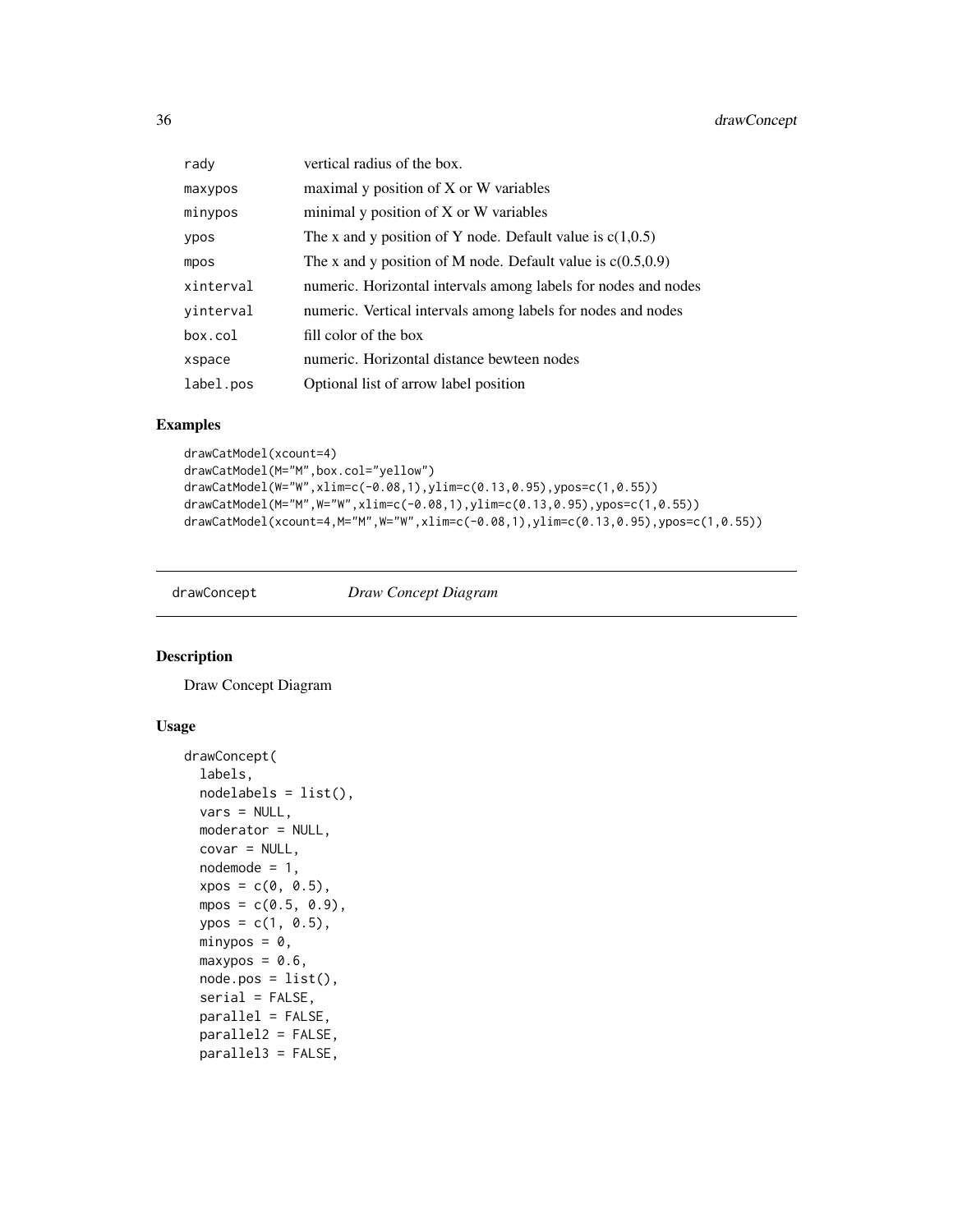| | |
|---|---|
| rady | vertical radius of the box. |
| maxypos | maximal y position of X or W variables |
| minypos | minimal y position of X or W variables |
| ypos | The x and y position of Y node. Default value is c(1,0.5) |
| mpos | The x and y position of M node. Default value is c(0.5,0.9) |
| xinterval | numeric. Horizontal intervals among labels for nodes and nodes |
| yinterval | numeric. Vertical intervals among labels for nodes and nodes |
| box.col | fill color of the box |
| xspace | numeric. Horizontal distance bewteen nodes |
| label.pos | Optional list of arrow label position |

## Examples

```
drawCatModel(xcount=4)
drawCatModel(M="M",box.col="yellow")
drawCatModel(W="W",xlim=c(-0.08,1),ylim=c(0.13,0.95),ypos=c(1,0.55))
drawCatModel(M="M",W="W",xlim=c(-0.08,1),ylim=c(0.13,0.95),ypos=c(1,0.55))
drawCatModel(xcount=4,M="M",W="W",xlim=c(-0.08,1),ylim=c(0.13,0.95),ypos=c(1,0.55))
```

---

# drawConcept *Draw Concept Diagram*

## Description

Draw Concept Diagram

## Usage

```
drawConcept(
  labels,
  nodelabels = list(),
  vars = NULL,
  moderator = NULL,
  covar = NULL,
  nodemode = 1,
  xpos = c(0, 0.5),
  mpos = c(0.5, 0.9),
  ypos = c(1, 0.5),
  minypos = 0,
  maxypos = 0.6,
  node.pos = list(),
  serial = FALSE,
  parallel = FALSE,
  parallel2 = FALSE,
  parallel3 = FALSE,
```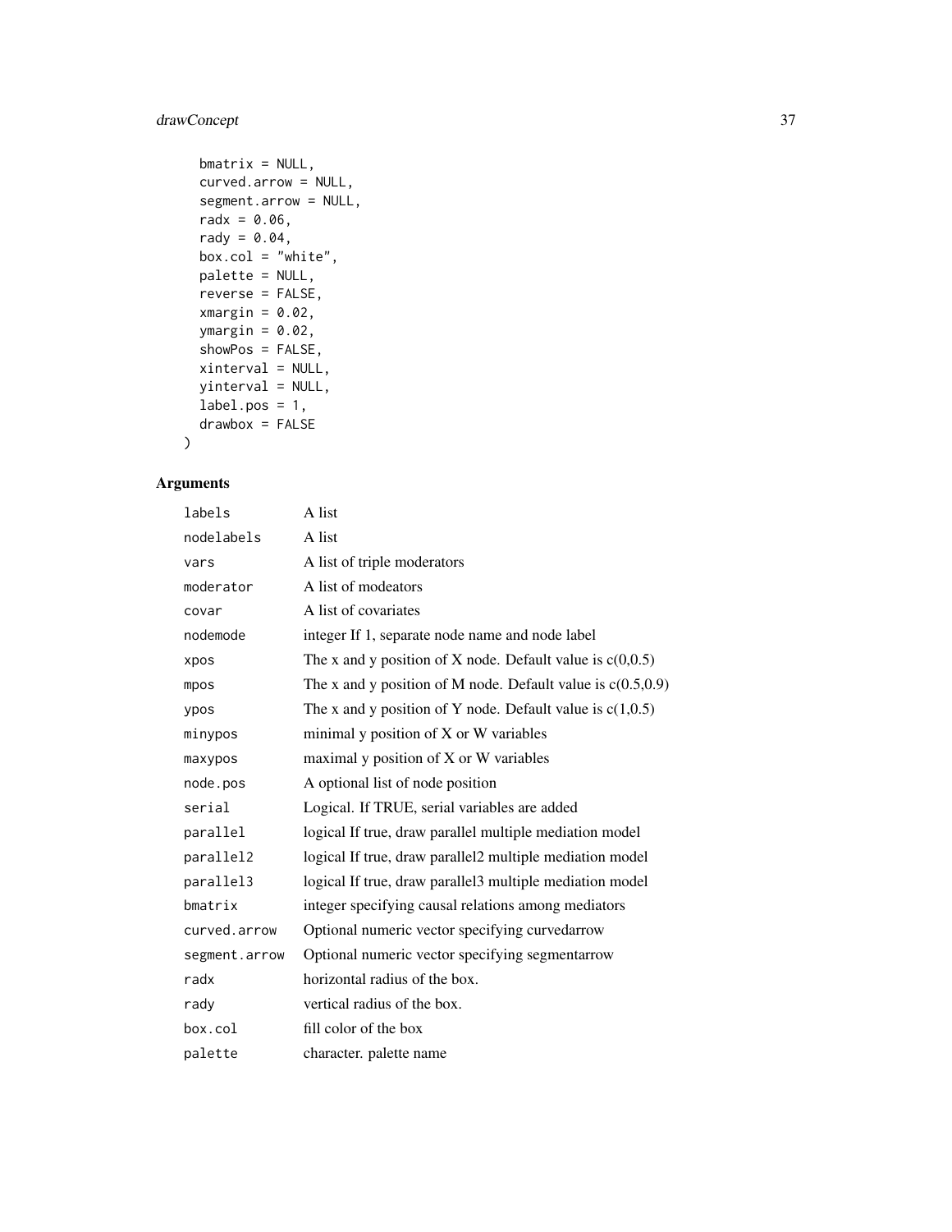```
  bmatrix = NULL,
  curved.arrow = NULL,
  segment.arrow = NULL,
  radx = 0.06,
  rady = 0.04,
  box.col = "white",
  palette = NULL,
  reverse = FALSE,
  xmargin = 0.02,
  ymargin = 0.02,
  showPos = FALSE,
  xinterval = NULL,
  yinterval = NULL,
  label.pos = 1,
  drawbox = FALSE
)
```

## Arguments

| | |
|---|---|
| `labels` | A list |
| `nodelabels` | A list |
| `vars` | A list of triple moderators |
| `moderator` | A list of modeators |
| `covar` | A list of covariates |
| `nodemode` | integer If 1, separate node name and node label |
| `xpos` | The x and y position of X node. Default value is c(0,0.5) |
| `mpos` | The x and y position of M node. Default value is c(0.5,0.9) |
| `ypos` | The x and y position of Y node. Default value is c(1,0.5) |
| `minypos` | minimal y position of X or W variables |
| `maxypos` | maximal y position of X or W variables |
| `node.pos` | A optional list of node position |
| `serial` | Logical. If TRUE, serial variables are added |
| `parallel` | logical If true, draw parallel multiple mediation model |
| `parallel2` | logical If true, draw parallel2 multiple mediation model |
| `parallel3` | logical If true, draw parallel3 multiple mediation model |
| `bmatrix` | integer specifying causal relations among mediators |
| `curved.arrow` | Optional numeric vector specifying curvedarrow |
| `segment.arrow` | Optional numeric vector specifying segmentarrow |
| `radx` | horizontal radius of the box. |
| `rady` | vertical radius of the box. |
| `box.col` | fill color of the box |
| `palette` | character. palette name |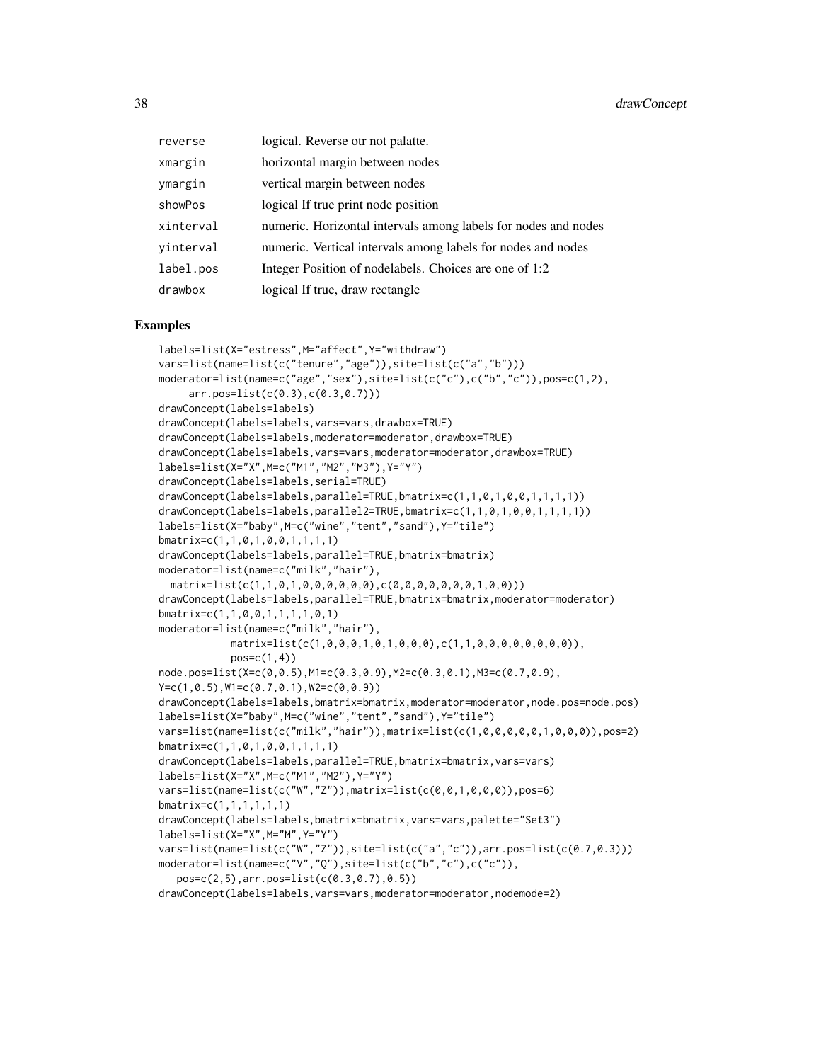| | |
|---|---|
| reverse | logical. Reverse otr not palatte. |
| xmargin | horizontal margin between nodes |
| ymargin | vertical margin between nodes |
| showPos | logical If true print node position |
| xinterval | numeric. Horizontal intervals among labels for nodes and nodes |
| yinterval | numeric. Vertical intervals among labels for nodes and nodes |
| label.pos | Integer Position of nodelabels. Choices are one of 1:2 |
| drawbox | logical If true, draw rectangle |

## Examples

```
labels=list(X="estress",M="affect",Y="withdraw")
vars=list(name=list(c("tenure","age")),site=list(c("a","b")))
moderator=list(name=c("age","sex"),site=list(c("c"),c("b","c")),pos=c(1,2),
     arr.pos=list(c(0.3),c(0.3,0.7)))
drawConcept(labels=labels)
drawConcept(labels=labels,vars=vars,drawbox=TRUE)
drawConcept(labels=labels,moderator=moderator,drawbox=TRUE)
drawConcept(labels=labels,vars=vars,moderator=moderator,drawbox=TRUE)
labels=list(X="X",M=c("M1","M2","M3"),Y="Y")
drawConcept(labels=labels,serial=TRUE)
drawConcept(labels=labels,parallel=TRUE,bmatrix=c(1,1,0,1,0,0,1,1,1,1))
drawConcept(labels=labels,parallel2=TRUE,bmatrix=c(1,1,0,1,0,0,1,1,1,1))
labels=list(X="baby",M=c("wine","tent","sand"),Y="tile")
bmatrix=c(1,1,0,1,0,0,1,1,1,1)
drawConcept(labels=labels,parallel=TRUE,bmatrix=bmatrix)
moderator=list(name=c("milk","hair"),
  matrix=list(c(1,1,0,1,0,0,0,0,0,0),c(0,0,0,0,0,0,0,1,0,0)))
drawConcept(labels=labels,parallel=TRUE,bmatrix=bmatrix,moderator=moderator)
bmatrix=c(1,1,0,0,1,1,1,1,0,1)
moderator=list(name=c("milk","hair"),
           matrix=list(c(1,0,0,0,1,0,1,0,0,0),c(1,1,0,0,0,0,0,0,0,0)),
           pos=c(1,4))
node.pos=list(X=c(0,0.5),M1=c(0.3,0.9),M2=c(0.3,0.1),M3=c(0.7,0.9),
Y=c(1,0.5),W1=c(0.7,0.1),W2=c(0,0.9))
drawConcept(labels=labels,bmatrix=bmatrix,moderator=moderator,node.pos=node.pos)
labels=list(X="baby",M=c("wine","tent","sand"),Y="tile")
vars=list(name=list(c("milk","hair")),matrix=list(c(1,0,0,0,0,0,1,0,0,0)),pos=2)
bmatrix=c(1,1,0,1,0,0,1,1,1,1)
drawConcept(labels=labels,parallel=TRUE,bmatrix=bmatrix,vars=vars)
labels=list(X="X",M=c("M1","M2"),Y="Y")
vars=list(name=list(c("W","Z")),matrix=list(c(0,0,1,0,0,0)),pos=6)
bmatrix=c(1,1,1,1,1,1)
drawConcept(labels=labels,bmatrix=bmatrix,vars=vars,palette="Set3")
labels=list(X="X",M="M",Y="Y")
vars=list(name=list(c("W","Z")),site=list(c("a","c")),arr.pos=list(c(0.7,0.3)))
moderator=list(name=c("V","Q"),site=list(c("b","c"),c("c")),
   pos=c(2,5),arr.pos=list(c(0.3,0.7),0.5))
drawConcept(labels=labels,vars=vars,moderator=moderator,nodemode=2)
```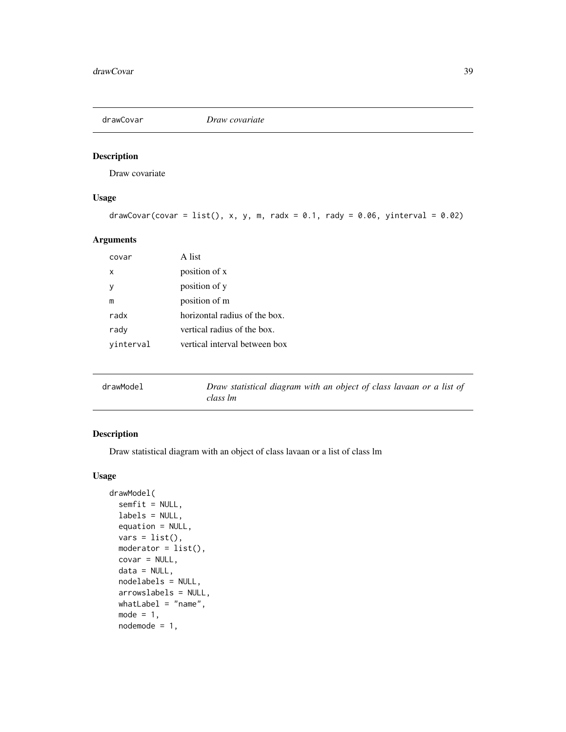## drawCovar *Draw covariate*

### Description

Draw covariate

### Usage

```
drawCovar(covar = list(), x, y, m, radx = 0.1, rady = 0.06, yinterval = 0.02)
```

### Arguments

| | |
|---|---|
| covar | A list |
| x | position of x |
| y | position of y |
| m | position of m |
| radx | horizontal radius of the box. |
| rady | vertical radius of the box. |
| yinterval | vertical interval between box |

## drawModel *Draw statistical diagram with an object of class lavaan or a list of class lm*

### Description

Draw statistical diagram with an object of class lavaan or a list of class lm

### Usage

```
drawModel(
  semfit = NULL,
  labels = NULL,
  equation = NULL,
  vars = list(),
  moderator = list(),
  covar = NULL,
  data = NULL,
  nodelabels = NULL,
  arrowslabels = NULL,
  whatLabel = "name",
  mode = 1,
  nodemode = 1,
```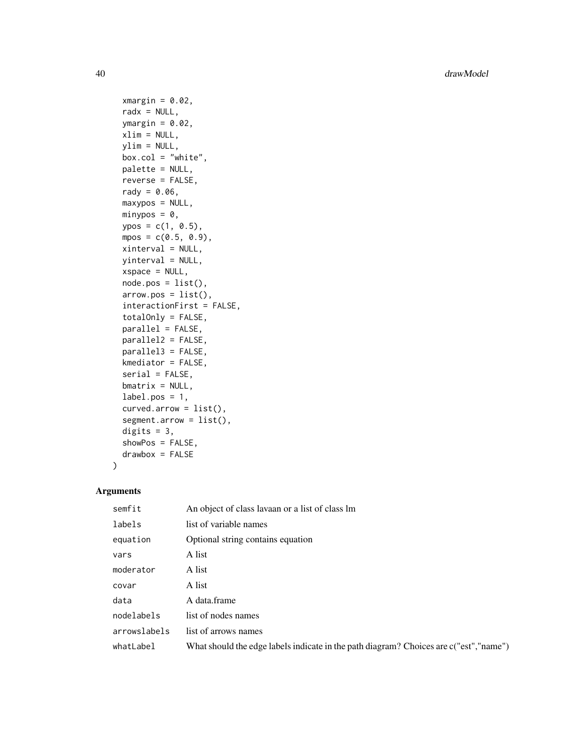```
  xmargin = 0.02,
  radx = NULL,
  ymargin = 0.02,
  xlim = NULL,
  ylim = NULL,
  box.col = "white",
  palette = NULL,
  reverse = FALSE,
  rady = 0.06,
  maxypos = NULL,
  minypos = 0,
  ypos = c(1, 0.5),
  mpos = c(0.5, 0.9),
  xinterval = NULL,
  yinterval = NULL,
  xspace = NULL,
  node.pos = list(),
  arrow.pos = list(),
  interactionFirst = FALSE,
  totalOnly = FALSE,
  parallel = FALSE,
  parallel2 = FALSE,
  parallel3 = FALSE,
  kmediator = FALSE,
  serial = FALSE,
  bmatrix = NULL,
  label.pos = 1,
  curved.arrow = list(),
  segment.arrow = list(),
  digits = 3,
  showPos = FALSE,
  drawbox = FALSE
)
```

## Arguments

| | |
|---|---|
| `semfit` | An object of class lavaan or a list of class lm |
| `labels` | list of variable names |
| `equation` | Optional string contains equation |
| `vars` | A list |
| `moderator` | A list |
| `covar` | A list |
| `data` | A data.frame |
| `nodelabels` | list of nodes names |
| `arrowslabels` | list of arrows names |
| `whatLabel` | What should the edge labels indicate in the path diagram? Choices are c("est","name") |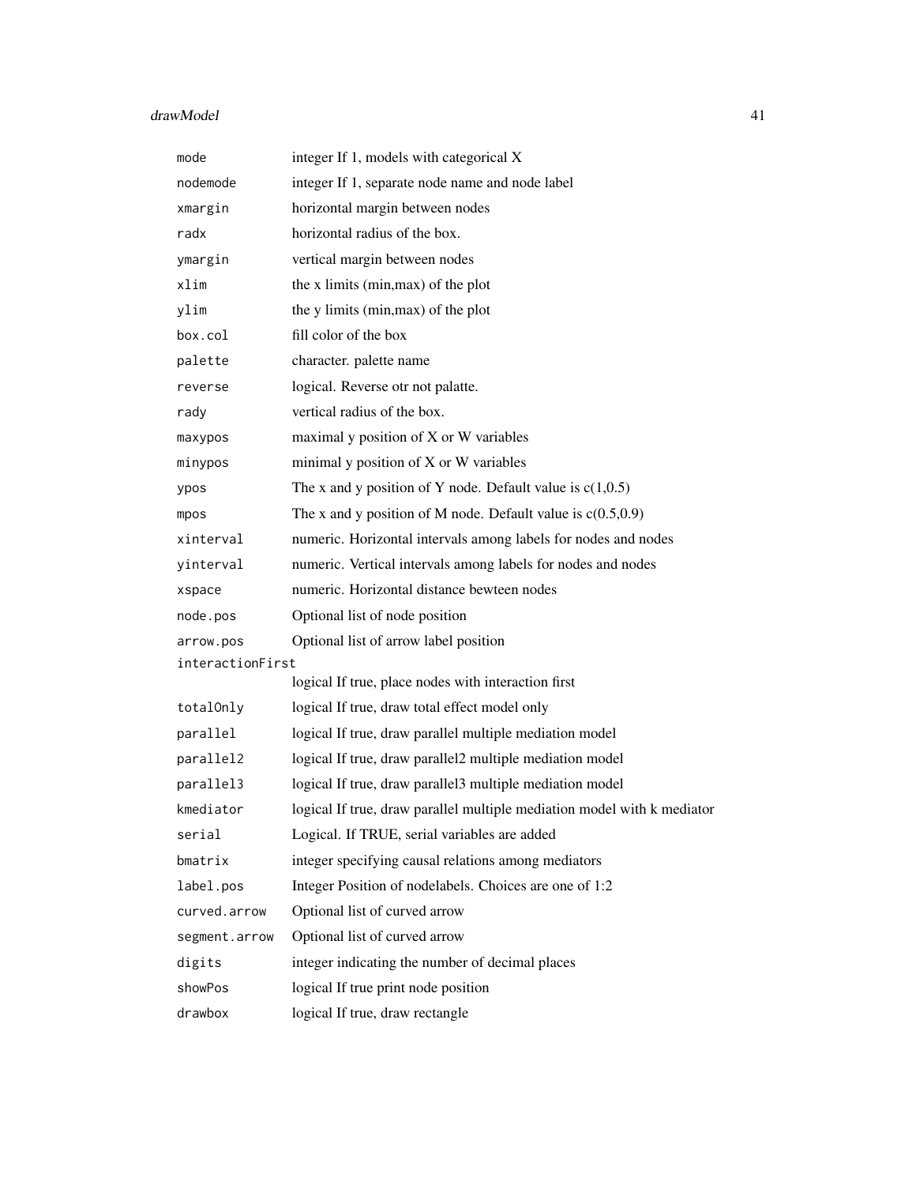| | |
|---|---|
| `mode` | integer If 1, models with categorical X |
| `nodemode` | integer If 1, separate node name and node label |
| `xmargin` | horizontal margin between nodes |
| `radx` | horizontal radius of the box. |
| `ymargin` | vertical margin between nodes |
| `xlim` | the x limits (min,max) of the plot |
| `ylim` | the y limits (min,max) of the plot |
| `box.col` | fill color of the box |
| `palette` | character. palette name |
| `reverse` | logical. Reverse otr not palatte. |
| `rady` | vertical radius of the box. |
| `maxypos` | maximal y position of X or W variables |
| `minypos` | minimal y position of X or W variables |
| `ypos` | The x and y position of Y node. Default value is c(1,0.5) |
| `mpos` | The x and y position of M node. Default value is c(0.5,0.9) |
| `xinterval` | numeric. Horizontal intervals among labels for nodes and nodes |
| `yinterval` | numeric. Vertical intervals among labels for nodes and nodes |
| `xspace` | numeric. Horizontal distance bewteen nodes |
| `node.pos` | Optional list of node position |
| `arrow.pos` | Optional list of arrow label position |
| `interactionFirst` | logical If true, place nodes with interaction first |
| `totalOnly` | logical If true, draw total effect model only |
| `parallel` | logical If true, draw parallel multiple mediation model |
| `parallel2` | logical If true, draw parallel2 multiple mediation model |
| `parallel3` | logical If true, draw parallel3 multiple mediation model |
| `kmediator` | logical If true, draw parallel multiple mediation model with k mediator |
| `serial` | Logical. If TRUE, serial variables are added |
| `bmatrix` | integer specifying causal relations among mediators |
| `label.pos` | Integer Position of nodelabels. Choices are one of 1:2 |
| `curved.arrow` | Optional list of curved arrow |
| `segment.arrow` | Optional list of curved arrow |
| `digits` | integer indicating the number of decimal places |
| `showPos` | logical If true print node position |
| `drawbox` | logical If true, draw rectangle |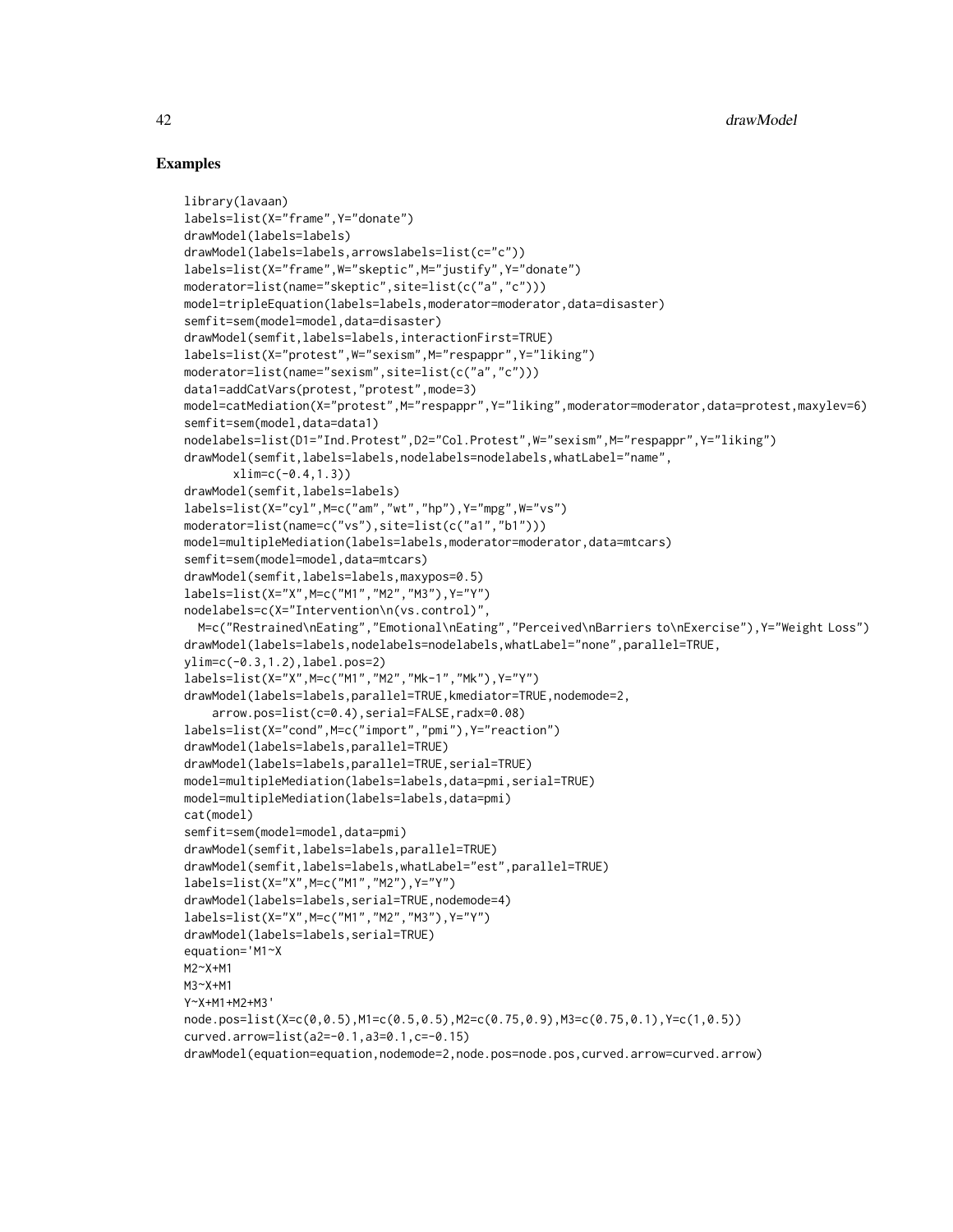## Examples

```
library(lavaan)
labels=list(X="frame",Y="donate")
drawModel(labels=labels)
drawModel(labels=labels,arrowslabels=list(c="c"))
labels=list(X="frame",W="skeptic",M="justify",Y="donate")
moderator=list(name="skeptic",site=list(c("a","c")))
model=tripleEquation(labels=labels,moderator=moderator,data=disaster)
semfit=sem(model=model,data=disaster)
drawModel(semfit,labels=labels,interactionFirst=TRUE)
labels=list(X="protest",W="sexism",M="respappr",Y="liking")
moderator=list(name="sexism",site=list(c("a","c")))
data1=addCatVars(protest,"protest",mode=3)
model=catMediation(X="protest",M="respappr",Y="liking",moderator=moderator,data=protest,maxylev=6)
semfit=sem(model,data=data1)
nodelabels=list(D1="Ind.Protest",D2="Col.Protest",W="sexism",M="respappr",Y="liking")
drawModel(semfit,labels=labels,nodelabels=nodelabels,whatLabel="name",
       xlim=c(-0.4,1.3))
drawModel(semfit,labels=labels)
labels=list(X="cyl",M=c("am","wt","hp"),Y="mpg",W="vs")
moderator=list(name=c("vs"),site=list(c("a1","b1")))
model=multipleMediation(labels=labels,moderator=moderator,data=mtcars)
semfit=sem(model=model,data=mtcars)
drawModel(semfit,labels=labels,maxypos=0.5)
labels=list(X="X",M=c("M1","M2","M3"),Y="Y")
nodelabels=c(X="Intervention\n(vs.control)",
  M=c("Restrained\nEating","Emotional\nEating","Perceived\nBarriers to\nExercise"),Y="Weight Loss")
drawModel(labels=labels,nodelabels=nodelabels,whatLabel="none",parallel=TRUE,
ylim=c(-0.3,1.2),label.pos=2)
labels=list(X="X",M=c("M1","M2","Mk-1","Mk"),Y="Y")
drawModel(labels=labels,parallel=TRUE,kmediator=TRUE,nodemode=2,
    arrow.pos=list(c=0.4),serial=FALSE,radx=0.08)
labels=list(X="cond",M=c("import","pmi"),Y="reaction")
drawModel(labels=labels,parallel=TRUE)
drawModel(labels=labels,parallel=TRUE,serial=TRUE)
model=multipleMediation(labels=labels,data=pmi,serial=TRUE)
model=multipleMediation(labels=labels,data=pmi)
cat(model)
semfit=sem(model=model,data=pmi)
drawModel(semfit,labels=labels,parallel=TRUE)
drawModel(semfit,labels=labels,whatLabel="est",parallel=TRUE)
labels=list(X="X",M=c("M1","M2"),Y="Y")
drawModel(labels=labels,serial=TRUE,nodemode=4)
labels=list(X="X",M=c("M1","M2","M3"),Y="Y")
drawModel(labels=labels,serial=TRUE)
equation='M1~X
M2~X+M1
M3~X+M1
Y~X+M1+M2+M3'
node.pos=list(X=c(0,0.5),M1=c(0.5,0.5),M2=c(0.75,0.9),M3=c(0.75,0.1),Y=c(1,0.5))
curved.arrow=list(a2=-0.1,a3=0.1,c=-0.15)
drawModel(equation=equation,nodemode=2,node.pos=node.pos,curved.arrow=curved.arrow)
```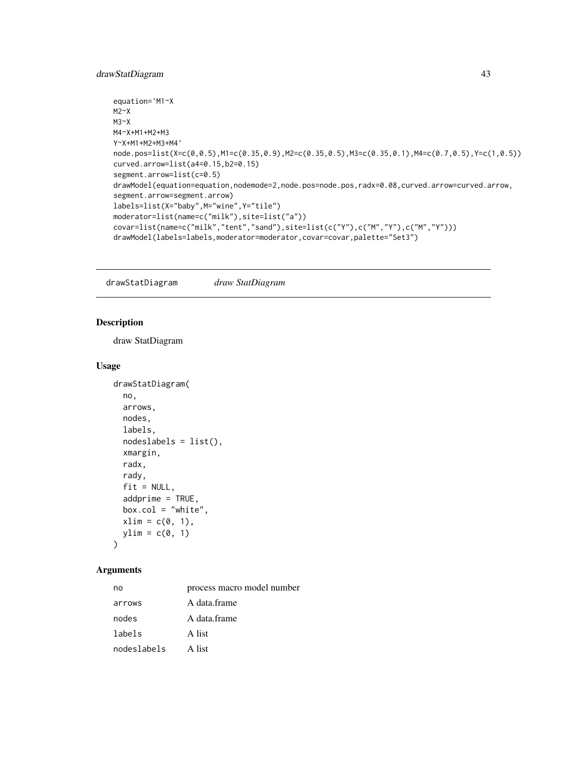```
equation='M1~X
M2~X
M3~X
M4~X+M1+M2+M3
Y~X+M1+M2+M3+M4'
node.pos=list(X=c(0,0.5),M1=c(0.35,0.9),M2=c(0.35,0.5),M3=c(0.35,0.1),M4=c(0.7,0.5),Y=c(1,0.5))
curved.arrow=list(a4=0.15,b2=0.15)
segment.arrow=list(c=0.5)
drawModel(equation=equation,nodemode=2,node.pos=node.pos,radx=0.08,curved.arrow=curved.arrow,
segment.arrow=segment.arrow)
labels=list(X="baby",M="wine",Y="tile")
moderator=list(name=c("milk"),site=list("a"))
covar=list(name=c("milk","tent","sand"),site=list(c("Y"),c("M","Y"),c("M","Y")))
drawModel(labels=labels,moderator=moderator,covar=covar,palette="Set3")
```

---

## drawStatDiagram    *draw StatDiagram*

---

### Description

draw StatDiagram

### Usage

```
drawStatDiagram(
  no,
  arrows,
  nodes,
  labels,
  nodeslabels = list(),
  xmargin,
  radx,
  rady,
  fit = NULL,
  addprime = TRUE,
  box.col = "white",
  xlim = c(0, 1),
  ylim = c(0, 1)
)
```

### Arguments

| | |
|---|---|
| `no` | process macro model number |
| `arrows` | A data.frame |
| `nodes` | A data.frame |
| `labels` | A list |
| `nodeslabels` | A list |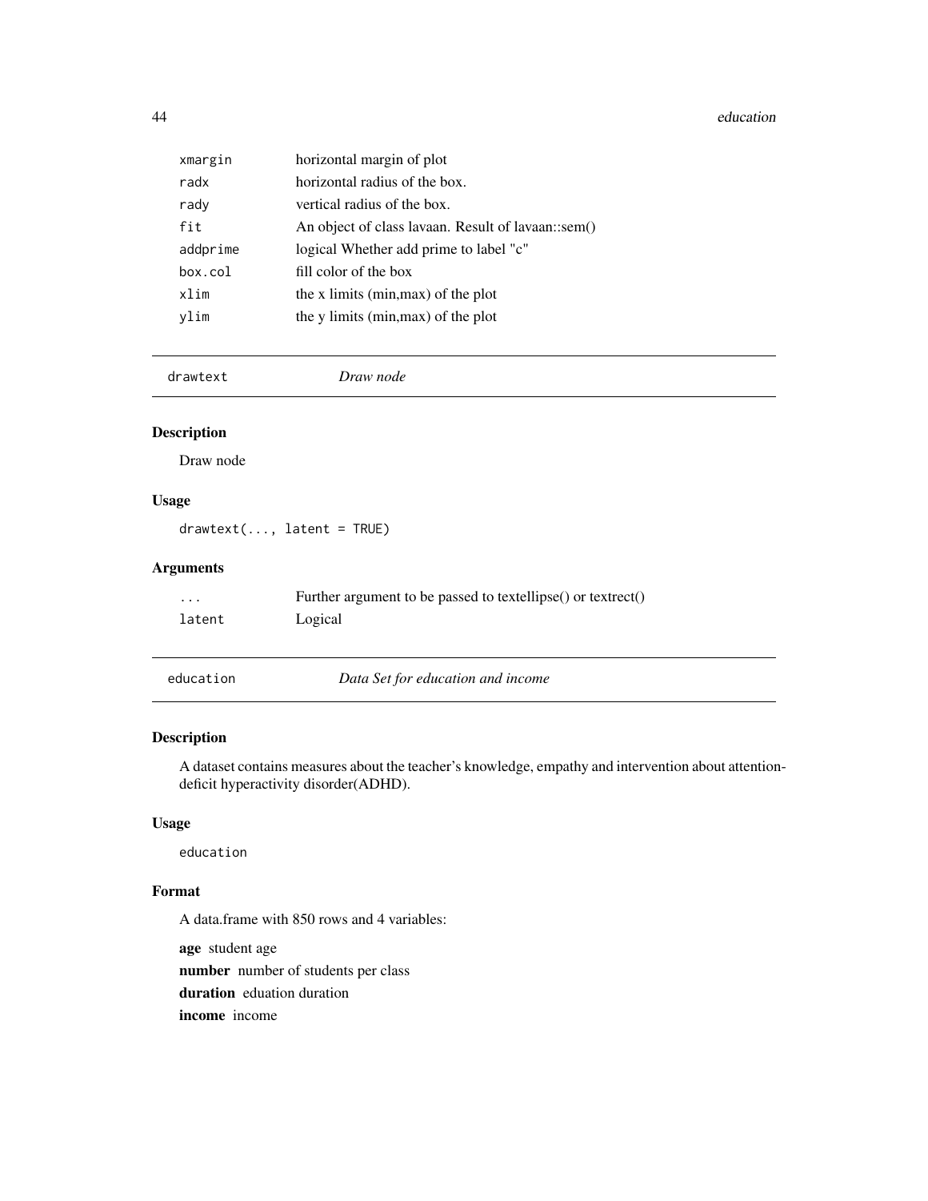| | |
|---|---|
| `xmargin` | horizontal margin of plot |
| `radx` | horizontal radius of the box. |
| `rady` | vertical radius of the box. |
| `fit` | An object of class lavaan. Result of lavaan::sem() |
| `addprime` | logical Whether add prime to label "c" |
| `box.col` | fill color of the box |
| `xlim` | the x limits (min,max) of the plot |
| `ylim` | the y limits (min,max) of the plot |

## drawtext — *Draw node*

### Description

Draw node

### Usage

```
drawtext(..., latent = TRUE)
```

### Arguments

| | |
|---|---|
| `...` | Further argument to be passed to textellipse() or textrect() |
| `latent` | Logical |

## education — *Data Set for education and income*

### Description

A dataset contains measures about the teacher's knowledge, empathy and intervention about attention-deficit hyperactivity disorder(ADHD).

### Usage

```
education
```

### Format

A data.frame with 850 rows and 4 variables:

**age** student age

**number** number of students per class

**duration** eduation duration

**income** income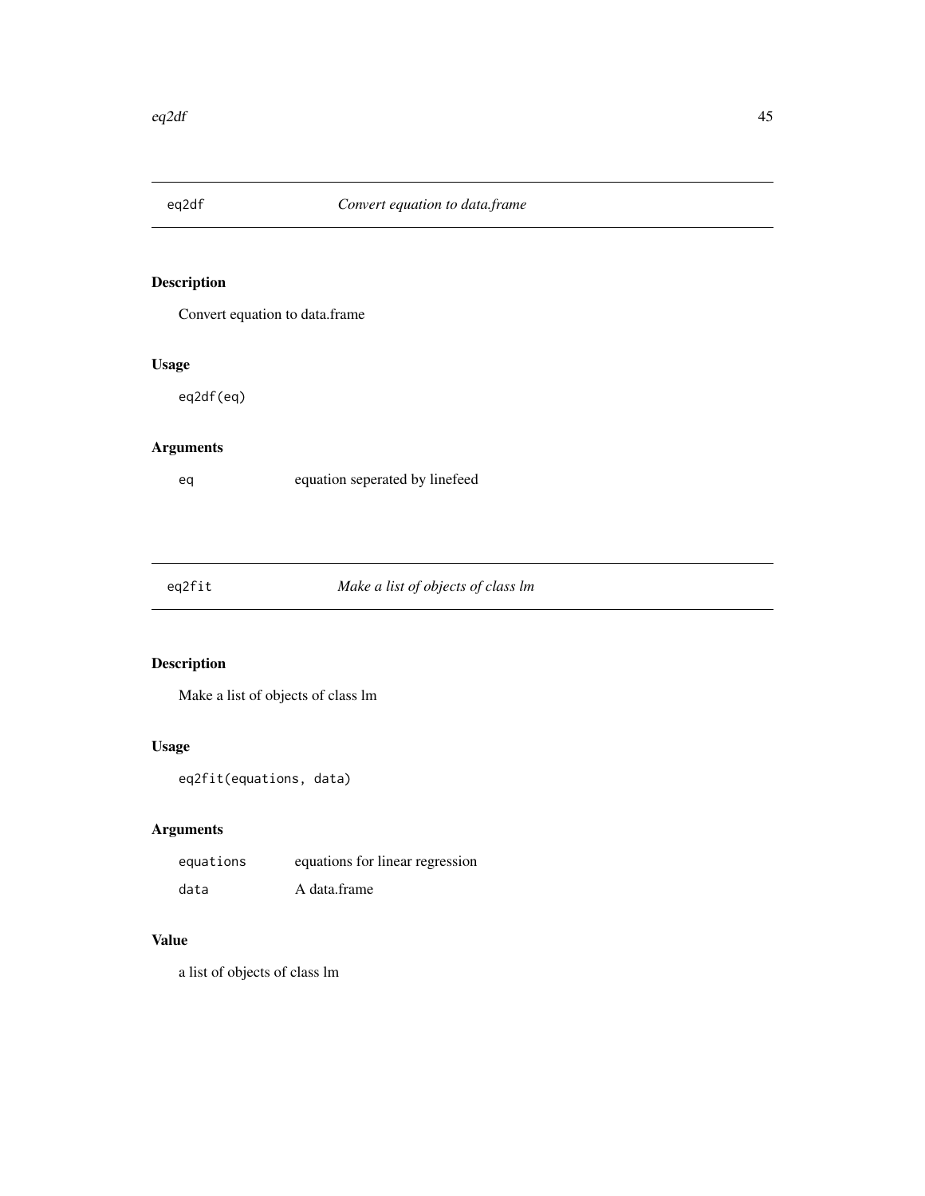## eq2df — *Convert equation to data.frame*

### Description

Convert equation to data.frame

### Usage

```
eq2df(eq)
```

### Arguments

| | |
|---|---|
| `eq` | equation seperated by linefeed |

## eq2fit — *Make a list of objects of class lm*

### Description

Make a list of objects of class lm

### Usage

```
eq2fit(equations, data)
```

### Arguments

| | |
|---|---|
| `equations` | equations for linear regression |
| `data` | A data.frame |

### Value

a list of objects of class lm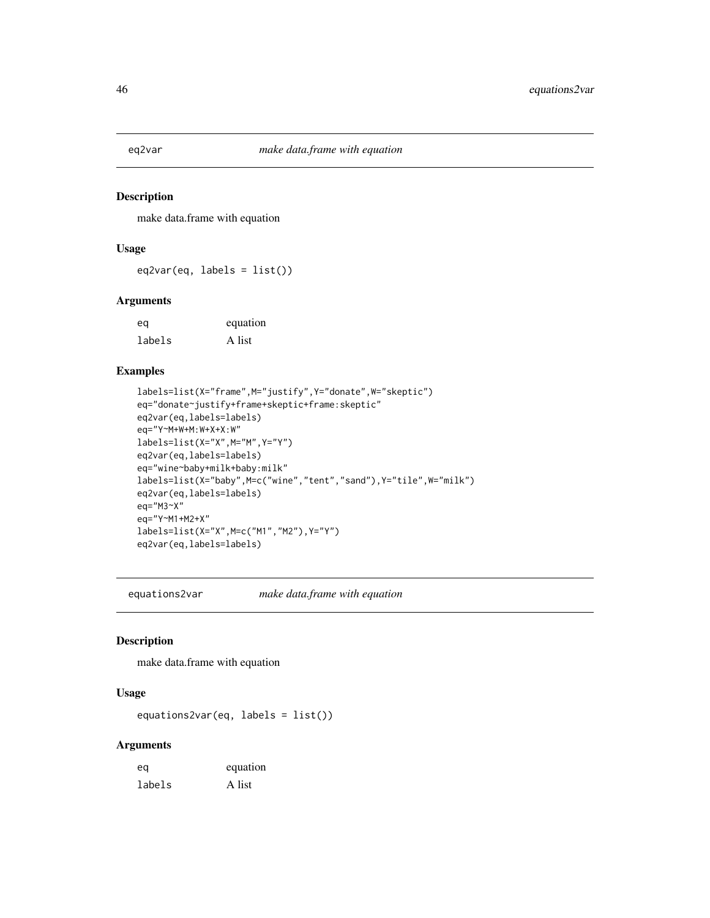## eq2var *make data.frame with equation*

### Description

make data.frame with equation

### Usage

```
eq2var(eq, labels = list())
```

### Arguments

| | |
|---|---|
| eq | equation |
| labels | A list |

### Examples

```
labels=list(X="frame",M="justify",Y="donate",W="skeptic")
eq="donate~justify+frame+skeptic+frame:skeptic"
eq2var(eq,labels=labels)
eq="Y~M+W+M:W+X+X:W"
labels=list(X="X",M="M",Y="Y")
eq2var(eq,labels=labels)
eq="wine~baby+milk+baby:milk"
labels=list(X="baby",M=c("wine","tent","sand"),Y="tile",W="milk")
eq2var(eq,labels=labels)
eq="M3~X"
eq="Y~M1+M2+X"
labels=list(X="X",M=c("M1","M2"),Y="Y")
eq2var(eq,labels=labels)
```

## equations2var *make data.frame with equation*

### Description

make data.frame with equation

### Usage

```
equations2var(eq, labels = list())
```

### Arguments

| | |
|---|---|
| eq | equation |
| labels | A list |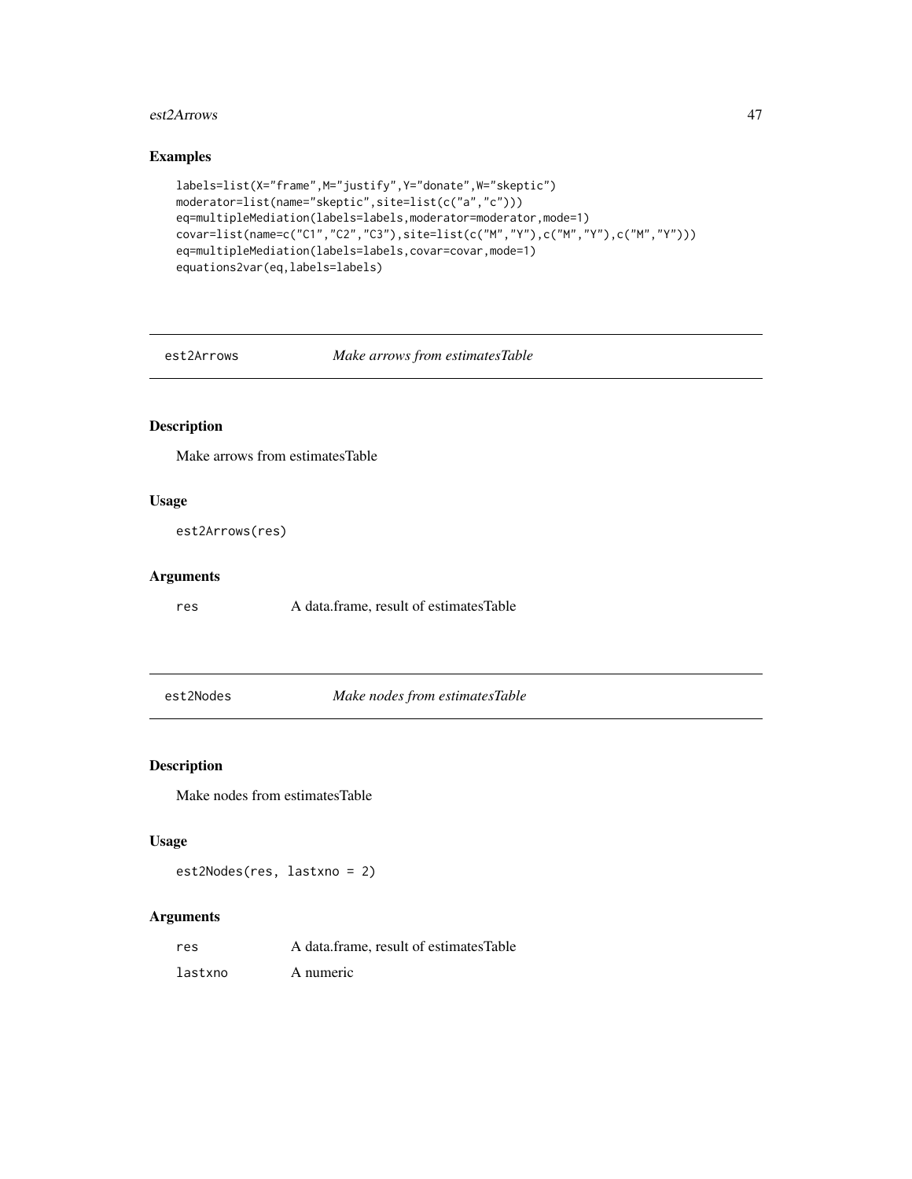## Examples

```
labels=list(X="frame",M="justify",Y="donate",W="skeptic")
moderator=list(name="skeptic",site=list(c("a","c")))
eq=multipleMediation(labels=labels,moderator=moderator,mode=1)
covar=list(name=c("C1","C2","C3"),site=list(c("M","Y"),c("M","Y"),c("M","Y")))
eq=multipleMediation(labels=labels,covar=covar,mode=1)
equations2var(eq,labels=labels)
```

---

# est2Arrows *Make arrows from estimatesTable*

## Description

Make arrows from estimatesTable

## Usage

```
est2Arrows(res)
```

## Arguments

| | |
|---|---|
| res | A data.frame, result of estimatesTable |

---

# est2Nodes *Make nodes from estimatesTable*

## Description

Make nodes from estimatesTable

## Usage

```
est2Nodes(res, lastxno = 2)
```

## Arguments

| | |
|---|---|
| res | A data.frame, result of estimatesTable |
| lastxno | A numeric |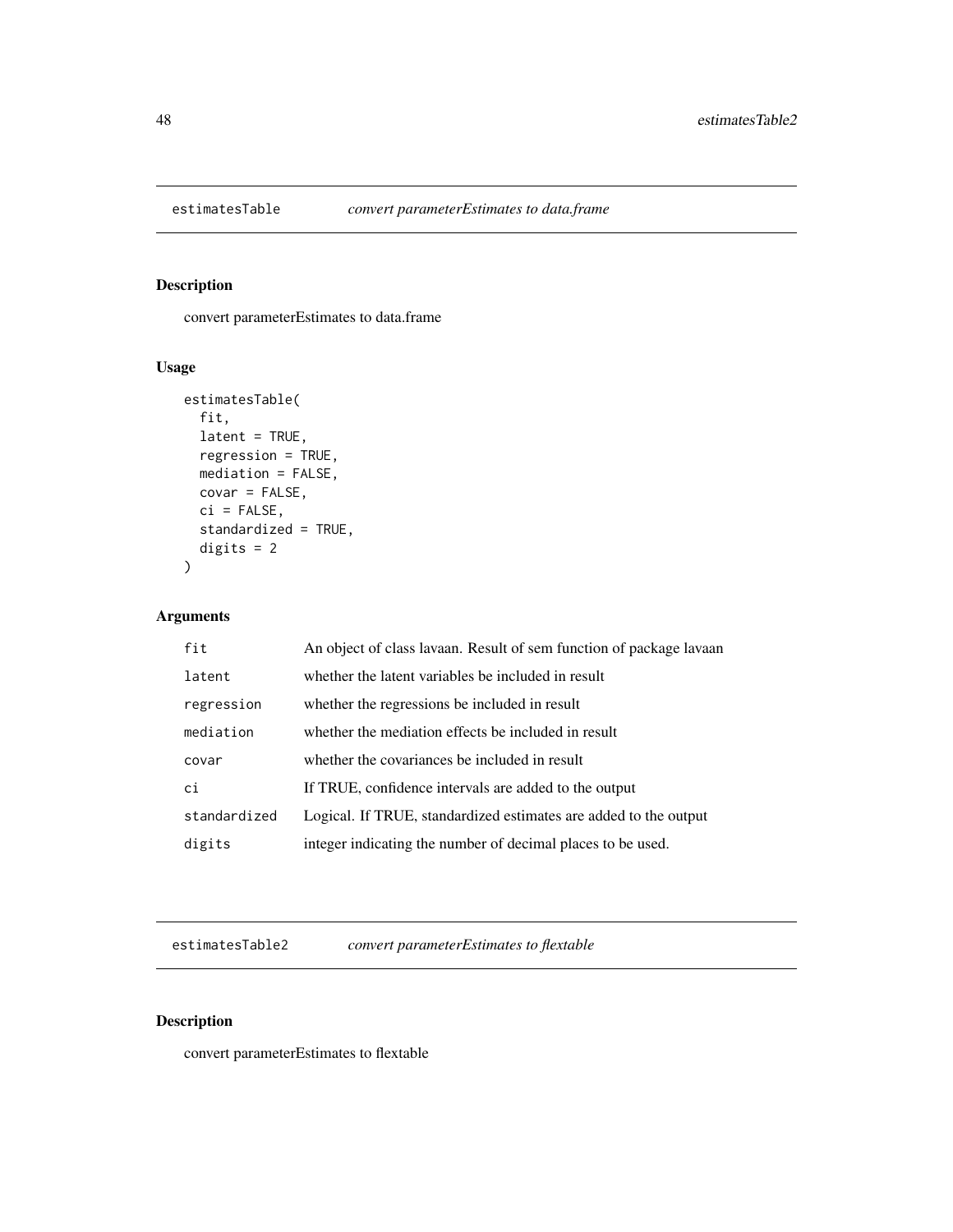## estimatesTable — *convert parameterEstimates to data.frame*

### Description

convert parameterEstimates to data.frame

### Usage

```
estimatesTable(
  fit,
  latent = TRUE,
  regression = TRUE,
  mediation = FALSE,
  covar = FALSE,
  ci = FALSE,
  standardized = TRUE,
  digits = 2
)
```

### Arguments

| | |
|---|---|
| `fit` | An object of class lavaan. Result of sem function of package lavaan |
| `latent` | whether the latent variables be included in result |
| `regression` | whether the regressions be included in result |
| `mediation` | whether the mediation effects be included in result |
| `covar` | whether the covariances be included in result |
| `ci` | If TRUE, confidence intervals are added to the output |
| `standardized` | Logical. If TRUE, standardized estimates are added to the output |
| `digits` | integer indicating the number of decimal places to be used. |

## estimatesTable2 — *convert parameterEstimates to flextable*

### Description

convert parameterEstimates to flextable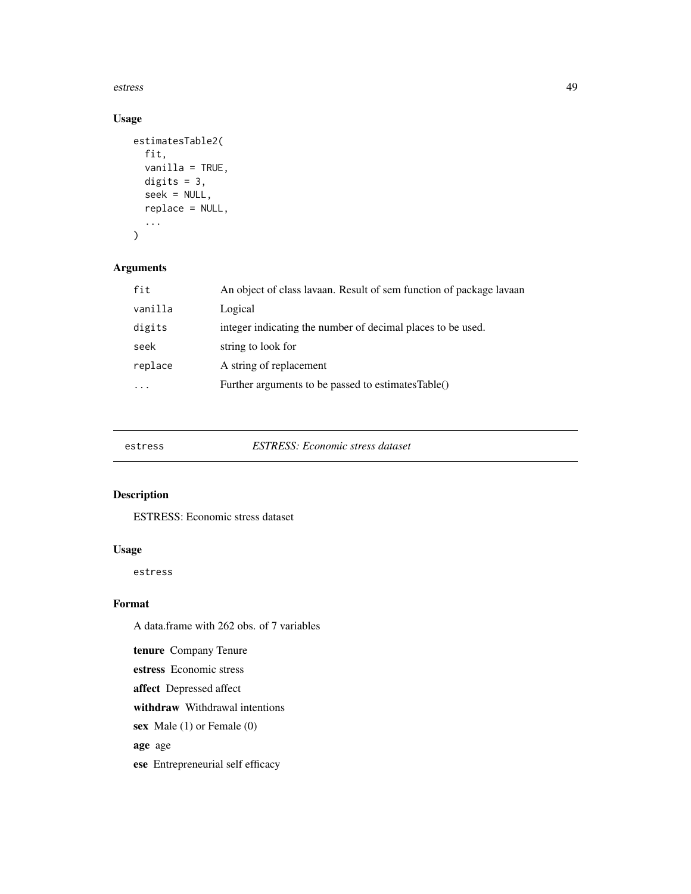## Usage

```
estimatesTable2(
  fit,
  vanilla = TRUE,
  digits = 3,
  seek = NULL,
  replace = NULL,
  ...
)
```

## Arguments

| | |
|---|---|
| fit | An object of class lavaan. Result of sem function of package lavaan |
| vanilla | Logical |
| digits | integer indicating the number of decimal places to be used. |
| seek | string to look for |
| replace | A string of replacement |
| ... | Further arguments to be passed to estimatesTable() |

---

# estress    *ESTRESS: Economic stress dataset*

## Description

ESTRESS: Economic stress dataset

## Usage

```
estress
```

## Format

A data.frame with 262 obs. of 7 variables

**tenure** Company Tenure

**estress** Economic stress

**affect** Depressed affect

**withdraw** Withdrawal intentions

**sex** Male (1) or Female (0)

**age** age

**ese** Entrepreneurial self efficacy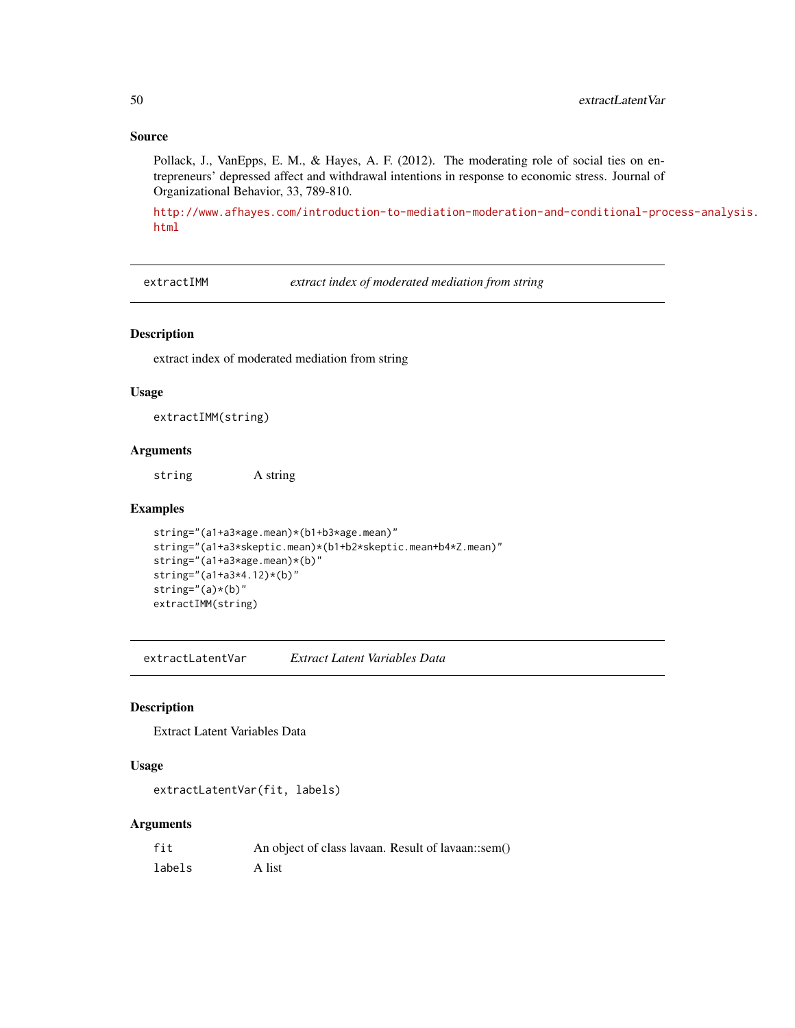### Source

Pollack, J., VanEpps, E. M., & Hayes, A. F. (2012). The moderating role of social ties on entrepreneurs' depressed affect and withdrawal intentions in response to economic stress. Journal of Organizational Behavior, 33, 789-810.

http://www.afhayes.com/introduction-to-mediation-moderation-and-conditional-process-analysis.html

---

## extractIMM — *extract index of moderated mediation from string*

### Description

extract index of moderated mediation from string

### Usage

```
extractIMM(string)
```

### Arguments

| | |
|---|---|
| string | A string |

### Examples

```
string="(a1+a3*age.mean)*(b1+b3*age.mean)"
string="(a1+a3*skeptic.mean)*(b1+b2*skeptic.mean+b4*Z.mean)"
string="(a1+a3*age.mean)*(b)"
string="(a1+a3*4.12)*(b)"
string="(a)*(b)"
extractIMM(string)
```

---

## extractLatentVar — *Extract Latent Variables Data*

### Description

Extract Latent Variables Data

### Usage

```
extractLatentVar(fit, labels)
```

### Arguments

| | |
|---|---|
| fit | An object of class lavaan. Result of lavaan::sem() |
| labels | A list |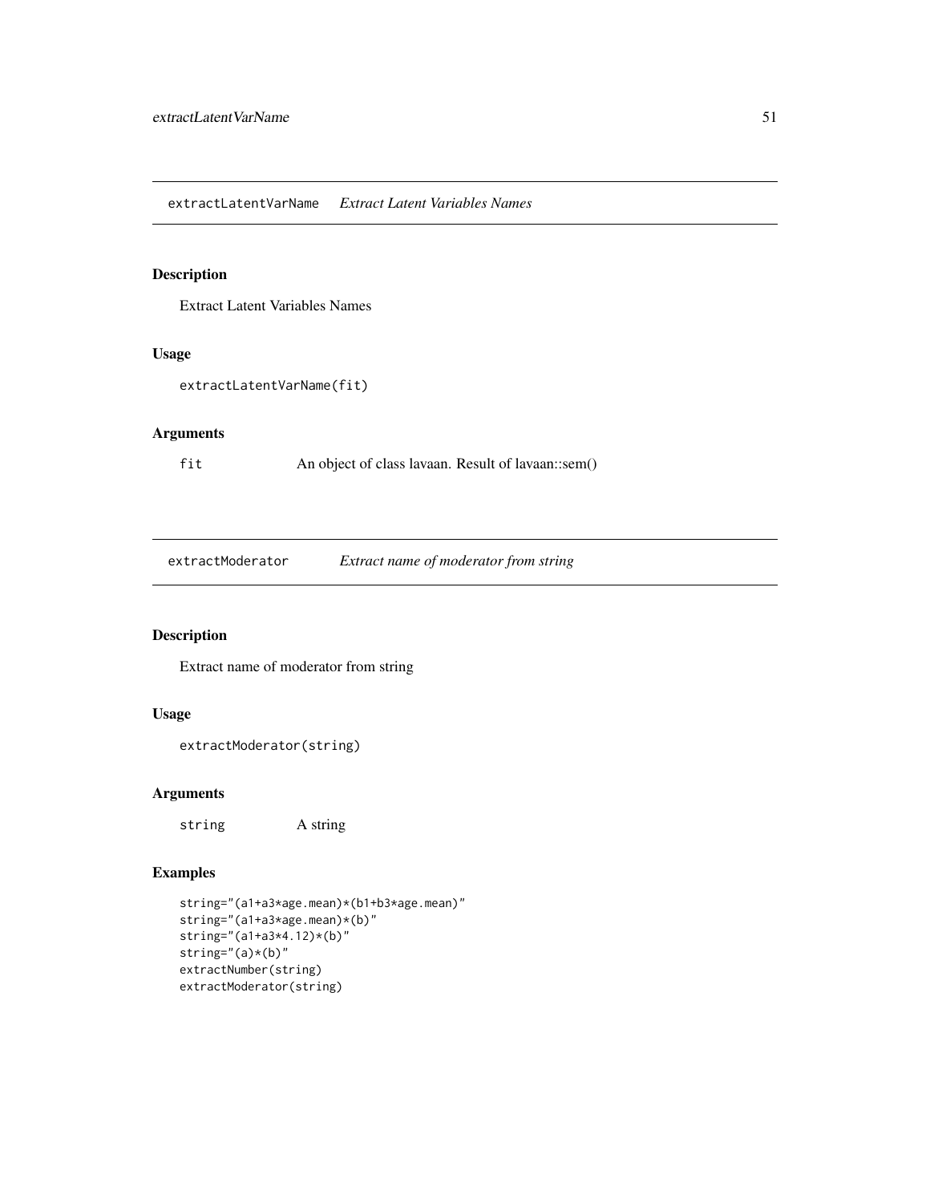## extractLatentVarName *Extract Latent Variables Names*

### Description

Extract Latent Variables Names

### Usage

```
extractLatentVarName(fit)
```

### Arguments

| | |
|---|---|
| fit | An object of class lavaan. Result of lavaan::sem() |

## extractModerator *Extract name of moderator from string*

### Description

Extract name of moderator from string

### Usage

```
extractModerator(string)
```

### Arguments

| | |
|---|---|
| string | A string |

### Examples

```
string="(a1+a3*age.mean)*(b1+b3*age.mean)"
string="(a1+a3*age.mean)*(b)"
string="(a1+a3*4.12)*(b)"
string="(a)*(b)"
extractNumber(string)
extractModerator(string)
```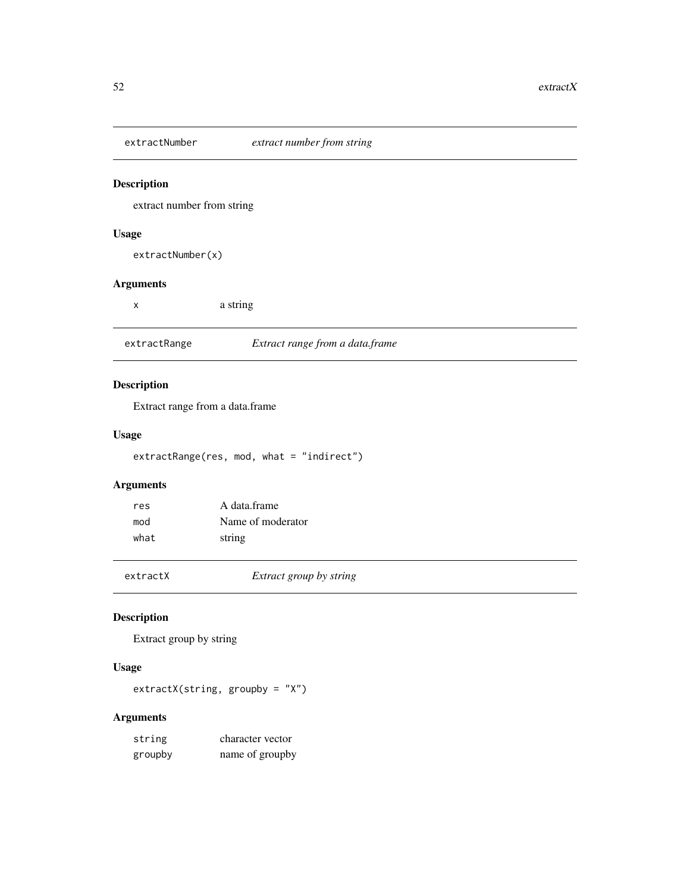## extractNumber *extract number from string*

### Description

extract number from string

### Usage

```
extractNumber(x)
```

### Arguments

| | |
|---|---|
| x | a string |

## extractRange *Extract range from a data.frame*

### Description

Extract range from a data.frame

### Usage

```
extractRange(res, mod, what = "indirect")
```

### Arguments

| | |
|---|---|
| res | A data.frame |
| mod | Name of moderator |
| what | string |

## extractX *Extract group by string*

### Description

Extract group by string

### Usage

```
extractX(string, groupby = "X")
```

### Arguments

| | |
|---|---|
| string | character vector |
| groupby | name of groupby |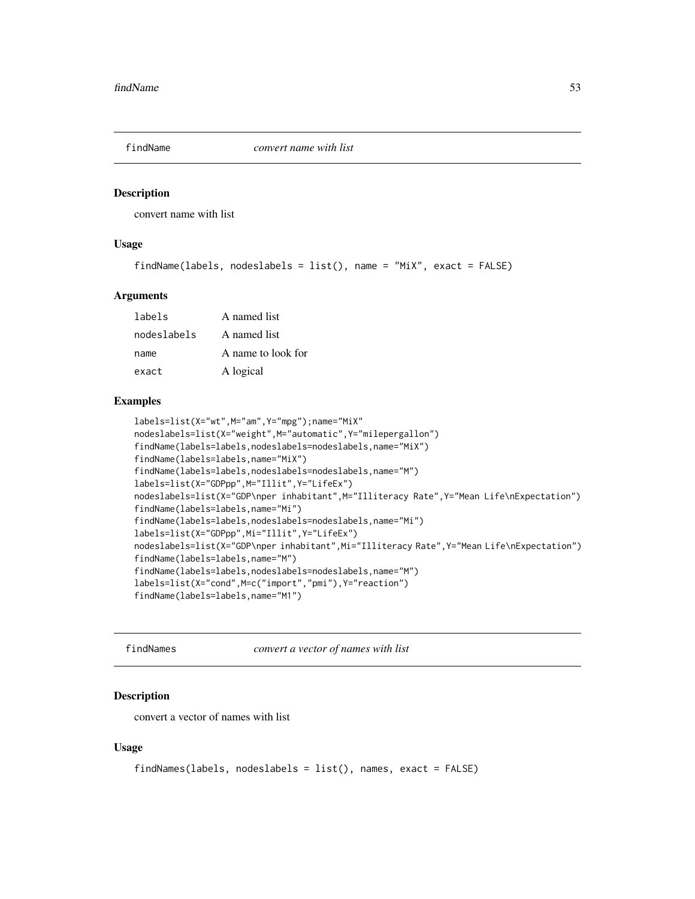## findName *convert name with list*

### Description

convert name with list

### Usage

```
findName(labels, nodeslabels = list(), name = "MiX", exact = FALSE)
```

### Arguments

| | |
|---|---|
| labels | A named list |
| nodeslabels | A named list |
| name | A name to look for |
| exact | A logical |

### Examples

```
labels=list(X="wt",M="am",Y="mpg");name="MiX"
nodeslabels=list(X="weight",M="automatic",Y="milepergallon")
findName(labels=labels,nodeslabels=nodeslabels,name="MiX")
findName(labels=labels,name="MiX")
findName(labels=labels,nodeslabels=nodeslabels,name="M")
labels=list(X="GDPpp",M="Illit",Y="LifeEx")
nodeslabels=list(X="GDP\nper inhabitant",M="Illiteracy Rate",Y="Mean Life\nExpectation")
findName(labels=labels,name="Mi")
findName(labels=labels,nodeslabels=nodeslabels,name="Mi")
labels=list(X="GDPpp",Mi="Illit",Y="LifeEx")
nodeslabels=list(X="GDP\nper inhabitant",Mi="Illiteracy Rate",Y="Mean Life\nExpectation")
findName(labels=labels,name="M")
findName(labels=labels,nodeslabels=nodeslabels,name="M")
labels=list(X="cond",M=c("import","pmi"),Y="reaction")
findName(labels=labels,name="M1")
```

## findNames *convert a vector of names with list*

### Description

convert a vector of names with list

### Usage

```
findNames(labels, nodeslabels = list(), names, exact = FALSE)
```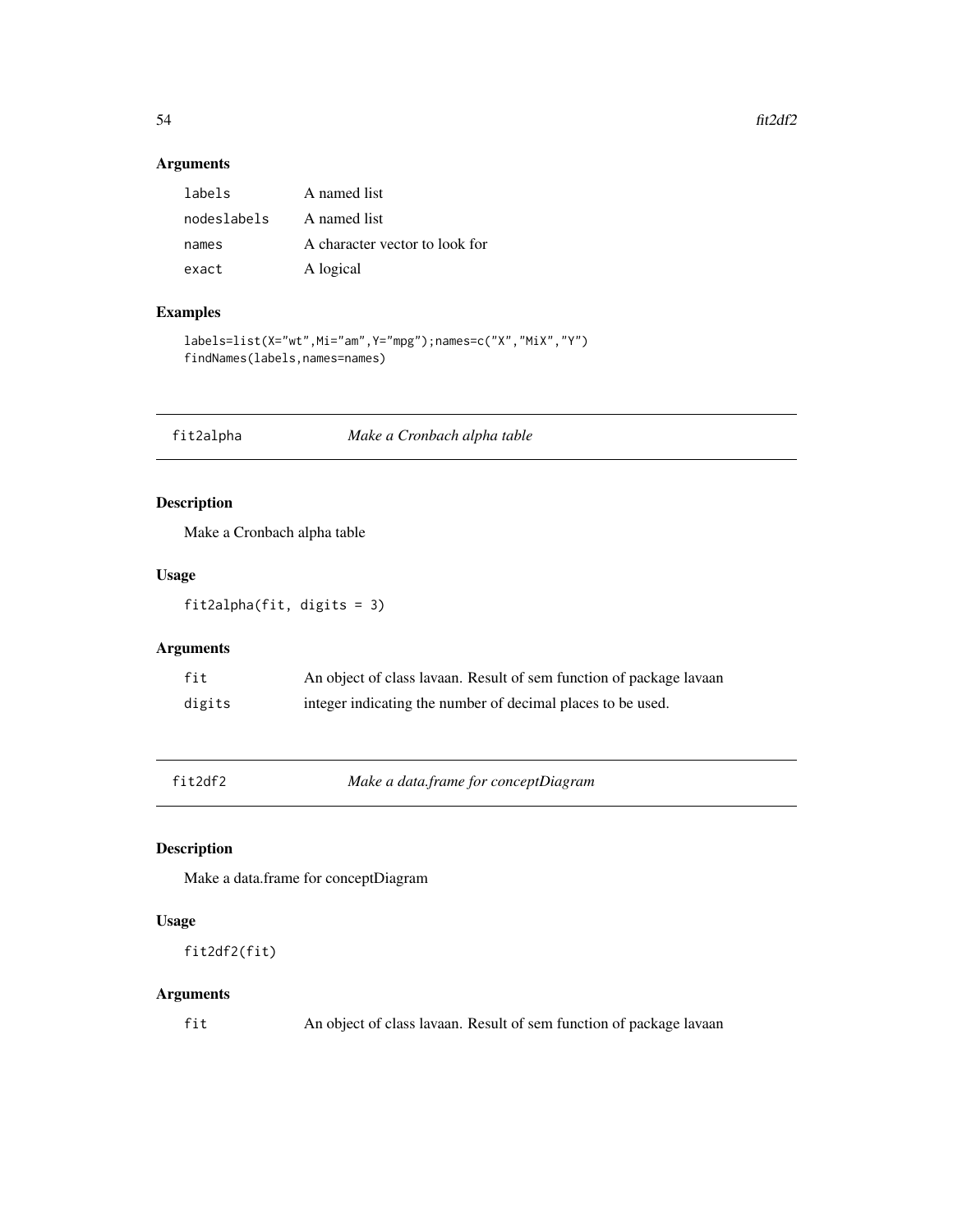## Arguments

| | |
|---|---|
| `labels` | A named list |
| `nodeslabels` | A named list |
| `names` | A character vector to look for |
| `exact` | A logical |

## Examples

```
labels=list(X="wt",Mi="am",Y="mpg");names=c("X","MiX","Y")
findNames(labels,names=names)
```

---

# fit2alpha — *Make a Cronbach alpha table*

## Description

Make a Cronbach alpha table

## Usage

```
fit2alpha(fit, digits = 3)
```

## Arguments

| | |
|---|---|
| `fit` | An object of class lavaan. Result of sem function of package lavaan |
| `digits` | integer indicating the number of decimal places to be used. |

---

# fit2df2 — *Make a data.frame for conceptDiagram*

## Description

Make a data.frame for conceptDiagram

## Usage

```
fit2df2(fit)
```

## Arguments

| | |
|---|---|
| `fit` | An object of class lavaan. Result of sem function of package lavaan |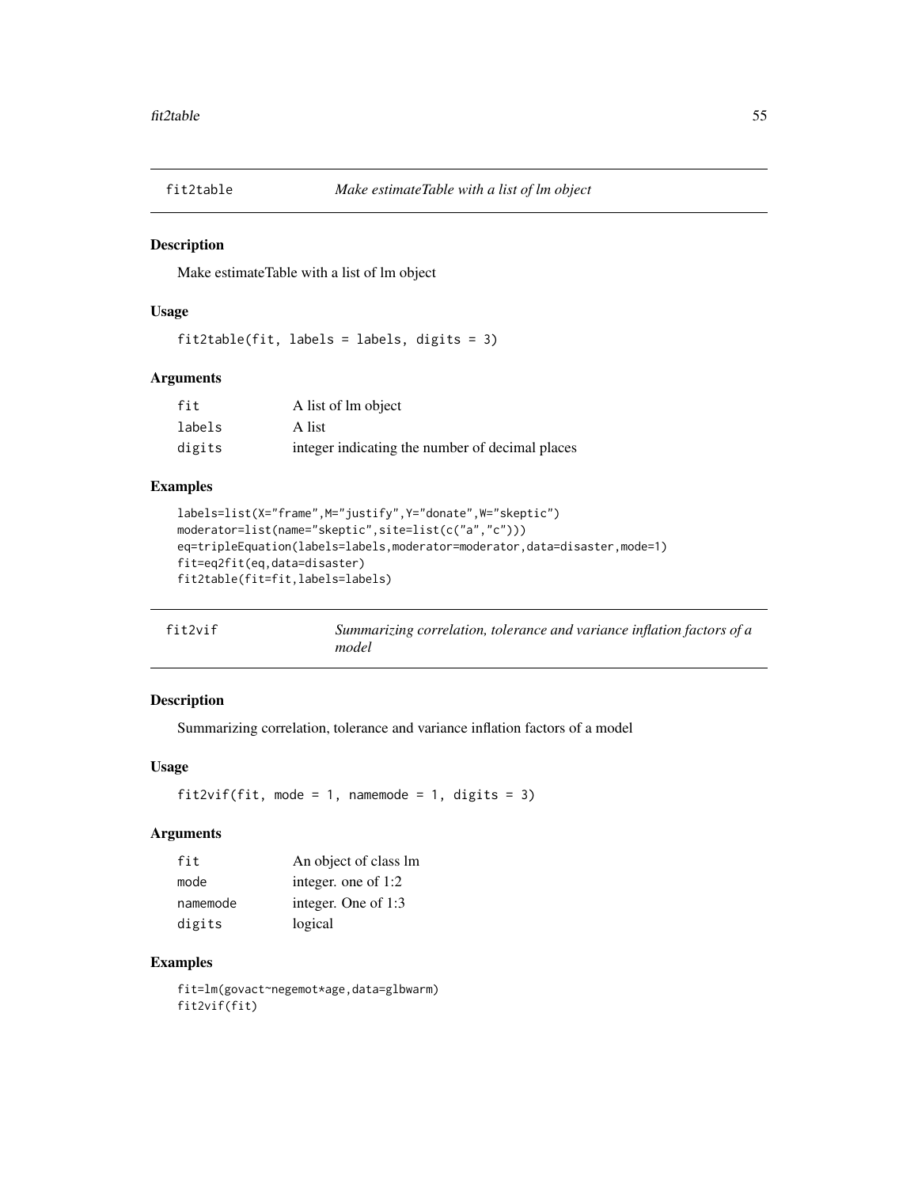## fit2table    *Make estimateTable with a list of lm object*

### Description

Make estimateTable with a list of lm object

### Usage

```
fit2table(fit, labels = labels, digits = 3)
```

### Arguments

| | |
|---|---|
| `fit` | A list of lm object |
| `labels` | A list |
| `digits` | integer indicating the number of decimal places |

### Examples

```
labels=list(X="frame",M="justify",Y="donate",W="skeptic")
moderator=list(name="skeptic",site=list(c("a","c")))
eq=tripleEquation(labels=labels,moderator=moderator,data=disaster,mode=1)
fit=eq2fit(eq,data=disaster)
fit2table(fit=fit,labels=labels)
```

## fit2vif    *Summarizing correlation, tolerance and variance inflation factors of a model*

### Description

Summarizing correlation, tolerance and variance inflation factors of a model

### Usage

```
fit2vif(fit, mode = 1, namemode = 1, digits = 3)
```

### Arguments

| | |
|---|---|
| `fit` | An object of class lm |
| `mode` | integer. one of 1:2 |
| `namemode` | integer. One of 1:3 |
| `digits` | logical |

### Examples

```
fit=lm(govact~negemot*age,data=glbwarm)
fit2vif(fit)
```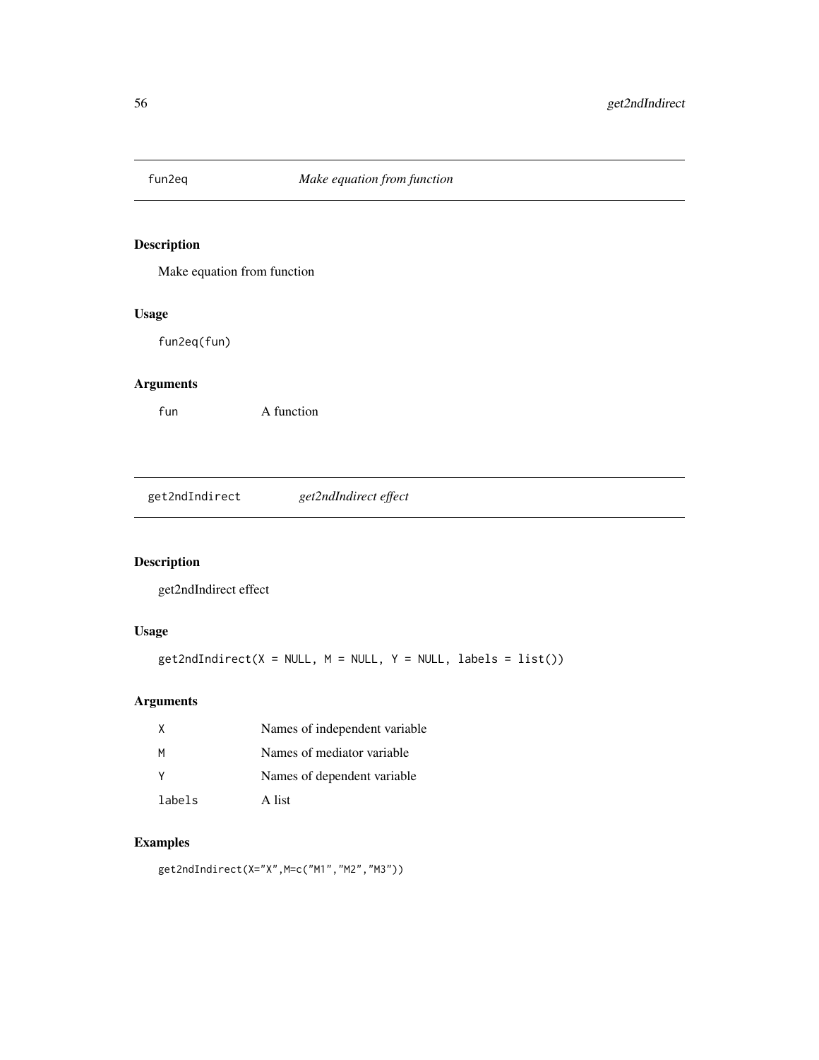## fun2eq *Make equation from function*

### Description

Make equation from function

### Usage

```
fun2eq(fun)
```

### Arguments

| | |
|---|---|
| fun | A function |

## get2ndIndirect *get2ndIndirect effect*

### Description

get2ndIndirect effect

### Usage

```
get2ndIndirect(X = NULL, M = NULL, Y = NULL, labels = list())
```

### Arguments

| | |
|---|---|
| X | Names of independent variable |
| M | Names of mediator variable |
| Y | Names of dependent variable |
| labels | A list |

### Examples

```
get2ndIndirect(X="X",M=c("M1","M2","M3"))
```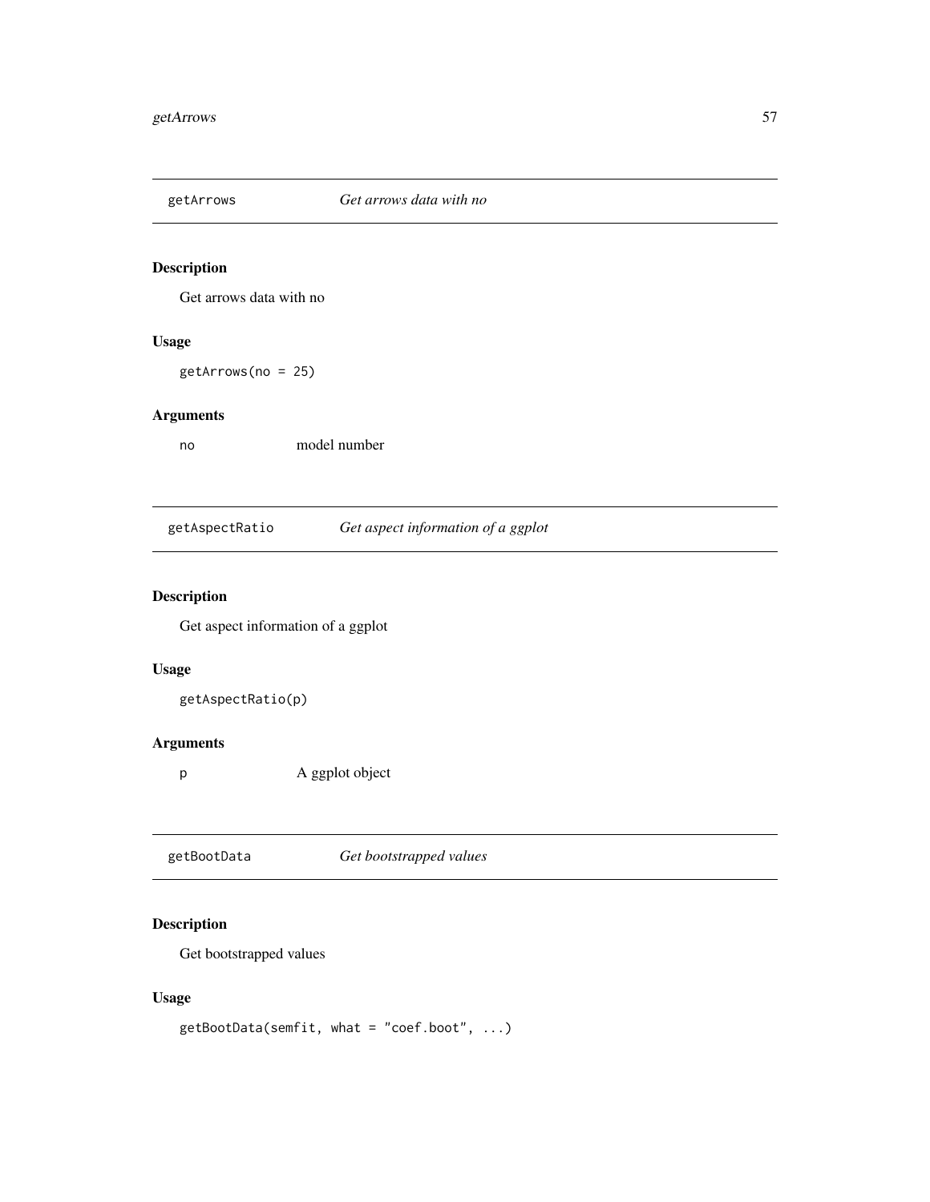## getArrows *Get arrows data with no*

### Description

Get arrows data with no

### Usage

```
getArrows(no = 25)
```

### Arguments

| | |
|---|---|
| no | model number |

## getAspectRatio *Get aspect information of a ggplot*

### Description

Get aspect information of a ggplot

### Usage

```
getAspectRatio(p)
```

### Arguments

| | |
|---|---|
| p | A ggplot object |

## getBootData *Get bootstrapped values*

### Description

Get bootstrapped values

### Usage

```
getBootData(semfit, what = "coef.boot", ...)
```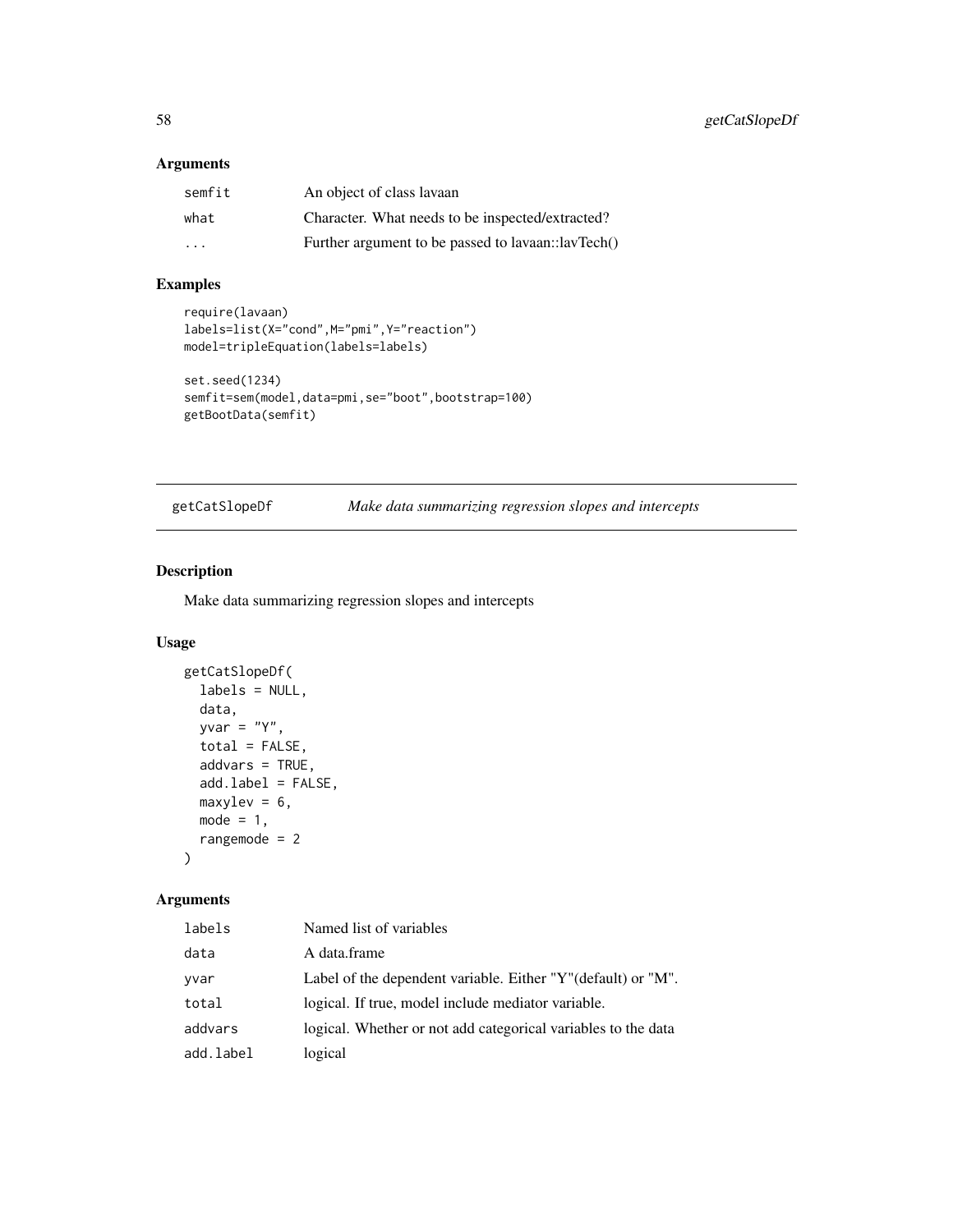## Arguments

| | |
|---|---|
| semfit | An object of class lavaan |
| what | Character. What needs to be inspected/extracted? |
| ... | Further argument to be passed to lavaan::lavTech() |

## Examples

```
require(lavaan)
labels=list(X="cond",M="pmi",Y="reaction")
model=tripleEquation(labels=labels)

set.seed(1234)
semfit=sem(model,data=pmi,se="boot",bootstrap=100)
getBootData(semfit)
```

---

# getCatSlopeDf *Make data summarizing regression slopes and intercepts*

## Description

Make data summarizing regression slopes and intercepts

## Usage

```
getCatSlopeDf(
  labels = NULL,
  data,
  yvar = "Y",
  total = FALSE,
  addvars = TRUE,
  add.label = FALSE,
  maxylev = 6,
  mode = 1,
  rangemode = 2
)
```

## Arguments

| | |
|---|---|
| labels | Named list of variables |
| data | A data.frame |
| yvar | Label of the dependent variable. Either "Y"(default) or "M". |
| total | logical. If true, model include mediator variable. |
| addvars | logical. Whether or not add categorical variables to the data |
| add.label | logical |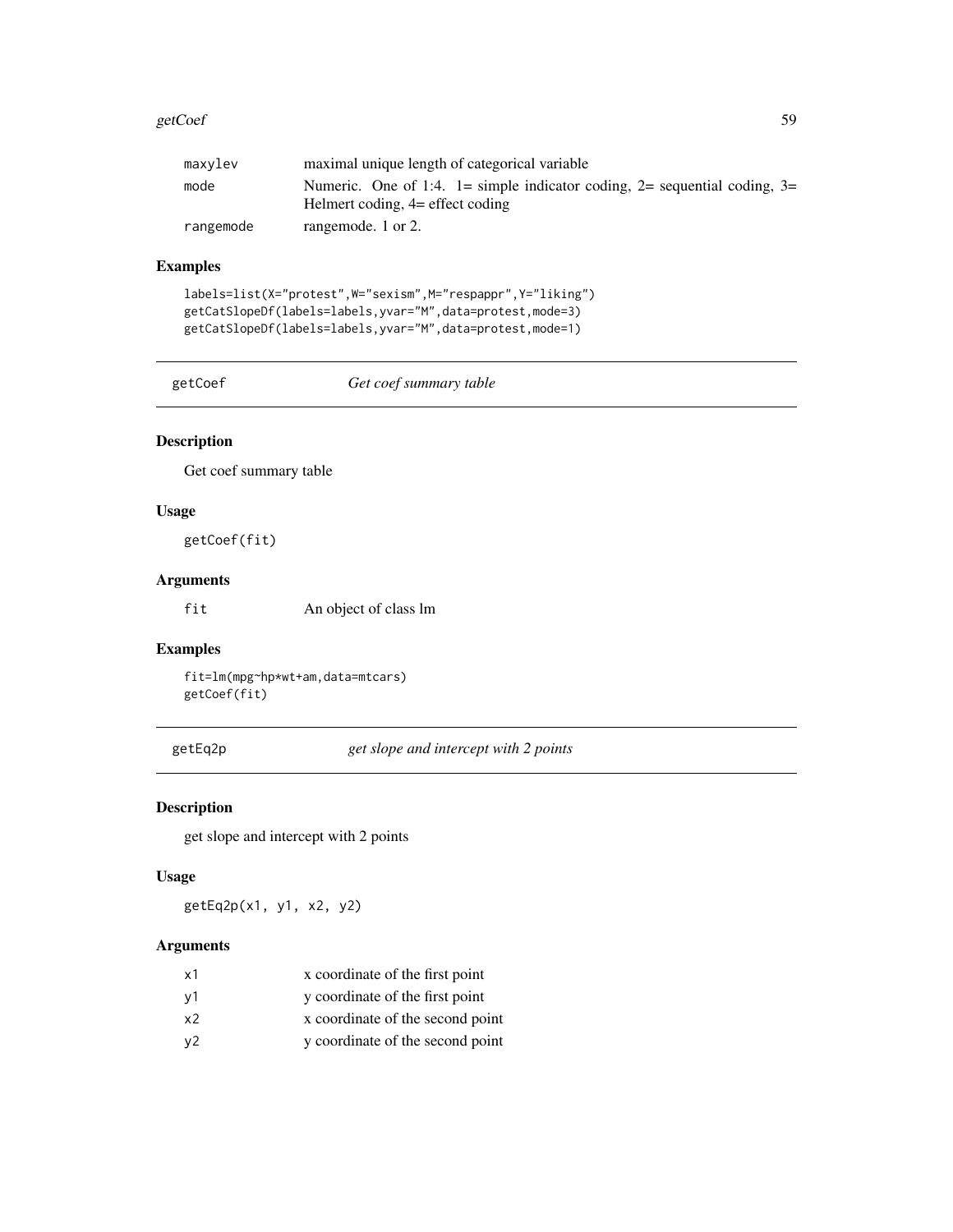| | |
|---|---|
| maxylev | maximal unique length of categorical variable |
| mode | Numeric. One of 1:4. 1= simple indicator coding, 2= sequential coding, 3= Helmert coding, 4= effect coding |
| rangemode | rangemode. 1 or 2. |

### Examples

```
labels=list(X="protest",W="sexism",M="respappr",Y="liking")
getCatSlopeDf(labels=labels,yvar="M",data=protest,mode=3)
getCatSlopeDf(labels=labels,yvar="M",data=protest,mode=1)
```

## getCoef *Get coef summary table*

### Description

Get coef summary table

### Usage

```
getCoef(fit)
```

### Arguments

| | |
|---|---|
| fit | An object of class lm |

### Examples

```
fit=lm(mpg~hp*wt+am,data=mtcars)
getCoef(fit)
```

## getEq2p *get slope and intercept with 2 points*

### Description

get slope and intercept with 2 points

### Usage

```
getEq2p(x1, y1, x2, y2)
```

### Arguments

| | |
|---|---|
| x1 | x coordinate of the first point |
| y1 | y coordinate of the first point |
| x2 | x coordinate of the second point |
| y2 | y coordinate of the second point |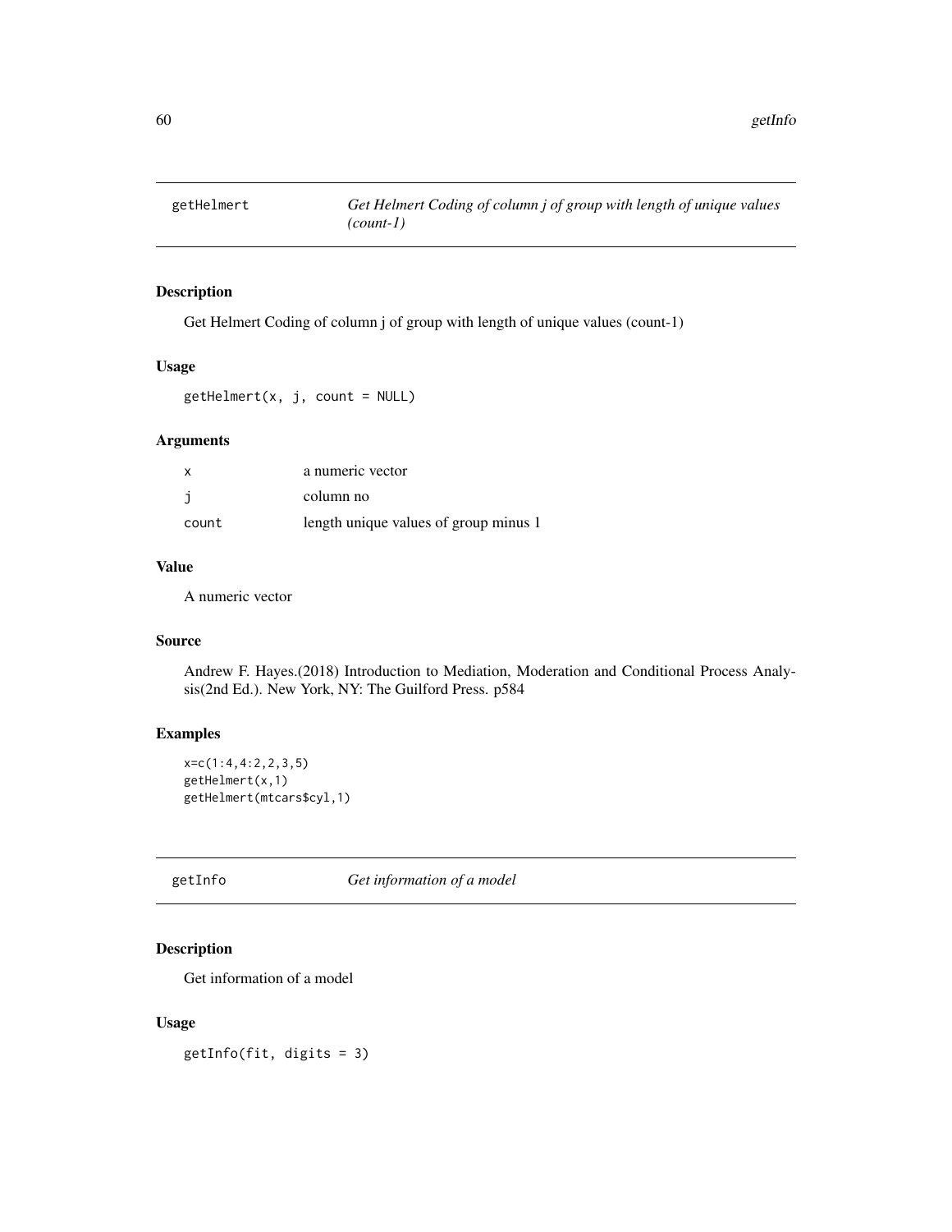## getHelmert — *Get Helmert Coding of column j of group with length of unique values (count-1)*

### Description

Get Helmert Coding of column j of group with length of unique values (count-1)

### Usage

```
getHelmert(x, j, count = NULL)
```

### Arguments

| | |
|---|---|
| x | a numeric vector |
| j | column no |
| count | length unique values of group minus 1 |

### Value

A numeric vector

### Source

Andrew F. Hayes.(2018) Introduction to Mediation, Moderation and Conditional Process Analysis(2nd Ed.). New York, NY: The Guilford Press. p584

### Examples

```
x=c(1:4,4:2,2,3,5)
getHelmert(x,1)
getHelmert(mtcars$cyl,1)
```

## getInfo — *Get information of a model*

### Description

Get information of a model

### Usage

```
getInfo(fit, digits = 3)
```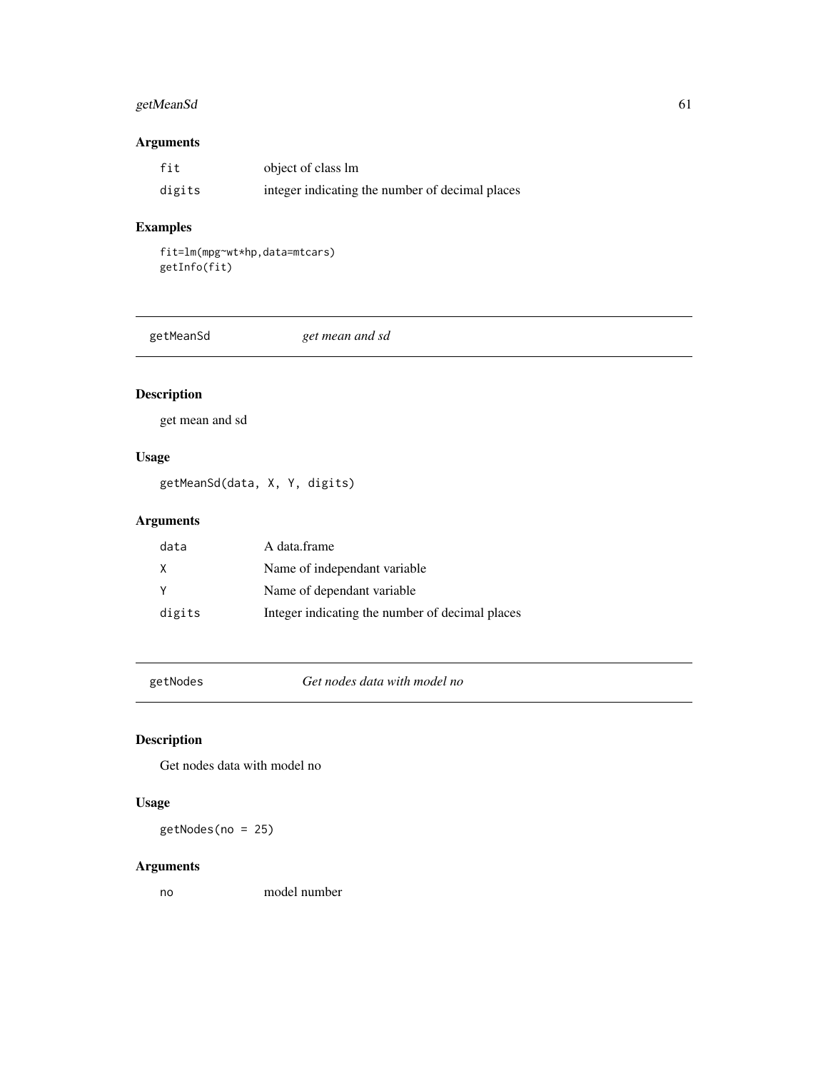## Arguments

| | |
|---|---|
| fit | object of class lm |
| digits | integer indicating the number of decimal places |

## Examples

```
fit=lm(mpg~wt*hp,data=mtcars)
getInfo(fit)
```

---

# getMeanSd — *get mean and sd*

## Description

get mean and sd

## Usage

```
getMeanSd(data, X, Y, digits)
```

## Arguments

| | |
|---|---|
| data | A data.frame |
| X | Name of independant variable |
| Y | Name of dependant variable |
| digits | Integer indicating the number of decimal places |

---

# getNodes — *Get nodes data with model no*

## Description

Get nodes data with model no

## Usage

```
getNodes(no = 25)
```

## Arguments

| | |
|---|---|
| no | model number |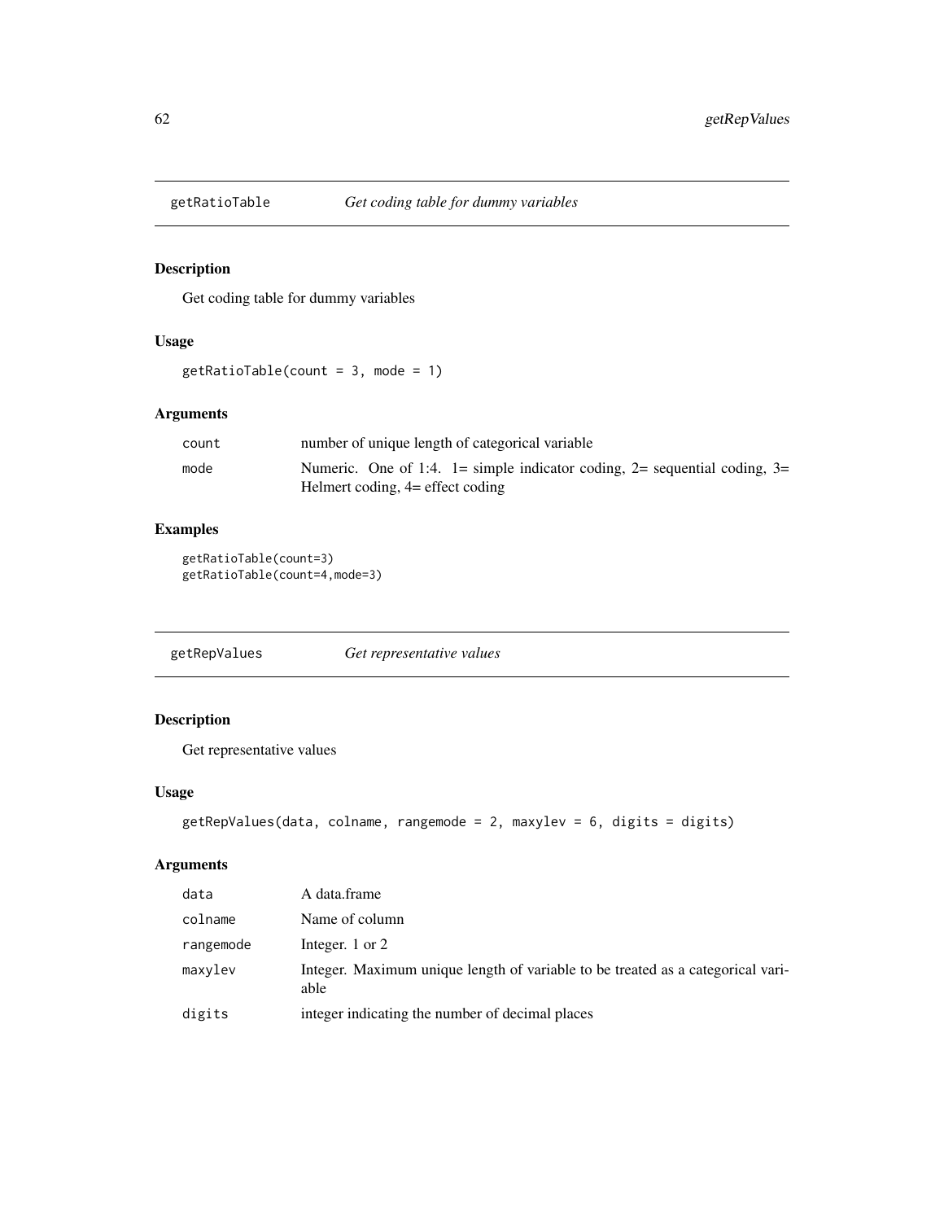## getRatioTable *Get coding table for dummy variables*

### Description

Get coding table for dummy variables

### Usage

```
getRatioTable(count = 3, mode = 1)
```

### Arguments

| | |
|---|---|
| count | number of unique length of categorical variable |
| mode | Numeric. One of 1:4. 1= simple indicator coding, 2= sequential coding, 3= Helmert coding, 4= effect coding |

### Examples

```
getRatioTable(count=3)
getRatioTable(count=4,mode=3)
```

## getRepValues *Get representative values*

### Description

Get representative values

### Usage

```
getRepValues(data, colname, rangemode = 2, maxylev = 6, digits = digits)
```

### Arguments

| | |
|---|---|
| data | A data.frame |
| colname | Name of column |
| rangemode | Integer. 1 or 2 |
| maxylev | Integer. Maximum unique length of variable to be treated as a categorical variable |
| digits | integer indicating the number of decimal places |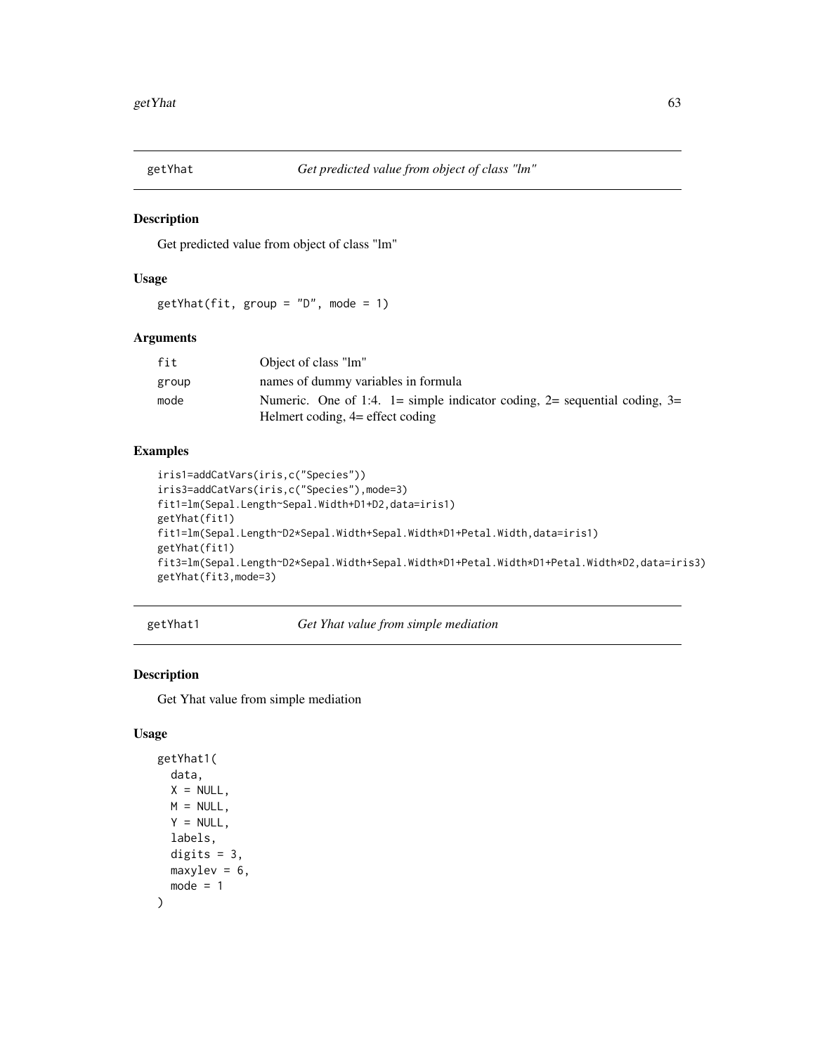## getYhat — *Get predicted value from object of class "lm"*

### Description

Get predicted value from object of class "lm"

### Usage

```
getYhat(fit, group = "D", mode = 1)
```

### Arguments

| | |
|---|---|
| fit | Object of class "lm" |
| group | names of dummy variables in formula |
| mode | Numeric. One of 1:4. 1= simple indicator coding, 2= sequential coding, 3= Helmert coding, 4= effect coding |

### Examples

```
iris1=addCatVars(iris,c("Species"))
iris3=addCatVars(iris,c("Species"),mode=3)
fit1=lm(Sepal.Length~Sepal.Width+D1+D2,data=iris1)
getYhat(fit1)
fit1=lm(Sepal.Length~D2*Sepal.Width+Sepal.Width*D1+Petal.Width,data=iris1)
getYhat(fit1)
fit3=lm(Sepal.Length~D2*Sepal.Width+Sepal.Width*D1+Petal.Width*D1+Petal.Width*D2,data=iris3)
getYhat(fit3,mode=3)
```

## getYhat1 — *Get Yhat value from simple mediation*

### Description

Get Yhat value from simple mediation

### Usage

```
getYhat1(
  data,
  X = NULL,
  M = NULL,
  Y = NULL,
  labels,
  digits = 3,
  maxylev = 6,
  mode = 1
)
```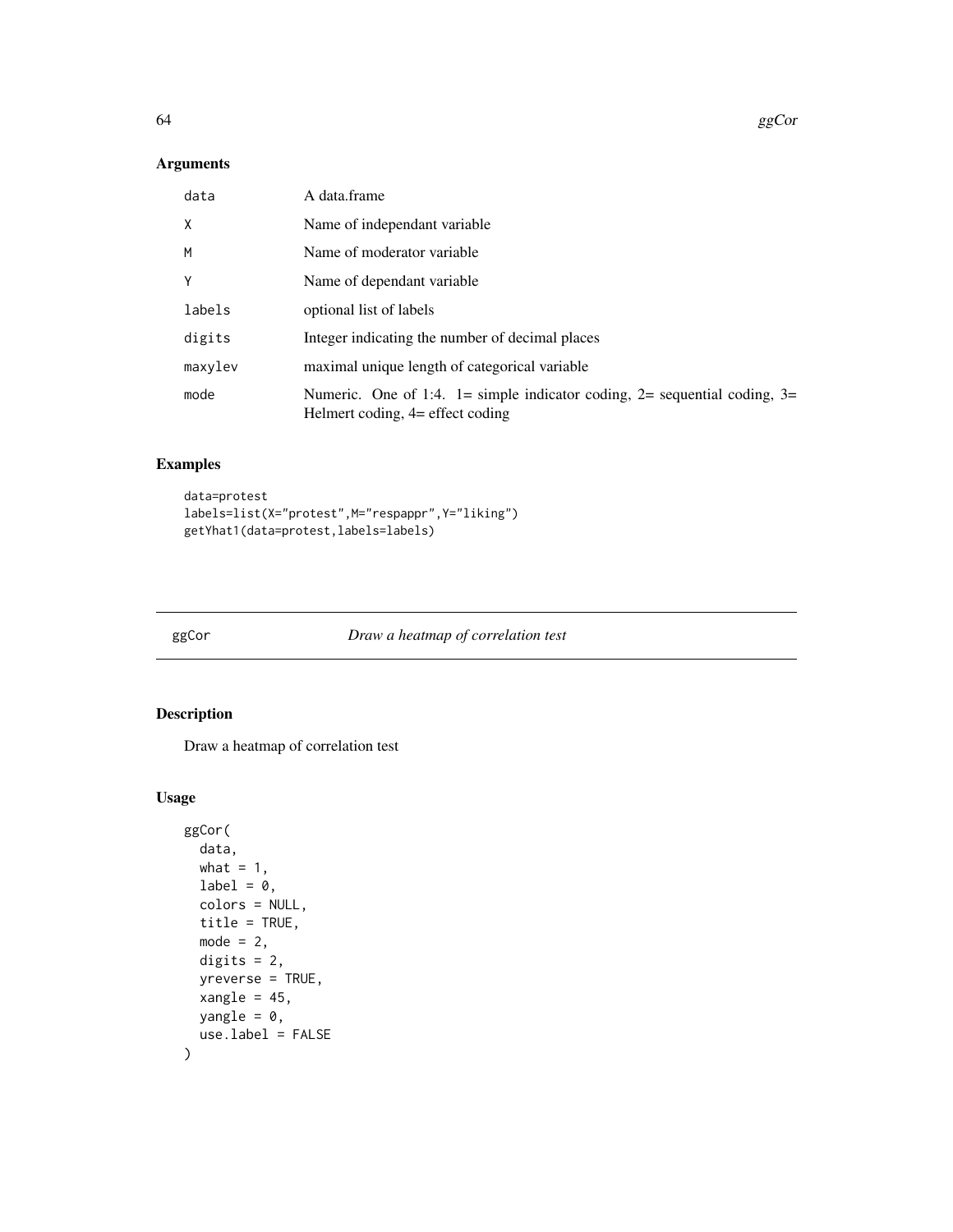## Arguments

| | |
|---|---|
| data | A data.frame |
| X | Name of independant variable |
| M | Name of moderator variable |
| Y | Name of dependant variable |
| labels | optional list of labels |
| digits | Integer indicating the number of decimal places |
| maxylev | maximal unique length of categorical variable |
| mode | Numeric. One of 1:4. 1= simple indicator coding, 2= sequential coding, 3= Helmert coding, 4= effect coding |

## Examples

```
data=protest
labels=list(X="protest",M="respappr",Y="liking")
getYhat1(data=protest,labels=labels)
```

---

# ggCor *Draw a heatmap of correlation test*

## Description

Draw a heatmap of correlation test

## Usage

```
ggCor(
  data,
  what = 1,
  label = 0,
  colors = NULL,
  title = TRUE,
  mode = 2,
  digits = 2,
  yreverse = TRUE,
  xangle = 45,
  yangle = 0,
  use.label = FALSE
)
```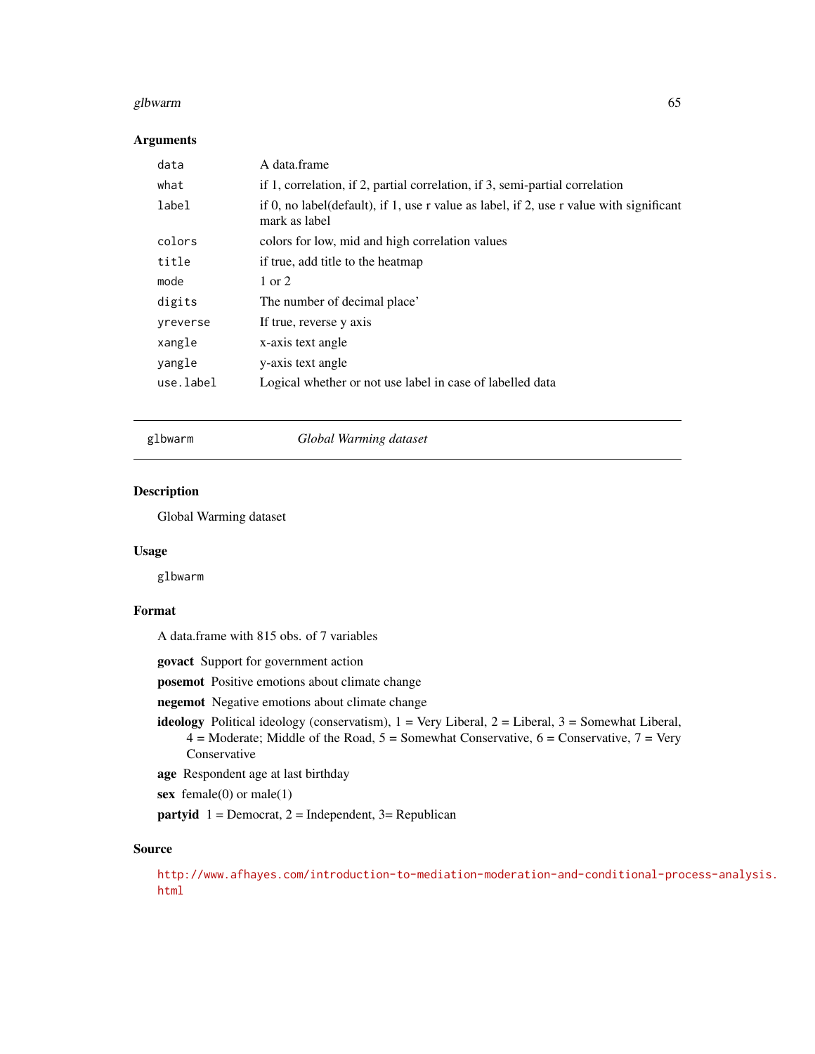## Arguments

| | |
|---|---|
| `data` | A data.frame |
| `what` | if 1, correlation, if 2, partial correlation, if 3, semi-partial correlation |
| `label` | if 0, no label(default), if 1, use r value as label, if 2, use r value with significant mark as label |
| `colors` | colors for low, mid and high correlation values |
| `title` | if true, add title to the heatmap |
| `mode` | 1 or 2 |
| `digits` | The number of decimal place' |
| `yreverse` | If true, reverse y axis |
| `xangle` | x-axis text angle |
| `yangle` | y-axis text angle |
| `use.label` | Logical whether or not use label in case of labelled data |

---

`glbwarm` *Global Warming dataset*

---

## Description

Global Warming dataset

## Usage

```
glbwarm
```

## Format

A data.frame with 815 obs. of 7 variables

**govact** Support for government action

**posemot** Positive emotions about climate change

**negemot** Negative emotions about climate change

**ideology** Political ideology (conservatism), 1 = Very Liberal, 2 = Liberal, 3 = Somewhat Liberal, 4 = Moderate; Middle of the Road, 5 = Somewhat Conservative, 6 = Conservative, 7 = Very Conservative

**age** Respondent age at last birthday

**sex** female(0) or male(1)

**partyid** 1 = Democrat, 2 = Independent, 3= Republican

## Source

http://www.afhayes.com/introduction-to-mediation-moderation-and-conditional-process-analysis.html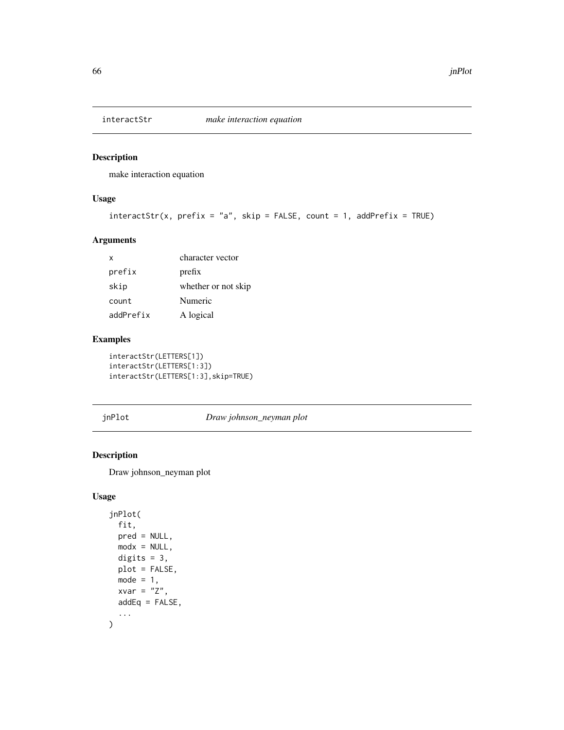## interactStr — *make interaction equation*

### Description

make interaction equation

### Usage

```
interactStr(x, prefix = "a", skip = FALSE, count = 1, addPrefix = TRUE)
```

### Arguments

| | |
|---|---|
| x | character vector |
| prefix | prefix |
| skip | whether or not skip |
| count | Numeric |
| addPrefix | A logical |

### Examples

```
interactStr(LETTERS[1])
interactStr(LETTERS[1:3])
interactStr(LETTERS[1:3],skip=TRUE)
```

## jnPlot — *Draw johnson_neyman plot*

### Description

Draw johnson_neyman plot

### Usage

```
jnPlot(
  fit,
  pred = NULL,
  modx = NULL,
  digits = 3,
  plot = FALSE,
  mode = 1,
  xvar = "Z",
  addEq = FALSE,
  ...
)
```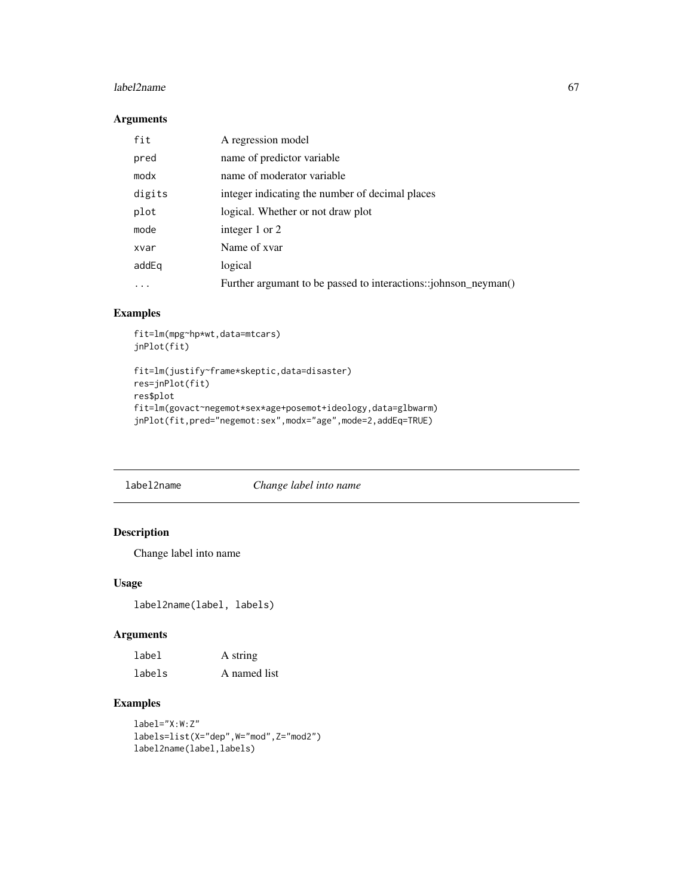## Arguments

| | |
|---|---|
| `fit` | A regression model |
| `pred` | name of predictor variable |
| `modx` | name of moderator variable |
| `digits` | integer indicating the number of decimal places |
| `plot` | logical. Whether or not draw plot |
| `mode` | integer 1 or 2 |
| `xvar` | Name of xvar |
| `addEq` | logical |
| `...` | Further argumant to be passed to interactions::johnson_neyman() |

## Examples

```
fit=lm(mpg~hp*wt,data=mtcars)
jnPlot(fit)

fit=lm(justify~frame*skeptic,data=disaster)
res=jnPlot(fit)
res$plot
fit=lm(govact~negemot*sex*age+posemot+ideology,data=glbwarm)
jnPlot(fit,pred="negemot:sex",modx="age",mode=2,addEq=TRUE)
```

---

# label2name *Change label into name*

## Description

Change label into name

## Usage

```
label2name(label, labels)
```

## Arguments

| | |
|---|---|
| `label` | A string |
| `labels` | A named list |

## Examples

```
label="X:W:Z"
labels=list(X="dep",W="mod",Z="mod2")
label2name(label,labels)
```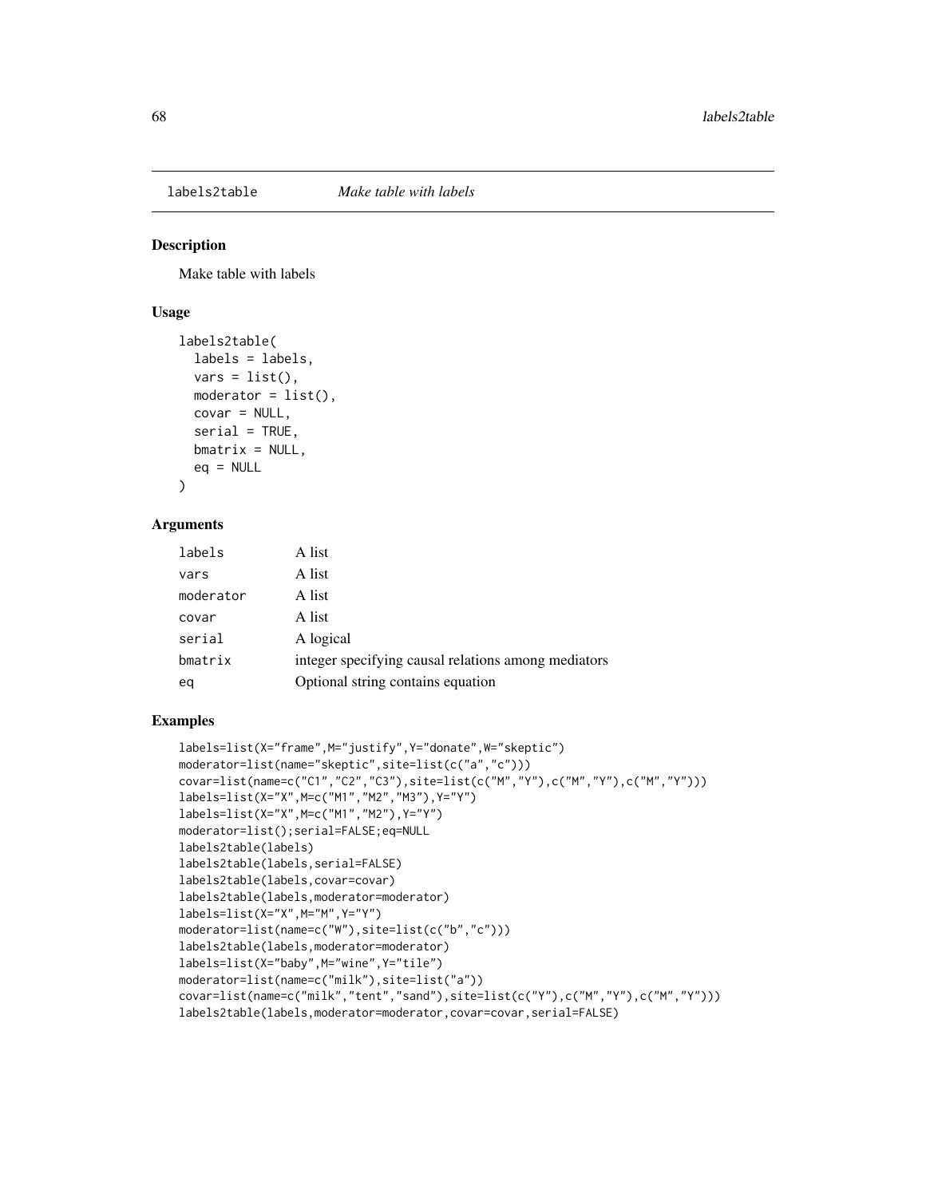## labels2table *Make table with labels*

### Description

Make table with labels

### Usage

```
labels2table(
  labels = labels,
  vars = list(),
  moderator = list(),
  covar = NULL,
  serial = TRUE,
  bmatrix = NULL,
  eq = NULL
)
```

### Arguments

| | |
|---|---|
| labels | A list |
| vars | A list |
| moderator | A list |
| covar | A list |
| serial | A logical |
| bmatrix | integer specifying causal relations among mediators |
| eq | Optional string contains equation |

### Examples

```
labels=list(X="frame",M="justify",Y="donate",W="skeptic")
moderator=list(name="skeptic",site=list(c("a","c")))
covar=list(name=c("C1","C2","C3"),site=list(c("M","Y"),c("M","Y"),c("M","Y")))
labels=list(X="X",M=c("M1","M2","M3"),Y="Y")
labels=list(X="X",M=c("M1","M2"),Y="Y")
moderator=list();serial=FALSE;eq=NULL
labels2table(labels)
labels2table(labels,serial=FALSE)
labels2table(labels,covar=covar)
labels2table(labels,moderator=moderator)
labels=list(X="X",M="M",Y="Y")
moderator=list(name=c("W"),site=list(c("b","c")))
labels2table(labels,moderator=moderator)
labels=list(X="baby",M="wine",Y="tile")
moderator=list(name=c("milk"),site=list("a"))
covar=list(name=c("milk","tent","sand"),site=list(c("Y"),c("M","Y"),c("M","Y")))
labels2table(labels,moderator=moderator,covar=covar,serial=FALSE)
```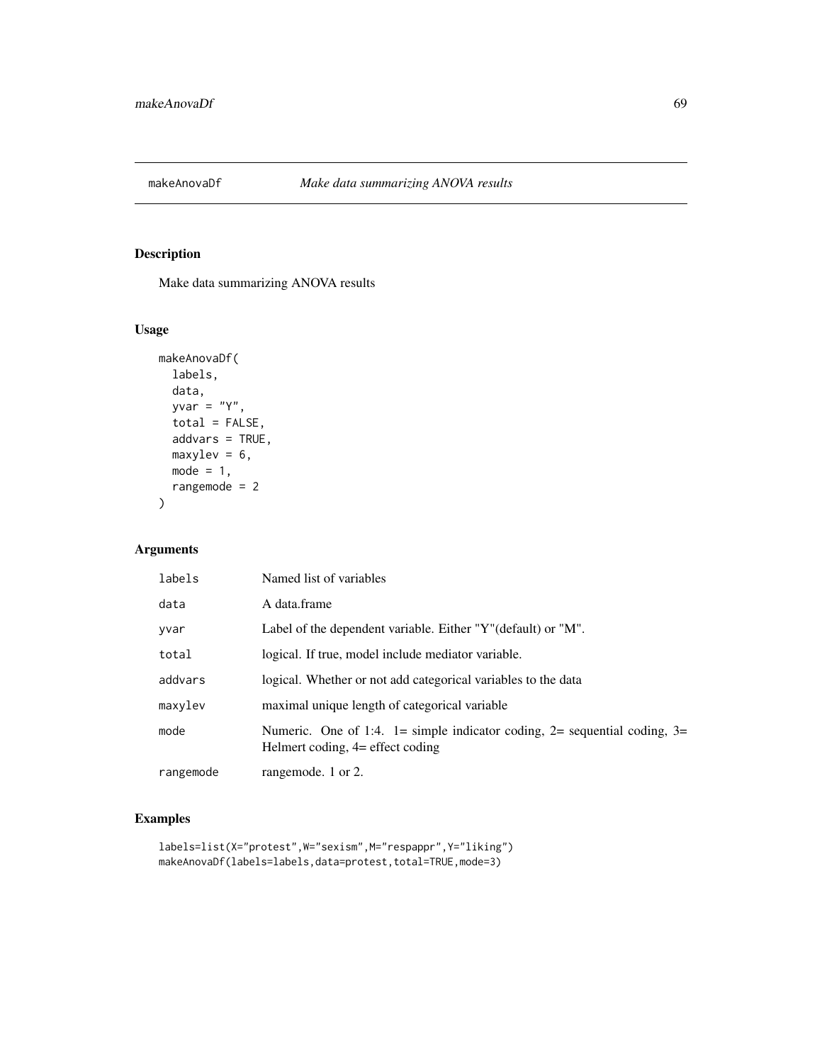# makeAnovaDf *Make data summarizing ANOVA results*

## Description

Make data summarizing ANOVA results

## Usage

```
makeAnovaDf(
  labels,
  data,
  yvar = "Y",
  total = FALSE,
  addvars = TRUE,
  maxylev = 6,
  mode = 1,
  rangemode = 2
)
```

## Arguments

| | |
|---|---|
| labels | Named list of variables |
| data | A data.frame |
| yvar | Label of the dependent variable. Either "Y"(default) or "M". |
| total | logical. If true, model include mediator variable. |
| addvars | logical. Whether or not add categorical variables to the data |
| maxylev | maximal unique length of categorical variable |
| mode | Numeric. One of 1:4. 1= simple indicator coding, 2= sequential coding, 3= Helmert coding, 4= effect coding |
| rangemode | rangemode. 1 or 2. |

## Examples

```
labels=list(X="protest",W="sexism",M="respappr",Y="liking")
makeAnovaDf(labels=labels,data=protest,total=TRUE,mode=3)
```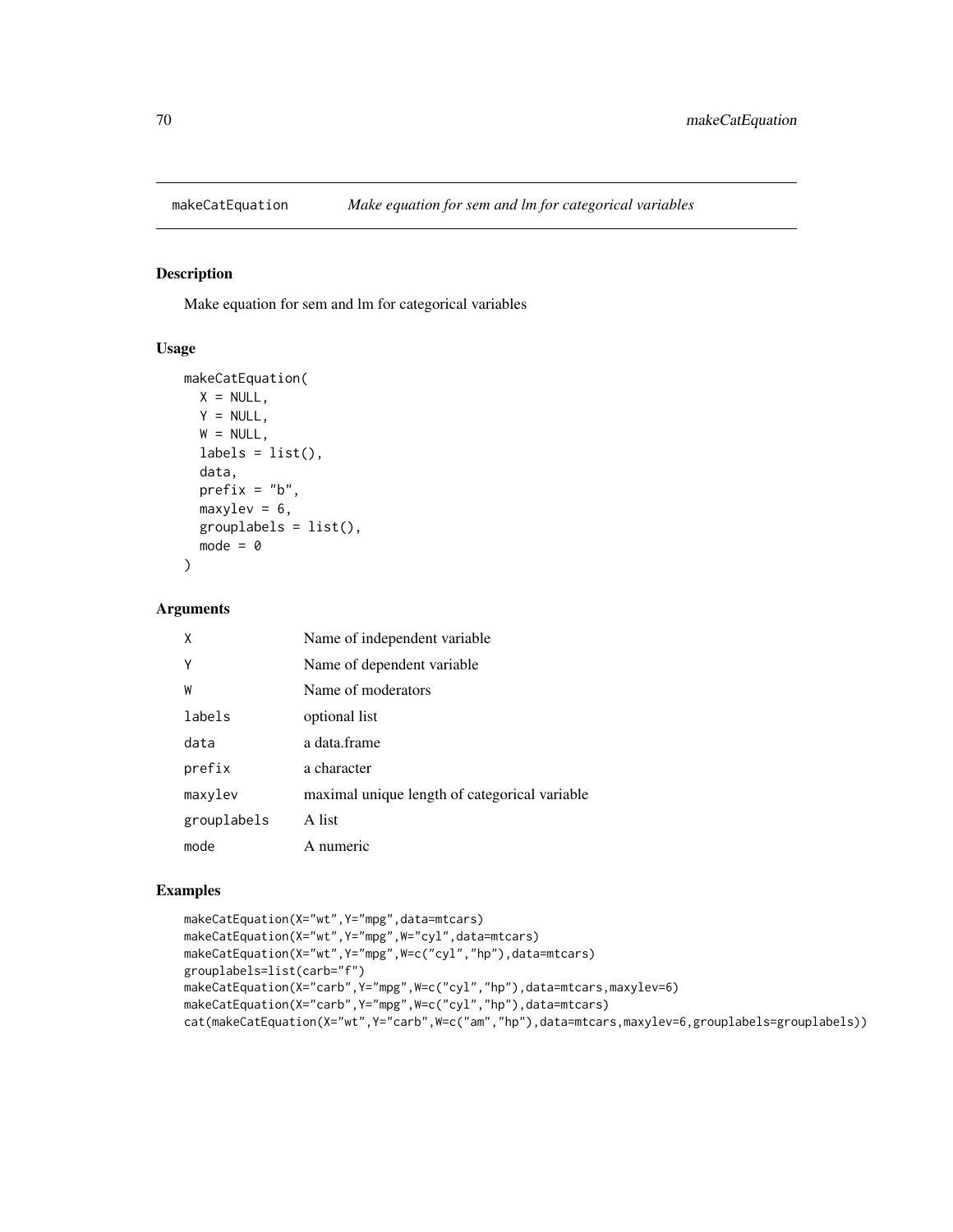## makeCatEquation *Make equation for sem and lm for categorical variables*

### Description

Make equation for sem and lm for categorical variables

### Usage

```
makeCatEquation(
  X = NULL,
  Y = NULL,
  W = NULL,
  labels = list(),
  data,
  prefix = "b",
  maxylev = 6,
  grouplabels = list(),
  mode = 0
)
```

### Arguments

| | |
|---|---|
| X | Name of independent variable |
| Y | Name of dependent variable |
| W | Name of moderators |
| labels | optional list |
| data | a data.frame |
| prefix | a character |
| maxylev | maximal unique length of categorical variable |
| grouplabels | A list |
| mode | A numeric |

### Examples

```
makeCatEquation(X="wt",Y="mpg",data=mtcars)
makeCatEquation(X="wt",Y="mpg",W="cyl",data=mtcars)
makeCatEquation(X="wt",Y="mpg",W=c("cyl","hp"),data=mtcars)
grouplabels=list(carb="f")
makeCatEquation(X="carb",Y="mpg",W=c("cyl","hp"),data=mtcars,maxylev=6)
makeCatEquation(X="carb",Y="mpg",W=c("cyl","hp"),data=mtcars)
cat(makeCatEquation(X="wt",Y="carb",W=c("am","hp"),data=mtcars,maxylev=6,grouplabels=grouplabels))
```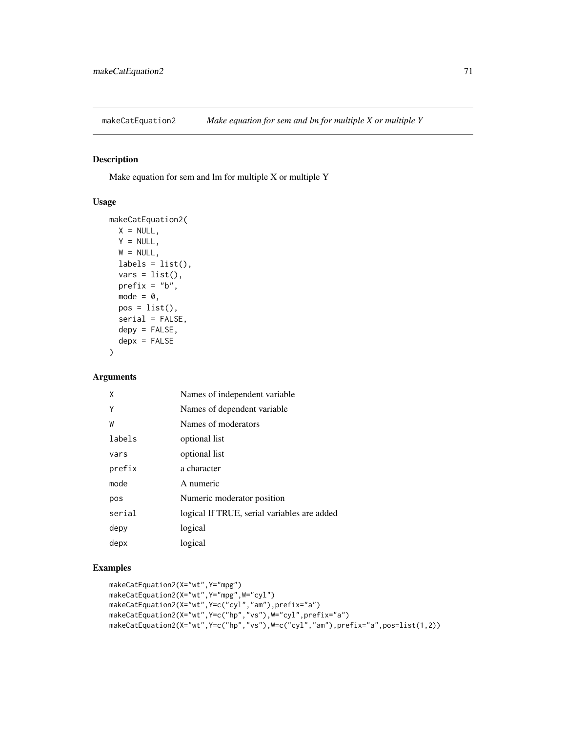## makeCatEquation2 — *Make equation for sem and lm for multiple X or multiple Y*

### Description

Make equation for sem and lm for multiple X or multiple Y

### Usage

```
makeCatEquation2(
  X = NULL,
  Y = NULL,
  W = NULL,
  labels = list(),
  vars = list(),
  prefix = "b",
  mode = 0,
  pos = list(),
  serial = FALSE,
  depy = FALSE,
  depx = FALSE
)
```

### Arguments

| | |
|---|---|
| X | Names of independent variable |
| Y | Names of dependent variable |
| W | Names of moderators |
| labels | optional list |
| vars | optional list |
| prefix | a character |
| mode | A numeric |
| pos | Numeric moderator position |
| serial | logical If TRUE, serial variables are added |
| depy | logical |
| depx | logical |

### Examples

```
makeCatEquation2(X="wt",Y="mpg")
makeCatEquation2(X="wt",Y="mpg",W="cyl")
makeCatEquation2(X="wt",Y=c("cyl","am"),prefix="a")
makeCatEquation2(X="wt",Y=c("hp","vs"),W="cyl",prefix="a")
makeCatEquation2(X="wt",Y=c("hp","vs"),W=c("cyl","am"),prefix="a",pos=list(1,2))
```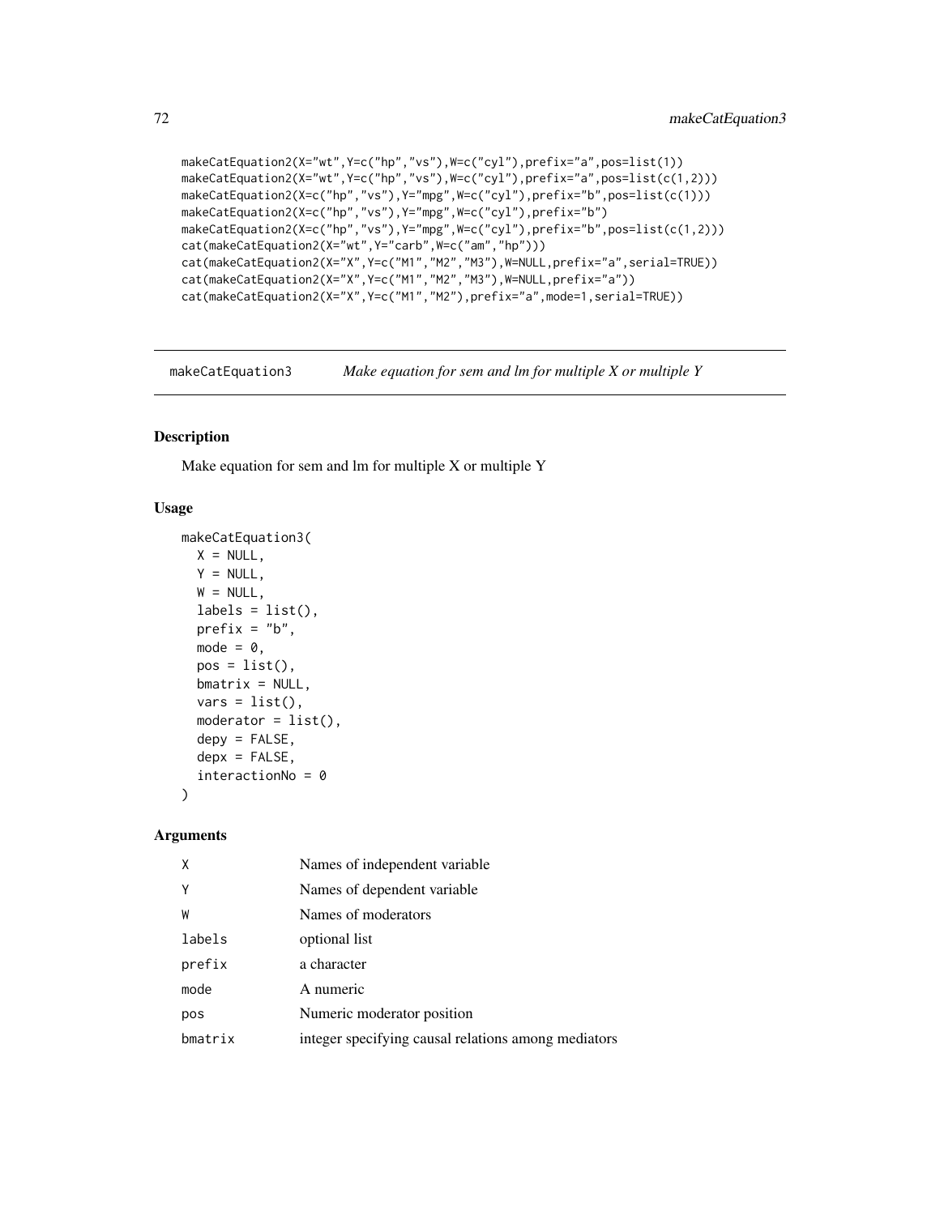```
makeCatEquation2(X="wt",Y=c("hp","vs"),W=c("cyl"),prefix="a",pos=list(1))
makeCatEquation2(X="wt",Y=c("hp","vs"),W=c("cyl"),prefix="a",pos=list(c(1,2)))
makeCatEquation2(X=c("hp","vs"),Y="mpg",W=c("cyl"),prefix="b",pos=list(c(1)))
makeCatEquation2(X=c("hp","vs"),Y="mpg",W=c("cyl"),prefix="b")
makeCatEquation2(X=c("hp","vs"),Y="mpg",W=c("cyl"),prefix="b",pos=list(c(1,2)))
cat(makeCatEquation2(X="wt",Y="carb",W=c("am","hp")))
cat(makeCatEquation2(X="X",Y=c("M1","M2","M3"),W=NULL,prefix="a",serial=TRUE))
cat(makeCatEquation2(X="X",Y=c("M1","M2","M3"),W=NULL,prefix="a"))
cat(makeCatEquation2(X="X",Y=c("M1","M2"),prefix="a",mode=1,serial=TRUE))
```

## makeCatEquation3 — *Make equation for sem and lm for multiple X or multiple Y*

### Description

Make equation for sem and lm for multiple X or multiple Y

### Usage

```
makeCatEquation3(
  X = NULL,
  Y = NULL,
  W = NULL,
  labels = list(),
  prefix = "b",
  mode = 0,
  pos = list(),
  bmatrix = NULL,
  vars = list(),
  moderator = list(),
  depy = FALSE,
  depx = FALSE,
  interactionNo = 0
)
```

### Arguments

| | |
|---|---|
| X | Names of independent variable |
| Y | Names of dependent variable |
| W | Names of moderators |
| labels | optional list |
| prefix | a character |
| mode | A numeric |
| pos | Numeric moderator position |
| bmatrix | integer specifying causal relations among mediators |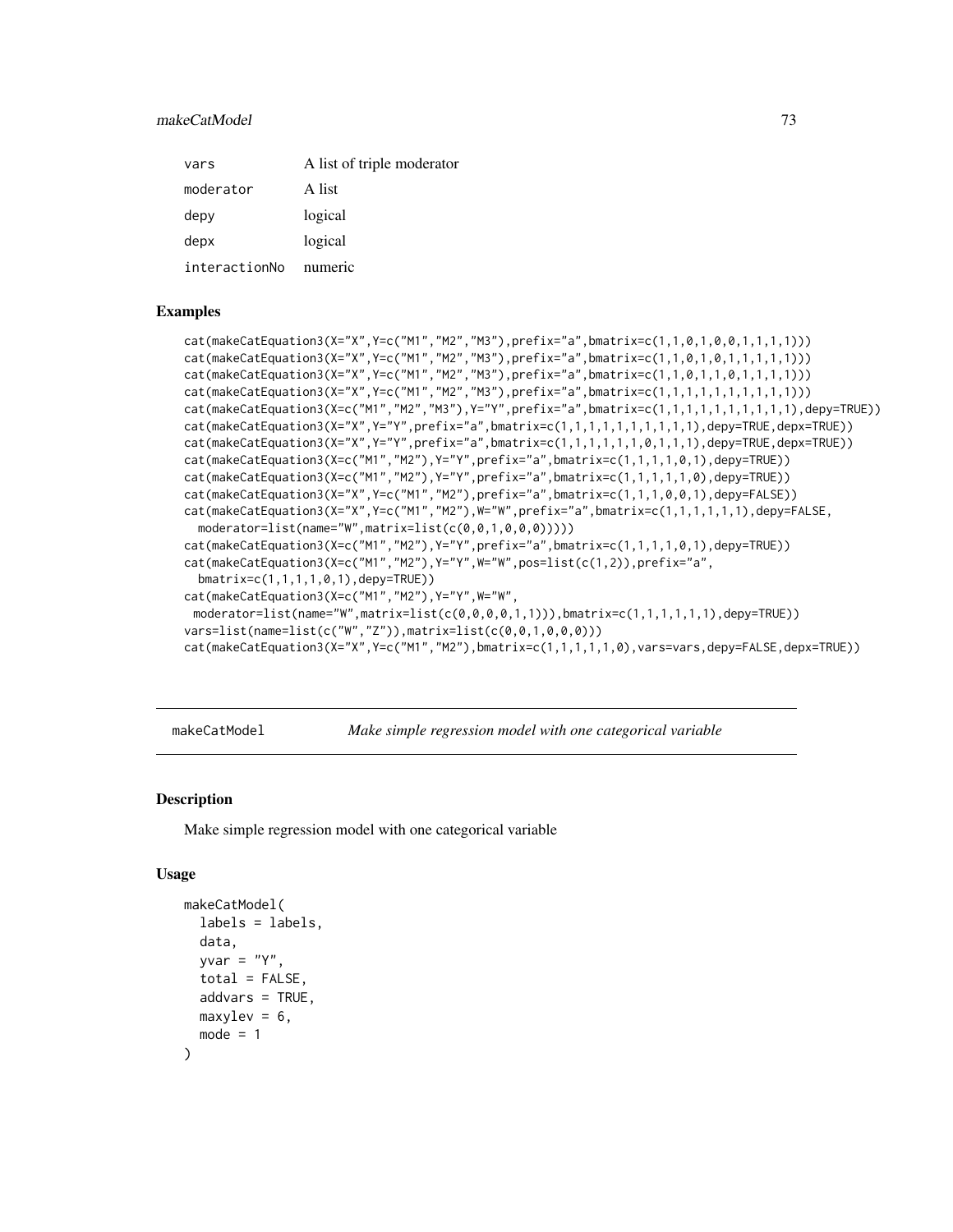| | |
|---|---|
| vars | A list of triple moderator |
| moderator | A list |
| depy | logical |
| depx | logical |
| interactionNo | numeric |

## Examples

```
cat(makeCatEquation3(X="X",Y=c("M1","M2","M3"),prefix="a",bmatrix=c(1,1,0,1,0,0,1,1,1,1)))
cat(makeCatEquation3(X="X",Y=c("M1","M2","M3"),prefix="a",bmatrix=c(1,1,0,1,0,1,1,1,1,1)))
cat(makeCatEquation3(X="X",Y=c("M1","M2","M3"),prefix="a",bmatrix=c(1,1,0,1,1,0,1,1,1,1)))
cat(makeCatEquation3(X="X",Y=c("M1","M2","M3"),prefix="a",bmatrix=c(1,1,1,1,1,1,1,1,1,1)))
cat(makeCatEquation3(X=c("M1","M2","M3"),Y="Y",prefix="a",bmatrix=c(1,1,1,1,1,1,1,1,1,1),depy=TRUE))
cat(makeCatEquation3(X="X",Y="Y",prefix="a",bmatrix=c(1,1,1,1,1,1,1,1,1,1),depy=TRUE,depx=TRUE))
cat(makeCatEquation3(X="X",Y="Y",prefix="a",bmatrix=c(1,1,1,1,1,1,0,1,1,1),depy=TRUE,depx=TRUE))
cat(makeCatEquation3(X=c("M1","M2"),Y="Y",prefix="a",bmatrix=c(1,1,1,1,0,1),depy=TRUE))
cat(makeCatEquation3(X=c("M1","M2"),Y="Y",prefix="a",bmatrix=c(1,1,1,1,1,0),depy=TRUE))
cat(makeCatEquation3(X="X",Y=c("M1","M2"),prefix="a",bmatrix=c(1,1,1,0,0,1),depy=FALSE))
cat(makeCatEquation3(X="X",Y=c("M1","M2"),W="W",prefix="a",bmatrix=c(1,1,1,1,1,1),depy=FALSE,
  moderator=list(name="W",matrix=list(c(0,0,1,0,0,0)))))
cat(makeCatEquation3(X=c("M1","M2"),Y="Y",prefix="a",bmatrix=c(1,1,1,1,0,1),depy=TRUE))
cat(makeCatEquation3(X=c("M1","M2"),Y="Y",W="W",pos=list(c(1,2)),prefix="a",
  bmatrix=c(1,1,1,1,0,1),depy=TRUE))
cat(makeCatEquation3(X=c("M1","M2"),Y="Y",W="W",
 moderator=list(name="W",matrix=list(c(0,0,0,0,1,1))),bmatrix=c(1,1,1,1,1,1),depy=TRUE))
vars=list(name=list(c("W","Z")),matrix=list(c(0,0,1,0,0,0)))
cat(makeCatEquation3(X="X",Y=c("M1","M2"),bmatrix=c(1,1,1,1,1,0),vars=vars,depy=FALSE,depx=TRUE))
```

---

# makeCatModel — *Make simple regression model with one categorical variable*

## Description

Make simple regression model with one categorical variable

## Usage

```
makeCatModel(
  labels = labels,
  data,
  yvar = "Y",
  total = FALSE,
  addvars = TRUE,
  maxylev = 6,
  mode = 1
)
```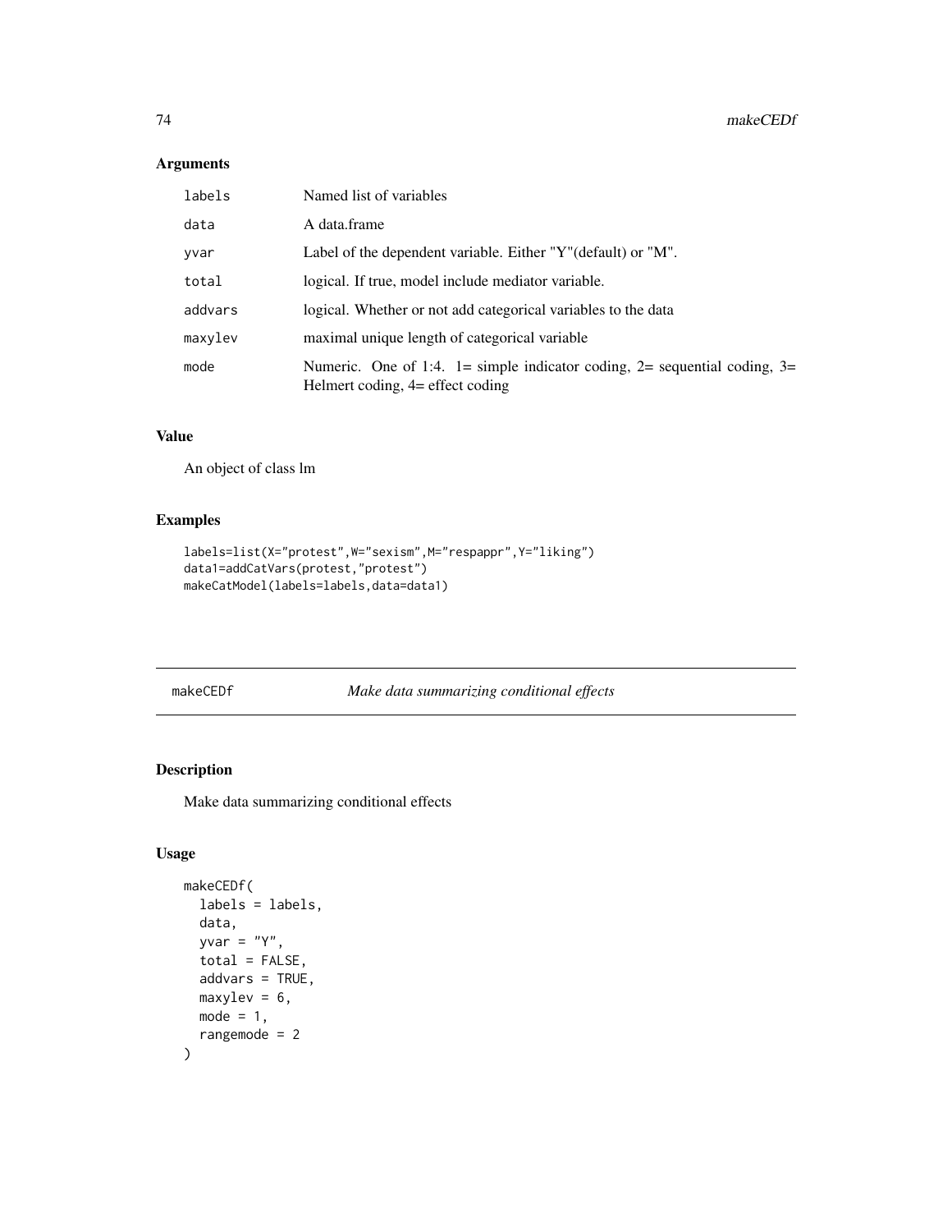### Arguments

| | |
|---|---|
| labels | Named list of variables |
| data | A data.frame |
| yvar | Label of the dependent variable. Either "Y"(default) or "M". |
| total | logical. If true, model include mediator variable. |
| addvars | logical. Whether or not add categorical variables to the data |
| maxylev | maximal unique length of categorical variable |
| mode | Numeric. One of 1:4. 1= simple indicator coding, 2= sequential coding, 3= Helmert coding, 4= effect coding |

### Value

An object of class lm

### Examples

```
labels=list(X="protest",W="sexism",M="respappr",Y="liking")
data1=addCatVars(protest,"protest")
makeCatModel(labels=labels,data=data1)
```

---

## makeCEDf — *Make data summarizing conditional effects*

### Description

Make data summarizing conditional effects

### Usage

```
makeCEDf(
  labels = labels,
  data,
  yvar = "Y",
  total = FALSE,
  addvars = TRUE,
  maxylev = 6,
  mode = 1,
  rangemode = 2
)
```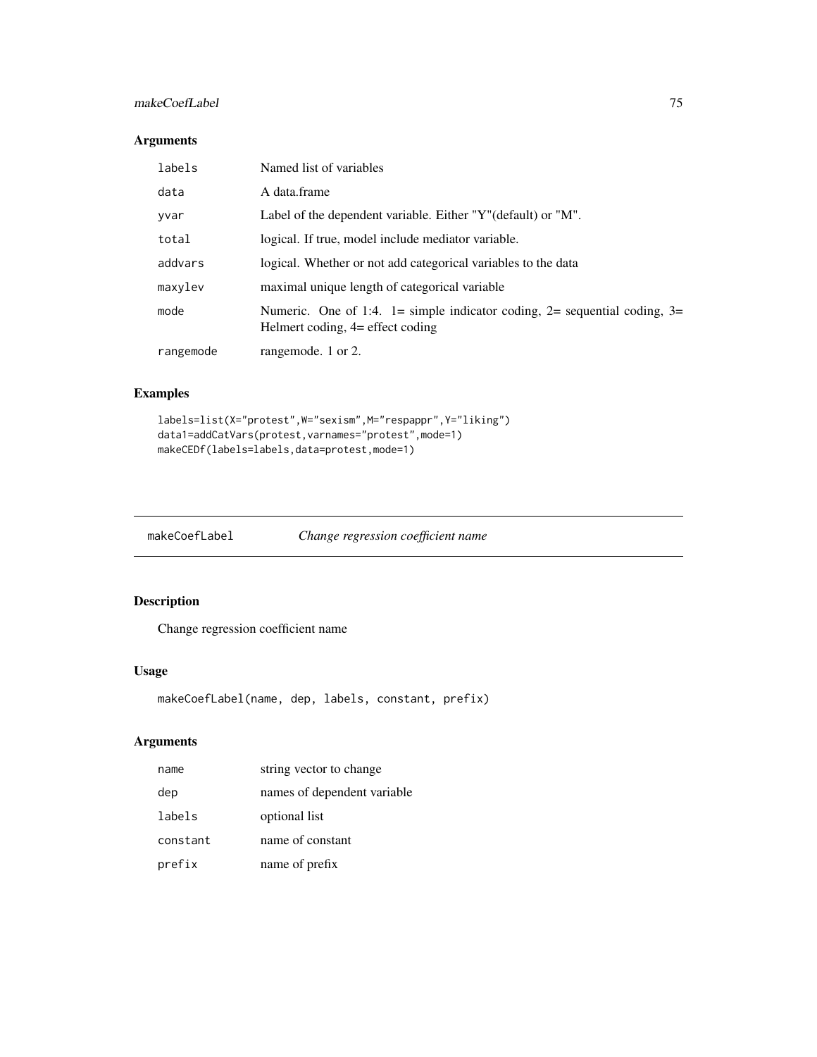## Arguments

| | |
|---|---|
| labels | Named list of variables |
| data | A data.frame |
| yvar | Label of the dependent variable. Either "Y"(default) or "M". |
| total | logical. If true, model include mediator variable. |
| addvars | logical. Whether or not add categorical variables to the data |
| maxylev | maximal unique length of categorical variable |
| mode | Numeric. One of 1:4. 1= simple indicator coding, 2= sequential coding, 3= Helmert coding, 4= effect coding |
| rangemode | rangemode. 1 or 2. |

## Examples

```
labels=list(X="protest",W="sexism",M="respappr",Y="liking")
data1=addCatVars(protest,varnames="protest",mode=1)
makeCEDf(labels=labels,data=protest,mode=1)
```

---

# makeCoefLabel *Change regression coefficient name*

---

## Description

Change regression coefficient name

## Usage

```
makeCoefLabel(name, dep, labels, constant, prefix)
```

## Arguments

| | |
|---|---|
| name | string vector to change |
| dep | names of dependent variable |
| labels | optional list |
| constant | name of constant |
| prefix | name of prefix |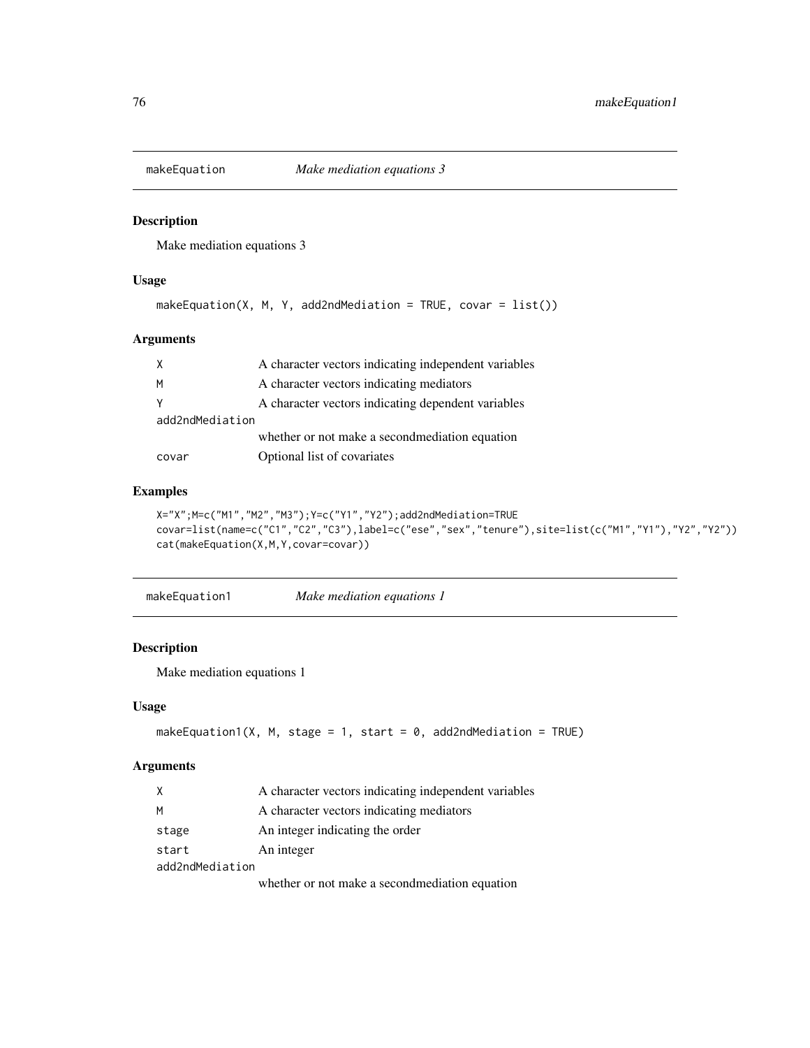## makeEquation — *Make mediation equations 3*

### Description

Make mediation equations 3

### Usage

```
makeEquation(X, M, Y, add2ndMediation = TRUE, covar = list())
```

### Arguments

| Argument | Description |
|---|---|
| X | A character vectors indicating independent variables |
| M | A character vectors indicating mediators |
| Y | A character vectors indicating dependent variables |
| add2ndMediation | whether or not make a secondmediation equation |
| covar | Optional list of covariates |

### Examples

```
X="X";M=c("M1","M2","M3");Y=c("Y1","Y2");add2ndMediation=TRUE
covar=list(name=c("C1","C2","C3"),label=c("ese","sex","tenure"),site=list(c("M1","Y1"),"Y2","Y2"))
cat(makeEquation(X,M,Y,covar=covar))
```

## makeEquation1 — *Make mediation equations 1*

### Description

Make mediation equations 1

### Usage

```
makeEquation1(X, M, stage = 1, start = 0, add2ndMediation = TRUE)
```

### Arguments

| Argument | Description |
|---|---|
| X | A character vectors indicating independent variables |
| M | A character vectors indicating mediators |
| stage | An integer indicating the order |
| start | An integer |
| add2ndMediation | whether or not make a secondmediation equation |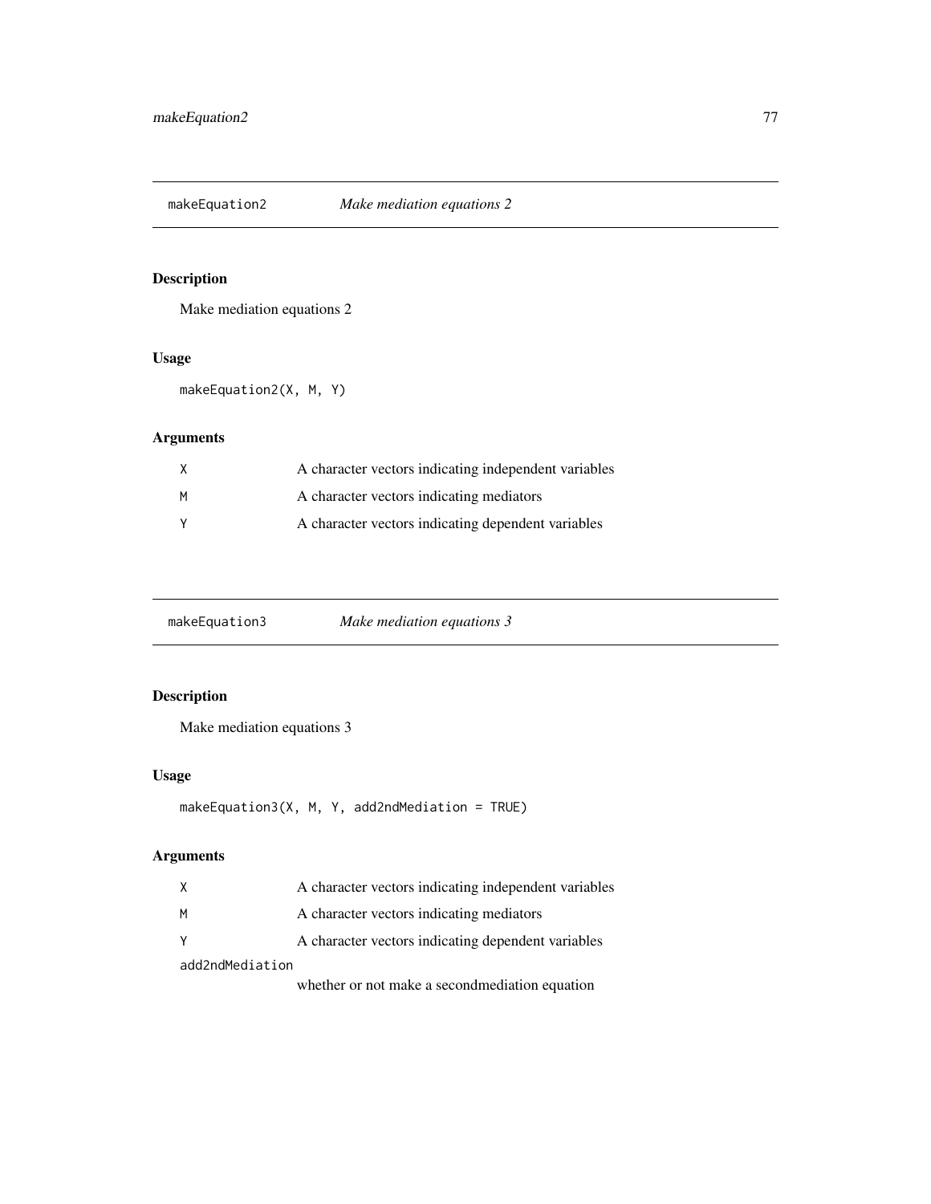## makeEquation2 *Make mediation equations 2*

### Description

Make mediation equations 2

### Usage

```
makeEquation2(X, M, Y)
```

### Arguments

| | |
|---|---|
| X | A character vectors indicating independent variables |
| M | A character vectors indicating mediators |
| Y | A character vectors indicating dependent variables |

## makeEquation3 *Make mediation equations 3*

### Description

Make mediation equations 3

### Usage

```
makeEquation3(X, M, Y, add2ndMediation = TRUE)
```

### Arguments

| | |
|---|---|
| X | A character vectors indicating independent variables |
| M | A character vectors indicating mediators |
| Y | A character vectors indicating dependent variables |
| add2ndMediation | whether or not make a secondmediation equation |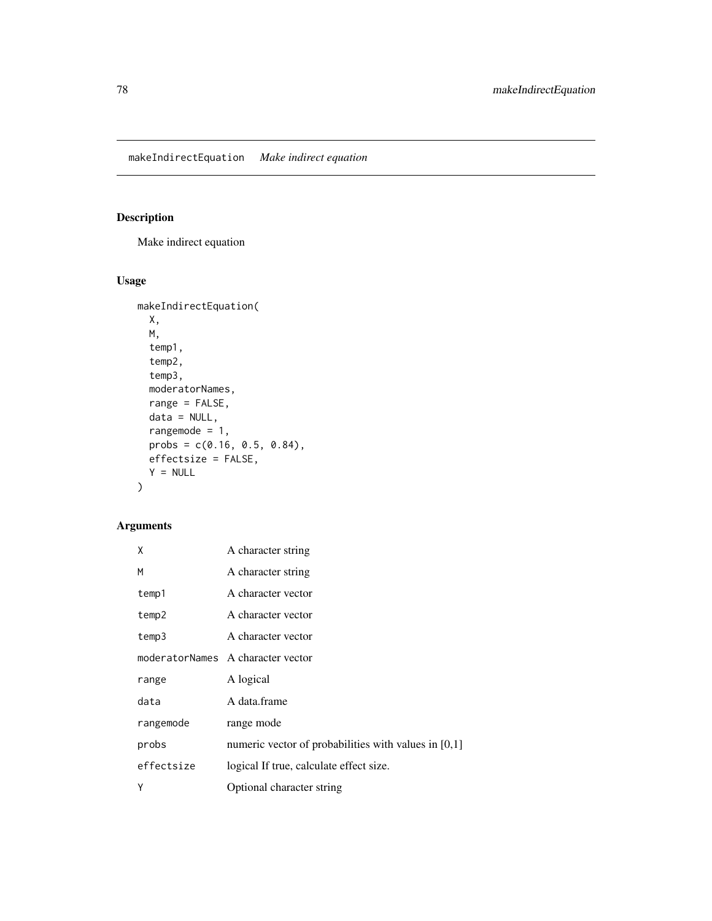makeIndirectEquation    *Make indirect equation*

## Description

Make indirect equation

## Usage

```
makeIndirectEquation(
  X,
  M,
  temp1,
  temp2,
  temp3,
  moderatorNames,
  range = FALSE,
  data = NULL,
  rangemode = 1,
  probs = c(0.16, 0.5, 0.84),
  effectsize = FALSE,
  Y = NULL
)
```

## Arguments

| | |
|---|---|
| X | A character string |
| M | A character string |
| temp1 | A character vector |
| temp2 | A character vector |
| temp3 | A character vector |
| moderatorNames | A character vector |
| range | A logical |
| data | A data.frame |
| rangemode | range mode |
| probs | numeric vector of probabilities with values in [0,1] |
| effectsize | logical If true, calculate effect size. |
| Y | Optional character string |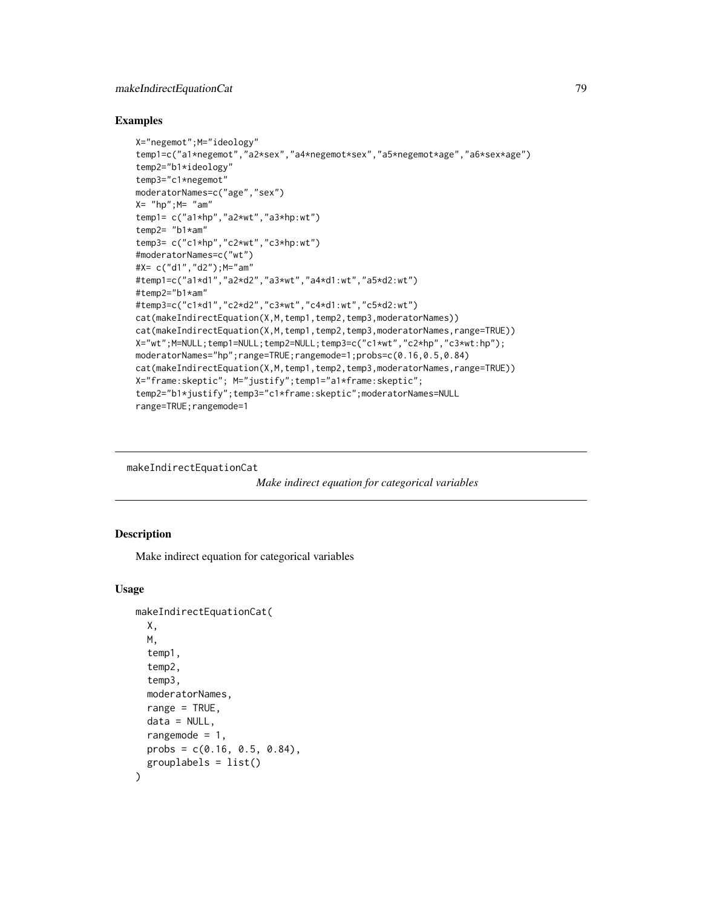## Examples

```
X="negemot";M="ideology"
temp1=c("a1*negemot","a2*sex","a4*negemot*sex","a5*negemot*age","a6*sex*age")
temp2="b1*ideology"
temp3="c1*negemot"
moderatorNames=c("age","sex")
X= "hp";M= "am"
temp1= c("a1*hp","a2*wt","a3*hp:wt")
temp2= "b1*am"
temp3= c("c1*hp","c2*wt","c3*hp:wt")
#moderatorNames=c("wt")
#X= c("d1","d2");M="am"
#temp1=c("a1*d1","a2*d2","a3*wt","a4*d1:wt","a5*d2:wt")
#temp2="b1*am"
#temp3=c("c1*d1","c2*d2","c3*wt","c4*d1:wt","c5*d2:wt")
cat(makeIndirectEquation(X,M,temp1,temp2,temp3,moderatorNames))
cat(makeIndirectEquation(X,M,temp1,temp2,temp3,moderatorNames,range=TRUE))
X="wt";M=NULL;temp1=NULL;temp2=NULL;temp3=c("c1*wt","c2*hp","c3*wt:hp");
moderatorNames="hp";range=TRUE;rangemode=1;probs=c(0.16,0.5,0.84)
cat(makeIndirectEquation(X,M,temp1,temp2,temp3,moderatorNames,range=TRUE))
X="frame:skeptic"; M="justify";temp1="a1*frame:skeptic";
temp2="b1*justify";temp3="c1*frame:skeptic";moderatorNames=NULL
range=TRUE;rangemode=1
```

---

# makeIndirectEquationCat

*Make indirect equation for categorical variables*

## Description

Make indirect equation for categorical variables

## Usage

```
makeIndirectEquationCat(
  X,
  M,
  temp1,
  temp2,
  temp3,
  moderatorNames,
  range = TRUE,
  data = NULL,
  rangemode = 1,
  probs = c(0.16, 0.5, 0.84),
  grouplabels = list()
)
```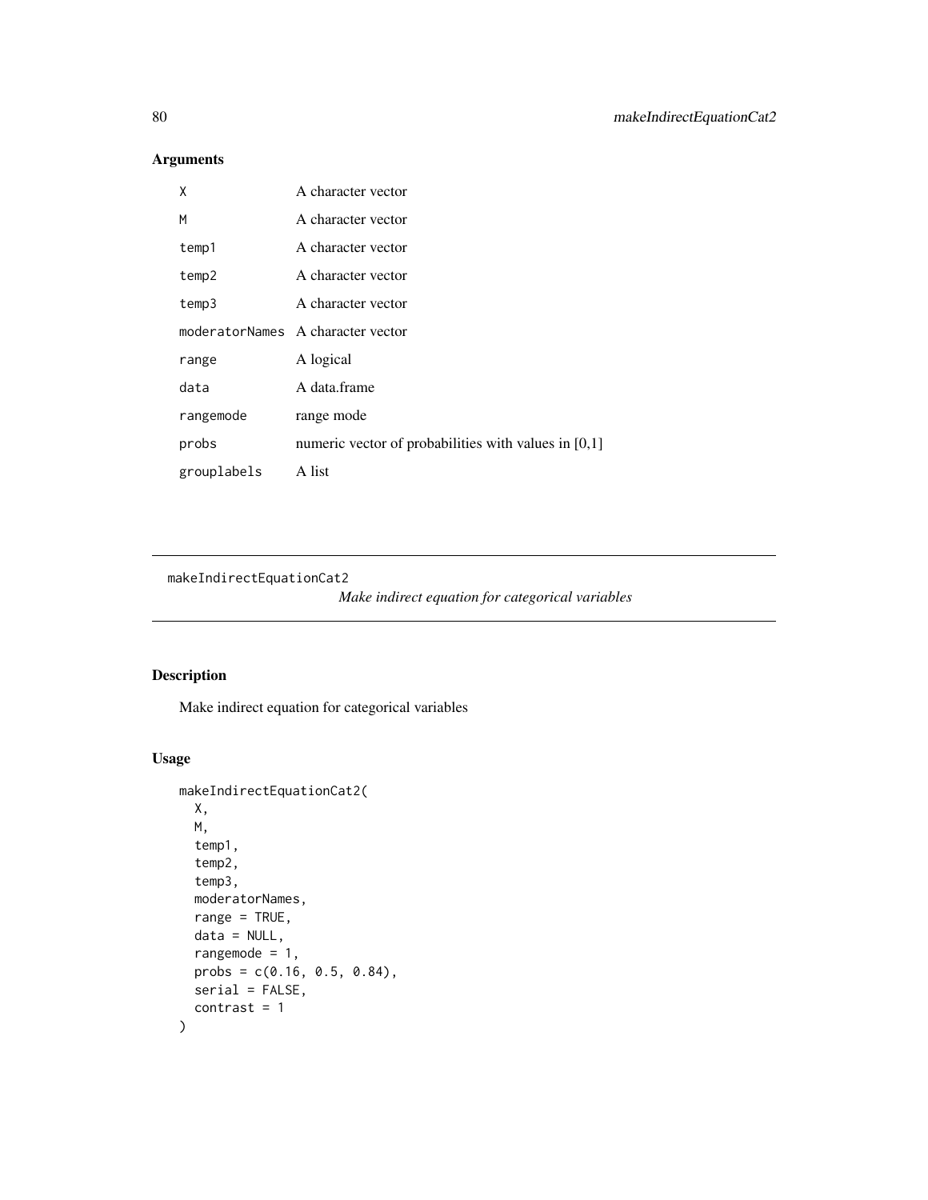## Arguments

| | |
|---|---|
| `X` | A character vector |
| `M` | A character vector |
| `temp1` | A character vector |
| `temp2` | A character vector |
| `temp3` | A character vector |
| `moderatorNames` | A character vector |
| `range` | A logical |
| `data` | A data.frame |
| `rangemode` | range mode |
| `probs` | numeric vector of probabilities with values in [0,1] |
| `grouplabels` | A list |

---

`makeIndirectEquationCat2`    *Make indirect equation for categorical variables*

---

## Description

Make indirect equation for categorical variables

## Usage

```
makeIndirectEquationCat2(
  X,
  M,
  temp1,
  temp2,
  temp3,
  moderatorNames,
  range = TRUE,
  data = NULL,
  rangemode = 1,
  probs = c(0.16, 0.5, 0.84),
  serial = FALSE,
  contrast = 1
)
```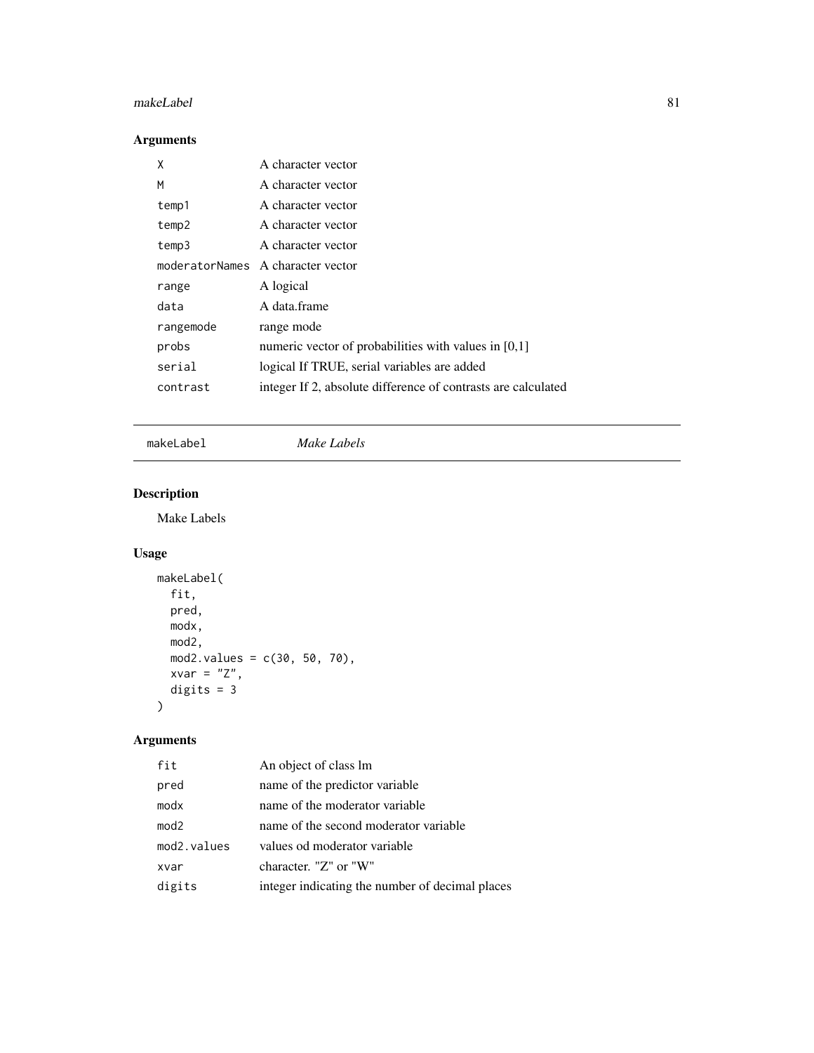## Arguments

| | |
|---|---|
| X | A character vector |
| M | A character vector |
| temp1 | A character vector |
| temp2 | A character vector |
| temp3 | A character vector |
| moderatorNames | A character vector |
| range | A logical |
| data | A data.frame |
| rangemode | range mode |
| probs | numeric vector of probabilities with values in [0,1] |
| serial | logical If TRUE, serial variables are added |
| contrast | integer If 2, absolute difference of contrasts are calculated |

---

makeLabel *Make Labels*

---

## Description

Make Labels

## Usage

```
makeLabel(
  fit,
  pred,
  modx,
  mod2,
  mod2.values = c(30, 50, 70),
  xvar = "Z",
  digits = 3
)
```

## Arguments

| | |
|---|---|
| fit | An object of class lm |
| pred | name of the predictor variable |
| modx | name of the moderator variable |
| mod2 | name of the second moderator variable |
| mod2.values | values od moderator variable |
| xvar | character. "Z" or "W" |
| digits | integer indicating the number of decimal places |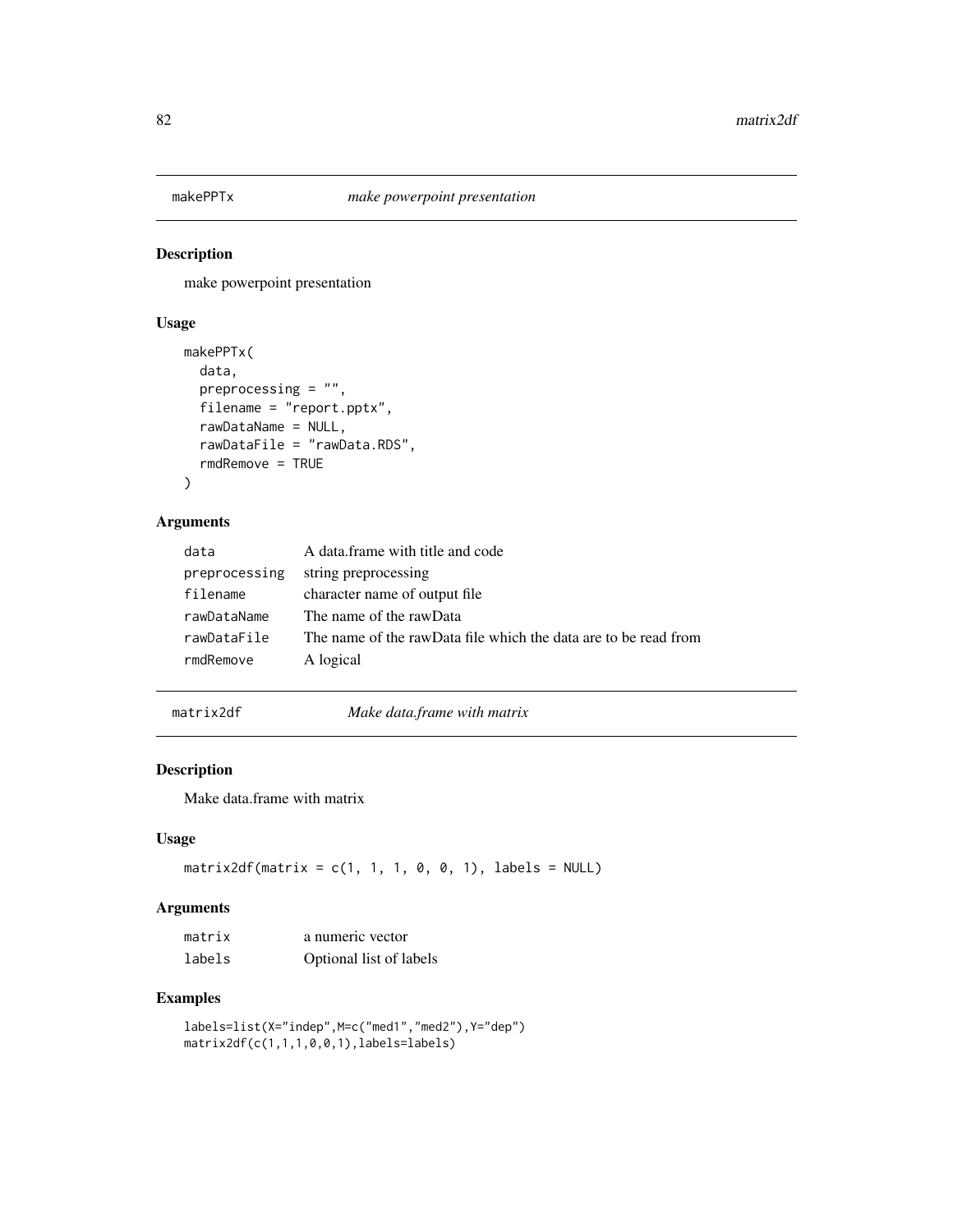## makePPTx — *make powerpoint presentation*

### Description

make powerpoint presentation

### Usage

```
makePPTx(
  data,
  preprocessing = "",
  filename = "report.pptx",
  rawDataName = NULL,
  rawDataFile = "rawData.RDS",
  rmdRemove = TRUE
)
```

### Arguments

| | |
|---|---|
| `data` | A data.frame with title and code |
| `preprocessing` | string preprocessing |
| `filename` | character name of output file |
| `rawDataName` | The name of the rawData |
| `rawDataFile` | The name of the rawData file which the data are to be read from |
| `rmdRemove` | A logical |

## matrix2df — *Make data.frame with matrix*

### Description

Make data.frame with matrix

### Usage

```
matrix2df(matrix = c(1, 1, 1, 0, 0, 1), labels = NULL)
```

### Arguments

| | |
|---|---|
| `matrix` | a numeric vector |
| `labels` | Optional list of labels |

### Examples

```
labels=list(X="indep",M=c("med1","med2"),Y="dep")
matrix2df(c(1,1,1,0,0,1),labels=labels)
```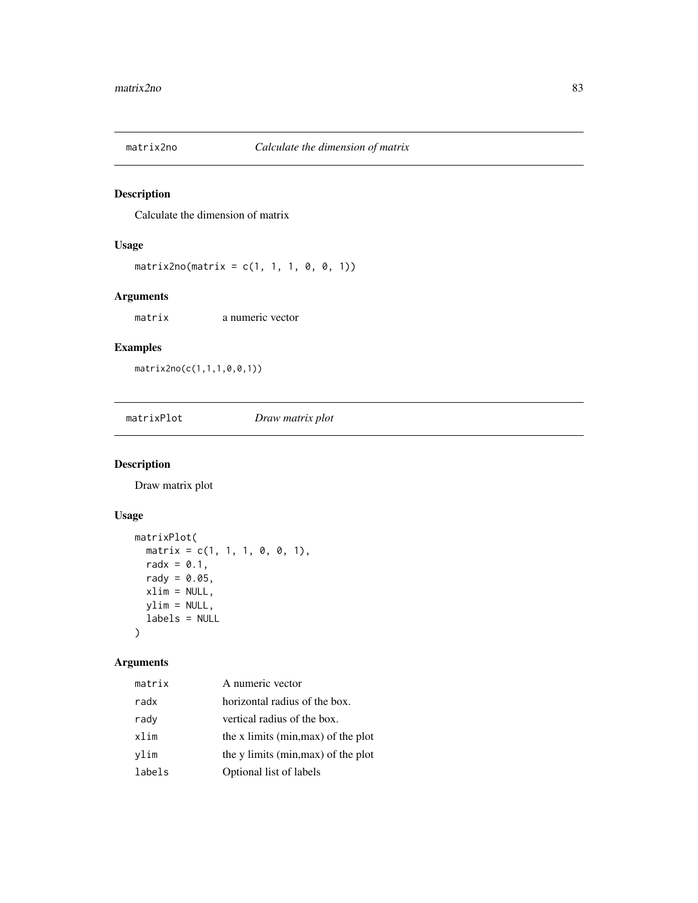## matrix2no — *Calculate the dimension of matrix*

### Description

Calculate the dimension of matrix

### Usage

```
matrix2no(matrix = c(1, 1, 1, 0, 0, 1))
```

### Arguments

| | |
|---|---|
| `matrix` | a numeric vector |

### Examples

```
matrix2no(c(1,1,1,0,0,1))
```

## matrixPlot — *Draw matrix plot*

### Description

Draw matrix plot

### Usage

```
matrixPlot(
  matrix = c(1, 1, 1, 0, 0, 1),
  radx = 0.1,
  rady = 0.05,
  xlim = NULL,
  ylim = NULL,
  labels = NULL
)
```

### Arguments

| | |
|---|---|
| `matrix` | A numeric vector |
| `radx` | horizontal radius of the box. |
| `rady` | vertical radius of the box. |
| `xlim` | the x limits (min,max) of the plot |
| `ylim` | the y limits (min,max) of the plot |
| `labels` | Optional list of labels |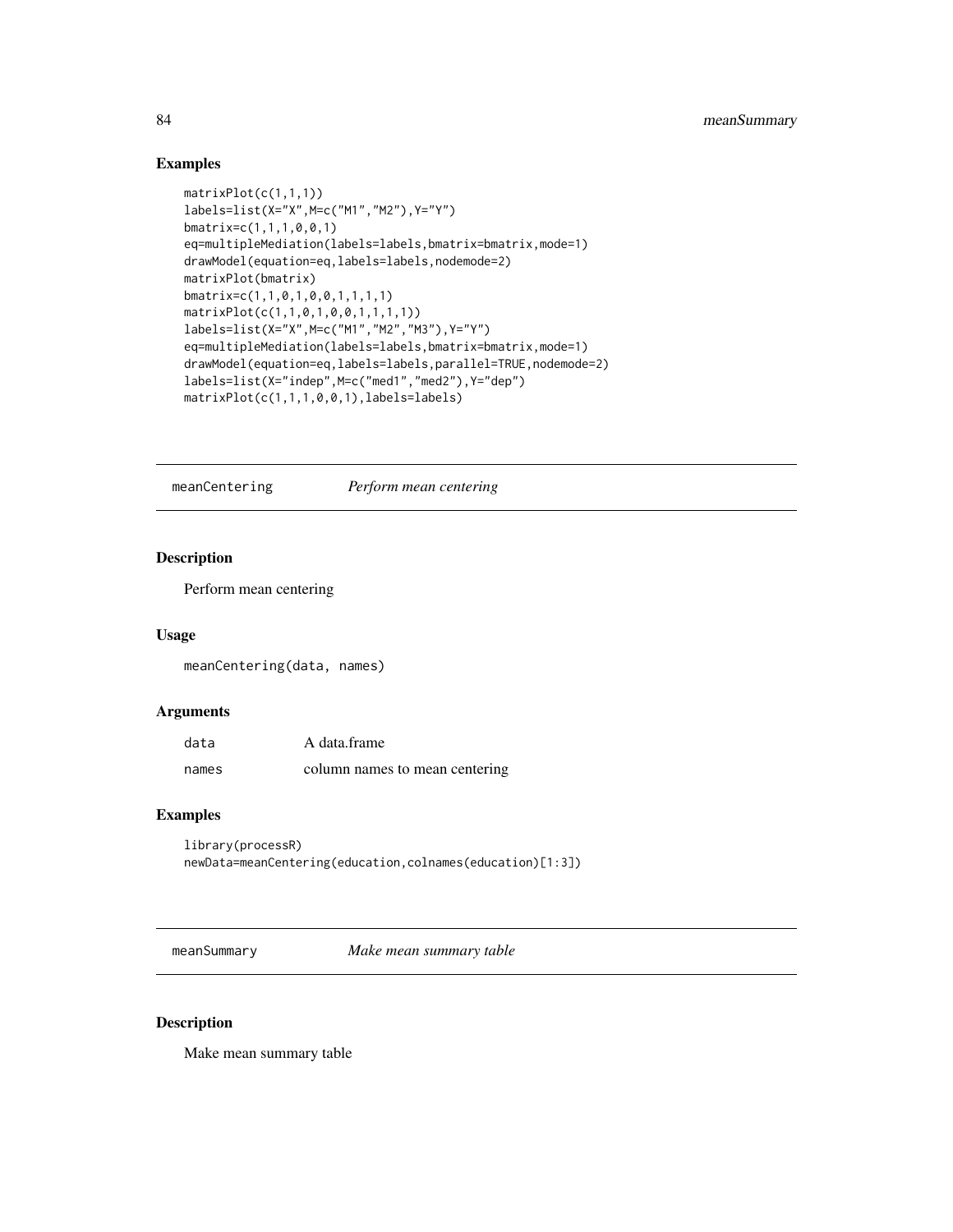## Examples

```
matrixPlot(c(1,1,1))
labels=list(X="X",M=c("M1","M2"),Y="Y")
bmatrix=c(1,1,1,0,0,1)
eq=multipleMediation(labels=labels,bmatrix=bmatrix,mode=1)
drawModel(equation=eq,labels=labels,nodemode=2)
matrixPlot(bmatrix)
bmatrix=c(1,1,0,1,0,0,1,1,1,1)
matrixPlot(c(1,1,0,1,0,0,1,1,1,1))
labels=list(X="X",M=c("M1","M2","M3"),Y="Y")
eq=multipleMediation(labels=labels,bmatrix=bmatrix,mode=1)
drawModel(equation=eq,labels=labels,parallel=TRUE,nodemode=2)
labels=list(X="indep",M=c("med1","med2"),Y="dep")
matrixPlot(c(1,1,1,0,0,1),labels=labels)
```

---

# meanCentering *Perform mean centering*

## Description

Perform mean centering

## Usage

```
meanCentering(data, names)
```

## Arguments

| | |
|---|---|
| data | A data.frame |
| names | column names to mean centering |

## Examples

```
library(processR)
newData=meanCentering(education,colnames(education)[1:3])
```

---

# meanSummary *Make mean summary table*

## Description

Make mean summary table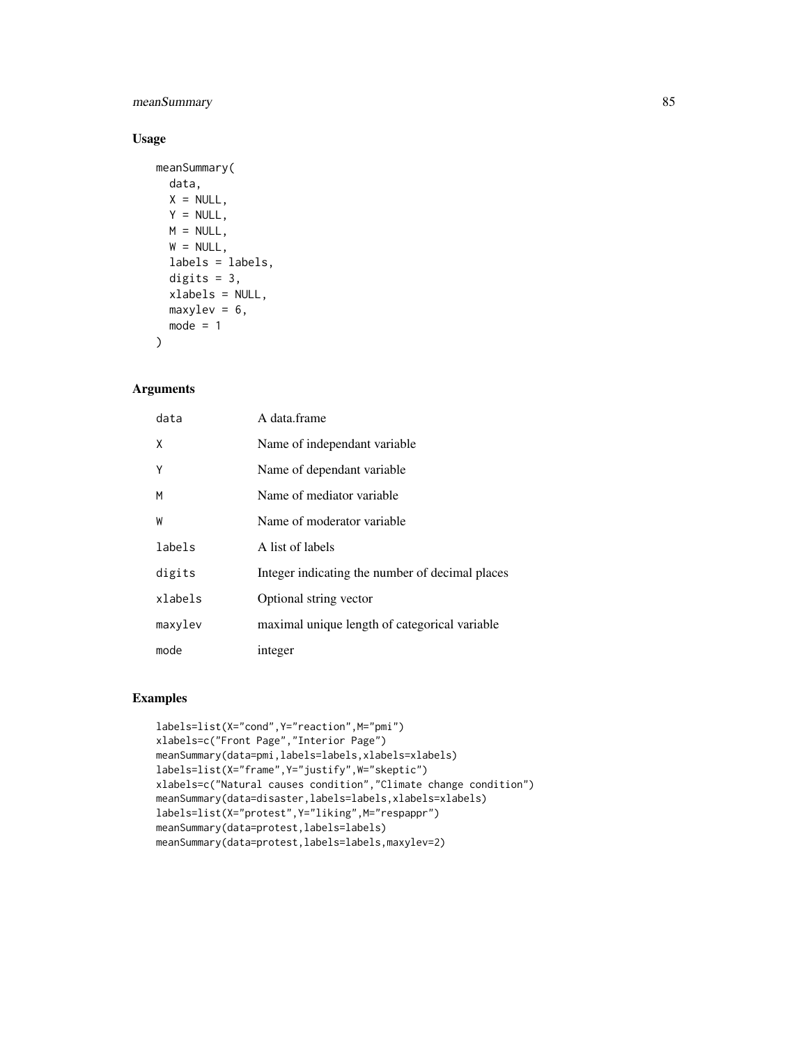## Usage

```
meanSummary(
  data,
  X = NULL,
  Y = NULL,
  M = NULL,
  W = NULL,
  labels = labels,
  digits = 3,
  xlabels = NULL,
  maxylev = 6,
  mode = 1
)
```

## Arguments

| | |
|---|---|
| data | A data.frame |
| X | Name of independant variable |
| Y | Name of dependant variable |
| M | Name of mediator variable |
| W | Name of moderator variable |
| labels | A list of labels |
| digits | Integer indicating the number of decimal places |
| xlabels | Optional string vector |
| maxylev | maximal unique length of categorical variable |
| mode | integer |

## Examples

```
labels=list(X="cond",Y="reaction",M="pmi")
xlabels=c("Front Page","Interior Page")
meanSummary(data=pmi,labels=labels,xlabels=xlabels)
labels=list(X="frame",Y="justify",W="skeptic")
xlabels=c("Natural causes condition","Climate change condition")
meanSummary(data=disaster,labels=labels,xlabels=xlabels)
labels=list(X="protest",Y="liking",M="respappr")
meanSummary(data=protest,labels=labels)
meanSummary(data=protest,labels=labels,maxylev=2)
```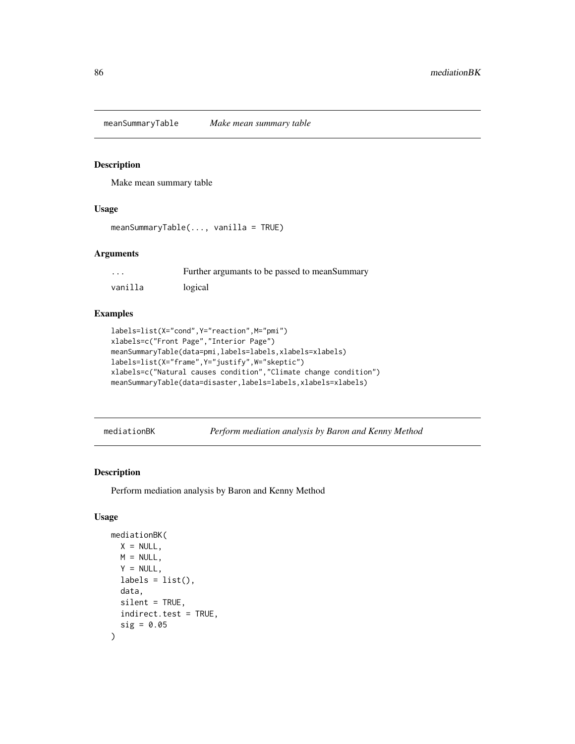## meanSummaryTable — *Make mean summary table*

### Description

Make mean summary table

### Usage

```
meanSummaryTable(..., vanilla = TRUE)
```

### Arguments

| | |
|---|---|
| ... | Further argumants to be passed to meanSummary |
| vanilla | logical |

### Examples

```
labels=list(X="cond",Y="reaction",M="pmi")
xlabels=c("Front Page","Interior Page")
meanSummaryTable(data=pmi,labels=labels,xlabels=xlabels)
labels=list(X="frame",Y="justify",W="skeptic")
xlabels=c("Natural causes condition","Climate change condition")
meanSummaryTable(data=disaster,labels=labels,xlabels=xlabels)
```

## mediationBK — *Perform mediation analysis by Baron and Kenny Method*

### Description

Perform mediation analysis by Baron and Kenny Method

### Usage

```
mediationBK(
  X = NULL,
  M = NULL,
  Y = NULL,
  labels = list(),
  data,
  silent = TRUE,
  indirect.test = TRUE,
  sig = 0.05
)
```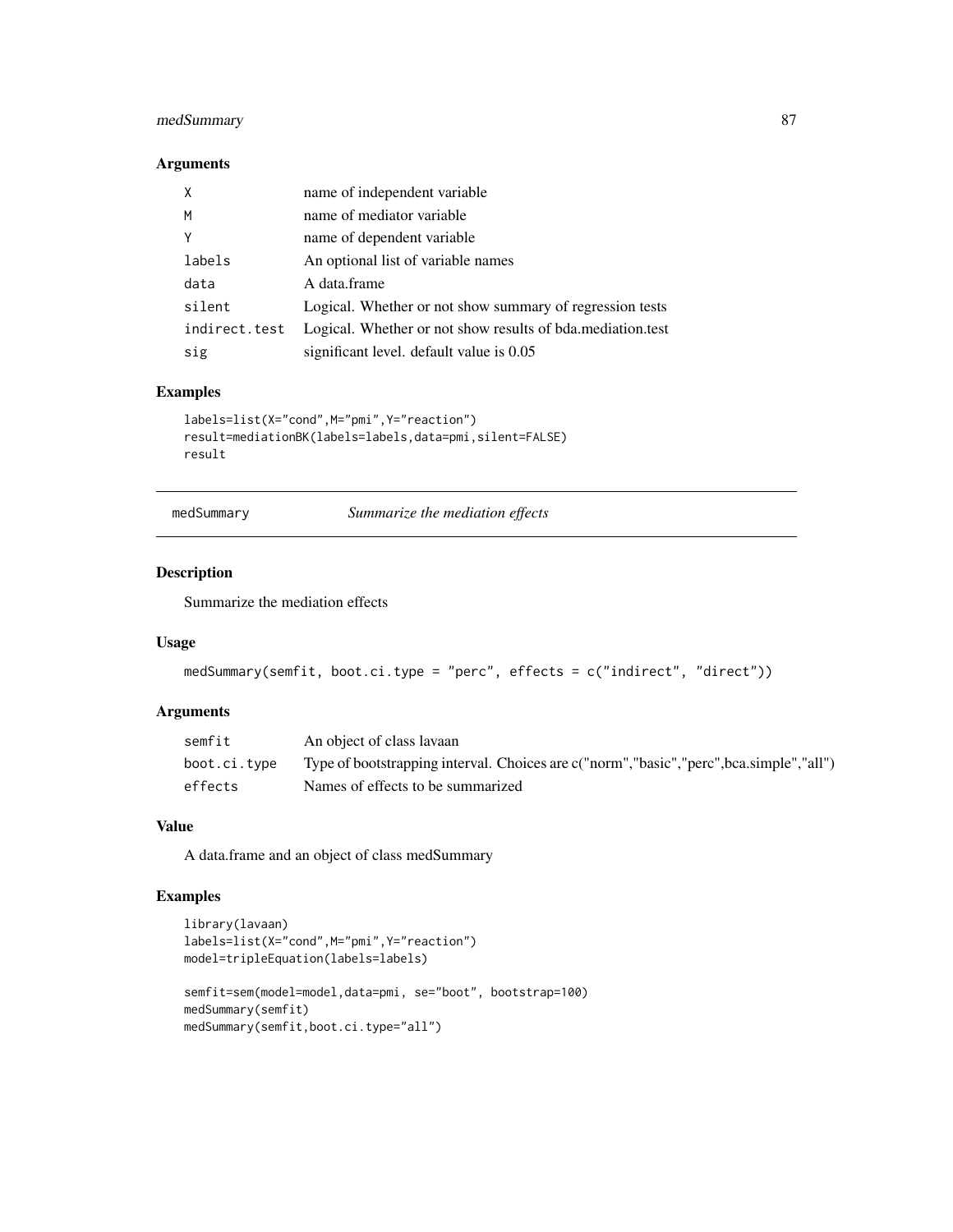## Arguments

| | |
|---|---|
| X | name of independent variable |
| M | name of mediator variable |
| Y | name of dependent variable |
| labels | An optional list of variable names |
| data | A data.frame |
| silent | Logical. Whether or not show summary of regression tests |
| indirect.test | Logical. Whether or not show results of bda.mediation.test |
| sig | significant level. default value is 0.05 |

## Examples

```
labels=list(X="cond",M="pmi",Y="reaction")
result=mediationBK(labels=labels,data=pmi,silent=FALSE)
result
```

---

# medSummary — *Summarize the mediation effects*

## Description

Summarize the mediation effects

## Usage

```
medSummary(semfit, boot.ci.type = "perc", effects = c("indirect", "direct"))
```

## Arguments

| | |
|---|---|
| semfit | An object of class lavaan |
| boot.ci.type | Type of bootstrapping interval. Choices are c("norm","basic","perc",bca.simple","all") |
| effects | Names of effects to be summarized |

## Value

A data.frame and an object of class medSummary

## Examples

```
library(lavaan)
labels=list(X="cond",M="pmi",Y="reaction")
model=tripleEquation(labels=labels)

semfit=sem(model=model,data=pmi, se="boot", bootstrap=100)
medSummary(semfit)
medSummary(semfit,boot.ci.type="all")
```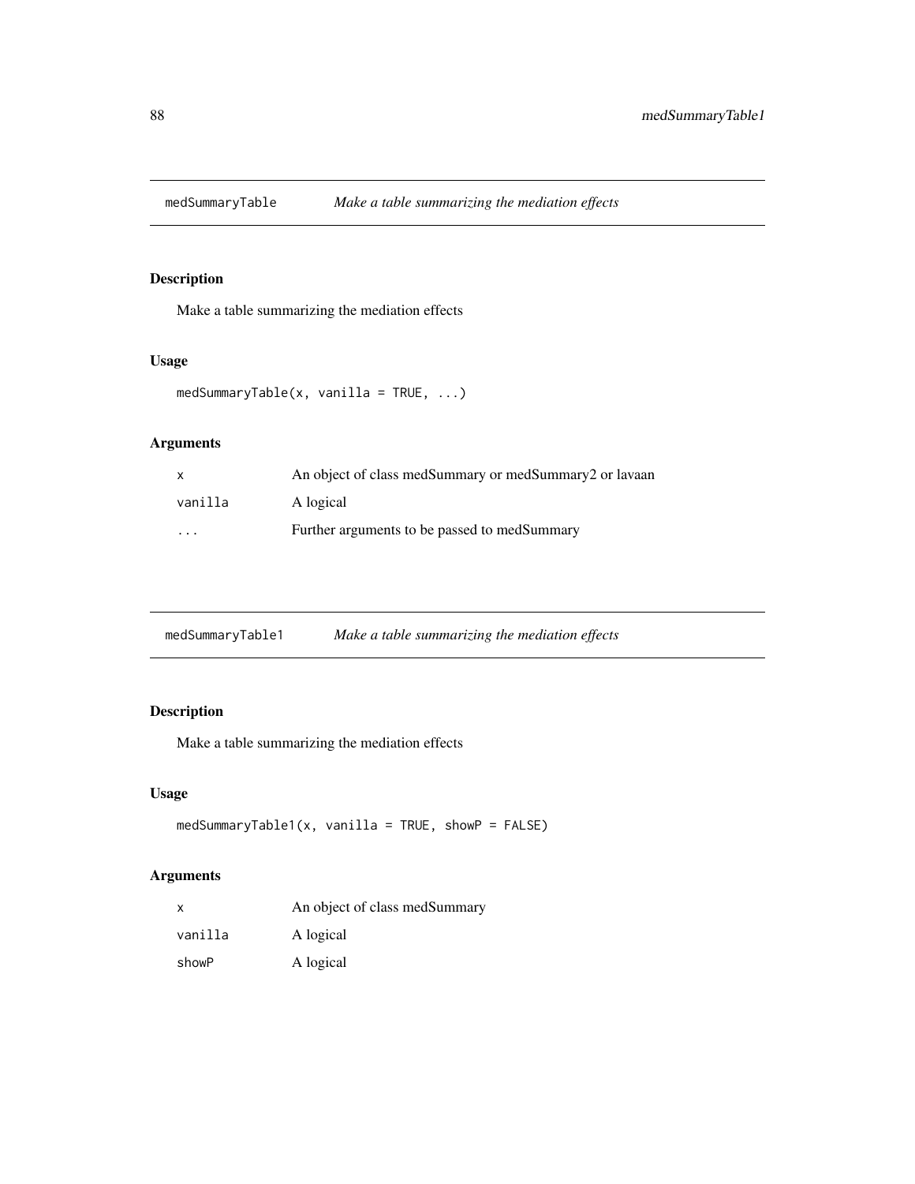## medSummaryTable — *Make a table summarizing the mediation effects*

### Description

Make a table summarizing the mediation effects

### Usage

```
medSummaryTable(x, vanilla = TRUE, ...)
```

### Arguments

| | |
|---|---|
| x | An object of class medSummary or medSummary2 or lavaan |
| vanilla | A logical |
| ... | Further arguments to be passed to medSummary |

## medSummaryTable1 — *Make a table summarizing the mediation effects*

### Description

Make a table summarizing the mediation effects

### Usage

```
medSummaryTable1(x, vanilla = TRUE, showP = FALSE)
```

### Arguments

| | |
|---|---|
| x | An object of class medSummary |
| vanilla | A logical |
| showP | A logical |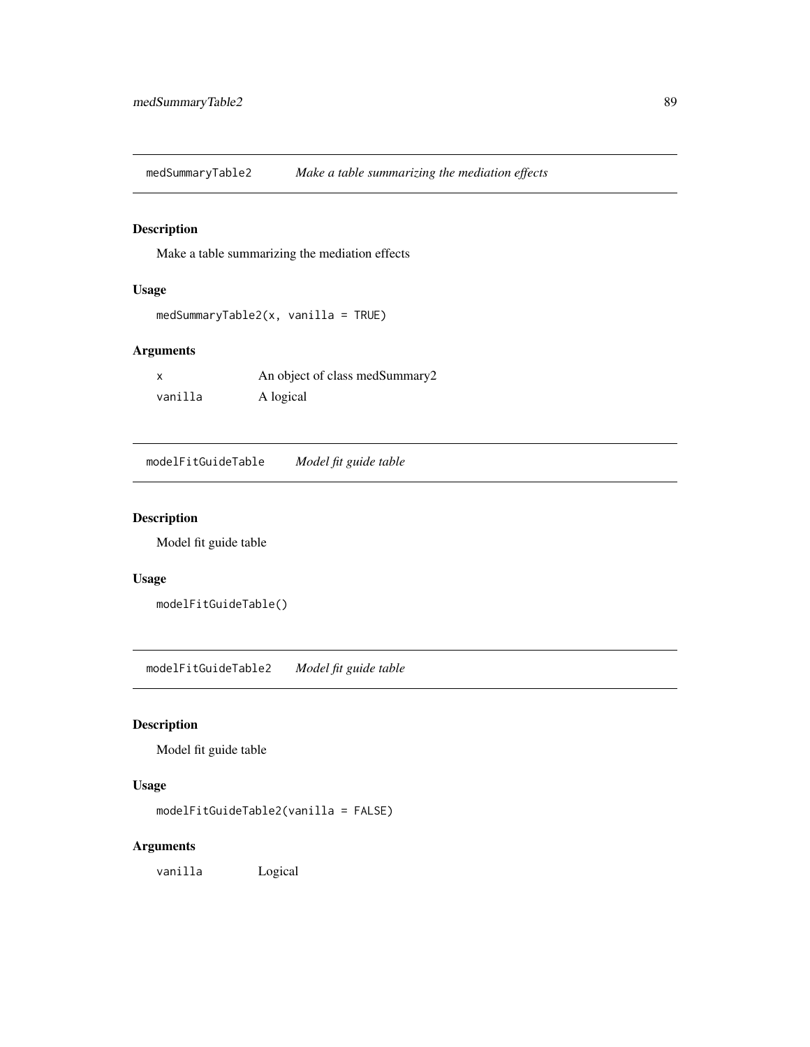## medSummaryTable2 — *Make a table summarizing the mediation effects*

### Description

Make a table summarizing the mediation effects

### Usage

```
medSummaryTable2(x, vanilla = TRUE)
```

### Arguments

| | |
|---|---|
| x | An object of class medSummary2 |
| vanilla | A logical |

## modelFitGuideTable — *Model fit guide table*

### Description

Model fit guide table

### Usage

```
modelFitGuideTable()
```

## modelFitGuideTable2 — *Model fit guide table*

### Description

Model fit guide table

### Usage

```
modelFitGuideTable2(vanilla = FALSE)
```

### Arguments

| | |
|---|---|
| vanilla | Logical |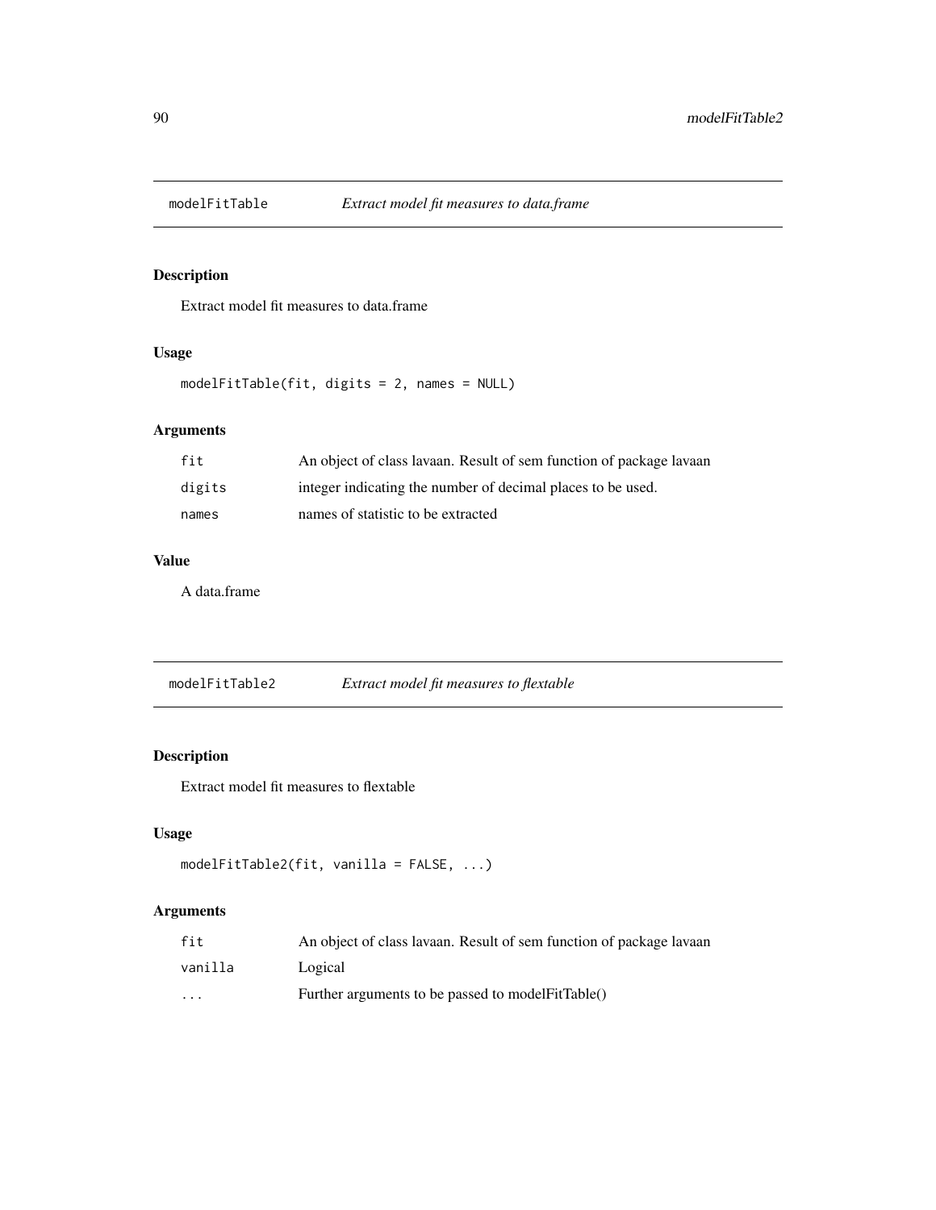## modelFitTable — *Extract model fit measures to data.frame*

### Description

Extract model fit measures to data.frame

### Usage

```
modelFitTable(fit, digits = 2, names = NULL)
```

### Arguments

| | |
|---|---|
| `fit` | An object of class lavaan. Result of sem function of package lavaan |
| `digits` | integer indicating the number of decimal places to be used. |
| `names` | names of statistic to be extracted |

### Value

A data.frame

## modelFitTable2 — *Extract model fit measures to flextable*

### Description

Extract model fit measures to flextable

### Usage

```
modelFitTable2(fit, vanilla = FALSE, ...)
```

### Arguments

| | |
|---|---|
| `fit` | An object of class lavaan. Result of sem function of package lavaan |
| `vanilla` | Logical |
| `...` | Further arguments to be passed to modelFitTable() |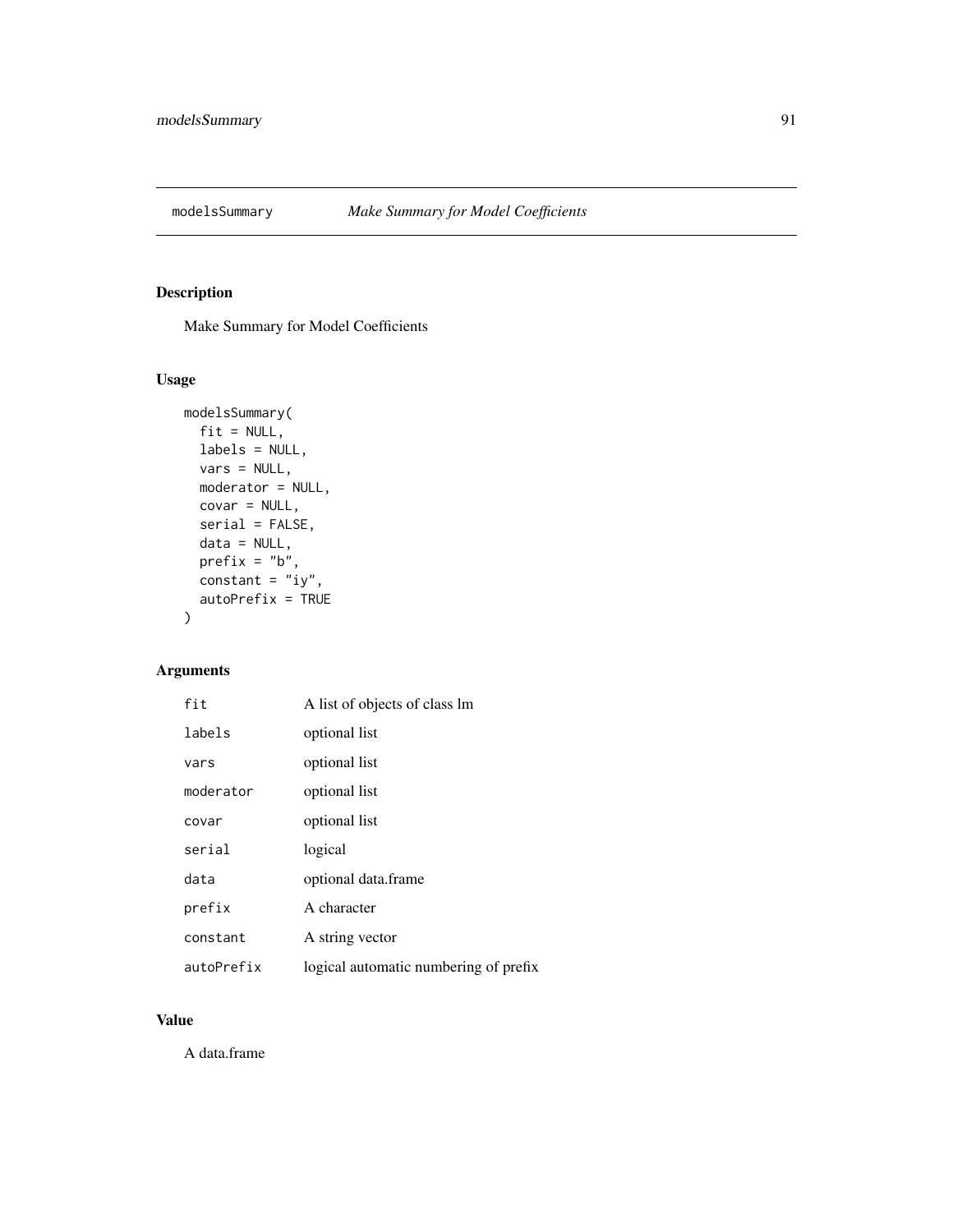## modelsSummary *Make Summary for Model Coefficients*

### Description

Make Summary for Model Coefficients

### Usage

```
modelsSummary(
  fit = NULL,
  labels = NULL,
  vars = NULL,
  moderator = NULL,
  covar = NULL,
  serial = FALSE,
  data = NULL,
  prefix = "b",
  constant = "iy",
  autoPrefix = TRUE
)
```

### Arguments

| | |
|---|---|
| fit | A list of objects of class lm |
| labels | optional list |
| vars | optional list |
| moderator | optional list |
| covar | optional list |
| serial | logical |
| data | optional data.frame |
| prefix | A character |
| constant | A string vector |
| autoPrefix | logical automatic numbering of prefix |

### Value

A data.frame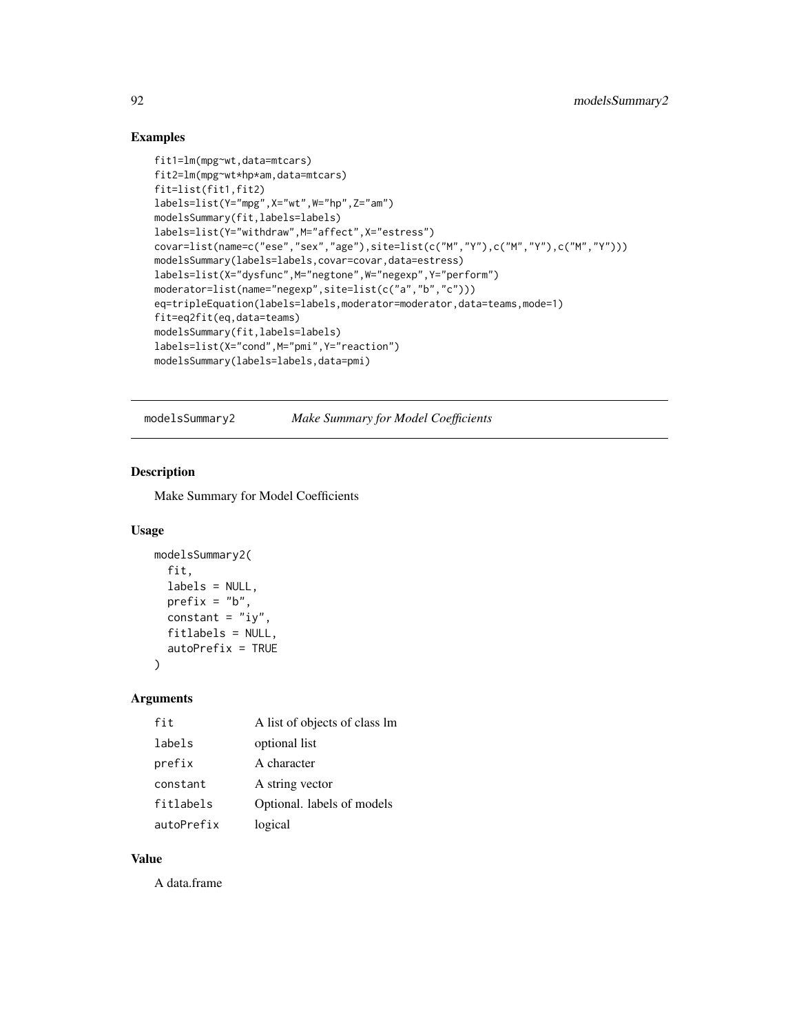## Examples

```
fit1=lm(mpg~wt,data=mtcars)
fit2=lm(mpg~wt*hp*am,data=mtcars)
fit=list(fit1,fit2)
labels=list(Y="mpg",X="wt",W="hp",Z="am")
modelsSummary(fit,labels=labels)
labels=list(Y="withdraw",M="affect",X="estress")
covar=list(name=c("ese","sex","age"),site=list(c("M","Y"),c("M","Y"),c("M","Y")))
modelsSummary(labels=labels,covar=covar,data=estress)
labels=list(X="dysfunc",M="negtone",W="negexp",Y="perform")
moderator=list(name="negexp",site=list(c("a","b","c")))
eq=tripleEquation(labels=labels,moderator=moderator,data=teams,mode=1)
fit=eq2fit(eq,data=teams)
modelsSummary(fit,labels=labels)
labels=list(X="cond",M="pmi",Y="reaction")
modelsSummary(labels=labels,data=pmi)
```

---

# modelsSummary2 — *Make Summary for Model Coefficients*

## Description

Make Summary for Model Coefficients

## Usage

```
modelsSummary2(
  fit,
  labels = NULL,
  prefix = "b",
  constant = "iy",
  fitlabels = NULL,
  autoPrefix = TRUE
)
```

## Arguments

| | |
|---|---|
| fit | A list of objects of class lm |
| labels | optional list |
| prefix | A character |
| constant | A string vector |
| fitlabels | Optional. labels of models |
| autoPrefix | logical |

## Value

A data.frame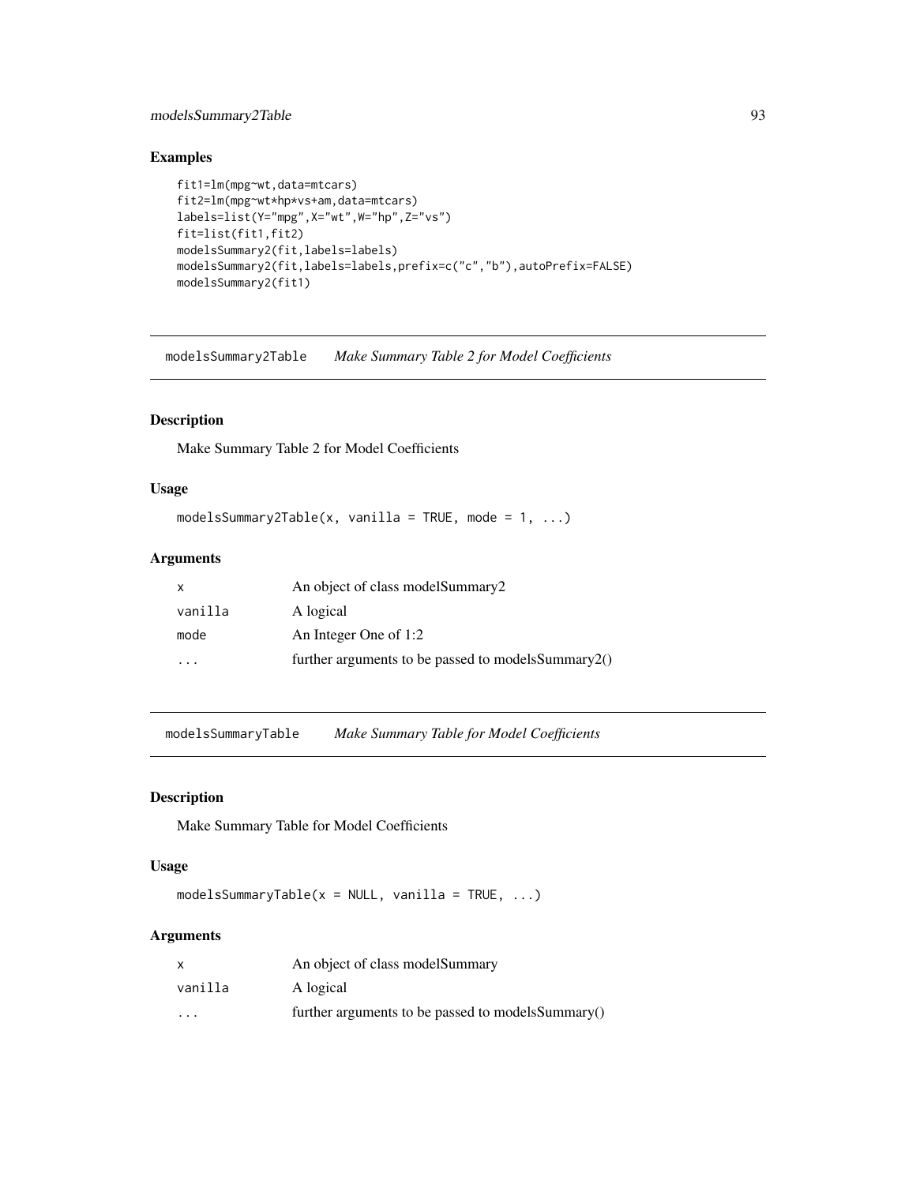### Examples

```
fit1=lm(mpg~wt,data=mtcars)
fit2=lm(mpg~wt*hp*vs+am,data=mtcars)
labels=list(Y="mpg",X="wt",W="hp",Z="vs")
fit=list(fit1,fit2)
modelsSummary2(fit,labels=labels)
modelsSummary2(fit,labels=labels,prefix=c("c","b"),autoPrefix=FALSE)
modelsSummary2(fit1)
```

---

## modelsSummary2Table *Make Summary Table 2 for Model Coefficients*

### Description

Make Summary Table 2 for Model Coefficients

### Usage

```
modelsSummary2Table(x, vanilla = TRUE, mode = 1, ...)
```

### Arguments

| | |
|---|---|
| x | An object of class modelSummary2 |
| vanilla | A logical |
| mode | An Integer One of 1:2 |
| ... | further arguments to be passed to modelsSummary2() |

---

## modelsSummaryTable *Make Summary Table for Model Coefficients*

### Description

Make Summary Table for Model Coefficients

### Usage

```
modelsSummaryTable(x = NULL, vanilla = TRUE, ...)
```

### Arguments

| | |
|---|---|
| x | An object of class modelSummary |
| vanilla | A logical |
| ... | further arguments to be passed to modelsSummary() |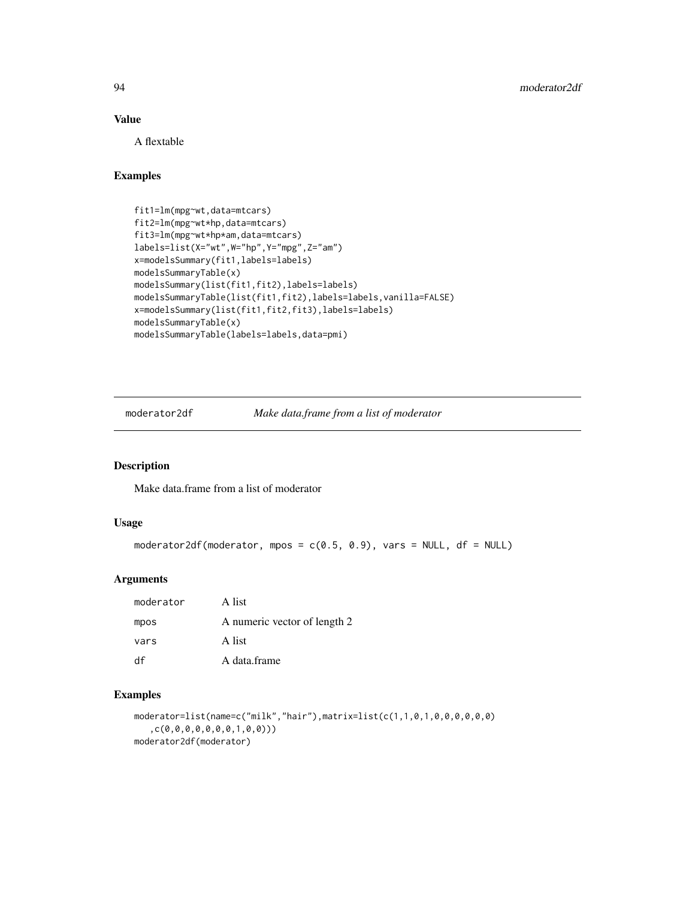### Value

A flextable

### Examples

```
fit1=lm(mpg~wt,data=mtcars)
fit2=lm(mpg~wt*hp,data=mtcars)
fit3=lm(mpg~wt*hp*am,data=mtcars)
labels=list(X="wt",W="hp",Y="mpg",Z="am")
x=modelsSummary(fit1,labels=labels)
modelsSummaryTable(x)
modelsSummary(list(fit1,fit2),labels=labels)
modelsSummaryTable(list(fit1,fit2),labels=labels,vanilla=FALSE)
x=modelsSummary(list(fit1,fit2,fit3),labels=labels)
modelsSummaryTable(x)
modelsSummaryTable(labels=labels,data=pmi)
```

---

## moderator2df *Make data.frame from a list of moderator*

### Description

Make data.frame from a list of moderator

### Usage

```
moderator2df(moderator, mpos = c(0.5, 0.9), vars = NULL, df = NULL)
```

### Arguments

| | |
|---|---|
| moderator | A list |
| mpos | A numeric vector of length 2 |
| vars | A list |
| df | A data.frame |

### Examples

```
moderator=list(name=c("milk","hair"),matrix=list(c(1,1,0,1,0,0,0,0,0,0)
   ,c(0,0,0,0,0,0,0,1,0,0)))
moderator2df(moderator)
```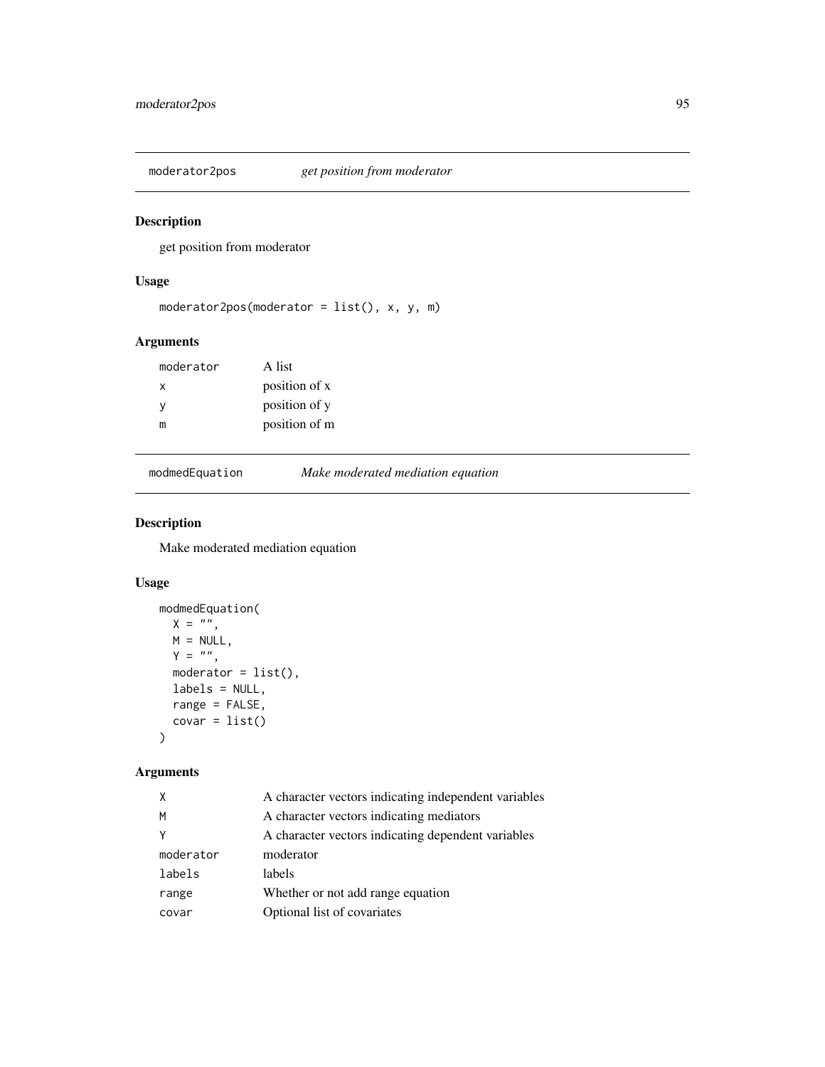## moderator2pos *get position from moderator*

### Description

get position from moderator

### Usage

```
moderator2pos(moderator = list(), x, y, m)
```

### Arguments

| | |
|---|---|
| moderator | A list |
| x | position of x |
| y | position of y |
| m | position of m |

## modmedEquation *Make moderated mediation equation*

### Description

Make moderated mediation equation

### Usage

```
modmedEquation(
  X = "",
  M = NULL,
  Y = "",
  moderator = list(),
  labels = NULL,
  range = FALSE,
  covar = list()
)
```

### Arguments

| | |
|---|---|
| X | A character vectors indicating independent variables |
| M | A character vectors indicating mediators |
| Y | A character vectors indicating dependent variables |
| moderator | moderator |
| labels | labels |
| range | Whether or not add range equation |
| covar | Optional list of covariates |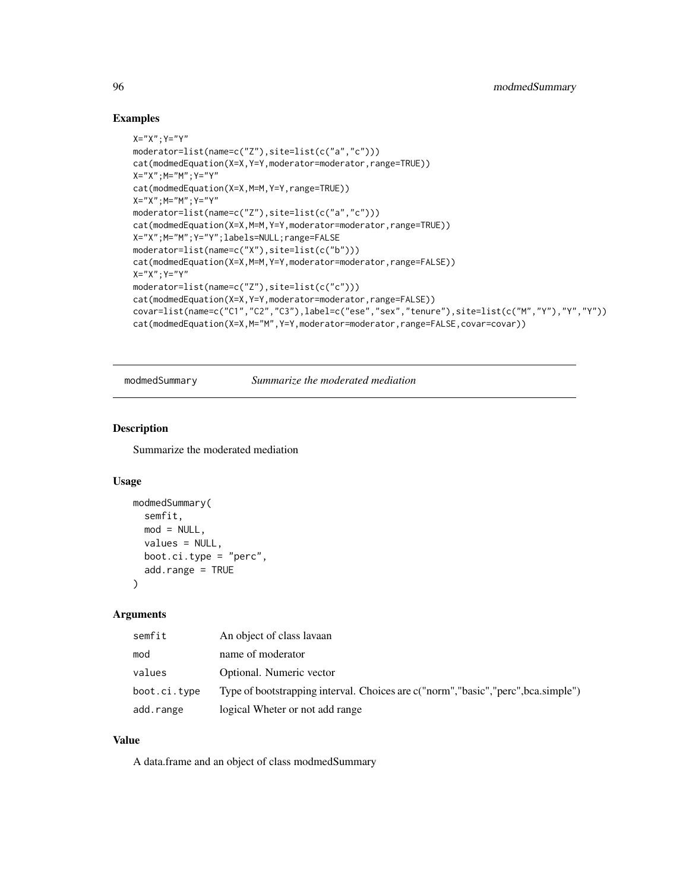## Examples

```
X="X";Y="Y"
moderator=list(name=c("Z"),site=list(c("a","c")))
cat(modmedEquation(X=X,Y=Y,moderator=moderator,range=TRUE))
X="X";M="M";Y="Y"
cat(modmedEquation(X=X,M=M,Y=Y,range=TRUE))
X="X";M="M";Y="Y"
moderator=list(name=c("Z"),site=list(c("a","c")))
cat(modmedEquation(X=X,M=M,Y=Y,moderator=moderator,range=TRUE))
X="X";M="M";Y="Y";labels=NULL;range=FALSE
moderator=list(name=c("X"),site=list(c("b")))
cat(modmedEquation(X=X,M=M,Y=Y,moderator=moderator,range=FALSE))
X="X";Y="Y"
moderator=list(name=c("Z"),site=list(c("c")))
cat(modmedEquation(X=X,Y=Y,moderator=moderator,range=FALSE))
covar=list(name=c("C1","C2","C3"),label=c("ese","sex","tenure"),site=list(c("M","Y"),"Y","Y"))
cat(modmedEquation(X=X,M="M",Y=Y,moderator=moderator,range=FALSE,covar=covar))
```

---

# modmedSummary — *Summarize the moderated mediation*

## Description

Summarize the moderated mediation

## Usage

```
modmedSummary(
  semfit,
  mod = NULL,
  values = NULL,
  boot.ci.type = "perc",
  add.range = TRUE
)
```

## Arguments

| | |
|---|---|
| semfit | An object of class lavaan |
| mod | name of moderator |
| values | Optional. Numeric vector |
| boot.ci.type | Type of bootstrapping interval. Choices are c("norm","basic","perc",bca.simple") |
| add.range | logical Wheter or not add range |

## Value

A data.frame and an object of class modmedSummary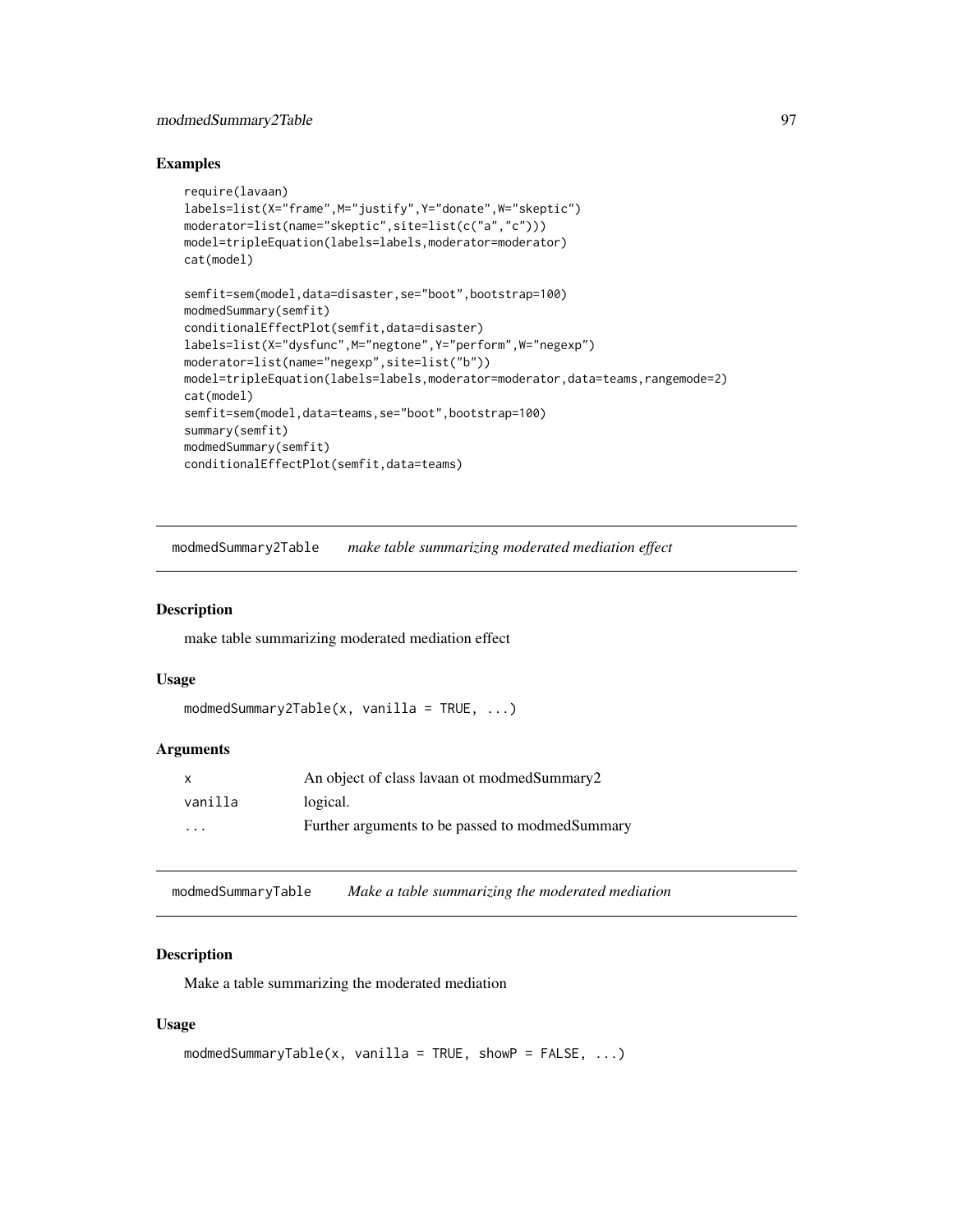## Examples

```
require(lavaan)
labels=list(X="frame",M="justify",Y="donate",W="skeptic")
moderator=list(name="skeptic",site=list(c("a","c")))
model=tripleEquation(labels=labels,moderator=moderator)
cat(model)

semfit=sem(model,data=disaster,se="boot",bootstrap=100)
modmedSummary(semfit)
conditionalEffectPlot(semfit,data=disaster)
labels=list(X="dysfunc",M="negtone",Y="perform",W="negexp")
moderator=list(name="negexp",site=list("b"))
model=tripleEquation(labels=labels,moderator=moderator,data=teams,rangemode=2)
cat(model)
semfit=sem(model,data=teams,se="boot",bootstrap=100)
summary(semfit)
modmedSummary(semfit)
conditionalEffectPlot(semfit,data=teams)
```

---

## modmedSummary2Table — *make table summarizing moderated mediation effect*

### Description

make table summarizing moderated mediation effect

### Usage

```
modmedSummary2Table(x, vanilla = TRUE, ...)
```

### Arguments

| | |
|---|---|
| x | An object of class lavaan ot modmedSummary2 |
| vanilla | logical. |
| ... | Further arguments to be passed to modmedSummary |

---

## modmedSummaryTable — *Make a table summarizing the moderated mediation*

### Description

Make a table summarizing the moderated mediation

### Usage

```
modmedSummaryTable(x, vanilla = TRUE, showP = FALSE, ...)
```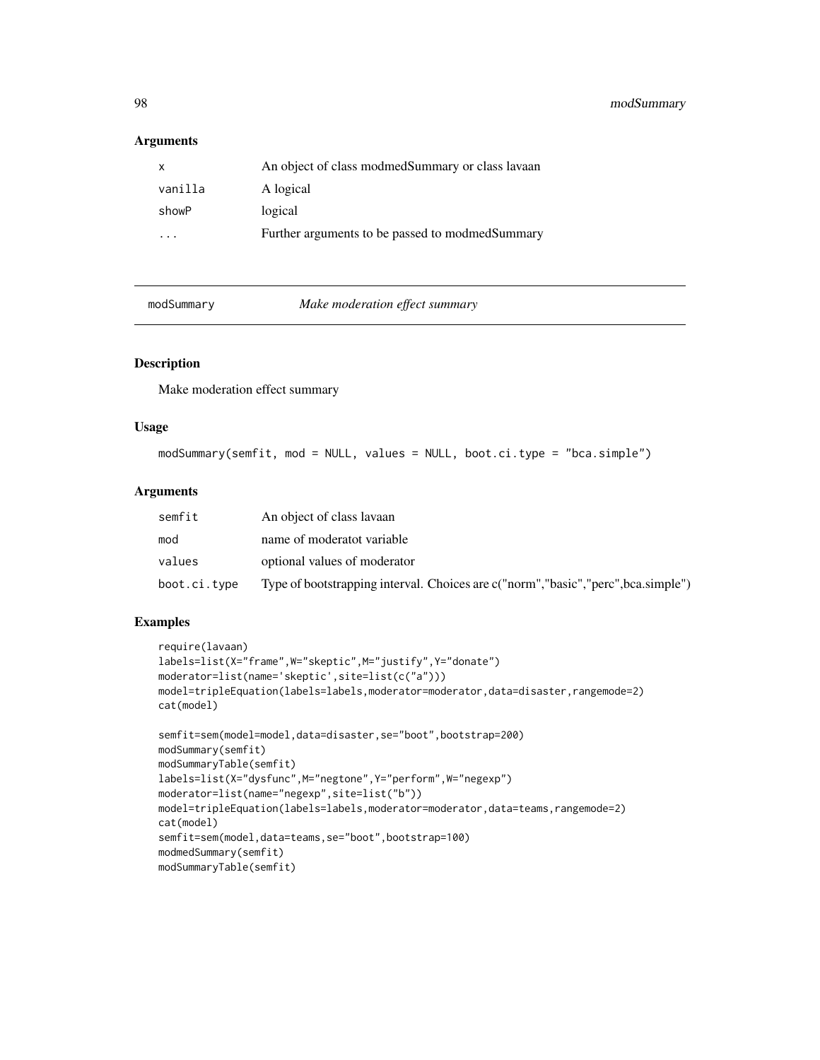## Arguments

| | |
|---|---|
| x | An object of class modmedSummary or class lavaan |
| vanilla | A logical |
| showP | logical |
| ... | Further arguments to be passed to modmedSummary |

---

# modSummary — *Make moderation effect summary*

## Description

Make moderation effect summary

## Usage

```
modSummary(semfit, mod = NULL, values = NULL, boot.ci.type = "bca.simple")
```

## Arguments

| | |
|---|---|
| semfit | An object of class lavaan |
| mod | name of moderatot variable |
| values | optional values of moderator |
| boot.ci.type | Type of bootstrapping interval. Choices are c("norm","basic","perc",bca.simple") |

## Examples

```
require(lavaan)
labels=list(X="frame",W="skeptic",M="justify",Y="donate")
moderator=list(name='skeptic',site=list(c("a")))
model=tripleEquation(labels=labels,moderator=moderator,data=disaster,rangemode=2)
cat(model)

semfit=sem(model=model,data=disaster,se="boot",bootstrap=200)
modSummary(semfit)
modSummaryTable(semfit)
labels=list(X="dysfunc",M="negtone",Y="perform",W="negexp")
moderator=list(name="negexp",site=list("b"))
model=tripleEquation(labels=labels,moderator=moderator,data=teams,rangemode=2)
cat(model)
semfit=sem(model,data=teams,se="boot",bootstrap=100)
modmedSummary(semfit)
modSummaryTable(semfit)
```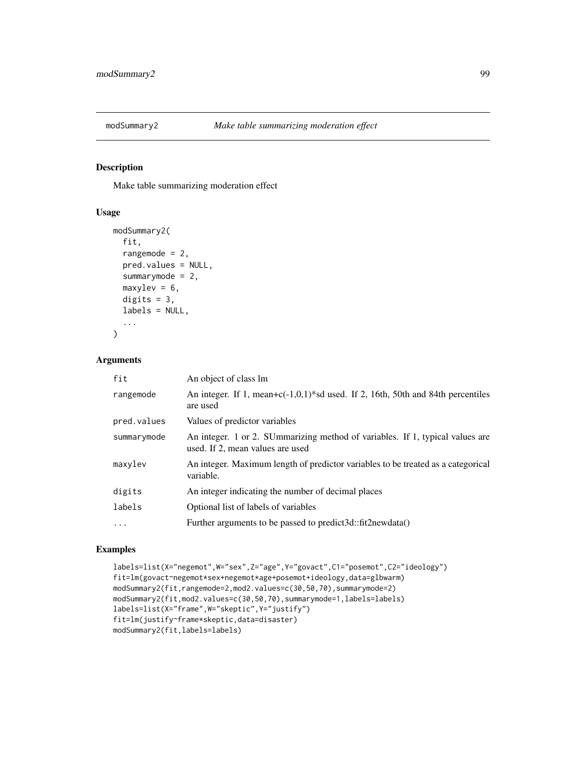## modSummary2 — *Make table summarizing moderation effect*

### Description

Make table summarizing moderation effect

### Usage

```
modSummary2(
  fit,
  rangemode = 2,
  pred.values = NULL,
  summarymode = 2,
  maxylev = 6,
  digits = 3,
  labels = NULL,
  ...
)
```

### Arguments

| | |
|---|---|
| fit | An object of class lm |
| rangemode | An integer. If 1, mean+c(-1,0,1)*sd used. If 2, 16th, 50th and 84th percentiles are used |
| pred.values | Values of predictor variables |
| summarymode | An integer. 1 or 2. SUmmarizing method of variables. If 1, typical values are used. If 2, mean values are used |
| maxylev | An integer. Maximum length of predictor variables to be treated as a categorical variable. |
| digits | An integer indicating the number of decimal places |
| labels | Optional list of labels of variables |
| ... | Further arguments to be passed to predict3d::fit2newdata() |

### Examples

```
labels=list(X="negemot",W="sex",Z="age",Y="govact",C1="posemot",C2="ideology")
fit=lm(govact~negemot*sex+negemot*age+posemot+ideology,data=glbwarm)
modSummary2(fit,rangemode=2,mod2.values=c(30,50,70),summarymode=2)
modSummary2(fit,mod2.values=c(30,50,70),summarymode=1,labels=labels)
labels=list(X="frame",W="skeptic",Y="justify")
fit=lm(justify~frame*skeptic,data=disaster)
modSummary2(fit,labels=labels)
```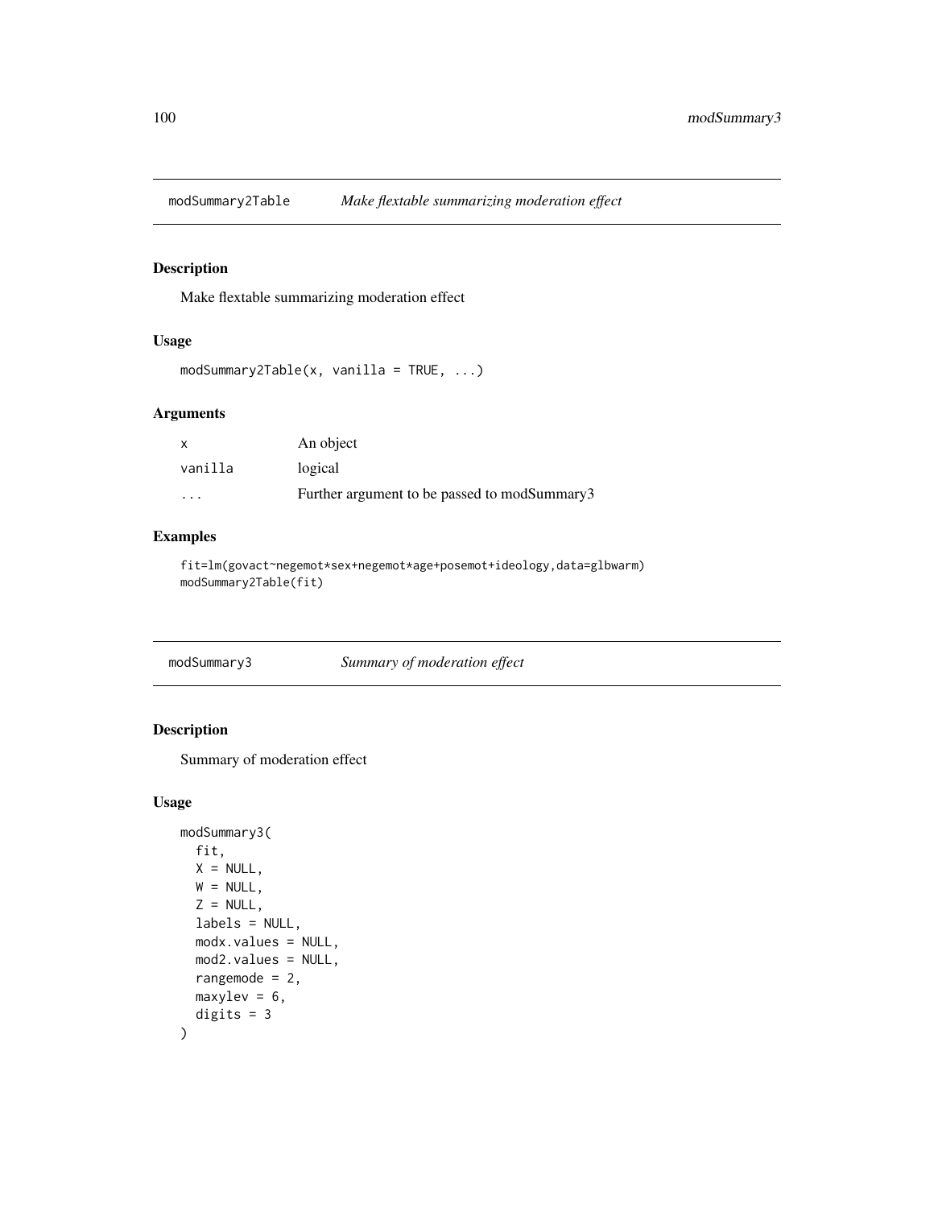## modSummary2Table *Make flextable summarizing moderation effect*

### Description

Make flextable summarizing moderation effect

### Usage

```
modSummary2Table(x, vanilla = TRUE, ...)
```

### Arguments

| | |
|---|---|
| x | An object |
| vanilla | logical |
| ... | Further argument to be passed to modSummary3 |

### Examples

```
fit=lm(govact~negemot*sex+negemot*age+posemot+ideology,data=glbwarm)
modSummary2Table(fit)
```

## modSummary3 *Summary of moderation effect*

### Description

Summary of moderation effect

### Usage

```
modSummary3(
  fit,
  X = NULL,
  W = NULL,
  Z = NULL,
  labels = NULL,
  modx.values = NULL,
  mod2.values = NULL,
  rangemode = 2,
  maxylev = 6,
  digits = 3
)
```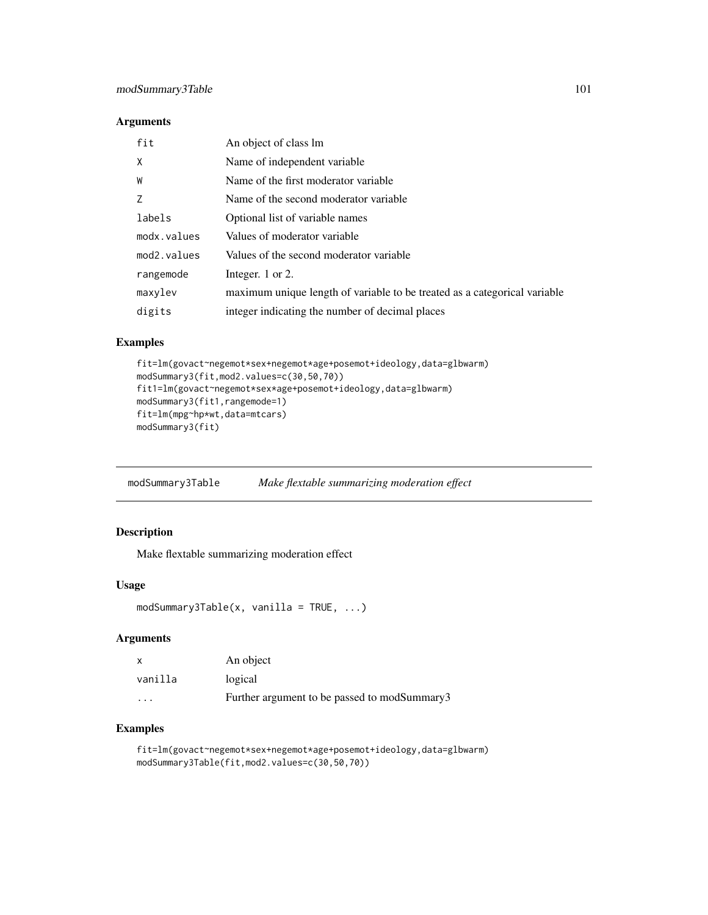## Arguments

| | |
|---|---|
| fit | An object of class lm |
| X | Name of independent variable |
| W | Name of the first moderator variable |
| Z | Name of the second moderator variable |
| labels | Optional list of variable names |
| modx.values | Values of moderator variable |
| mod2.values | Values of the second moderator variable |
| rangemode | Integer. 1 or 2. |
| maxylev | maximum unique length of variable to be treated as a categorical variable |
| digits | integer indicating the number of decimal places |

## Examples

```
fit=lm(govact~negemot*sex+negemot*age+posemot+ideology,data=glbwarm)
modSummary3(fit,mod2.values=c(30,50,70))
fit1=lm(govact~negemot*sex*age+posemot+ideology,data=glbwarm)
modSummary3(fit1,rangemode=1)
fit=lm(mpg~hp*wt,data=mtcars)
modSummary3(fit)
```

---

# modSummary3Table — *Make flextable summarizing moderation effect*

## Description

Make flextable summarizing moderation effect

## Usage

```
modSummary3Table(x, vanilla = TRUE, ...)
```

## Arguments

| | |
|---|---|
| x | An object |
| vanilla | logical |
| ... | Further argument to be passed to modSummary3 |

## Examples

```
fit=lm(govact~negemot*sex+negemot*age+posemot+ideology,data=glbwarm)
modSummary3Table(fit,mod2.values=c(30,50,70))
```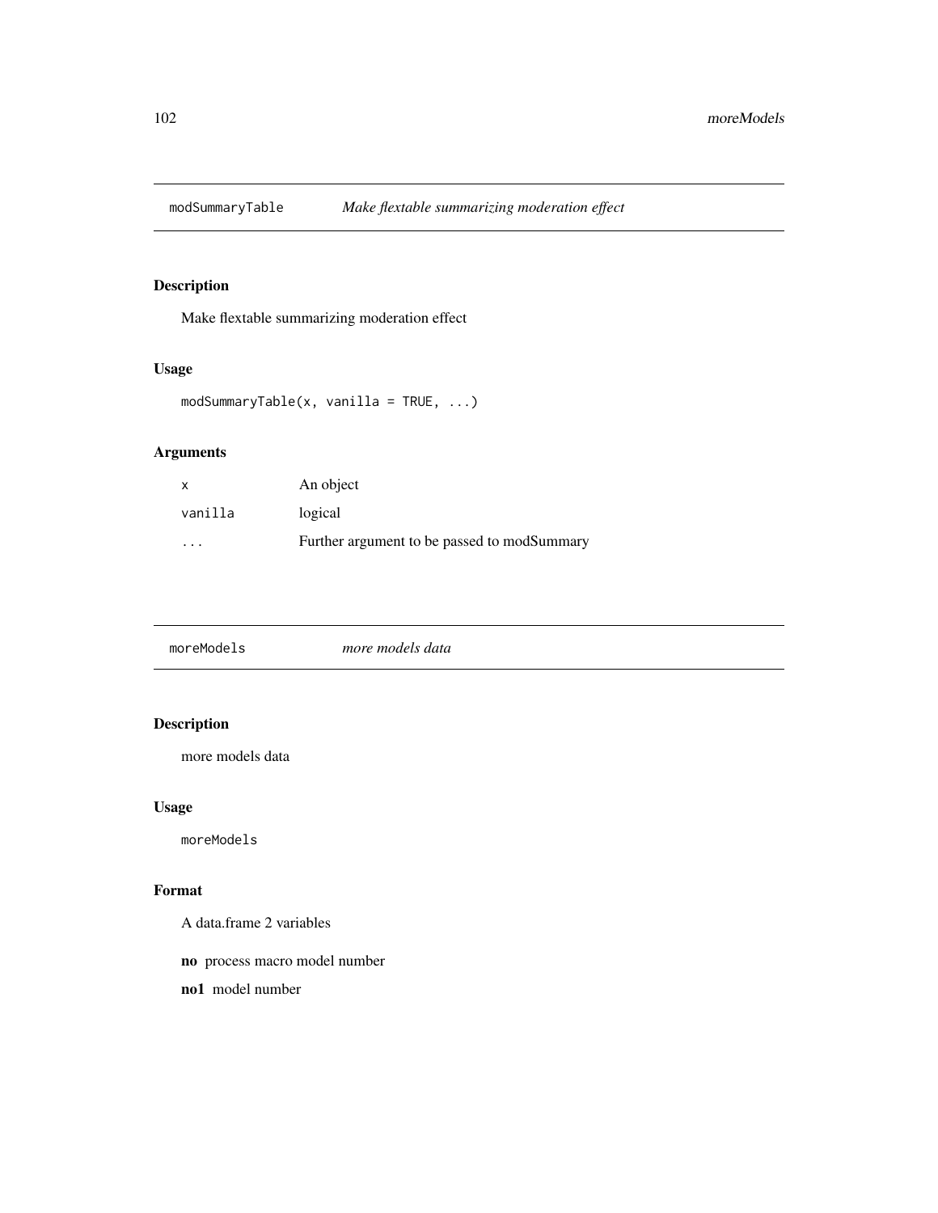## modSummaryTable *Make flextable summarizing moderation effect*

### Description

Make flextable summarizing moderation effect

### Usage

```
modSummaryTable(x, vanilla = TRUE, ...)
```

### Arguments

| | |
|---|---|
| x | An object |
| vanilla | logical |
| ... | Further argument to be passed to modSummary |

## moreModels *more models data*

### Description

more models data

### Usage

```
moreModels
```

### Format

A data.frame 2 variables

**no** process macro model number

**no1** model number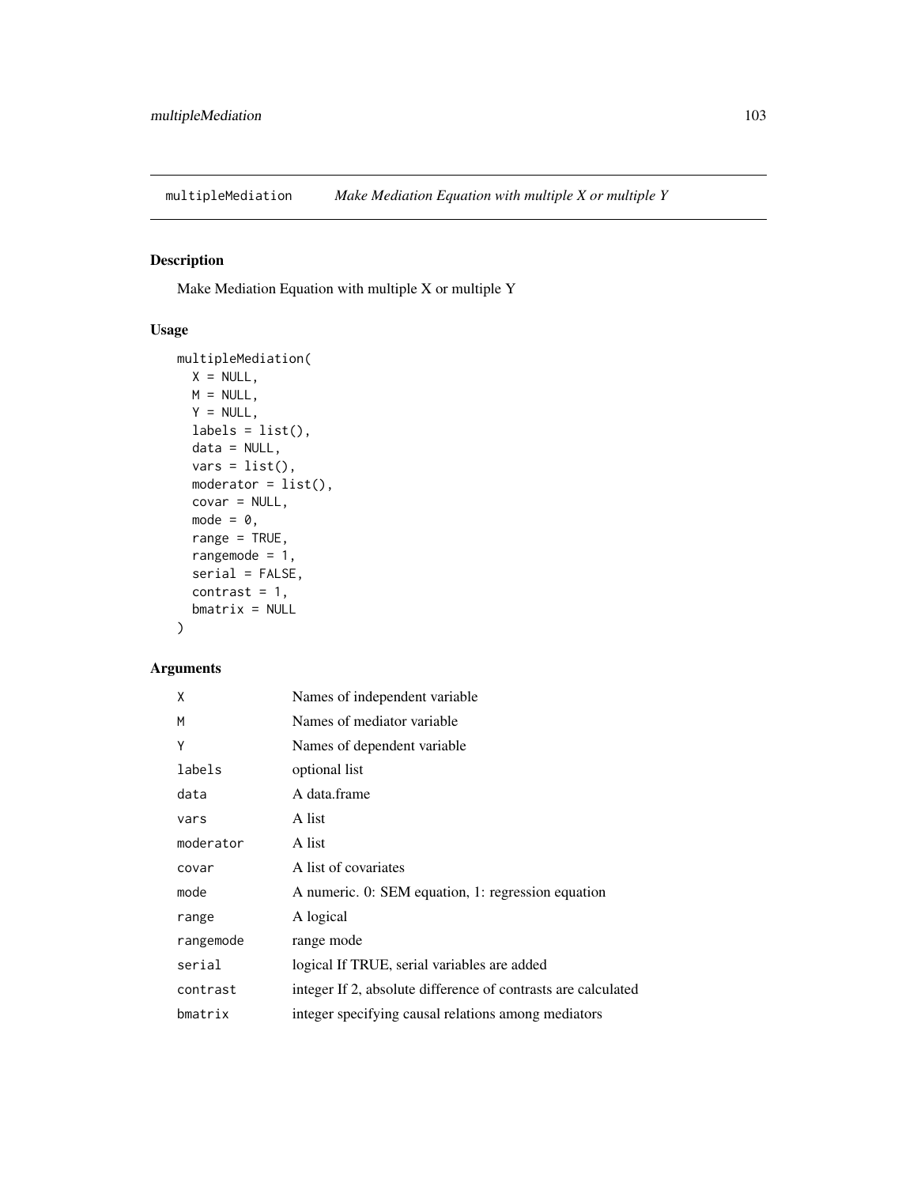# multipleMediation *Make Mediation Equation with multiple X or multiple Y*

## Description

Make Mediation Equation with multiple X or multiple Y

## Usage

```
multipleMediation(
  X = NULL,
  M = NULL,
  Y = NULL,
  labels = list(),
  data = NULL,
  vars = list(),
  moderator = list(),
  covar = NULL,
  mode = 0,
  range = TRUE,
  rangemode = 1,
  serial = FALSE,
  contrast = 1,
  bmatrix = NULL
)
```

## Arguments

| | |
|---|---|
| X | Names of independent variable |
| M | Names of mediator variable |
| Y | Names of dependent variable |
| labels | optional list |
| data | A data.frame |
| vars | A list |
| moderator | A list |
| covar | A list of covariates |
| mode | A numeric. 0: SEM equation, 1: regression equation |
| range | A logical |
| rangemode | range mode |
| serial | logical If TRUE, serial variables are added |
| contrast | integer If 2, absolute difference of contrasts are calculated |
| bmatrix | integer specifying causal relations among mediators |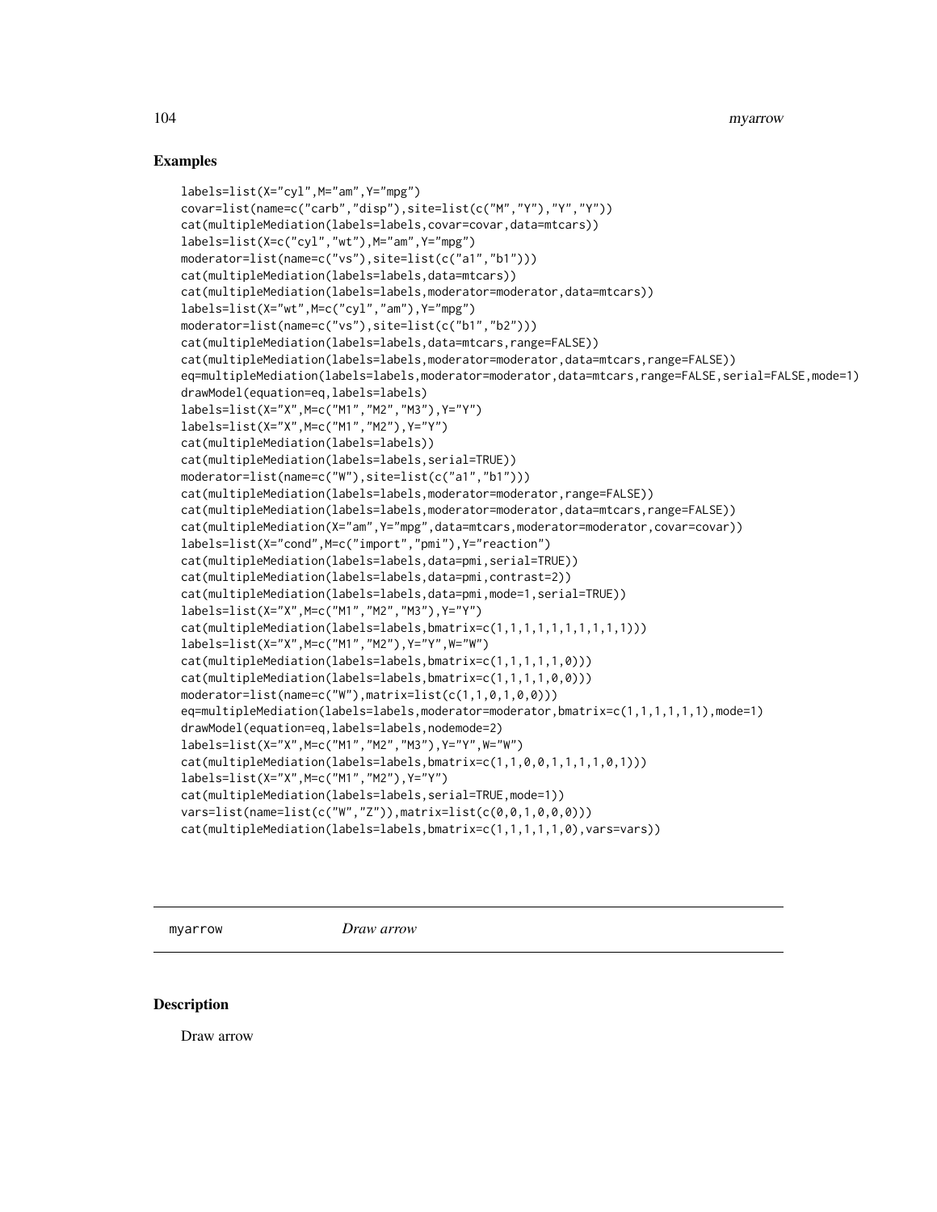## Examples

```
labels=list(X="cyl",M="am",Y="mpg")
covar=list(name=c("carb","disp"),site=list(c("M","Y"),"Y","Y"))
cat(multipleMediation(labels=labels,covar=covar,data=mtcars))
labels=list(X=c("cyl","wt"),M="am",Y="mpg")
moderator=list(name=c("vs"),site=list(c("a1","b1")))
cat(multipleMediation(labels=labels,data=mtcars))
cat(multipleMediation(labels=labels,moderator=moderator,data=mtcars))
labels=list(X="wt",M=c("cyl","am"),Y="mpg")
moderator=list(name=c("vs"),site=list(c("b1","b2")))
cat(multipleMediation(labels=labels,data=mtcars,range=FALSE))
cat(multipleMediation(labels=labels,moderator=moderator,data=mtcars,range=FALSE))
eq=multipleMediation(labels=labels,moderator=moderator,data=mtcars,range=FALSE,serial=FALSE,mode=1)
drawModel(equation=eq,labels=labels)
labels=list(X="X",M=c("M1","M2","M3"),Y="Y")
labels=list(X="X",M=c("M1","M2"),Y="Y")
cat(multipleMediation(labels=labels))
cat(multipleMediation(labels=labels,serial=TRUE))
moderator=list(name=c("W"),site=list(c("a1","b1")))
cat(multipleMediation(labels=labels,moderator=moderator,range=FALSE))
cat(multipleMediation(labels=labels,moderator=moderator,data=mtcars,range=FALSE))
cat(multipleMediation(X="am",Y="mpg",data=mtcars,moderator=moderator,covar=covar))
labels=list(X="cond",M=c("import","pmi"),Y="reaction")
cat(multipleMediation(labels=labels,data=pmi,serial=TRUE))
cat(multipleMediation(labels=labels,data=pmi,contrast=2))
cat(multipleMediation(labels=labels,data=pmi,mode=1,serial=TRUE))
labels=list(X="X",M=c("M1","M2","M3"),Y="Y")
cat(multipleMediation(labels=labels,bmatrix=c(1,1,1,1,1,1,1,1,1,1)))
labels=list(X="X",M=c("M1","M2"),Y="Y",W="W")
cat(multipleMediation(labels=labels,bmatrix=c(1,1,1,1,1,0)))
cat(multipleMediation(labels=labels,bmatrix=c(1,1,1,1,0,0)))
moderator=list(name=c("W"),matrix=list(c(1,1,0,1,0,0)))
eq=multipleMediation(labels=labels,moderator=moderator,bmatrix=c(1,1,1,1,1,1),mode=1)
drawModel(equation=eq,labels=labels,nodemode=2)
labels=list(X="X",M=c("M1","M2","M3"),Y="Y",W="W")
cat(multipleMediation(labels=labels,bmatrix=c(1,1,0,0,1,1,1,1,0,1)))
labels=list(X="X",M=c("M1","M2"),Y="Y")
cat(multipleMediation(labels=labels,serial=TRUE,mode=1))
vars=list(name=list(c("W","Z")),matrix=list(c(0,0,1,0,0,0)))
cat(multipleMediation(labels=labels,bmatrix=c(1,1,1,1,1,0),vars=vars))
```

---

`myarrow` *Draw arrow*

---

## Description

Draw arrow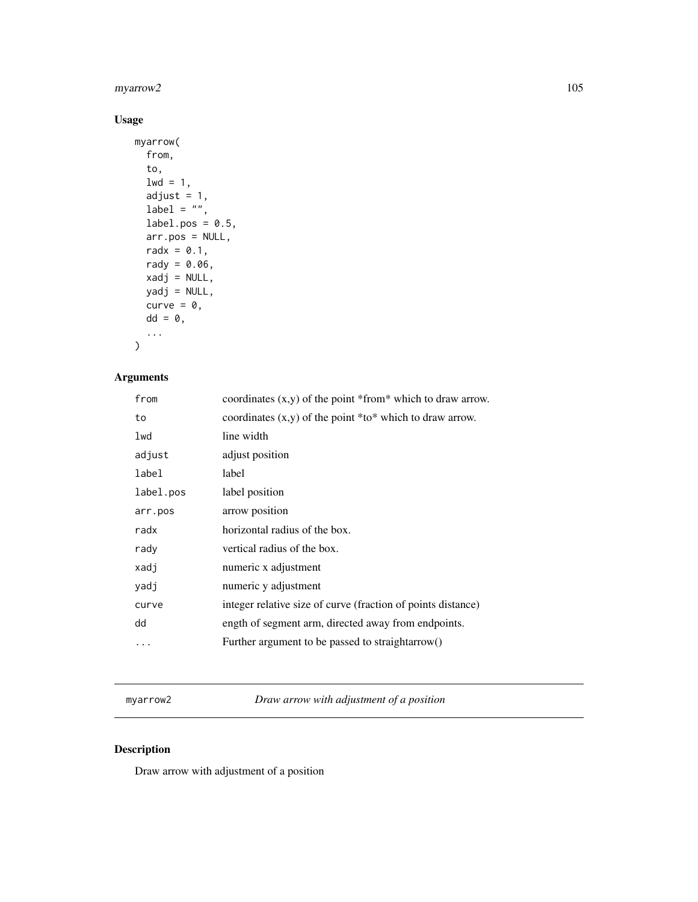## Usage

```
myarrow(
  from,
  to,
  lwd = 1,
  adjust = 1,
  label = "",
  label.pos = 0.5,
  arr.pos = NULL,
  radx = 0.1,
  rady = 0.06,
  xadj = NULL,
  yadj = NULL,
  curve = 0,
  dd = 0,
  ...
)
```

## Arguments

| | |
|---|---|
| `from` | coordinates (x,y) of the point *from* which to draw arrow. |
| `to` | coordinates (x,y) of the point *to* which to draw arrow. |
| `lwd` | line width |
| `adjust` | adjust position |
| `label` | label |
| `label.pos` | label position |
| `arr.pos` | arrow position |
| `radx` | horizontal radius of the box. |
| `rady` | vertical radius of the box. |
| `xadj` | numeric x adjustment |
| `yadj` | numeric y adjustment |
| `curve` | integer relative size of curve (fraction of points distance) |
| `dd` | ength of segment arm, directed away from endpoints. |
| `...` | Further argument to be passed to straightarrow() |

---

`myarrow2` *Draw arrow with adjustment of a position*

---

## Description

Draw arrow with adjustment of a position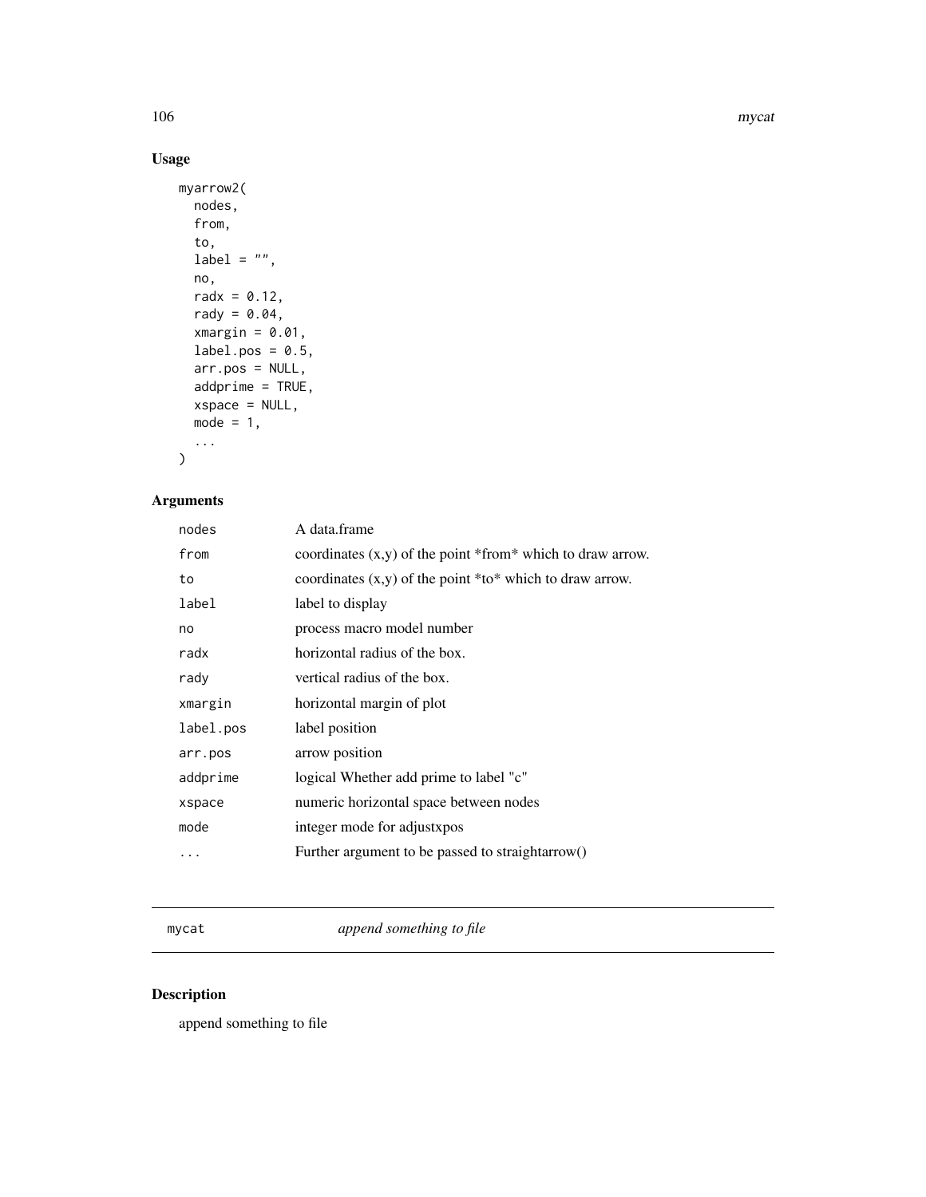## Usage

```
myarrow2(
  nodes,
  from,
  to,
  label = "",
  no,
  radx = 0.12,
  rady = 0.04,
  xmargin = 0.01,
  label.pos = 0.5,
  arr.pos = NULL,
  addprime = TRUE,
  xspace = NULL,
  mode = 1,
  ...
)
```

## Arguments

| | |
|---|---|
| `nodes` | A data.frame |
| `from` | coordinates (x,y) of the point *from* which to draw arrow. |
| `to` | coordinates (x,y) of the point *to* which to draw arrow. |
| `label` | label to display |
| `no` | process macro model number |
| `radx` | horizontal radius of the box. |
| `rady` | vertical radius of the box. |
| `xmargin` | horizontal margin of plot |
| `label.pos` | label position |
| `arr.pos` | arrow position |
| `addprime` | logical Whether add prime to label "c" |
| `xspace` | numeric horizontal space between nodes |
| `mode` | integer mode for adjustxpos |
| `...` | Further argument to be passed to straightarrow() |

---

# mycat — *append something to file*

## Description

append something to file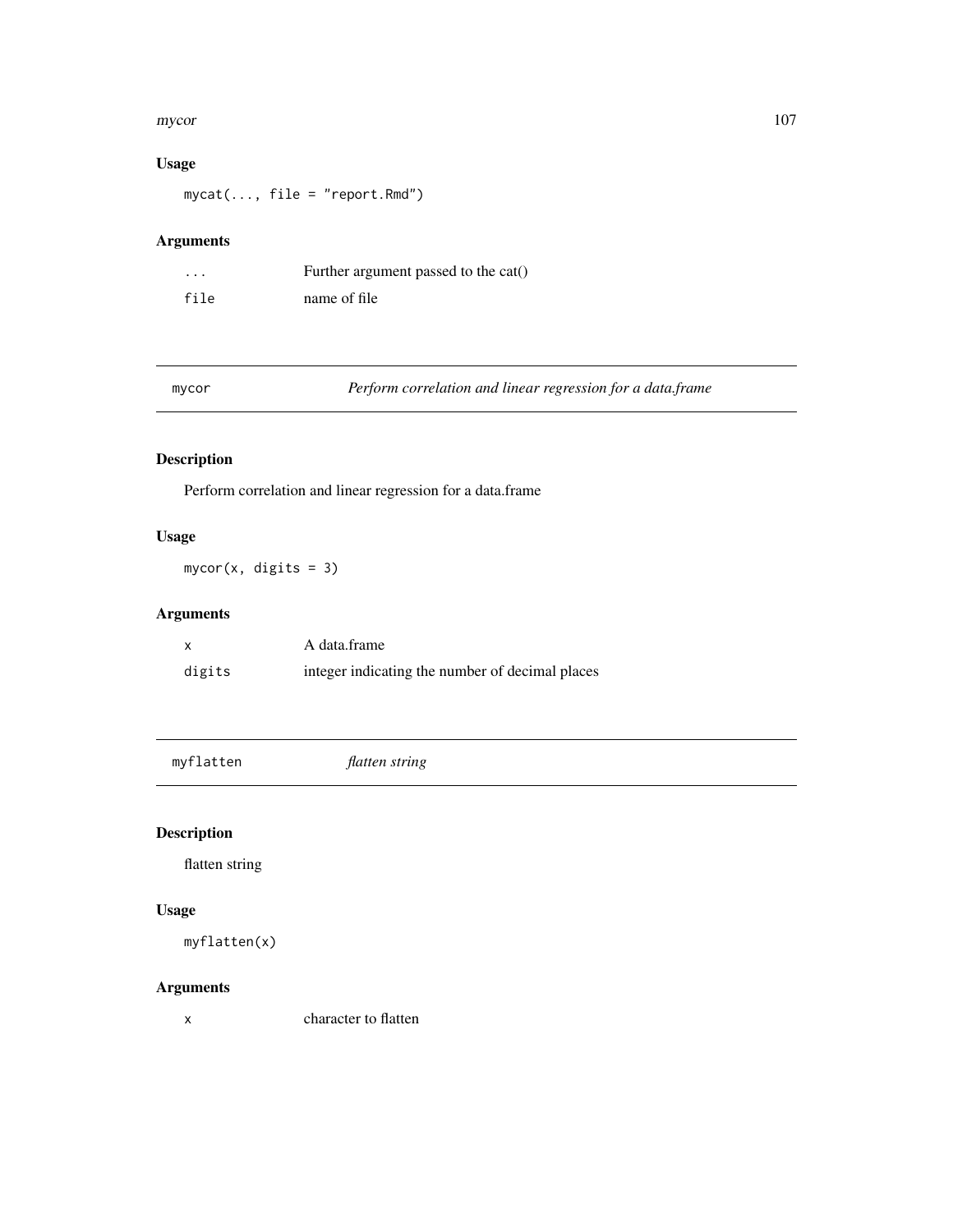## Usage

```
mycat(..., file = "report.Rmd")
```

## Arguments

| | |
|---|---|
| ... | Further argument passed to the cat() |
| file | name of file |

---

# mycor *Perform correlation and linear regression for a data.frame*

## Description

Perform correlation and linear regression for a data.frame

## Usage

```
mycor(x, digits = 3)
```

## Arguments

| | |
|---|---|
| x | A data.frame |
| digits | integer indicating the number of decimal places |

---

# myflatten *flatten string*

## Description

flatten string

## Usage

```
myflatten(x)
```

## Arguments

| | |
|---|---|
| x | character to flatten |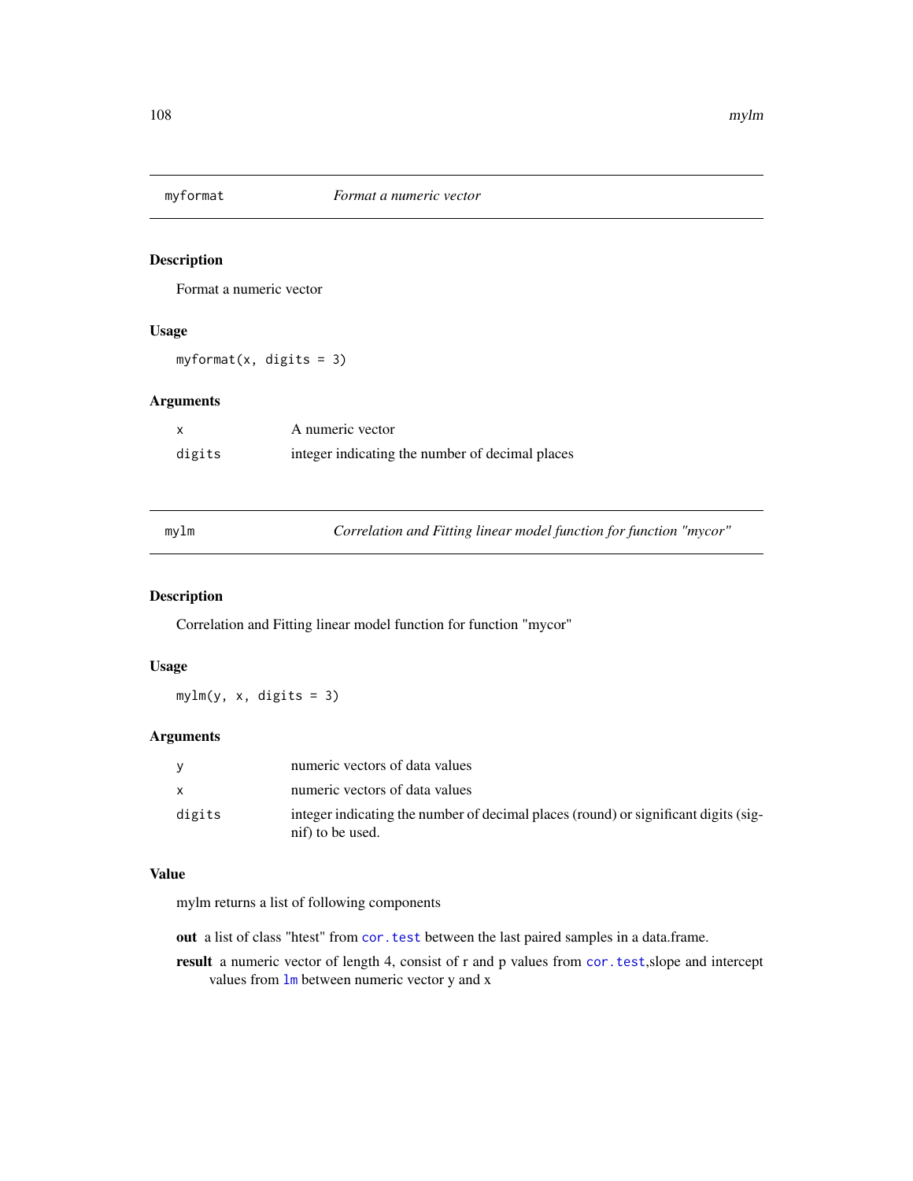## myformat *Format a numeric vector*

### Description

Format a numeric vector

### Usage

```
myformat(x, digits = 3)
```

### Arguments

| | |
|---|---|
| x | A numeric vector |
| digits | integer indicating the number of decimal places |

## mylm *Correlation and Fitting linear model function for function "mycor"*

### Description

Correlation and Fitting linear model function for function "mycor"

### Usage

```
mylm(y, x, digits = 3)
```

### Arguments

| | |
|---|---|
| y | numeric vectors of data values |
| x | numeric vectors of data values |
| digits | integer indicating the number of decimal places (round) or significant digits (signif) to be used. |

### Value

mylm returns a list of following components

**out** a list of class "htest" from `cor.test` between the last paired samples in a data.frame.

**result** a numeric vector of length 4, consist of r and p values from `cor.test`,slope and intercept values from `lm` between numeric vector y and x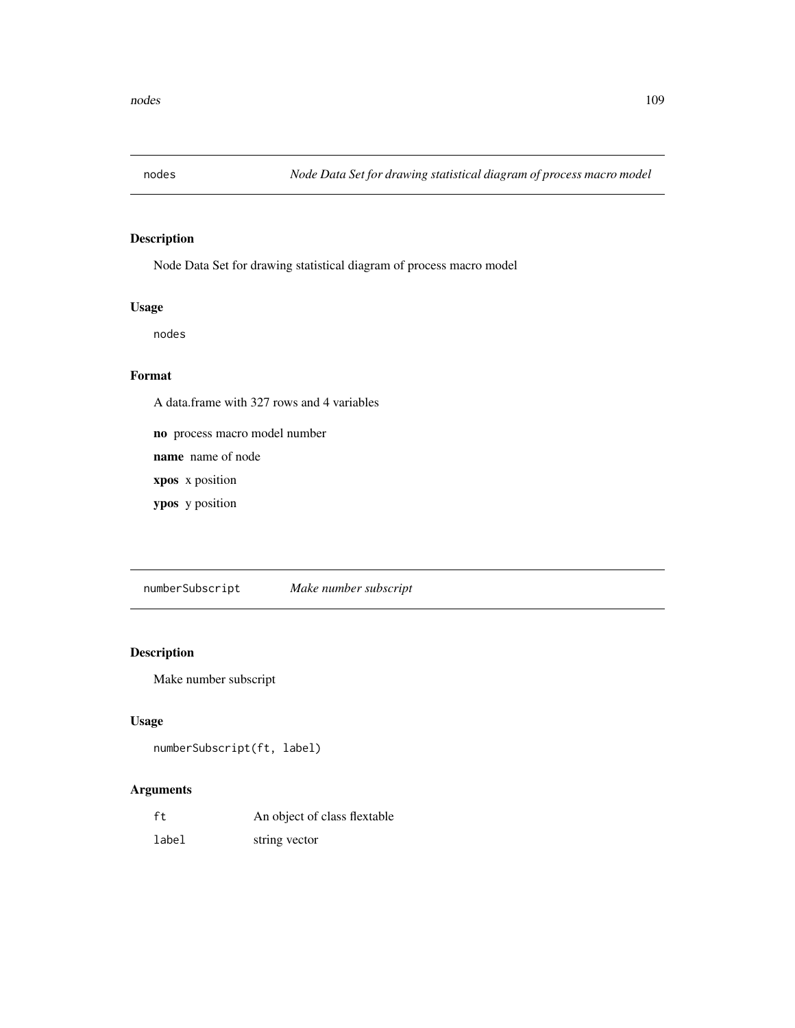## nodes — *Node Data Set for drawing statistical diagram of process macro model*

### Description

Node Data Set for drawing statistical diagram of process macro model

### Usage

```
nodes
```

### Format

A data.frame with 327 rows and 4 variables

**no** process macro model number

**name** name of node

**xpos** x position

**ypos** y position

## numberSubscript — *Make number subscript*

### Description

Make number subscript

### Usage

```
numberSubscript(ft, label)
```

### Arguments

| | |
|---|---|
| `ft` | An object of class flextable |
| `label` | string vector |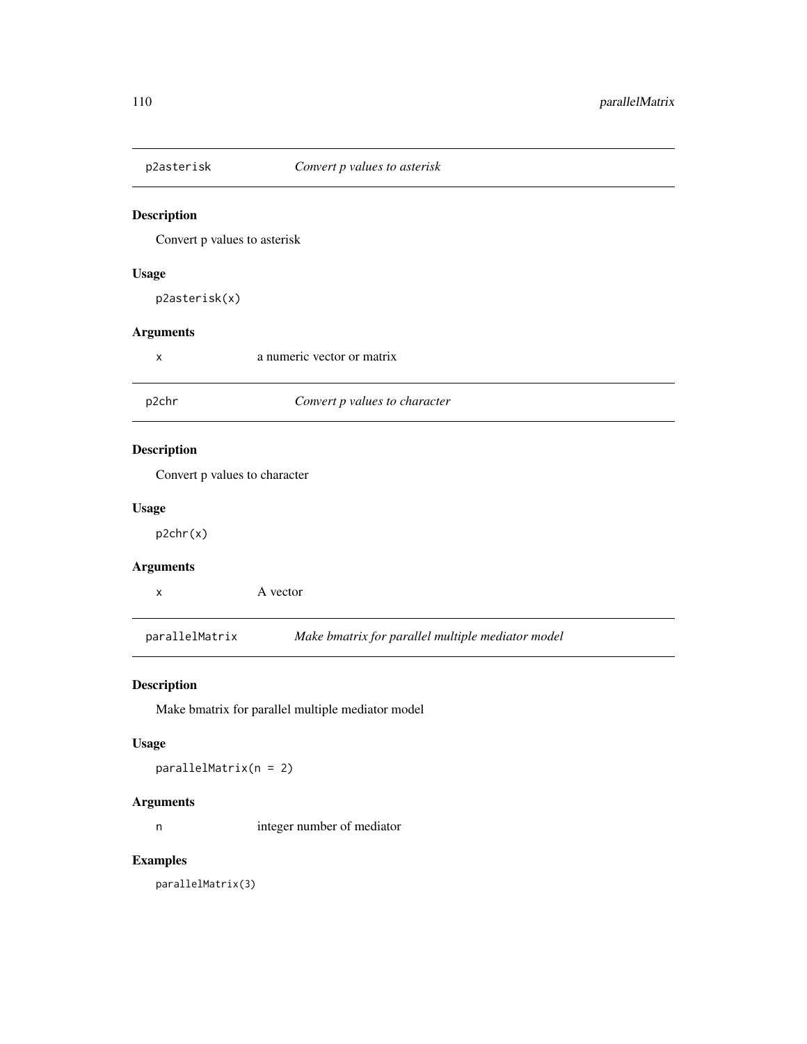## p2asterisk *Convert p values to asterisk*

### Description

Convert p values to asterisk

### Usage

```
p2asterisk(x)
```

### Arguments

| | |
|---|---|
| x | a numeric vector or matrix |

## p2chr *Convert p values to character*

### Description

Convert p values to character

### Usage

```
p2chr(x)
```

### Arguments

| | |
|---|---|
| x | A vector |

## parallelMatrix *Make bmatrix for parallel multiple mediator model*

### Description

Make bmatrix for parallel multiple mediator model

### Usage

```
parallelMatrix(n = 2)
```

### Arguments

| | |
|---|---|
| n | integer number of mediator |

### Examples

```
parallelMatrix(3)
```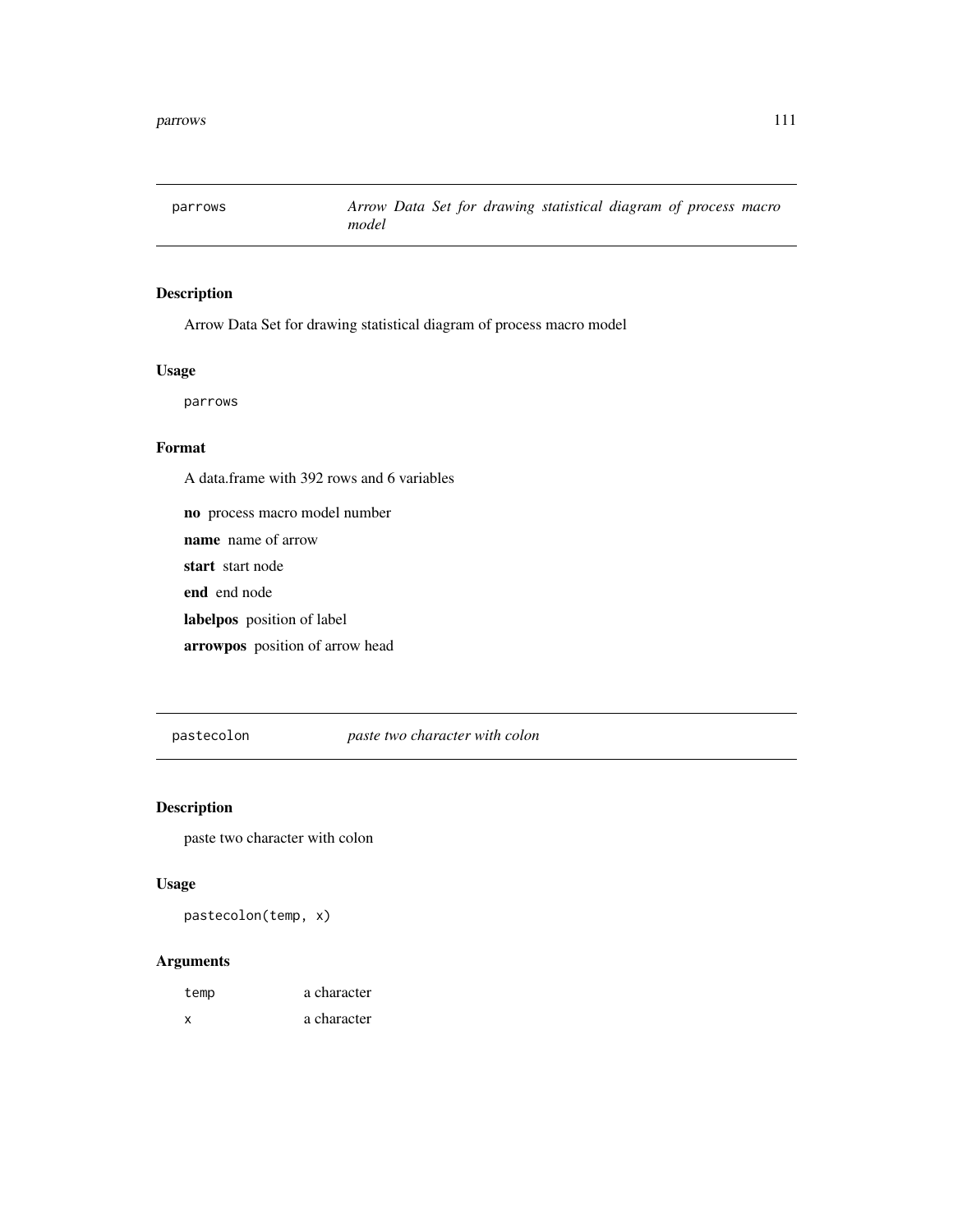## parrows

*Arrow Data Set for drawing statistical diagram of process macro model*

### Description

Arrow Data Set for drawing statistical diagram of process macro model

### Usage

```
parrows
```

### Format

A data.frame with 392 rows and 6 variables

**no** process macro model number

**name** name of arrow

**start** start node

**end** end node

**labelpos** position of label

**arrowpos** position of arrow head

## pastecolon

*paste two character with colon*

### Description

paste two character with colon

### Usage

```
pastecolon(temp, x)
```

### Arguments

| | |
|---|---|
| temp | a character |
| x | a character |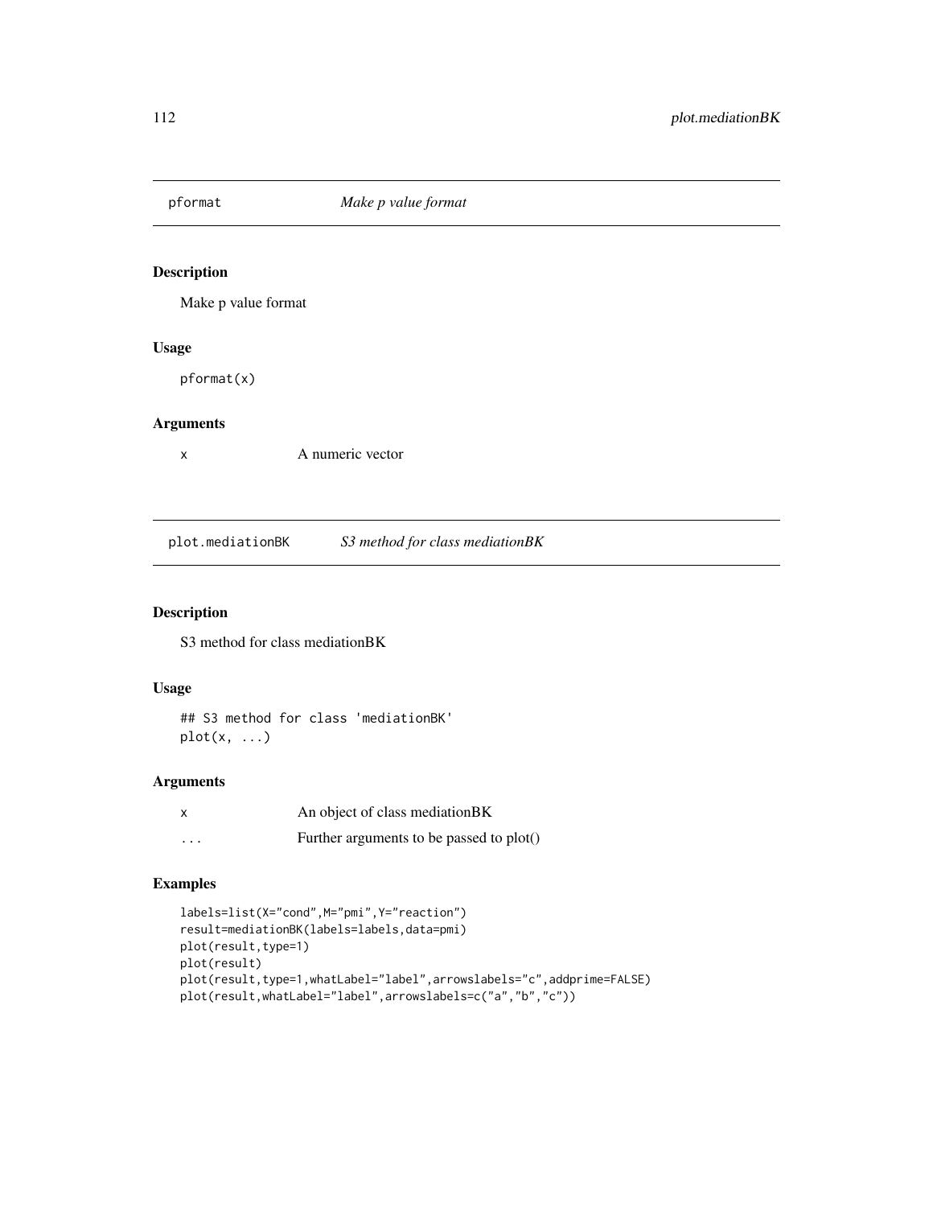## pformat *Make p value format*

### Description

Make p value format

### Usage

```
pformat(x)
```

### Arguments

| | |
|---|---|
| x | A numeric vector |

## plot.mediationBK *S3 method for class mediationBK*

### Description

S3 method for class mediationBK

### Usage

```
## S3 method for class 'mediationBK'
plot(x, ...)
```

### Arguments

| | |
|---|---|
| x | An object of class mediationBK |
| ... | Further arguments to be passed to plot() |

### Examples

```
labels=list(X="cond",M="pmi",Y="reaction")
result=mediationBK(labels=labels,data=pmi)
plot(result,type=1)
plot(result)
plot(result,type=1,whatLabel="label",arrowslabels="c",addprime=FALSE)
plot(result,whatLabel="label",arrowslabels=c("a","b","c"))
```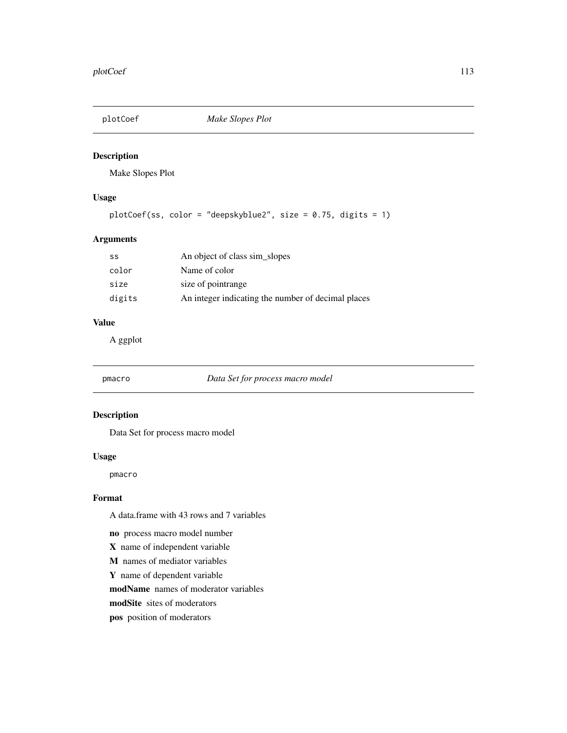## plotCoef *Make Slopes Plot*

### Description

Make Slopes Plot

### Usage

```
plotCoef(ss, color = "deepskyblue2", size = 0.75, digits = 1)
```

### Arguments

| | |
|---|---|
| ss | An object of class sim_slopes |
| color | Name of color |
| size | size of pointrange |
| digits | An integer indicating the number of decimal places |

### Value

A ggplot

## pmacro *Data Set for process macro model*

### Description

Data Set for process macro model

### Usage

```
pmacro
```

### Format

A data.frame with 43 rows and 7 variables

- **no** process macro model number
- **X** name of independent variable
- **M** names of mediator variables
- **Y** name of dependent variable
- **modName** names of moderator variables
- **modSite** sites of moderators
- **pos** position of moderators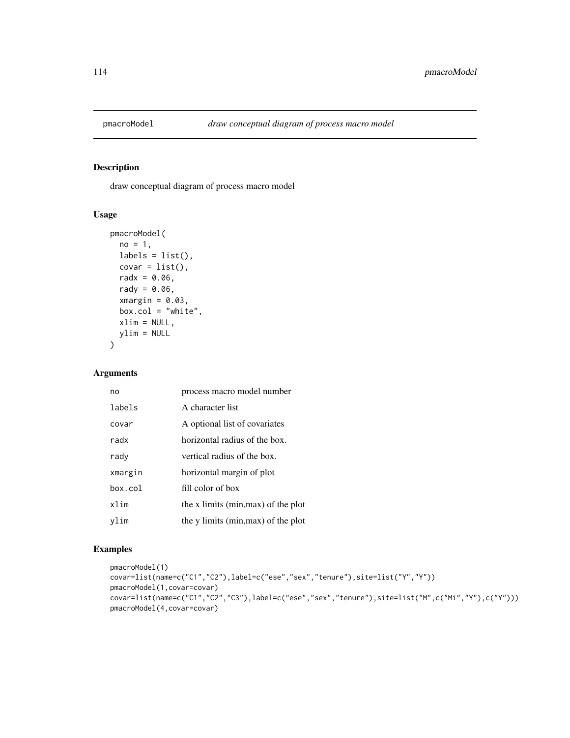## pmacroModel — *draw conceptual diagram of process macro model*

### Description

draw conceptual diagram of process macro model

### Usage

```
pmacroModel(
  no = 1,
  labels = list(),
  covar = list(),
  radx = 0.06,
  rady = 0.06,
  xmargin = 0.03,
  box.col = "white",
  xlim = NULL,
  ylim = NULL
)
```

### Arguments

| | |
|---|---|
| no | process macro model number |
| labels | A character list |
| covar | A optional list of covariates |
| radx | horizontal radius of the box. |
| rady | vertical radius of the box. |
| xmargin | horizontal margin of plot |
| box.col | fill color of box |
| xlim | the x limits (min,max) of the plot |
| ylim | the y limits (min,max) of the plot |

### Examples

```
pmacroModel(1)
covar=list(name=c("C1","C2"),label=c("ese","sex","tenure"),site=list("Y","Y"))
pmacroModel(1,covar=covar)
covar=list(name=c("C1","C2","C3"),label=c("ese","sex","tenure"),site=list("M",c("Mi","Y"),c("Y")))
pmacroModel(4,covar=covar)
```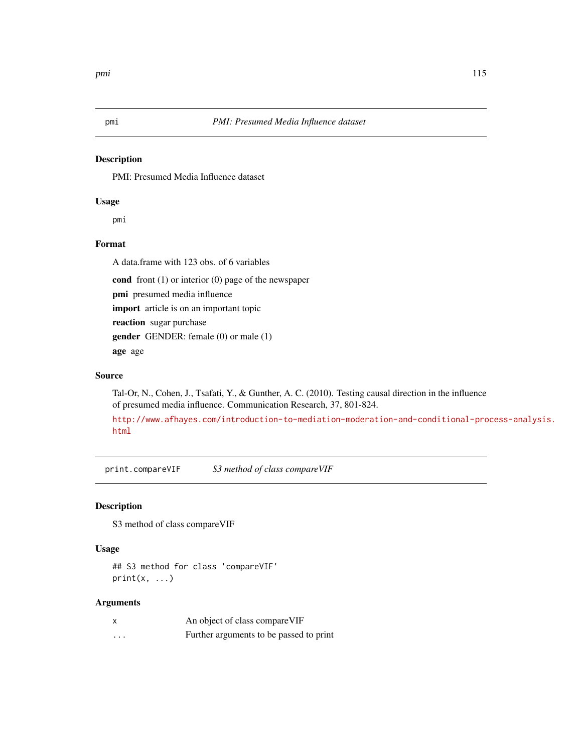## pmi — *PMI: Presumed Media Influence dataset*

### Description

PMI: Presumed Media Influence dataset

### Usage

```
pmi
```

### Format

A data.frame with 123 obs. of 6 variables

- **cond** front (1) or interior (0) page of the newspaper
- **pmi** presumed media influence
- **import** article is on an important topic
- **reaction** sugar purchase
- **gender** GENDER: female (0) or male (1)
- **age** age

### Source

Tal-Or, N., Cohen, J., Tsafati, Y., & Gunther, A. C. (2010). Testing causal direction in the influence of presumed media influence. Communication Research, 37, 801-824.

http://www.afhayes.com/introduction-to-mediation-moderation-and-conditional-process-analysis.html

## print.compareVIF — *S3 method of class compareVIF*

### Description

S3 method of class compareVIF

### Usage

```
## S3 method for class 'compareVIF'
print(x, ...)
```

### Arguments

| | |
|---|---|
| x | An object of class compareVIF |
| ... | Further arguments to be passed to print |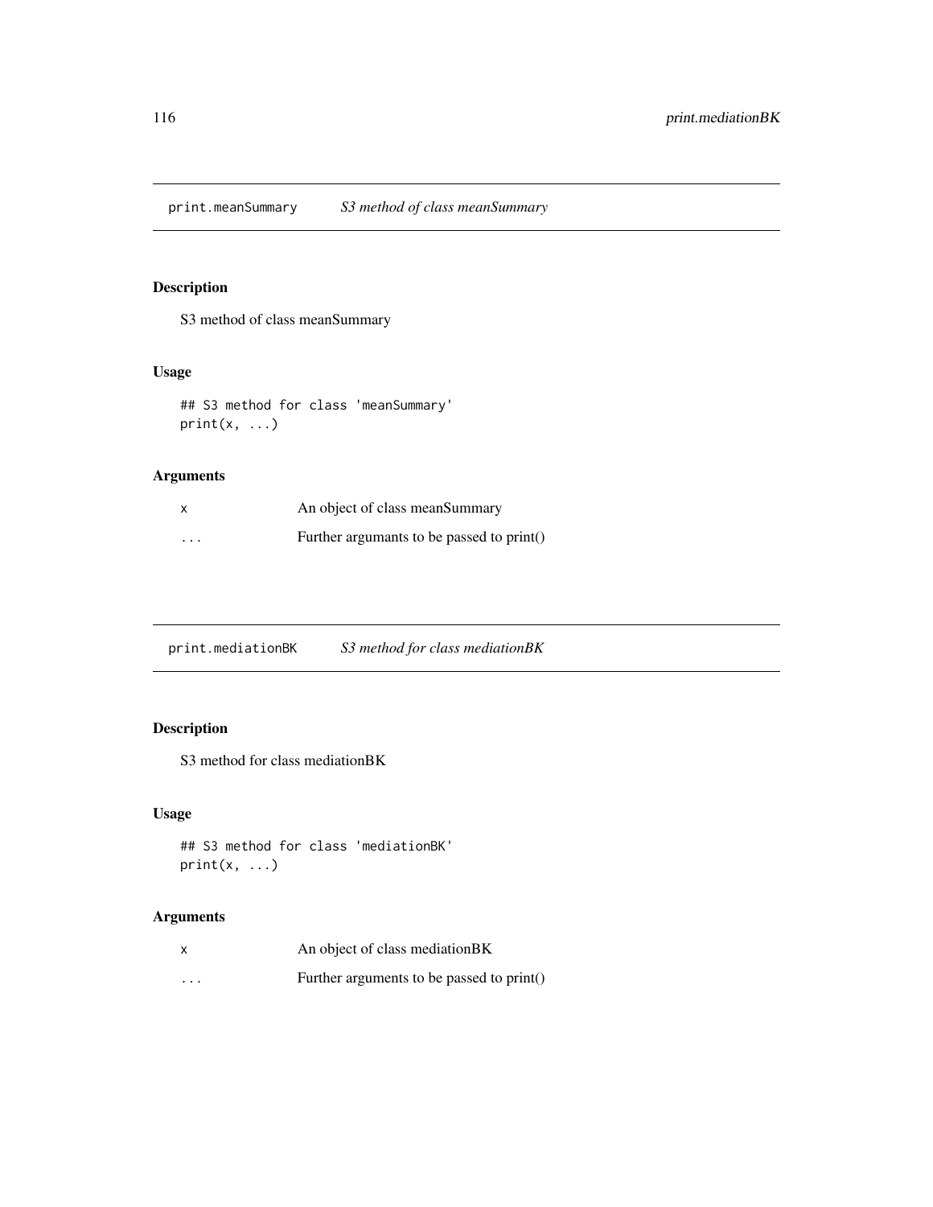## print.meanSummary    *S3 method of class meanSummary*

### Description

S3 method of class meanSummary

### Usage

```
## S3 method for class 'meanSummary'
print(x, ...)
```

### Arguments

| | |
|---|---|
| x | An object of class meanSummary |
| ... | Further argumants to be passed to print() |

## print.mediationBK    *S3 method for class mediationBK*

### Description

S3 method for class mediationBK

### Usage

```
## S3 method for class 'mediationBK'
print(x, ...)
```

### Arguments

| | |
|---|---|
| x | An object of class mediationBK |
| ... | Further arguments to be passed to print() |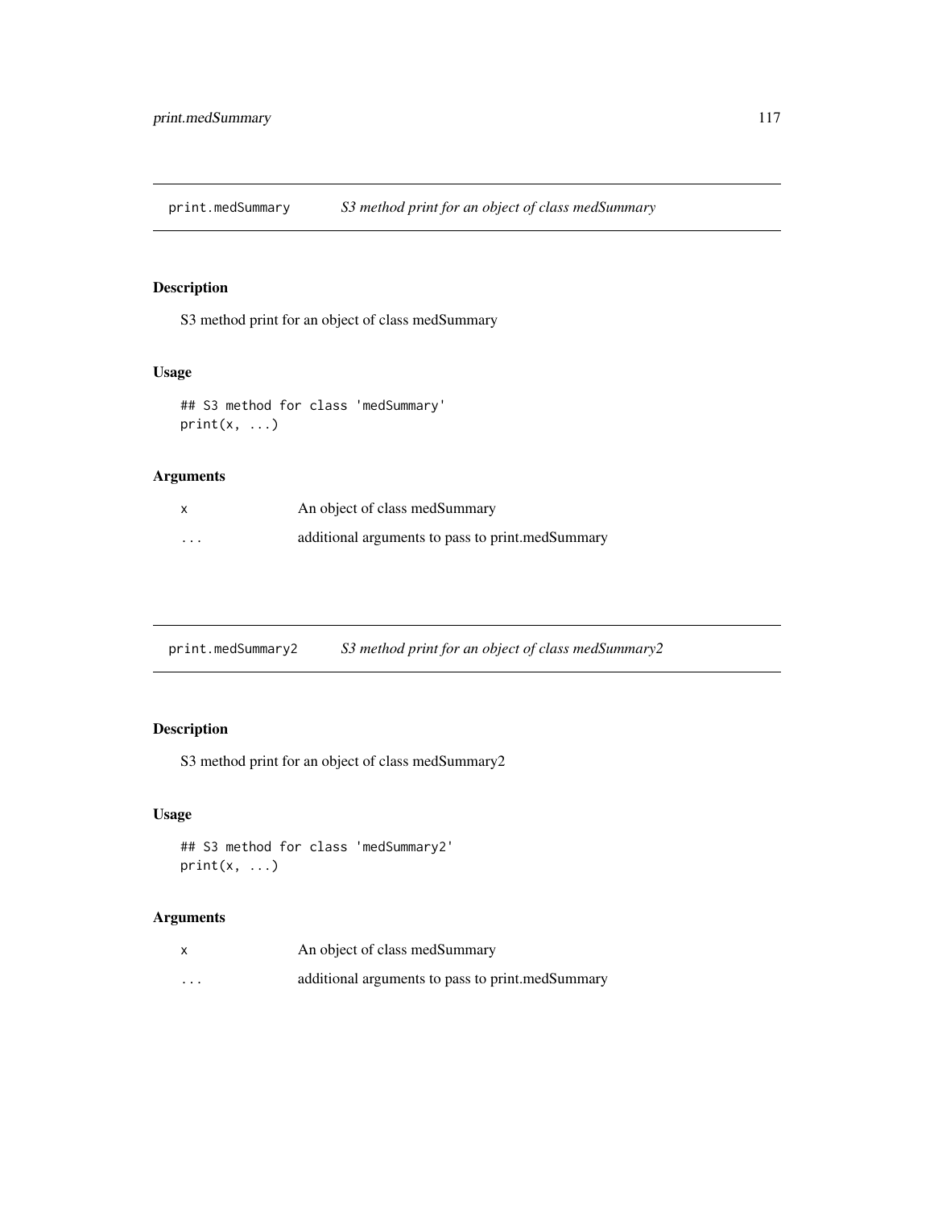## print.medSummary — *S3 method print for an object of class medSummary*

### Description

S3 method print for an object of class medSummary

### Usage

```
## S3 method for class 'medSummary'
print(x, ...)
```

### Arguments

| | |
|---|---|
| x | An object of class medSummary |
| ... | additional arguments to pass to print.medSummary |

## print.medSummary2 — *S3 method print for an object of class medSummary2*

### Description

S3 method print for an object of class medSummary2

### Usage

```
## S3 method for class 'medSummary2'
print(x, ...)
```

### Arguments

| | |
|---|---|
| x | An object of class medSummary |
| ... | additional arguments to pass to print.medSummary |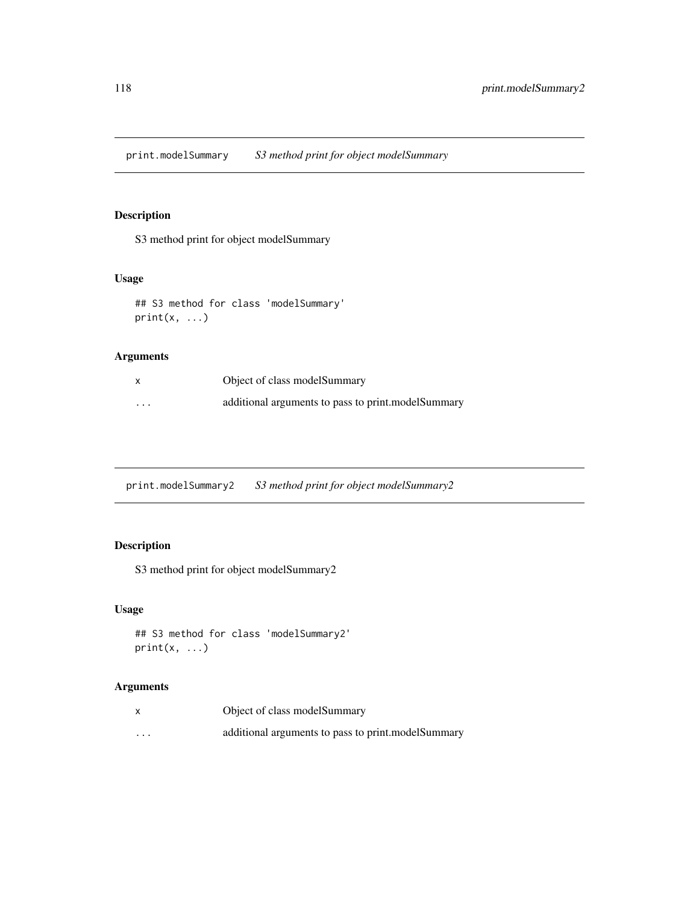## print.modelSummary *S3 method print for object modelSummary*

### Description

S3 method print for object modelSummary

### Usage

```
## S3 method for class 'modelSummary'
print(x, ...)
```

### Arguments

| | |
|---|---|
| x | Object of class modelSummary |
| ... | additional arguments to pass to print.modelSummary |

## print.modelSummary2 *S3 method print for object modelSummary2*

### Description

S3 method print for object modelSummary2

### Usage

```
## S3 method for class 'modelSummary2'
print(x, ...)
```

### Arguments

| | |
|---|---|
| x | Object of class modelSummary |
| ... | additional arguments to pass to print.modelSummary |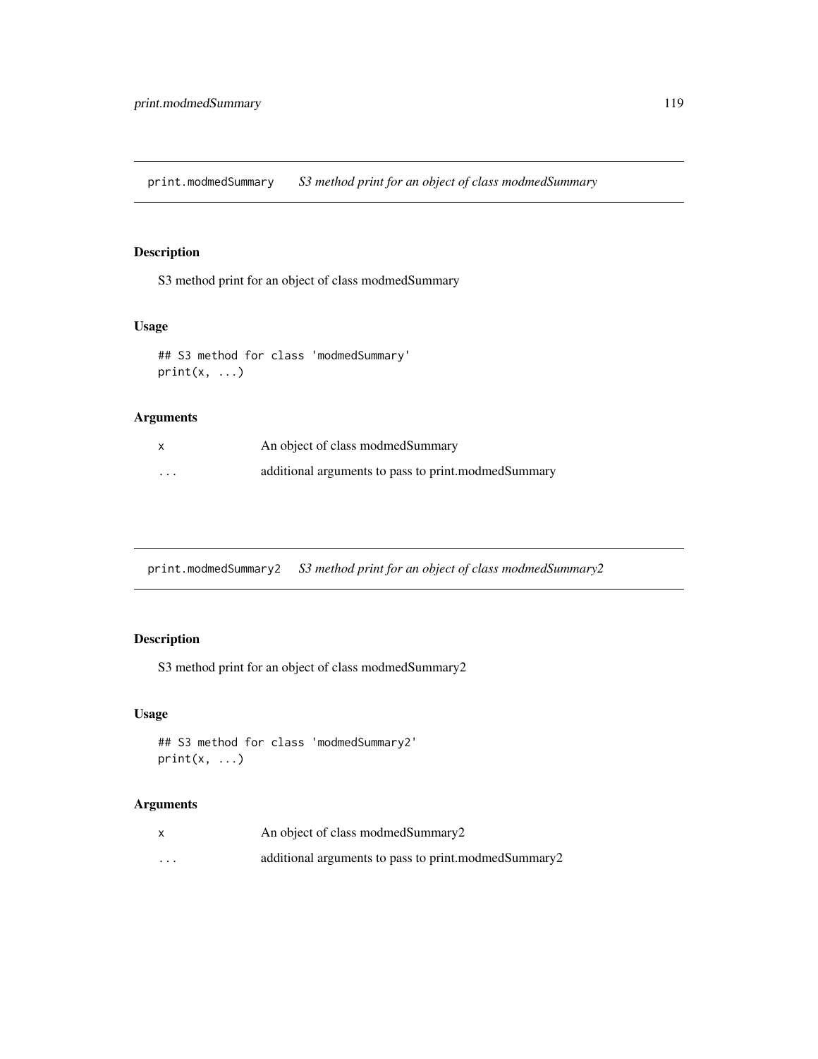## print.modmedSummary — *S3 method print for an object of class modmedSummary*

### Description

S3 method print for an object of class modmedSummary

### Usage

```
## S3 method for class 'modmedSummary'
print(x, ...)
```

### Arguments

| | |
|---|---|
| x | An object of class modmedSummary |
| ... | additional arguments to pass to print.modmedSummary |

## print.modmedSummary2 — *S3 method print for an object of class modmedSummary2*

### Description

S3 method print for an object of class modmedSummary2

### Usage

```
## S3 method for class 'modmedSummary2'
print(x, ...)
```

### Arguments

| | |
|---|---|
| x | An object of class modmedSummary2 |
| ... | additional arguments to pass to print.modmedSummary2 |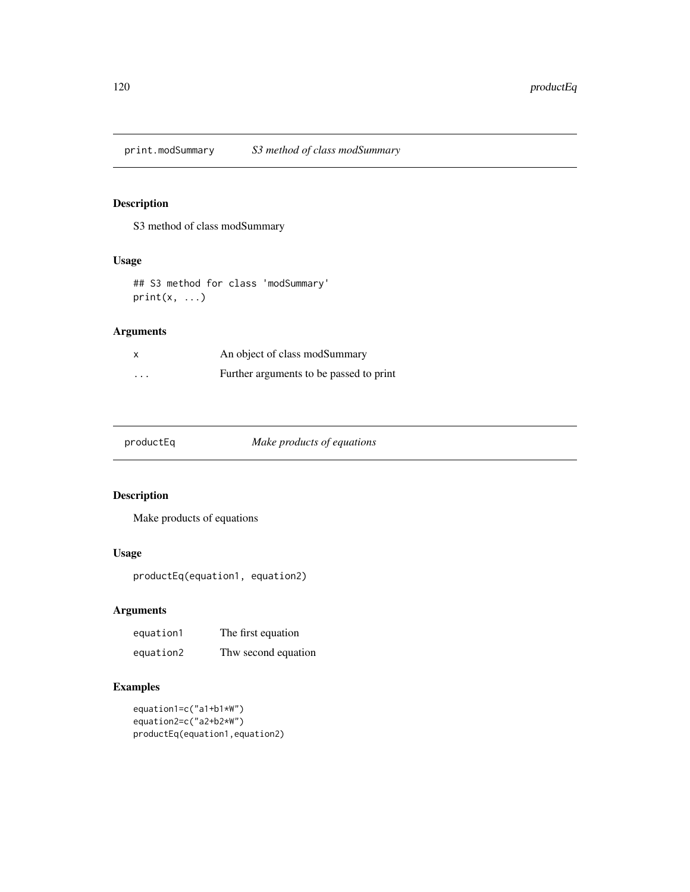## print.modSummary — *S3 method of class modSummary*

### Description

S3 method of class modSummary

### Usage

```
## S3 method for class 'modSummary'
print(x, ...)
```

### Arguments

| | |
|---|---|
| `x` | An object of class modSummary |
| `...` | Further arguments to be passed to print |

## productEq — *Make products of equations*

### Description

Make products of equations

### Usage

```
productEq(equation1, equation2)
```

### Arguments

| | |
|---|---|
| `equation1` | The first equation |
| `equation2` | Thw second equation |

### Examples

```
equation1=c("a1+b1*W")
equation2=c("a2+b2*W")
productEq(equation1,equation2)
```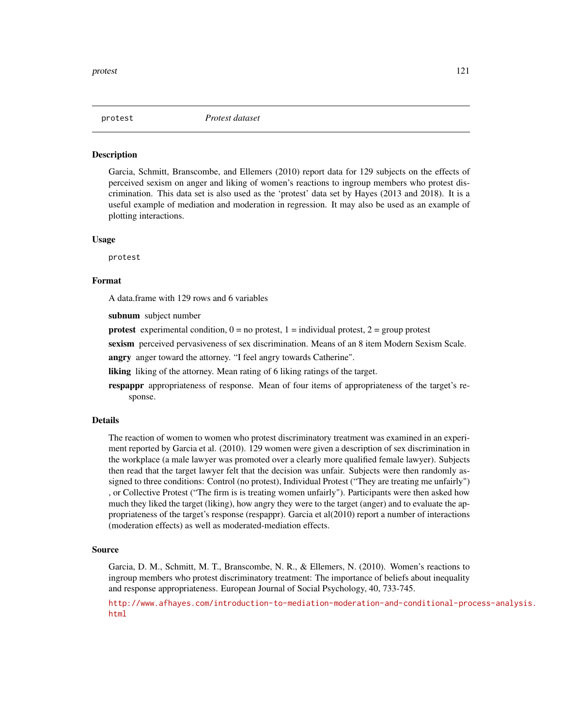protest *Protest dataset*

## Description

Garcia, Schmitt, Branscombe, and Ellemers (2010) report data for 129 subjects on the effects of perceived sexism on anger and liking of women's reactions to ingroup members who protest discrimination. This data set is also used as the 'protest' data set by Hayes (2013 and 2018). It is a useful example of mediation and moderation in regression. It may also be used as an example of plotting interactions.

## Usage

```
protest
```

## Format

A data.frame with 129 rows and 6 variables

**subnum** subject number

**protest** experimental condition, 0 = no protest, 1 = individual protest, 2 = group protest

**sexism** perceived pervasiveness of sex discrimination. Means of an 8 item Modern Sexism Scale.

**angry** anger toward the attorney. "I feel angry towards Catherine".

**liking** liking of the attorney. Mean rating of 6 liking ratings of the target.

**respappr** appropriateness of response. Mean of four items of appropriateness of the target's response.

## Details

The reaction of women to women who protest discriminatory treatment was examined in an experiment reported by Garcia et al. (2010). 129 women were given a description of sex discrimination in the workplace (a male lawyer was promoted over a clearly more qualified female lawyer). Subjects then read that the target lawyer felt that the decision was unfair. Subjects were then randomly assigned to three conditions: Control (no protest), Individual Protest ("They are treating me unfairly") , or Collective Protest ("The firm is is treating women unfairly"). Participants were then asked how much they liked the target (liking), how angry they were to the target (anger) and to evaluate the appropriateness of the target's response (respappr). Garcia et al(2010) report a number of interactions (moderation effects) as well as moderated-mediation effects.

## Source

Garcia, D. M., Schmitt, M. T., Branscombe, N. R., & Ellemers, N. (2010). Women's reactions to ingroup members who protest discriminatory treatment: The importance of beliefs about inequality and response appropriateness. European Journal of Social Psychology, 40, 733-745.

http://www.afhayes.com/introduction-to-mediation-moderation-and-conditional-process-analysis.html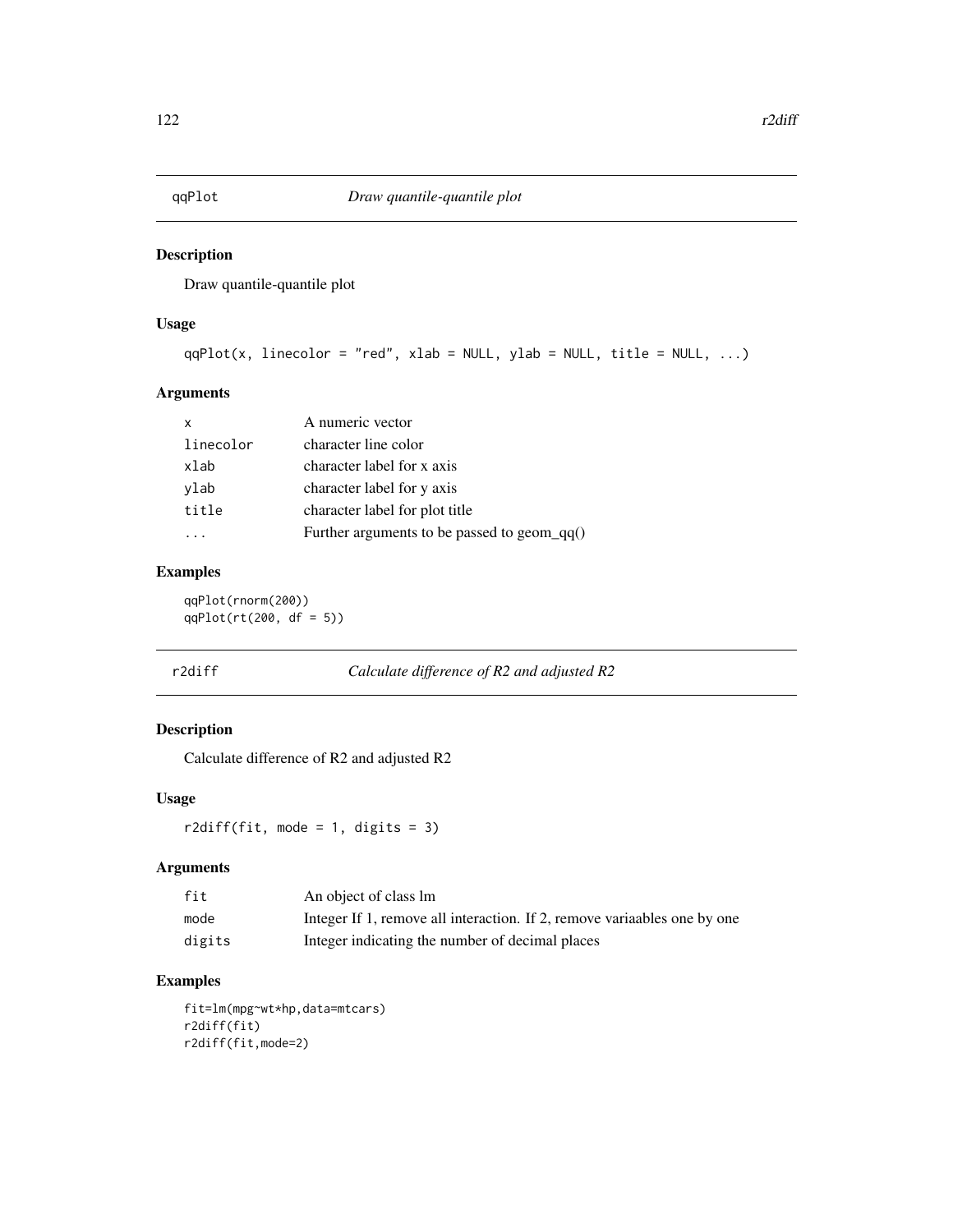## qqPlot *Draw quantile-quantile plot*

### Description

Draw quantile-quantile plot

### Usage

```
qqPlot(x, linecolor = "red", xlab = NULL, ylab = NULL, title = NULL, ...)
```

### Arguments

| | |
|---|---|
| x | A numeric vector |
| linecolor | character line color |
| xlab | character label for x axis |
| ylab | character label for y axis |
| title | character label for plot title |
| ... | Further arguments to be passed to geom_qq() |

### Examples

```
qqPlot(rnorm(200))
qqPlot(rt(200, df = 5))
```

## r2diff *Calculate difference of R2 and adjusted R2*

### Description

Calculate difference of R2 and adjusted R2

### Usage

```
r2diff(fit, mode = 1, digits = 3)
```

### Arguments

| | |
|---|---|
| fit | An object of class lm |
| mode | Integer If 1, remove all interaction. If 2, remove variaables one by one |
| digits | Integer indicating the number of decimal places |

### Examples

```
fit=lm(mpg~wt*hp,data=mtcars)
r2diff(fit)
r2diff(fit,mode=2)
```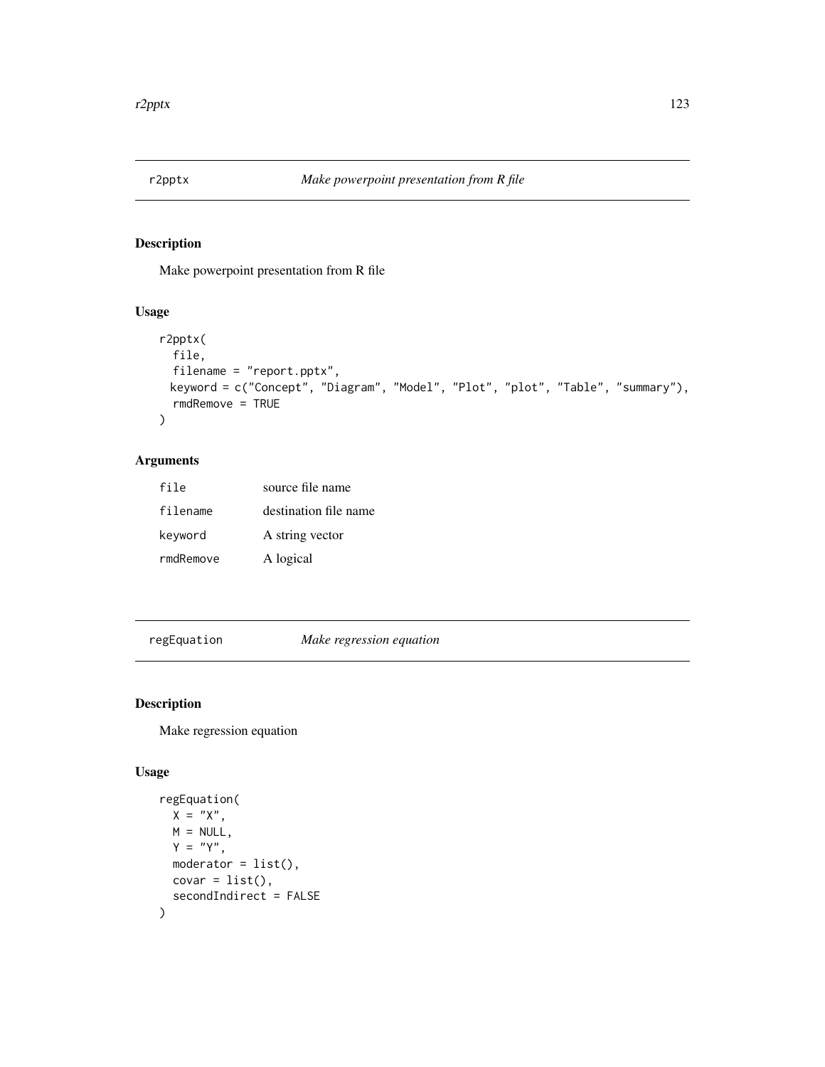## r2pptx — *Make powerpoint presentation from R file*

### Description

Make powerpoint presentation from R file

### Usage

```
r2pptx(
  file,
  filename = "report.pptx",
  keyword = c("Concept", "Diagram", "Model", "Plot", "plot", "Table", "summary"),
  rmdRemove = TRUE
)
```

### Arguments

| | |
|---|---|
| file | source file name |
| filename | destination file name |
| keyword | A string vector |
| rmdRemove | A logical |

## regEquation — *Make regression equation*

### Description

Make regression equation

### Usage

```
regEquation(
  X = "X",
  M = NULL,
  Y = "Y",
  moderator = list(),
  covar = list(),
  secondIndirect = FALSE
)
```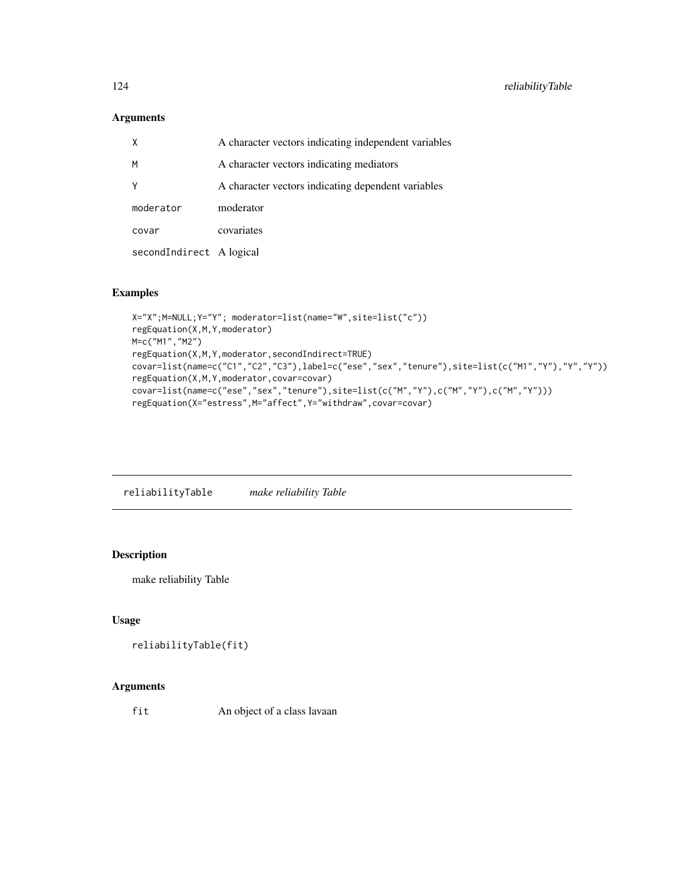### Arguments

| | |
|---|---|
| X | A character vectors indicating independent variables |
| M | A character vectors indicating mediators |
| Y | A character vectors indicating dependent variables |
| moderator | moderator |
| covar | covariates |
| secondIndirect | A logical |

### Examples

```
X="X";M=NULL;Y="Y"; moderator=list(name="W",site=list("c"))
regEquation(X,M,Y,moderator)
M=c("M1","M2")
regEquation(X,M,Y,moderator,secondIndirect=TRUE)
covar=list(name=c("C1","C2","C3"),label=c("ese","sex","tenure"),site=list(c("M1","Y"),"Y","Y"))
regEquation(X,M,Y,moderator,covar=covar)
covar=list(name=c("ese","sex","tenure"),site=list(c("M","Y"),c("M","Y"),c("M","Y")))
regEquation(X="estress",M="affect",Y="withdraw",covar=covar)
```

---

## reliabilityTable *make reliability Table*

### Description

make reliability Table

### Usage

```
reliabilityTable(fit)
```

### Arguments

| | |
|---|---|
| fit | An object of a class lavaan |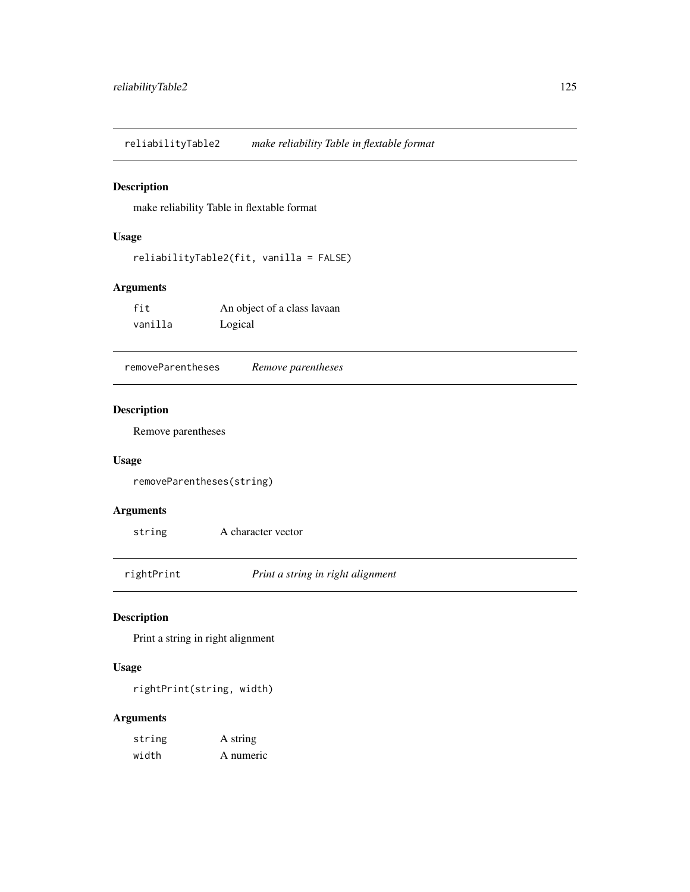## reliabilityTable2 — *make reliability Table in flextable format*

### Description

make reliability Table in flextable format

### Usage

```
reliabilityTable2(fit, vanilla = FALSE)
```

### Arguments

| | |
|---|---|
| `fit` | An object of a class lavaan |
| `vanilla` | Logical |

## removeParentheses — *Remove parentheses*

### Description

Remove parentheses

### Usage

```
removeParentheses(string)
```

### Arguments

| | |
|---|---|
| `string` | A character vector |

## rightPrint — *Print a string in right alignment*

### Description

Print a string in right alignment

### Usage

```
rightPrint(string, width)
```

### Arguments

| | |
|---|---|
| `string` | A string |
| `width` | A numeric |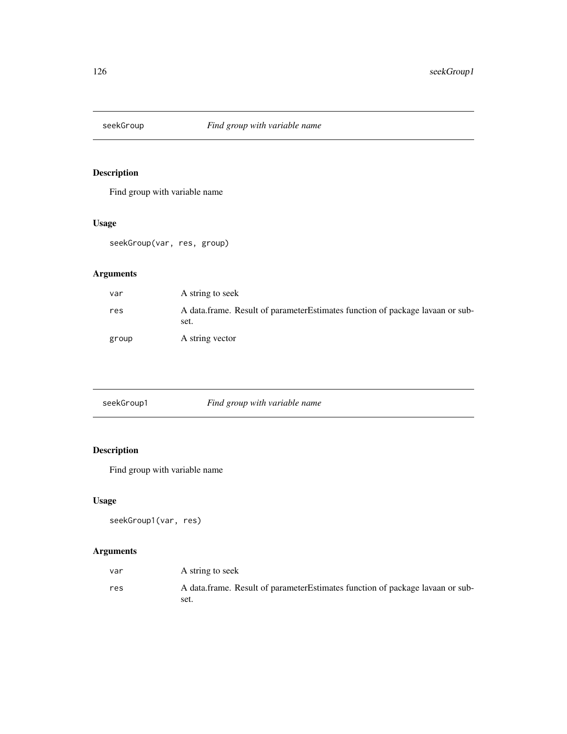## seekGroup — *Find group with variable name*

### Description

Find group with variable name

### Usage

```
seekGroup(var, res, group)
```

### Arguments

| | |
|---|---|
| var | A string to seek |
| res | A data.frame. Result of parameterEstimates function of package lavaan or subset. |
| group | A string vector |

## seekGroup1 — *Find group with variable name*

### Description

Find group with variable name

### Usage

```
seekGroup1(var, res)
```

### Arguments

| | |
|---|---|
| var | A string to seek |
| res | A data.frame. Result of parameterEstimates function of package lavaan or subset. |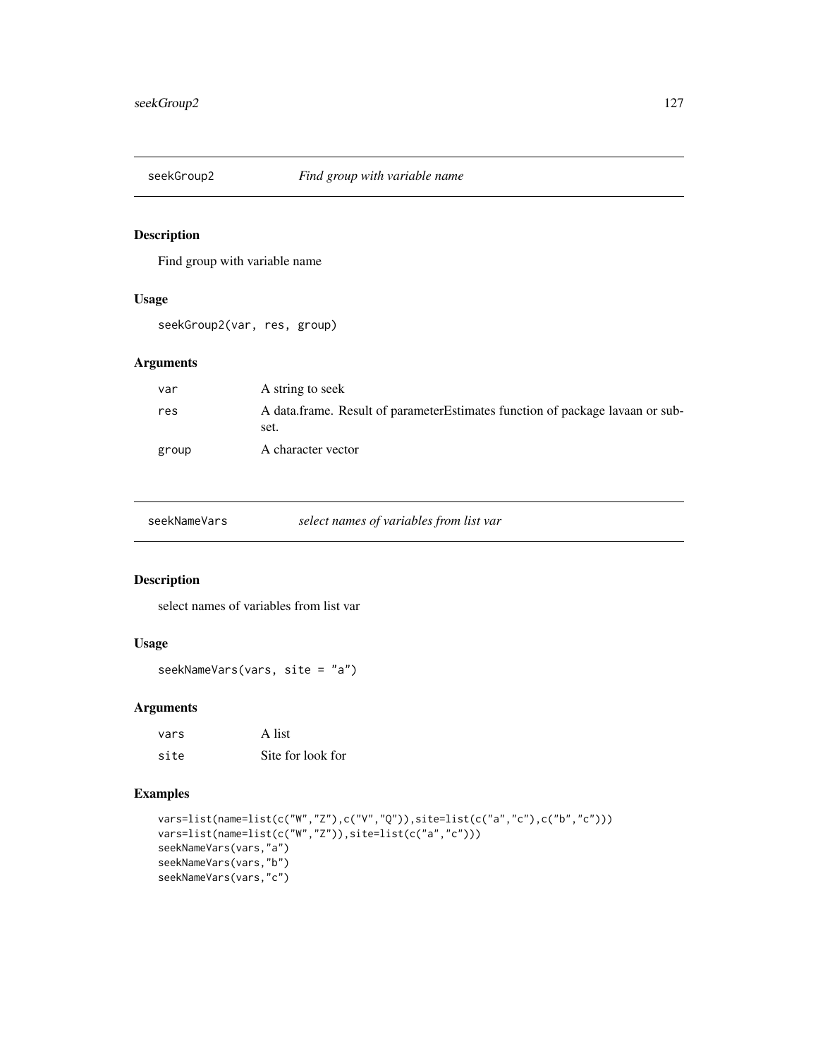## seekGroup2 *Find group with variable name*

### Description

Find group with variable name

### Usage

```
seekGroup2(var, res, group)
```

### Arguments

| | |
|---|---|
| var | A string to seek |
| res | A data.frame. Result of parameterEstimates function of package lavaan or subset. |
| group | A character vector |

## seekNameVars *select names of variables from list var*

### Description

select names of variables from list var

### Usage

```
seekNameVars(vars, site = "a")
```

### Arguments

| | |
|---|---|
| vars | A list |
| site | Site for look for |

### Examples

```
vars=list(name=list(c("W","Z"),c("V","Q")),site=list(c("a","c"),c("b","c")))
vars=list(name=list(c("W","Z")),site=list(c("a","c")))
seekNameVars(vars,"a")
seekNameVars(vars,"b")
seekNameVars(vars,"c")
```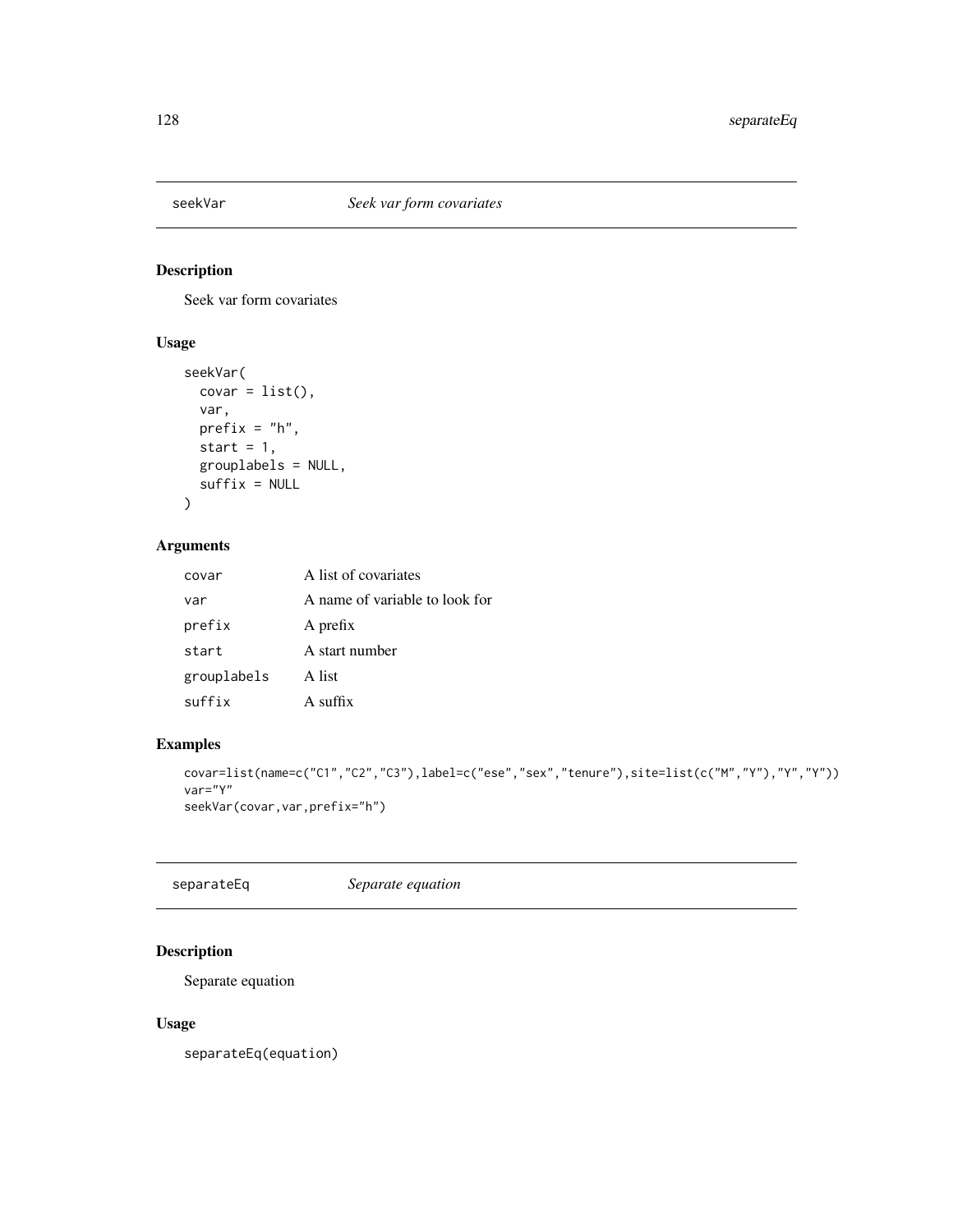## seekVar *Seek var form covariates*

### Description

Seek var form covariates

### Usage

```
seekVar(
  covar = list(),
  var,
  prefix = "h",
  start = 1,
  grouplabels = NULL,
  suffix = NULL
)
```

### Arguments

| | |
|---|---|
| covar | A list of covariates |
| var | A name of variable to look for |
| prefix | A prefix |
| start | A start number |
| grouplabels | A list |
| suffix | A suffix |

### Examples

```
covar=list(name=c("C1","C2","C3"),label=c("ese","sex","tenure"),site=list(c("M","Y"),"Y","Y"))
var="Y"
seekVar(covar,var,prefix="h")
```

## separateEq *Separate equation*

### Description

Separate equation

### Usage

```
separateEq(equation)
```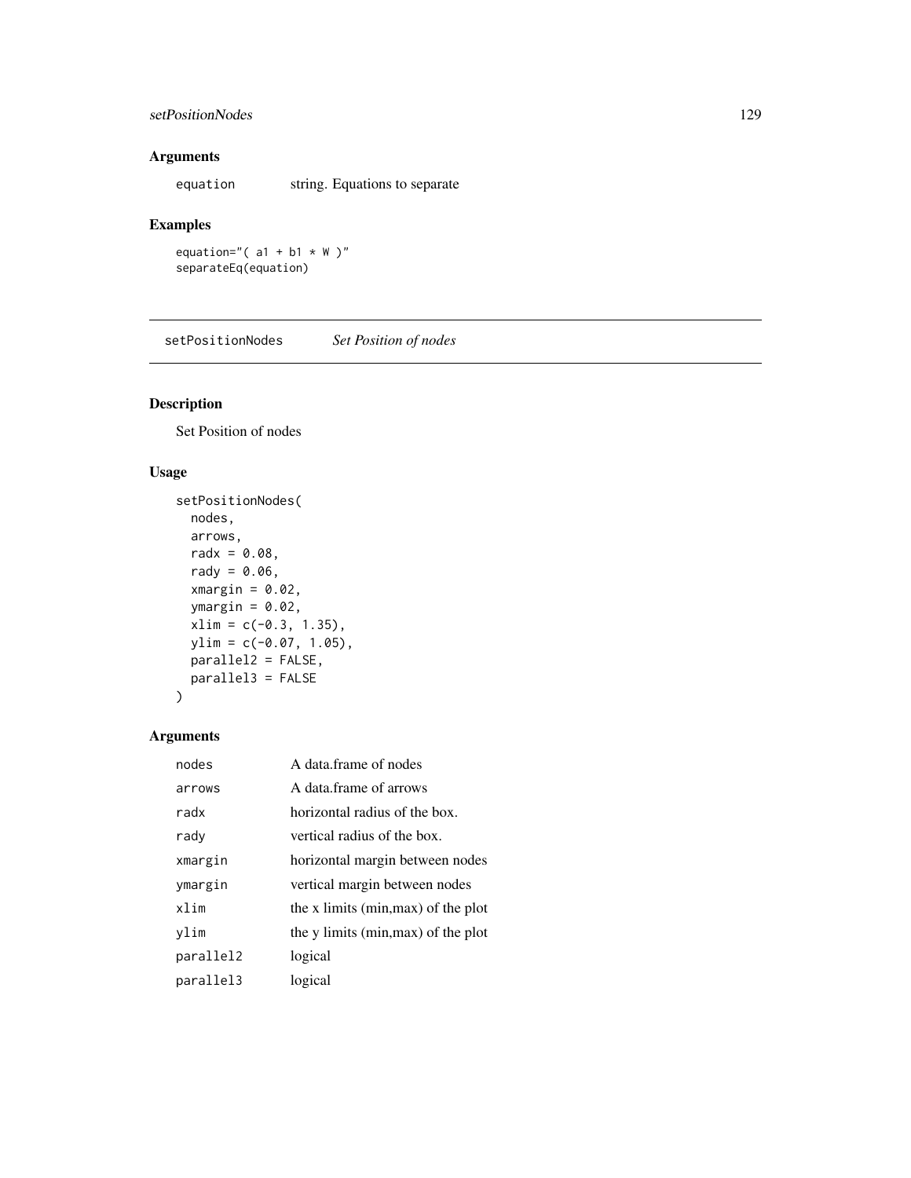### Arguments

| | |
|---|---|
| equation | string. Equations to separate |

### Examples

```
equation="( a1 + b1 * W )"
separateEq(equation)
```

---

## setPositionNodes *Set Position of nodes*

---

### Description

Set Position of nodes

### Usage

```
setPositionNodes(
  nodes,
  arrows,
  radx = 0.08,
  rady = 0.06,
  xmargin = 0.02,
  ymargin = 0.02,
  xlim = c(-0.3, 1.35),
  ylim = c(-0.07, 1.05),
  parallel2 = FALSE,
  parallel3 = FALSE
)
```

### Arguments

| | |
|---|---|
| nodes | A data.frame of nodes |
| arrows | A data.frame of arrows |
| radx | horizontal radius of the box. |
| rady | vertical radius of the box. |
| xmargin | horizontal margin between nodes |
| ymargin | vertical margin between nodes |
| xlim | the x limits (min,max) of the plot |
| ylim | the y limits (min,max) of the plot |
| parallel2 | logical |
| parallel3 | logical |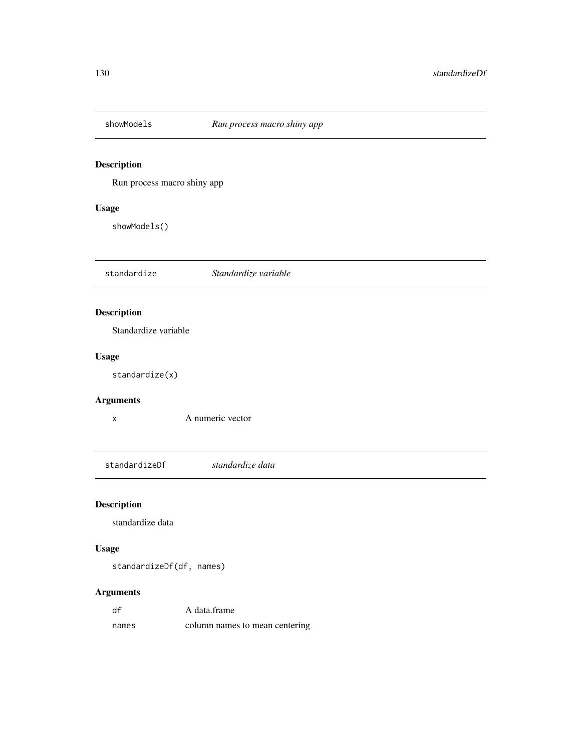## showModels — *Run process macro shiny app*

### Description

Run process macro shiny app

### Usage

```
showModels()
```

## standardize — *Standardize variable*

### Description

Standardize variable

### Usage

```
standardize(x)
```

### Arguments

| | |
|---|---|
| x | A numeric vector |

## standardizeDf — *standardize data*

### Description

standardize data

### Usage

```
standardizeDf(df, names)
```

### Arguments

| | |
|---|---|
| df | A data.frame |
| names | column names to mean centering |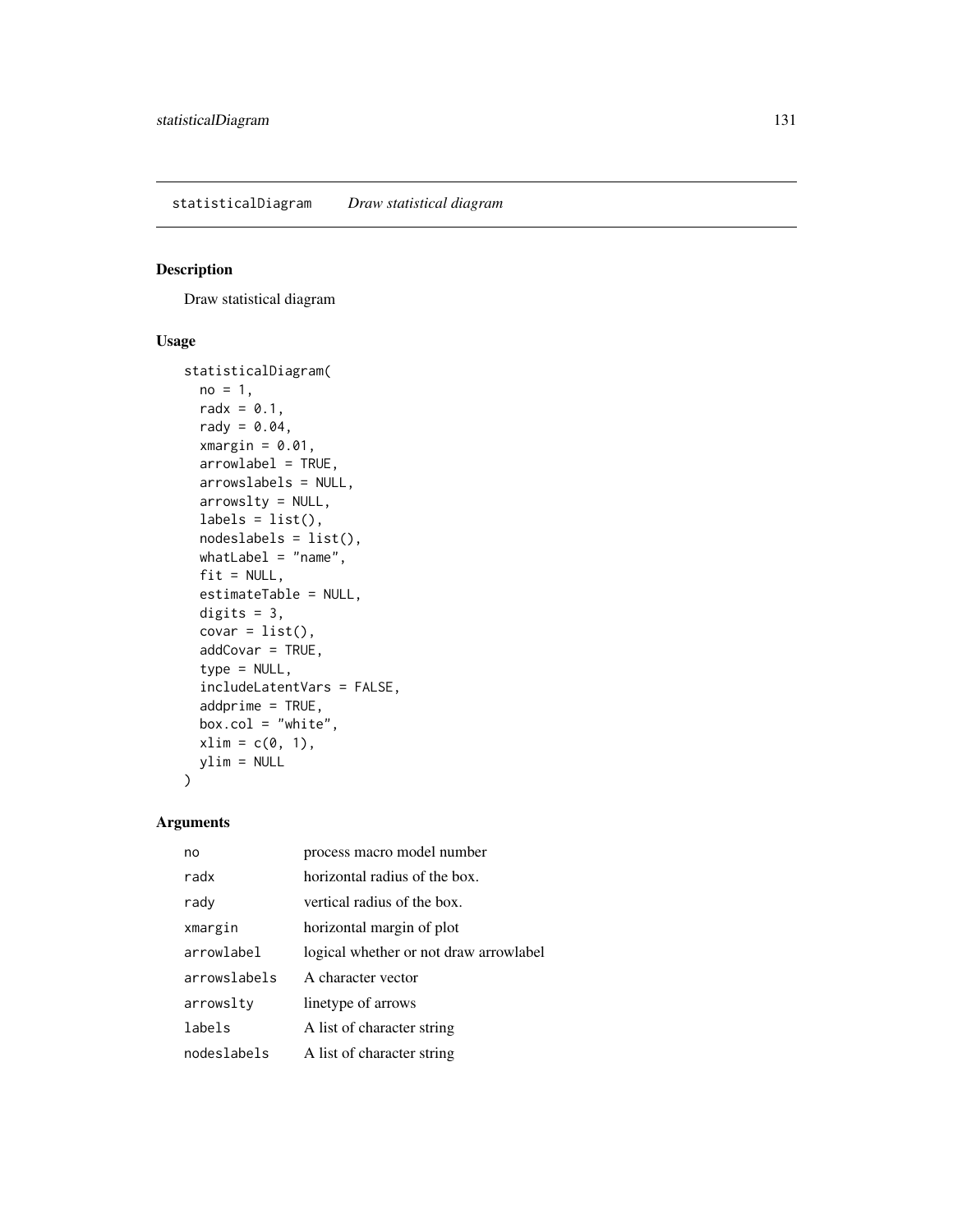statisticalDiagram *Draw statistical diagram*

## Description

Draw statistical diagram

## Usage

```
statisticalDiagram(
  no = 1,
  radx = 0.1,
  rady = 0.04,
  xmargin = 0.01,
  arrowlabel = TRUE,
  arrowslabels = NULL,
  arrowslty = NULL,
  labels = list(),
  nodeslabels = list(),
  whatLabel = "name",
  fit = NULL,
  estimateTable = NULL,
  digits = 3,
  covar = list(),
  addCovar = TRUE,
  type = NULL,
  includeLatentVars = FALSE,
  addprime = TRUE,
  box.col = "white",
  xlim = c(0, 1),
  ylim = NULL
)
```

## Arguments

| | |
|---|---|
| no | process macro model number |
| radx | horizontal radius of the box. |
| rady | vertical radius of the box. |
| xmargin | horizontal margin of plot |
| arrowlabel | logical whether or not draw arrowlabel |
| arrowslabels | A character vector |
| arrowslty | linetype of arrows |
| labels | A list of character string |
| nodeslabels | A list of character string |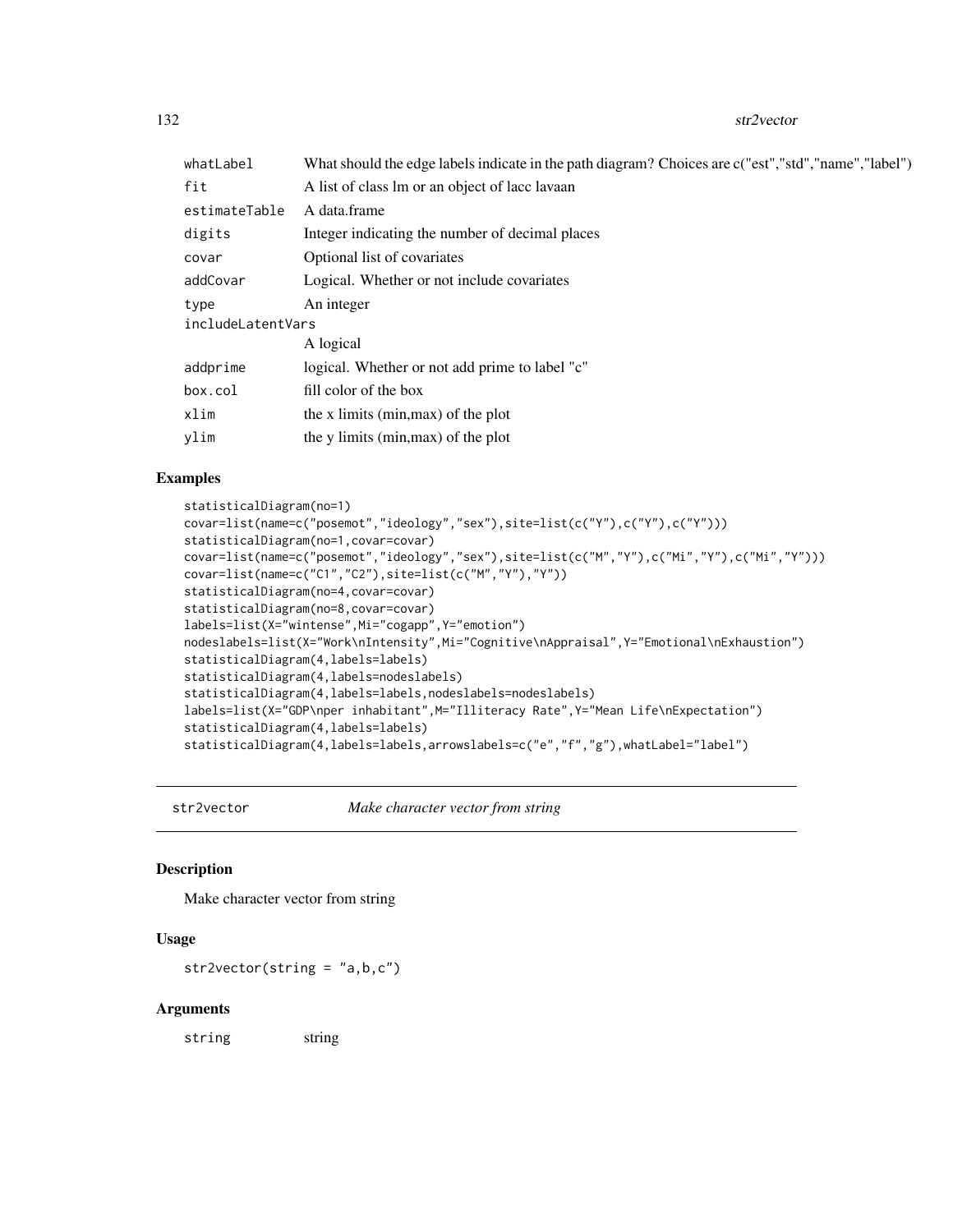| | |
|---|---|
| `whatLabel` | What should the edge labels indicate in the path diagram? Choices are c("est","std","name","label") |
| `fit` | A list of class lm or an object of lacc lavaan |
| `estimateTable` | A data.frame |
| `digits` | Integer indicating the number of decimal places |
| `covar` | Optional list of covariates |
| `addCovar` | Logical. Whether or not include covariates |
| `type` | An integer |
| `includeLatentVars` | A logical |
| `addprime` | logical. Whether or not add prime to label "c" |
| `box.col` | fill color of the box |
| `xlim` | the x limits (min,max) of the plot |
| `ylim` | the y limits (min,max) of the plot |

### Examples

```
statisticalDiagram(no=1)
covar=list(name=c("posemot","ideology","sex"),site=list(c("Y"),c("Y"),c("Y")))
statisticalDiagram(no=1,covar=covar)
covar=list(name=c("posemot","ideology","sex"),site=list(c("M","Y"),c("Mi","Y"),c("Mi","Y")))
covar=list(name=c("C1","C2"),site=list(c("M","Y"),"Y"))
statisticalDiagram(no=4,covar=covar)
statisticalDiagram(no=8,covar=covar)
labels=list(X="wintense",Mi="cogapp",Y="emotion")
nodeslabels=list(X="Work\nIntensity",Mi="Cognitive\nAppraisal",Y="Emotional\nExhaustion")
statisticalDiagram(4,labels=labels)
statisticalDiagram(4,labels=nodeslabels)
statisticalDiagram(4,labels=labels,nodeslabels=nodeslabels)
labels=list(X="GDP\nper inhabitant",M="Illiteracy Rate",Y="Mean Life\nExpectation")
statisticalDiagram(4,labels=labels)
statisticalDiagram(4,labels=labels,arrowslabels=c("e","f","g"),whatLabel="label")
```

---

## str2vector — *Make character vector from string*

### Description

Make character vector from string

### Usage

```
str2vector(string = "a,b,c")
```

### Arguments

| | |
|---|---|
| `string` | string |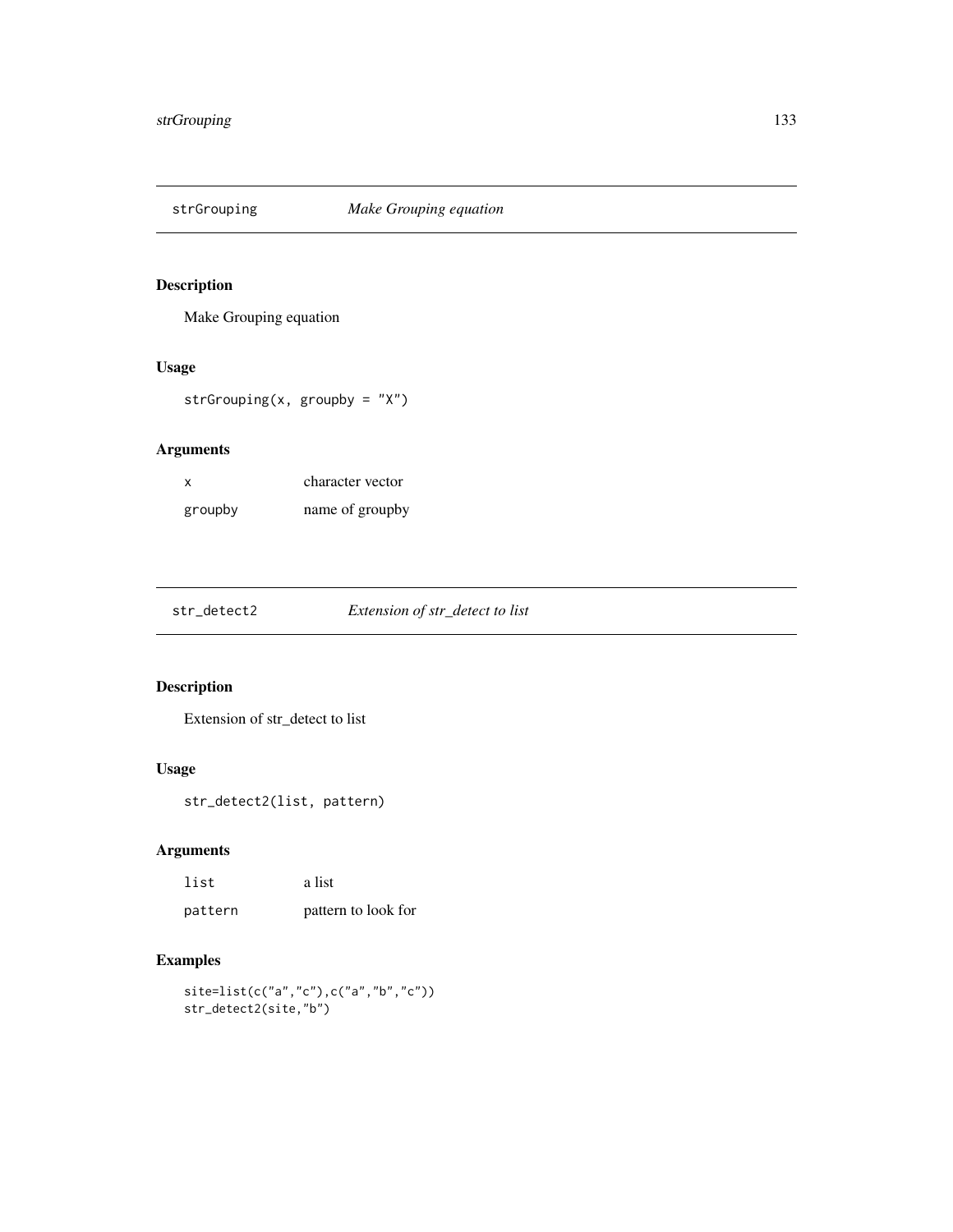## strGrouping *Make Grouping equation*

### Description

Make Grouping equation

### Usage

```
strGrouping(x, groupby = "X")
```

### Arguments

| | |
|---|---|
| x | character vector |
| groupby | name of groupby |

## str_detect2 *Extension of str_detect to list*

### Description

Extension of str_detect to list

### Usage

```
str_detect2(list, pattern)
```

### Arguments

| | |
|---|---|
| list | a list |
| pattern | pattern to look for |

### Examples

```
site=list(c("a","c"),c("a","b","c"))
str_detect2(site,"b")
```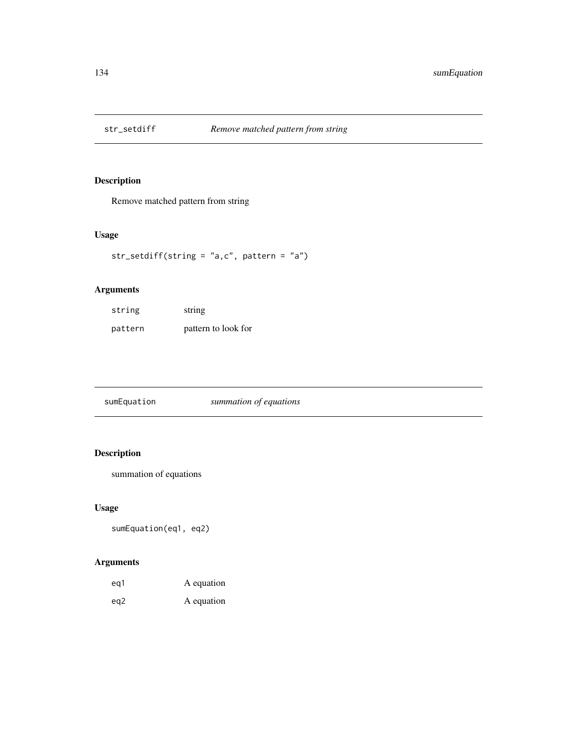## str_setdiff *Remove matched pattern from string*

### Description

Remove matched pattern from string

### Usage

```
str_setdiff(string = "a,c", pattern = "a")
```

### Arguments

| | |
|---|---|
| string | string |
| pattern | pattern to look for |

## sumEquation *summation of equations*

### Description

summation of equations

### Usage

```
sumEquation(eq1, eq2)
```

### Arguments

| | |
|---|---|
| eq1 | A equation |
| eq2 | A equation |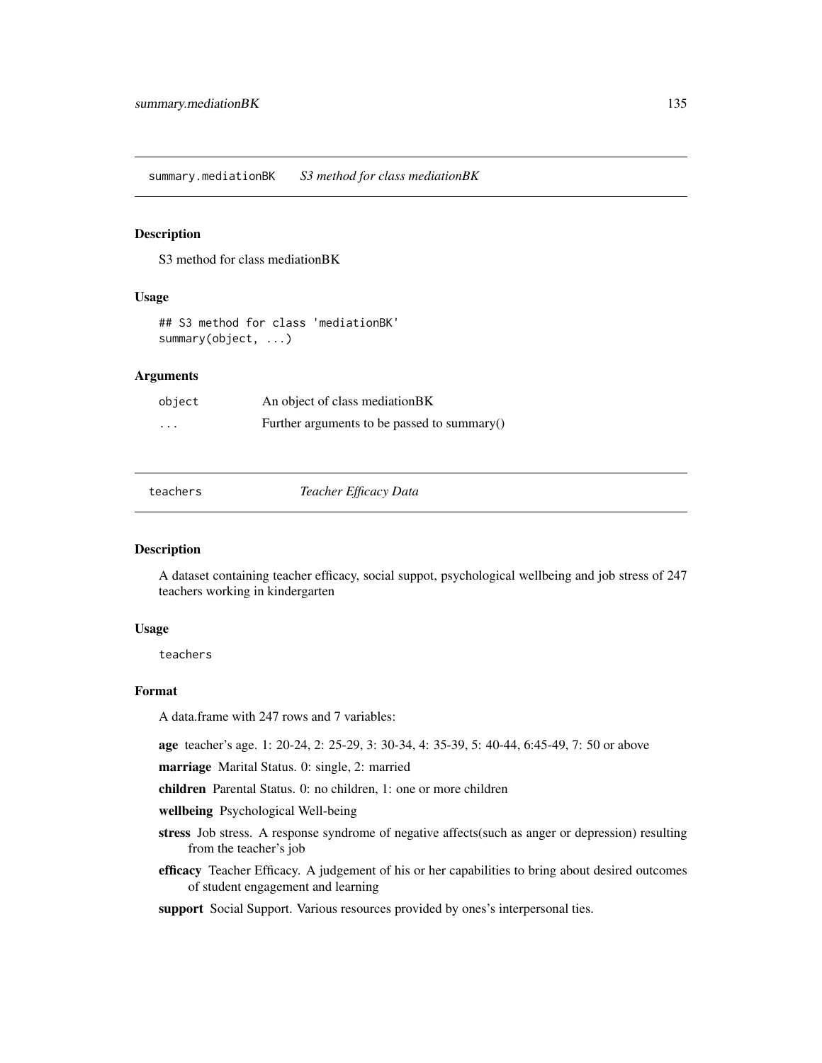## summary.mediationBK *S3 method for class mediationBK*

### Description

S3 method for class mediationBK

### Usage

```
## S3 method for class 'mediationBK'
summary(object, ...)
```

### Arguments

| | |
|---|---|
| object | An object of class mediationBK |
| ... | Further arguments to be passed to summary() |

## teachers *Teacher Efficacy Data*

### Description

A dataset containing teacher efficacy, social suppot, psychological wellbeing and job stress of 247 teachers working in kindergarten

### Usage

```
teachers
```

### Format

A data.frame with 247 rows and 7 variables:

**age** teacher's age. 1: 20-24, 2: 25-29, 3: 30-34, 4: 35-39, 5: 40-44, 6:45-49, 7: 50 or above

**marriage** Marital Status. 0: single, 2: married

**children** Parental Status. 0: no children, 1: one or more children

**wellbeing** Psychological Well-being

**stress** Job stress. A response syndrome of negative affects(such as anger or depression) resulting from the teacher's job

**efficacy** Teacher Efficacy. A judgement of his or her capabilities to bring about desired outcomes of student engagement and learning

**support** Social Support. Various resources provided by ones's interpersonal ties.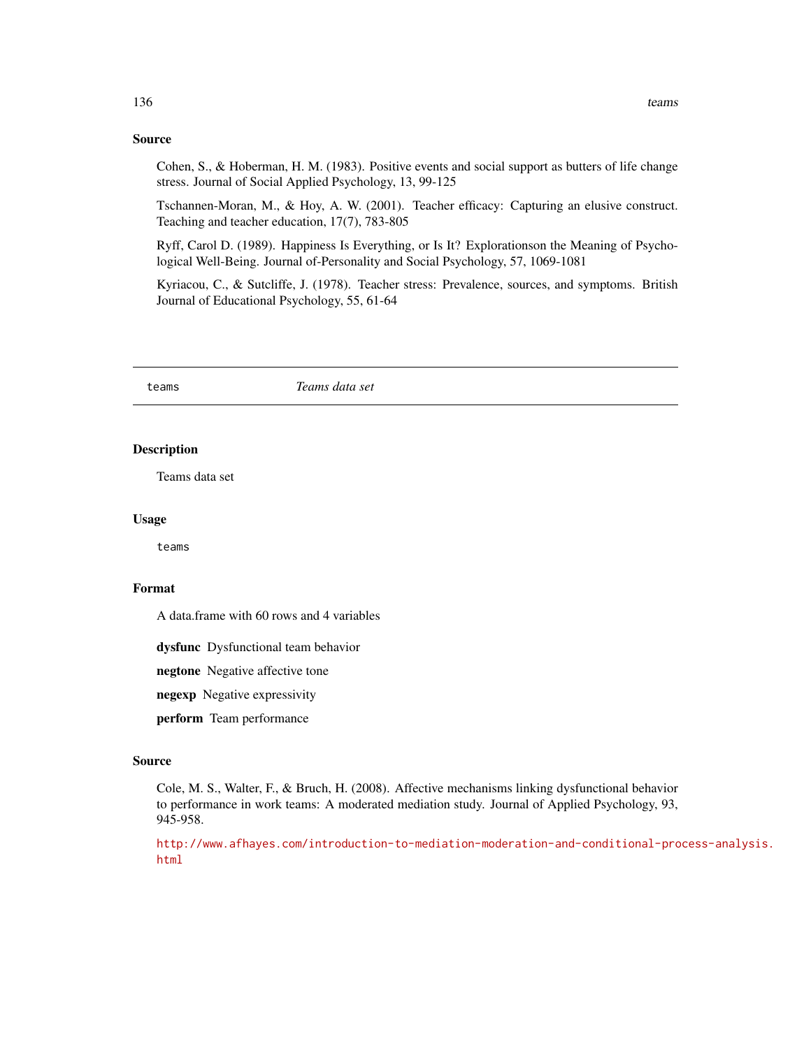## Source

Cohen, S., & Hoberman, H. M. (1983). Positive events and social support as butters of life change stress. Journal of Social Applied Psychology, 13, 99-125

Tschannen-Moran, M., & Hoy, A. W. (2001). Teacher efficacy: Capturing an elusive construct. Teaching and teacher education, 17(7), 783-805

Ryff, Carol D. (1989). Happiness Is Everything, or Is It? Explorationson the Meaning of Psychological Well-Being. Journal of-Personality and Social Psychology, 57, 1069-1081

Kyriacou, C., & Sutcliffe, J. (1978). Teacher stress: Prevalence, sources, and symptoms. British Journal of Educational Psychology, 55, 61-64

---

# teams *Teams data set*

---

## Description

Teams data set

## Usage

```
teams
```

## Format

A data.frame with 60 rows and 4 variables

**dysfunc** Dysfunctional team behavior

**negtone** Negative affective tone

**negexp** Negative expressivity

**perform** Team performance

## Source

Cole, M. S., Walter, F., & Bruch, H. (2008). Affective mechanisms linking dysfunctional behavior to performance in work teams: A moderated mediation study. Journal of Applied Psychology, 93, 945-958.

http://www.afhayes.com/introduction-to-mediation-moderation-and-conditional-process-analysis.html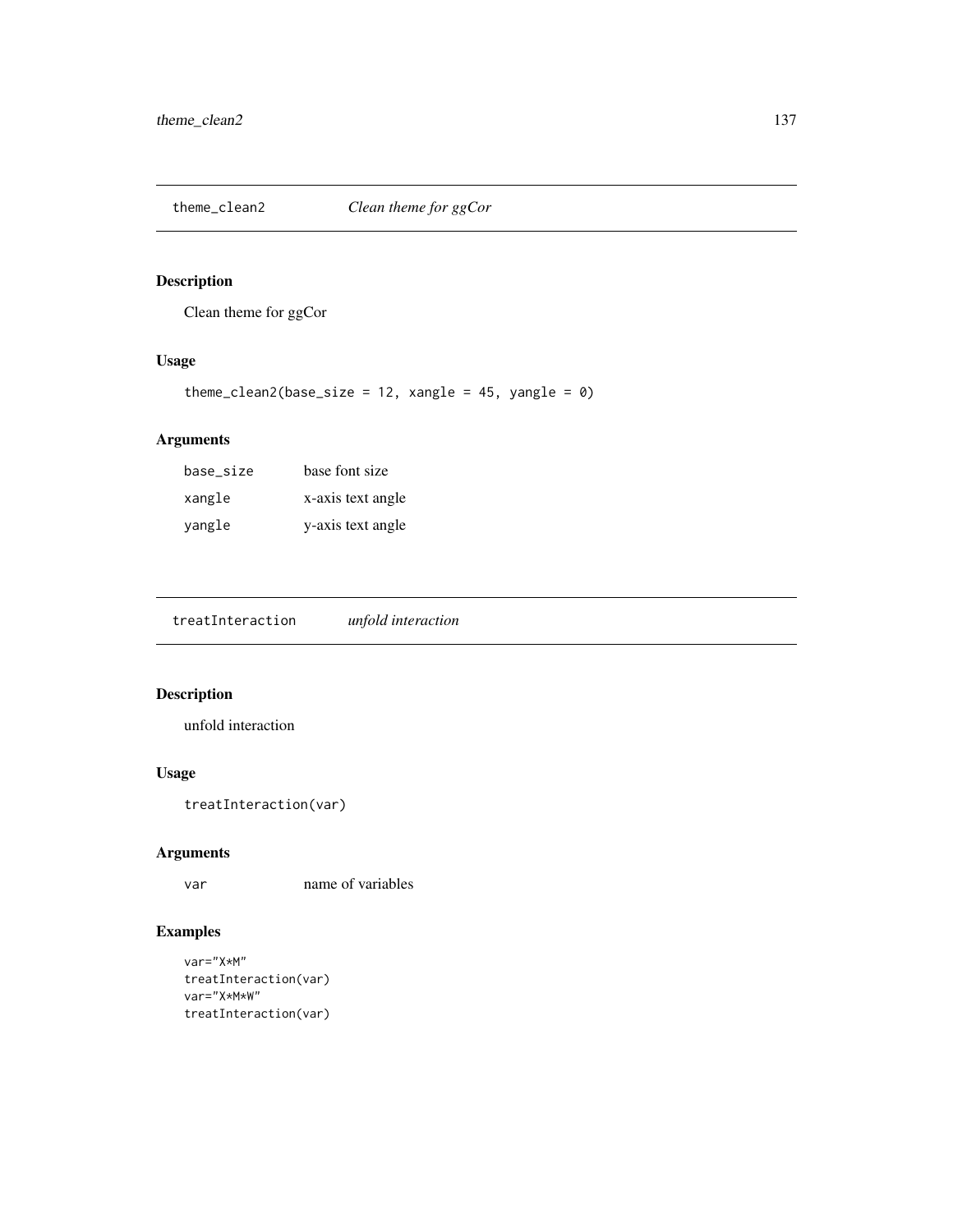## theme_clean2 *Clean theme for ggCor*

### Description

Clean theme for ggCor

### Usage

```
theme_clean2(base_size = 12, xangle = 45, yangle = 0)
```

### Arguments

| | |
|---|---|
| base_size | base font size |
| xangle | x-axis text angle |
| yangle | y-axis text angle |

## treatInteraction *unfold interaction*

### Description

unfold interaction

### Usage

```
treatInteraction(var)
```

### Arguments

| | |
|---|---|
| var | name of variables |

### Examples

```
var="X*M"
treatInteraction(var)
var="X*M*W"
treatInteraction(var)
```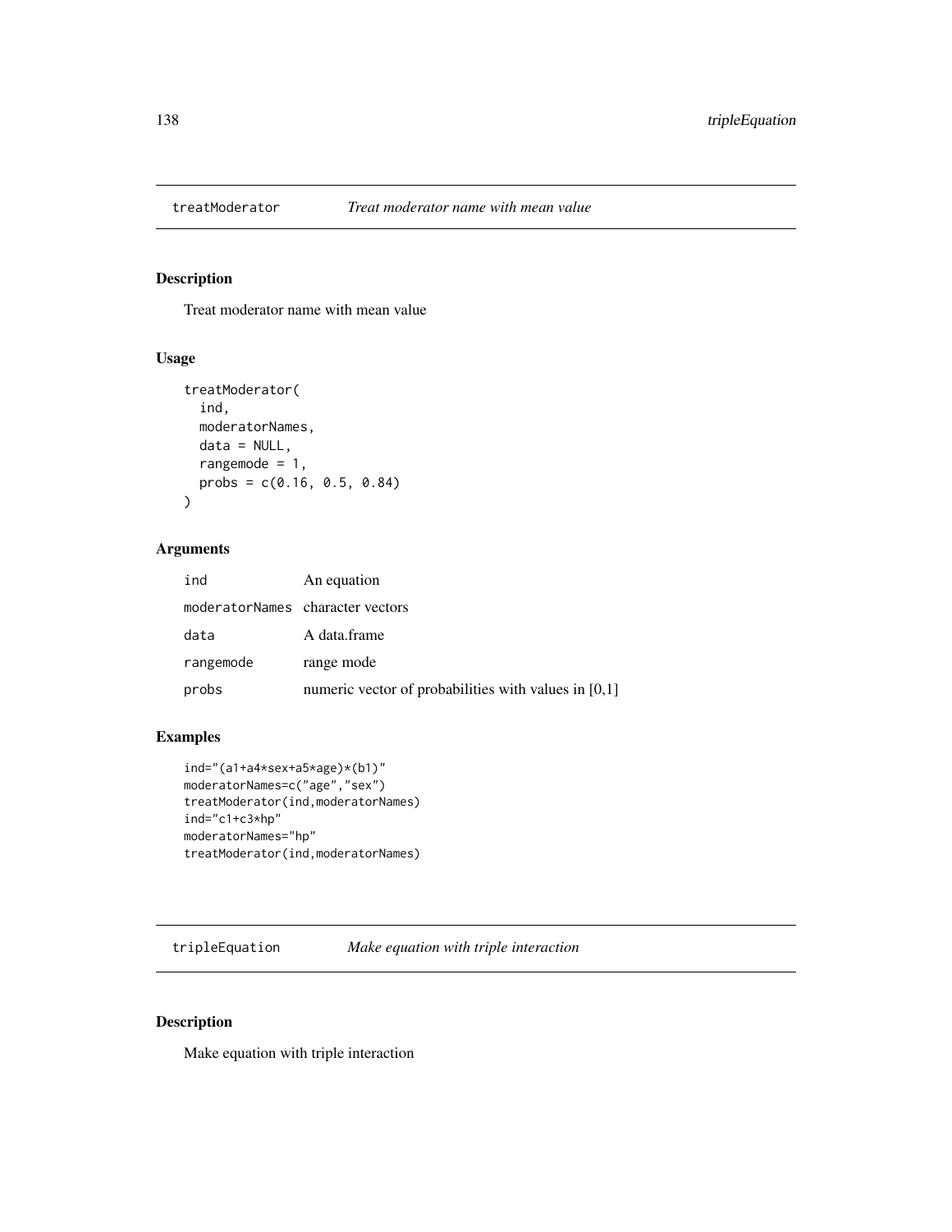## treatModerator *Treat moderator name with mean value*

### Description

Treat moderator name with mean value

### Usage

```
treatModerator(
  ind,
  moderatorNames,
  data = NULL,
  rangemode = 1,
  probs = c(0.16, 0.5, 0.84)
)
```

### Arguments

| | |
|---|---|
| ind | An equation |
| moderatorNames | character vectors |
| data | A data.frame |
| rangemode | range mode |
| probs | numeric vector of probabilities with values in [0,1] |

### Examples

```
ind="(a1+a4*sex+a5*age)*(b1)"
moderatorNames=c("age","sex")
treatModerator(ind,moderatorNames)
ind="c1+c3*hp"
moderatorNames="hp"
treatModerator(ind,moderatorNames)
```

## tripleEquation *Make equation with triple interaction*

### Description

Make equation with triple interaction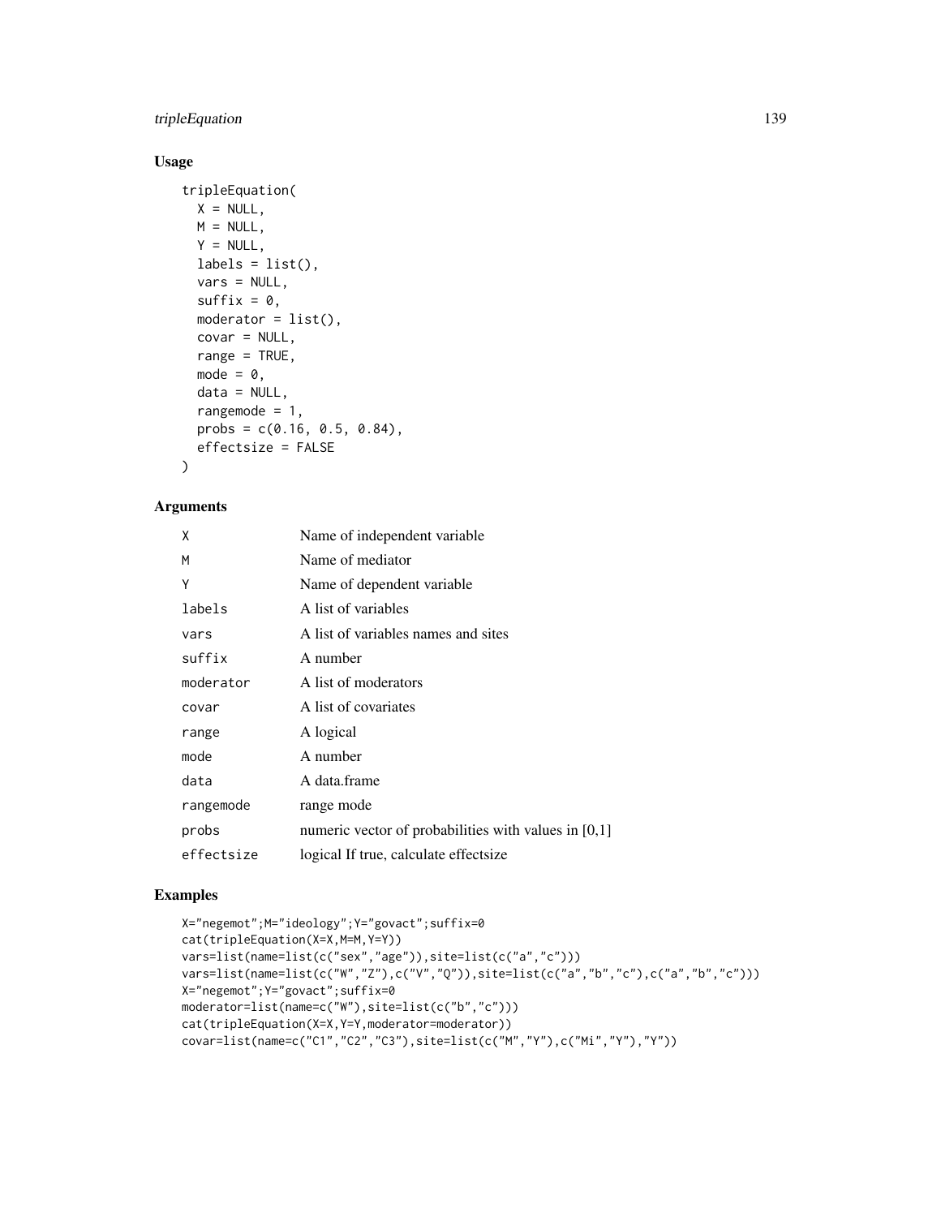## Usage

```
tripleEquation(
  X = NULL,
  M = NULL,
  Y = NULL,
  labels = list(),
  vars = NULL,
  suffix = 0,
  moderator = list(),
  covar = NULL,
  range = TRUE,
  mode = 0,
  data = NULL,
  rangemode = 1,
  probs = c(0.16, 0.5, 0.84),
  effectsize = FALSE
)
```

## Arguments

| Argument | Description |
|---|---|
| X | Name of independent variable |
| M | Name of mediator |
| Y | Name of dependent variable |
| labels | A list of variables |
| vars | A list of variables names and sites |
| suffix | A number |
| moderator | A list of moderators |
| covar | A list of covariates |
| range | A logical |
| mode | A number |
| data | A data.frame |
| rangemode | range mode |
| probs | numeric vector of probabilities with values in [0,1] |
| effectsize | logical If true, calculate effectsize |

## Examples

```
X="negemot";M="ideology";Y="govact";suffix=0
cat(tripleEquation(X=X,M=M,Y=Y))
vars=list(name=list(c("sex","age")),site=list(c("a","c")))
vars=list(name=list(c("W","Z"),c("V","Q")),site=list(c("a","b","c"),c("a","b","c")))
X="negemot";Y="govact";suffix=0
moderator=list(name=c("W"),site=list(c("b","c")))
cat(tripleEquation(X=X,Y=Y,moderator=moderator))
covar=list(name=c("C1","C2","C3"),site=list(c("M","Y"),c("Mi","Y"),"Y"))
```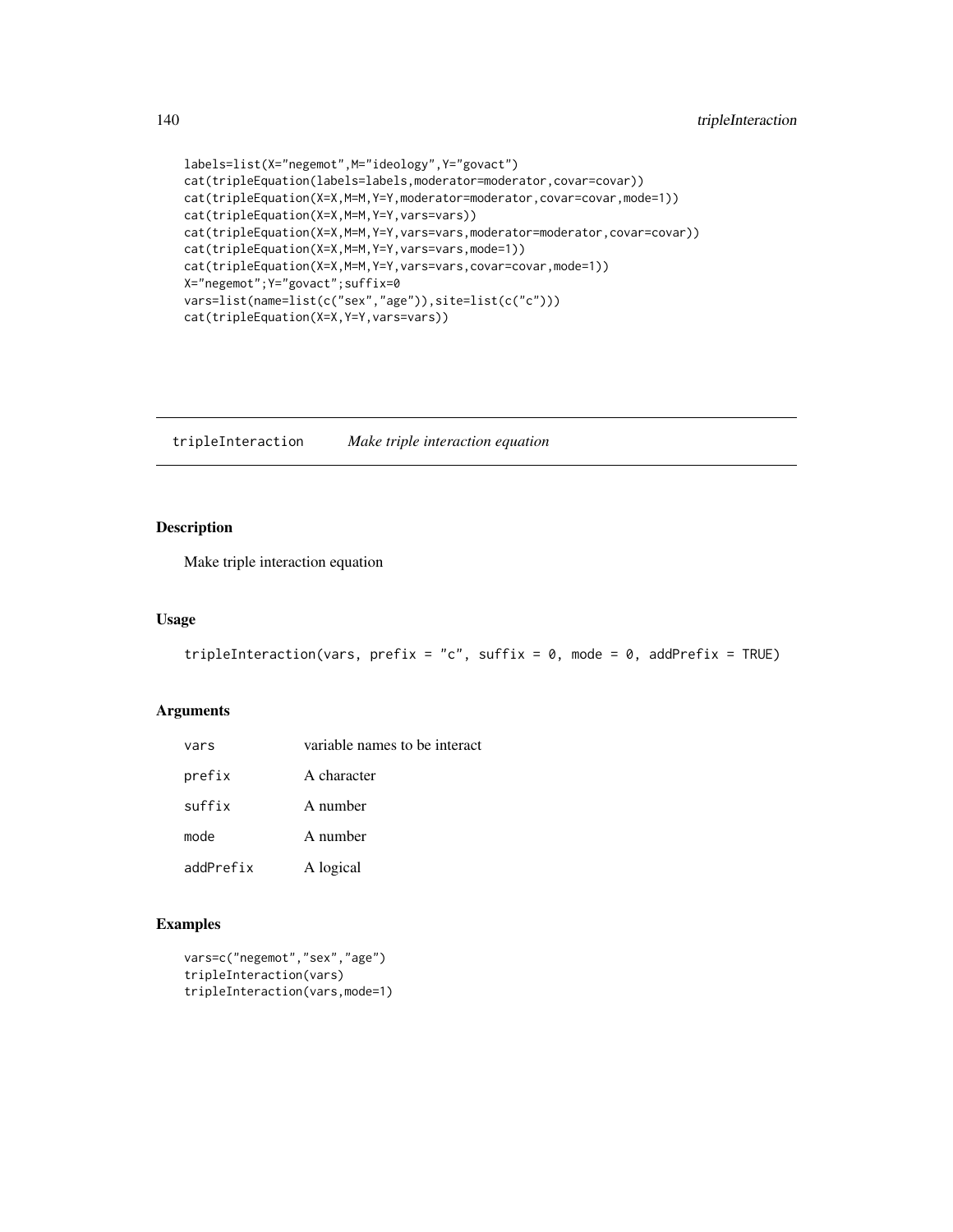```
labels=list(X="negemot",M="ideology",Y="govact")
cat(tripleEquation(labels=labels,moderator=moderator,covar=covar))
cat(tripleEquation(X=X,M=M,Y=Y,moderator=moderator,covar=covar,mode=1))
cat(tripleEquation(X=X,M=M,Y=Y,vars=vars))
cat(tripleEquation(X=X,M=M,Y=Y,vars=vars,moderator=moderator,covar=covar))
cat(tripleEquation(X=X,M=M,Y=Y,vars=vars,mode=1))
cat(tripleEquation(X=X,M=M,Y=Y,vars=vars,covar=covar,mode=1))
X="negemot";Y="govact";suffix=0
vars=list(name=list(c("sex","age")),site=list(c("c")))
cat(tripleEquation(X=X,Y=Y,vars=vars))
```

## tripleInteraction *Make triple interaction equation*

### Description

Make triple interaction equation

### Usage

```
tripleInteraction(vars, prefix = "c", suffix = 0, mode = 0, addPrefix = TRUE)
```

### Arguments

| | |
|---|---|
| vars | variable names to be interact |
| prefix | A character |
| suffix | A number |
| mode | A number |
| addPrefix | A logical |

### Examples

```
vars=c("negemot","sex","age")
tripleInteraction(vars)
tripleInteraction(vars,mode=1)
```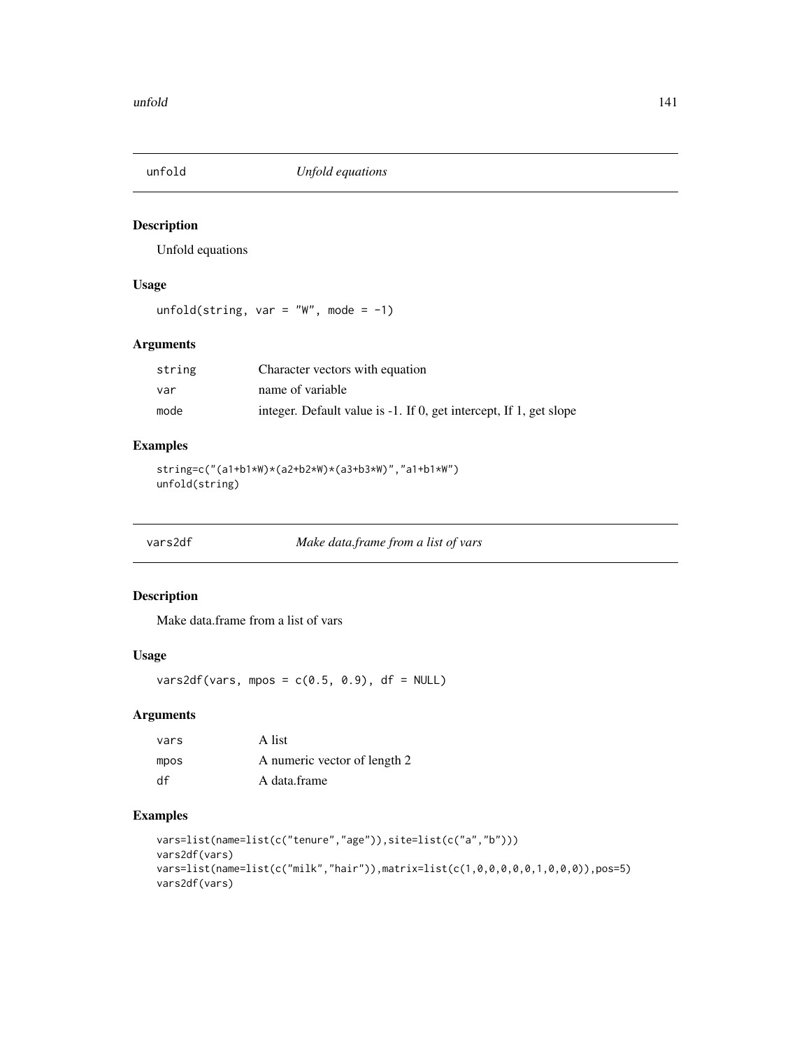## unfold — *Unfold equations*

### Description

Unfold equations

### Usage

```
unfold(string, var = "W", mode = -1)
```

### Arguments

| | |
|---|---|
| string | Character vectors with equation |
| var | name of variable |
| mode | integer. Default value is -1. If 0, get intercept, If 1, get slope |

### Examples

```
string=c("(a1+b1*W)*(a2+b2*W)*(a3+b3*W)","a1+b1*W")
unfold(string)
```

## vars2df — *Make data.frame from a list of vars*

### Description

Make data.frame from a list of vars

### Usage

```
vars2df(vars, mpos = c(0.5, 0.9), df = NULL)
```

### Arguments

| | |
|---|---|
| vars | A list |
| mpos | A numeric vector of length 2 |
| df | A data.frame |

### Examples

```
vars=list(name=list(c("tenure","age")),site=list(c("a","b")))
vars2df(vars)
vars=list(name=list(c("milk","hair")),matrix=list(c(1,0,0,0,0,0,1,0,0,0)),pos=5)
vars2df(vars)
```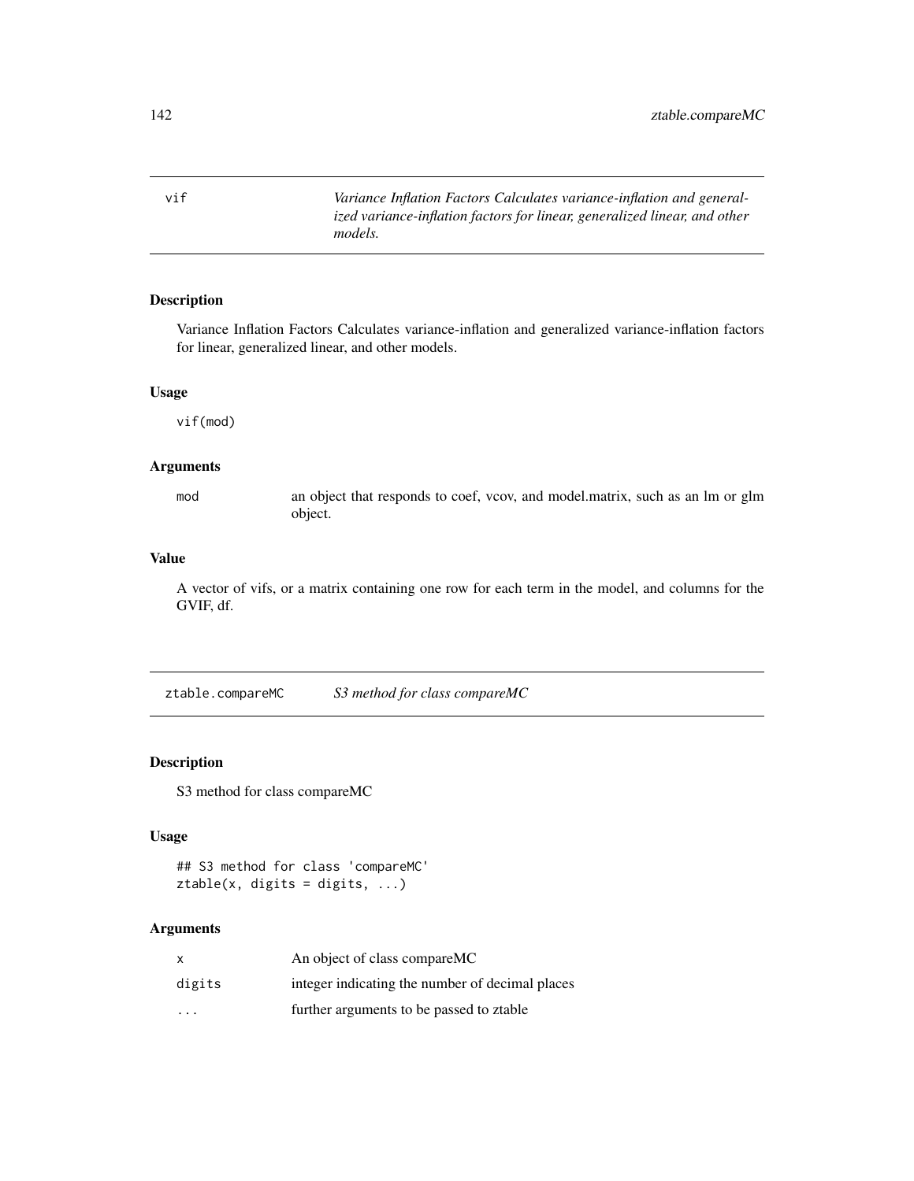## vif — *Variance Inflation Factors Calculates variance-inflation and generalized variance-inflation factors for linear, generalized linear, and other models.*

### Description

Variance Inflation Factors Calculates variance-inflation and generalized variance-inflation factors for linear, generalized linear, and other models.

### Usage

```
vif(mod)
```

### Arguments

| | |
|---|---|
| mod | an object that responds to coef, vcov, and model.matrix, such as an lm or glm object. |

### Value

A vector of vifs, or a matrix containing one row for each term in the model, and columns for the GVIF, df.

## ztable.compareMC — *S3 method for class compareMC*

### Description

S3 method for class compareMC

### Usage

```
## S3 method for class 'compareMC'
ztable(x, digits = digits, ...)
```

### Arguments

| | |
|---|---|
| x | An object of class compareMC |
| digits | integer indicating the number of decimal places |
| ... | further arguments to be passed to ztable |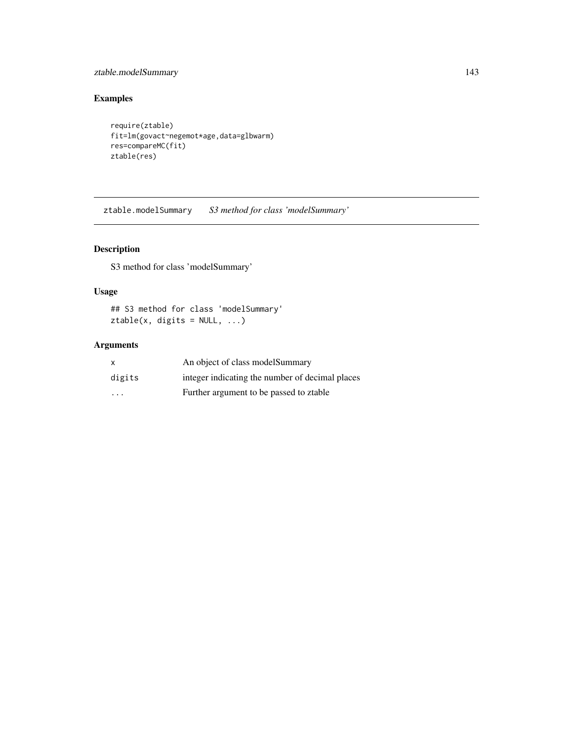## Examples

```
require(ztable)
fit=lm(govact~negemot*age,data=glbwarm)
res=compareMC(fit)
ztable(res)
```

# ztable.modelSummary *S3 method for class 'modelSummary'*

## Description

S3 method for class 'modelSummary'

## Usage

```
## S3 method for class 'modelSummary'
ztable(x, digits = NULL, ...)
```

## Arguments

| | |
|---|---|
| x | An object of class modelSummary |
| digits | integer indicating the number of decimal places |
| ... | Further argument to be passed to ztable |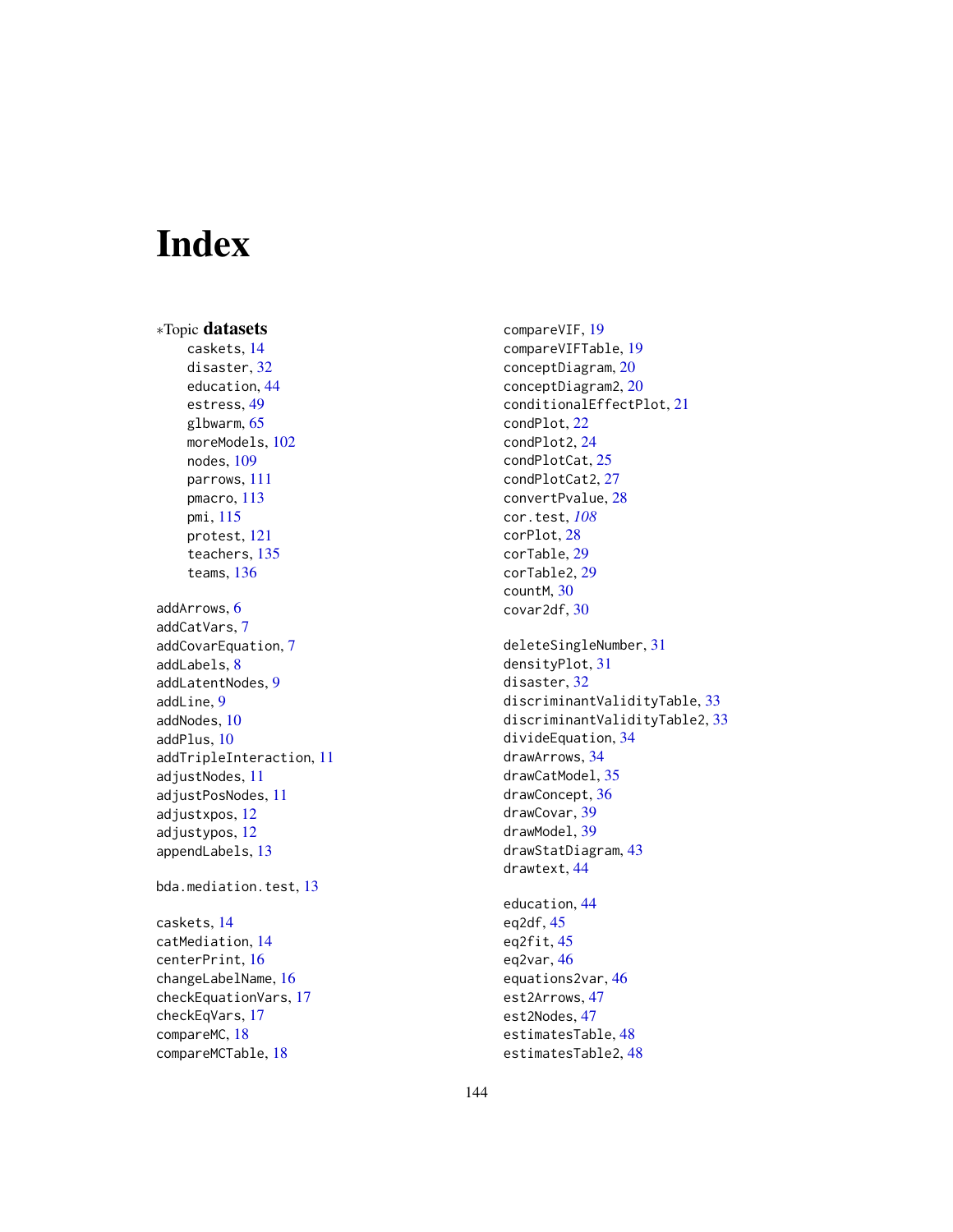# Index

∗Topic **datasets**

caskets, 14
disaster, 32
education, 44
estress, 49
glbwarm, 65
moreModels, 102
nodes, 109
parrows, 111
pmacro, 113
pmi, 115
protest, 121
teachers, 135
teams, 136

addArrows, 6
addCatVars, 7
addCovarEquation, 7
addLabels, 8
addLatentNodes, 9
addLine, 9
addNodes, 10
addPlus, 10
addTripleInteraction, 11
adjustNodes, 11
adjustPosNodes, 11
adjustxpos, 12
adjustypos, 12
appendLabels, 13

bda.mediation.test, 13

caskets, 14
catMediation, 14
centerPrint, 16
changeLabelName, 16
checkEquationVars, 17
checkEqVars, 17
compareMC, 18
compareMCTable, 18
compareVIF, 19
compareVIFTable, 19
conceptDiagram, 20
conceptDiagram2, 20
conditionalEffectPlot, 21
condPlot, 22
condPlot2, 24
condPlotCat, 25
condPlotCat2, 27
convertPvalue, 28
cor.test, *108*
corPlot, 28
corTable, 29
corTable2, 29
countM, 30
covar2df, 30

deleteSingleNumber, 31
densityPlot, 31
disaster, 32
discriminantValidityTable, 33
discriminantValidityTable2, 33
divideEquation, 34
drawArrows, 34
drawCatModel, 35
drawConcept, 36
drawCovar, 39
drawModel, 39
drawStatDiagram, 43
drawtext, 44

education, 44
eq2df, 45
eq2fit, 45
eq2var, 46
equations2var, 46
est2Arrows, 47
est2Nodes, 47
estimatesTable, 48
estimatesTable2, 48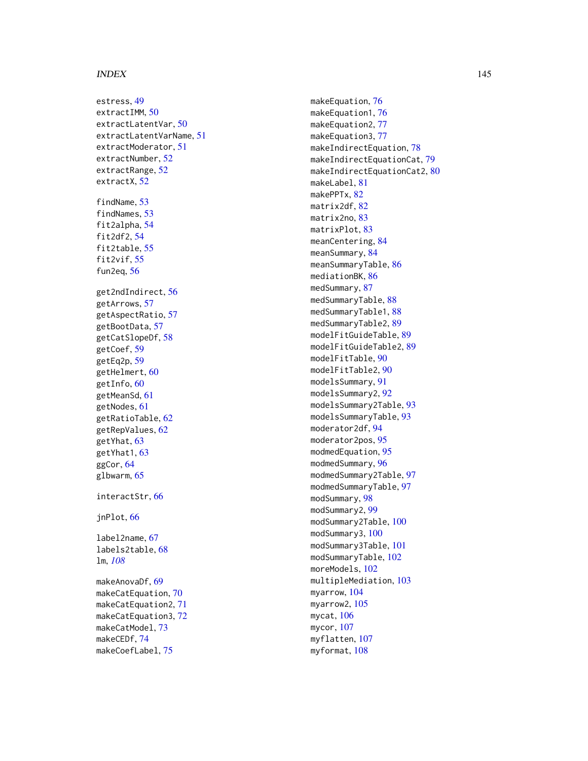estress, 49
extractIMM, 50
extractLatentVar, 50
extractLatentVarName, 51
extractModerator, 51
extractNumber, 52
extractRange, 52
extractX, 52

findName, 53
findNames, 53
fit2alpha, 54
fit2df2, 54
fit2table, 55
fit2vif, 55
fun2eq, 56

get2ndIndirect, 56
getArrows, 57
getAspectRatio, 57
getBootData, 57
getCatSlopeDf, 58
getCoef, 59
getEq2p, 59
getHelmert, 60
getInfo, 60
getMeanSd, 61
getNodes, 61
getRatioTable, 62
getRepValues, 62
getYhat, 63
getYhat1, 63
ggCor, 64
glbwarm, 65

interactStr, 66

jnPlot, 66

label2name, 67
labels2table, 68
lm, *108*

makeAnovaDf, 69
makeCatEquation, 70
makeCatEquation2, 71
makeCatEquation3, 72
makeCatModel, 73
makeCEDf, 74
makeCoefLabel, 75
makeEquation, 76
makeEquation1, 76
makeEquation2, 77
makeEquation3, 77
makeIndirectEquation, 78
makeIndirectEquationCat, 79
makeIndirectEquationCat2, 80
makeLabel, 81
makePPTx, 82
matrix2df, 82
matrix2no, 83
matrixPlot, 83
meanCentering, 84
meanSummary, 84
meanSummaryTable, 86
mediationBK, 86
medSummary, 87
medSummaryTable, 88
medSummaryTable1, 88
medSummaryTable2, 89
modelFitGuideTable, 89
modelFitGuideTable2, 89
modelFitTable, 90
modelFitTable2, 90
modelsSummary, 91
modelsSummary2, 92
modelsSummary2Table, 93
modelsSummaryTable, 93
moderator2df, 94
moderator2pos, 95
modmedEquation, 95
modmedSummary, 96
modmedSummary2Table, 97
modmedSummaryTable, 97
modSummary, 98
modSummary2, 99
modSummary2Table, 100
modSummary3, 100
modSummary3Table, 101
modSummaryTable, 102
moreModels, 102
multipleMediation, 103
myarrow, 104
myarrow2, 105
mycat, 106
mycor, 107
myflatten, 107
myformat, 108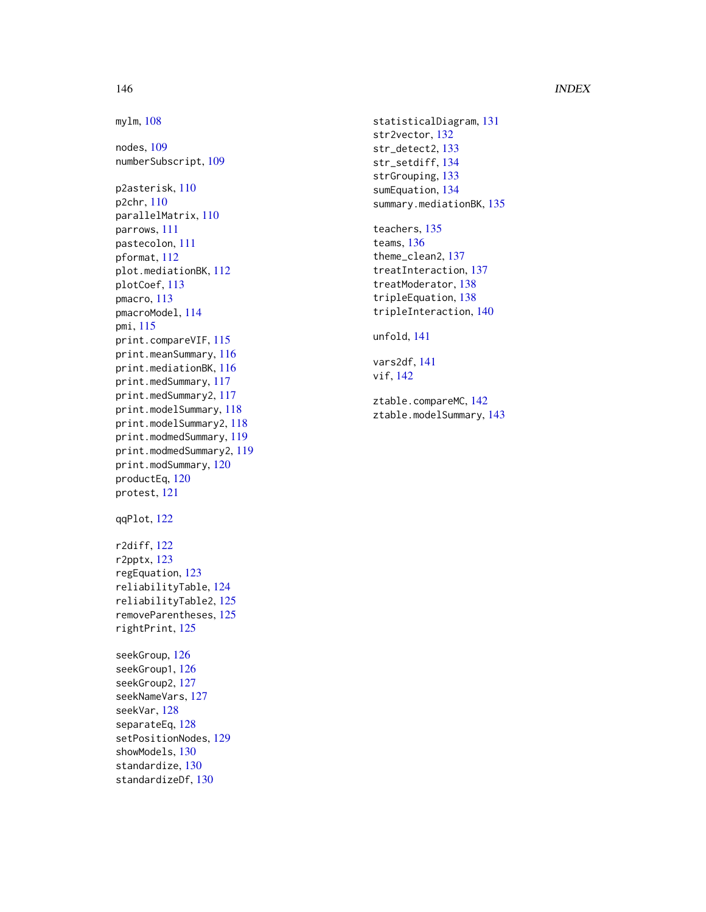mylm, 108

nodes, 109
numberSubscript, 109

p2asterisk, 110
p2chr, 110
parallelMatrix, 110
parrows, 111
pastecolon, 111
pformat, 112
plot.mediationBK, 112
plotCoef, 113
pmacro, 113
pmacroModel, 114
pmi, 115
print.compareVIF, 115
print.meanSummary, 116
print.mediationBK, 116
print.medSummary, 117
print.medSummary2, 117
print.modelSummary, 118
print.modelSummary2, 118
print.modmedSummary, 119
print.modmedSummary2, 119
print.modSummary, 120
productEq, 120
protest, 121

qqPlot, 122

r2diff, 122
r2pptx, 123
regEquation, 123
reliabilityTable, 124
reliabilityTable2, 125
removeParentheses, 125
rightPrint, 125

seekGroup, 126
seekGroup1, 126
seekGroup2, 127
seekNameVars, 127
seekVar, 128
separateEq, 128
setPositionNodes, 129
showModels, 130
standardize, 130
standardizeDf, 130
statisticalDiagram, 131
str2vector, 132
str_detect2, 133
str_setdiff, 134
strGrouping, 133
sumEquation, 134
summary.mediationBK, 135

teachers, 135
teams, 136
theme_clean2, 137
treatInteraction, 137
treatModerator, 138
tripleEquation, 138
tripleInteraction, 140

unfold, 141

vars2df, 141
vif, 142

ztable.compareMC, 142
ztable.modelSummary, 143